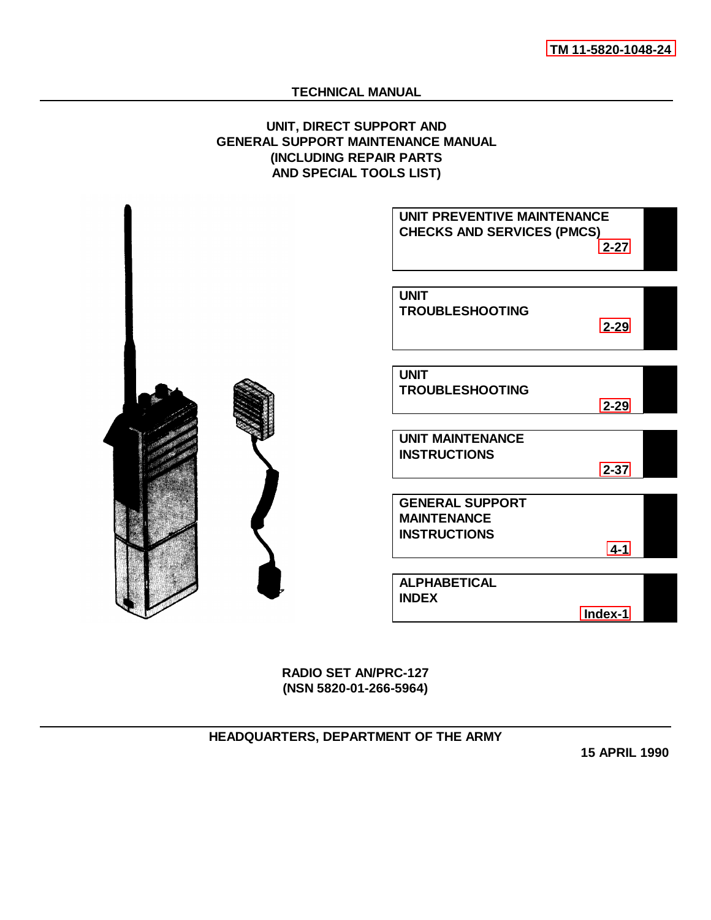TM 11-5820-1048-24

# TECHNICAL MANUAL

## UNIT, DIRECT SUPPORT AND GENERAL SUPPORT MAINTENANCE MANUAL (INCLUDING REPAIR PARTS AND SPECIAL TOOLS LIST)

**UNIT PREVENTIVE MAINTENANCE CHECKS AND SERVICES (PMCS)** 2-27

**UNIT TROUBLESHOOTING** 2-29

**UNIT TROUBLESHOOTING** 2-29

**UNIT MAINTENANCE INSTRUCTIONS** 2-37

**GENERAL SUPPORT MAINTENANCE INSTRUCTIONS** 4-1

**ALPHABETICAL INDEX** Index-1

**RADIO SET AN/PRC-127**
**(NSN 5820-01-266-5964)**

**HEADQUARTERS, DEPARTMENT OF THE ARMY**

**15 APRIL 1990**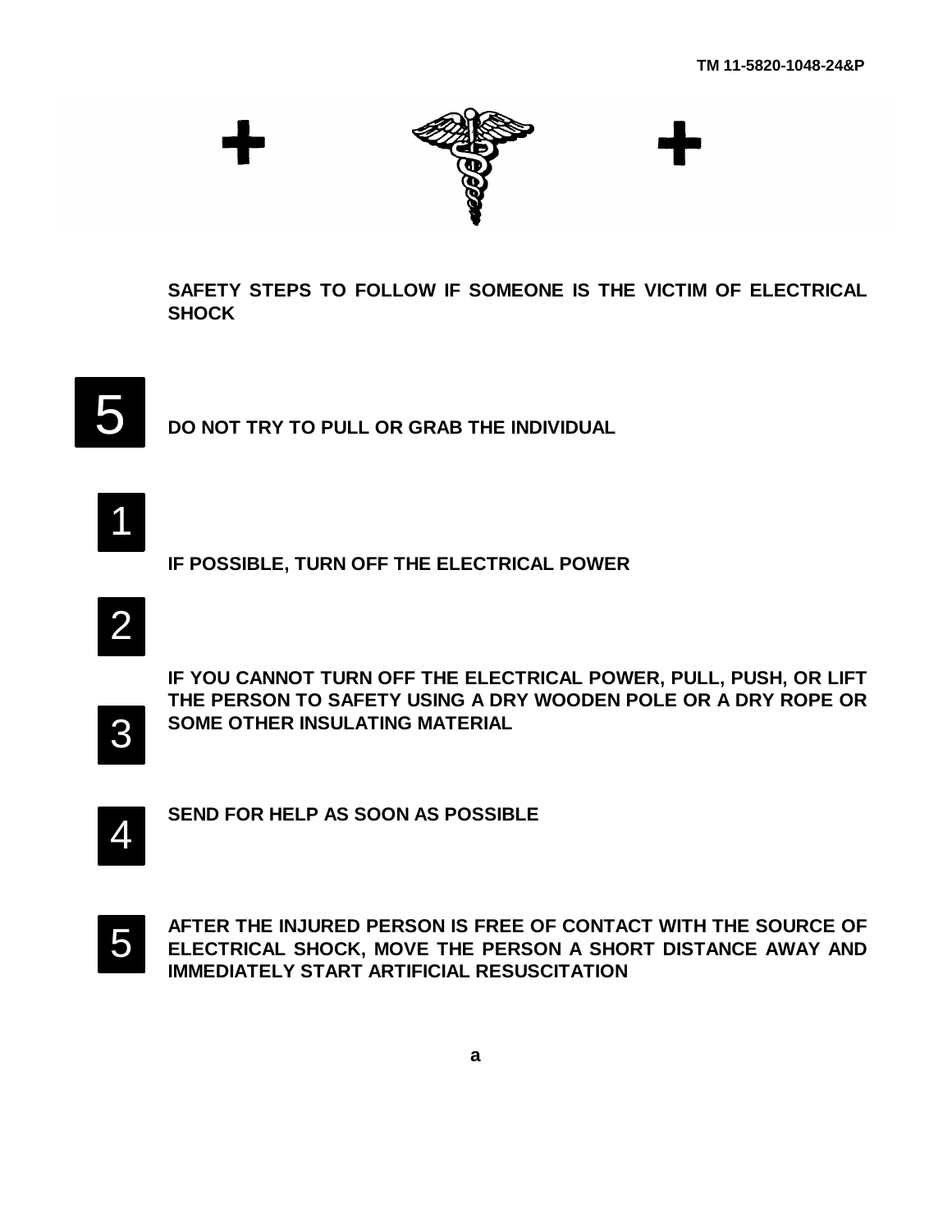**SAFETY STEPS TO FOLLOW IF SOMEONE IS THE VICTIM OF ELECTRICAL SHOCK**

5 **DO NOT TRY TO PULL OR GRAB THE INDIVIDUAL**

1 **IF POSSIBLE, TURN OFF THE ELECTRICAL POWER**

2 **IF YOU CANNOT TURN OFF THE ELECTRICAL POWER, PULL, PUSH, OR LIFT THE PERSON TO SAFETY USING A DRY WOODEN POLE OR A DRY ROPE OR SOME OTHER INSULATING MATERIAL**

3

4 **SEND FOR HELP AS SOON AS POSSIBLE**

5 **AFTER THE INJURED PERSON IS FREE OF CONTACT WITH THE SOURCE OF ELECTRICAL SHOCK, MOVE THE PERSON A SHORT DISTANCE AWAY AND IMMEDIATELY START ARTIFICIAL RESUSCITATION**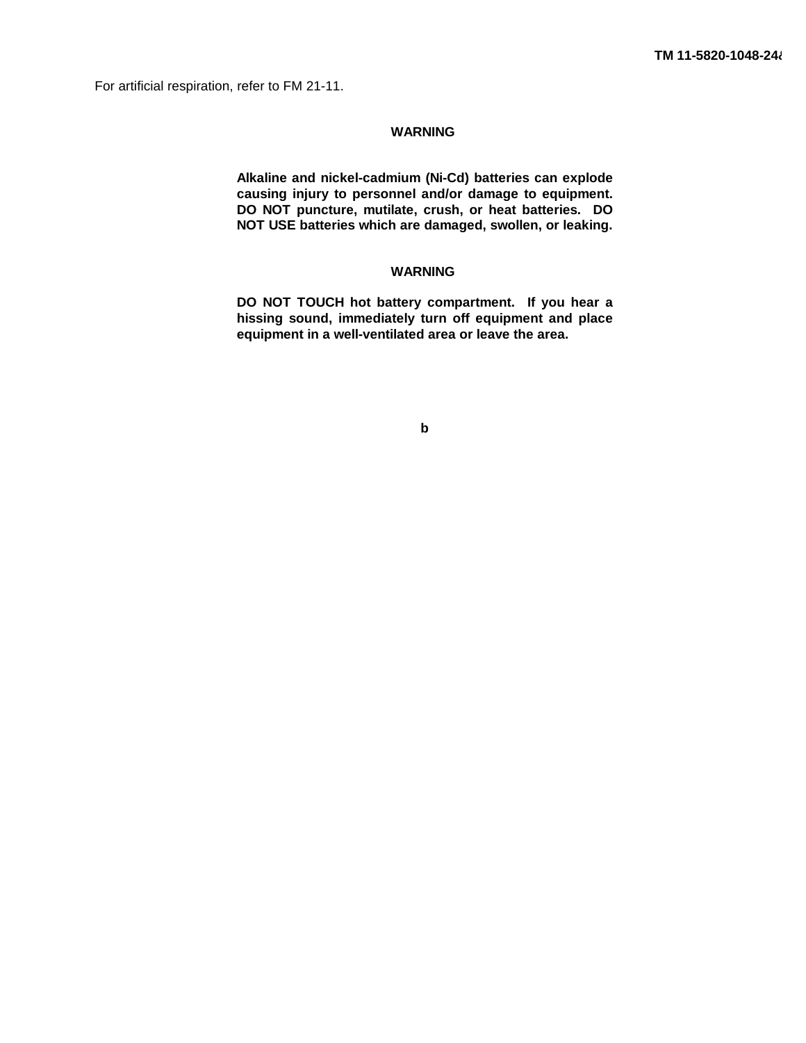For artificial respiration, refer to FM 21-11.

**WARNING**

**Alkaline and nickel-cadmium (Ni-Cd) batteries can explode causing injury to personnel and/or damage to equipment. DO NOT puncture, mutilate, crush, or heat batteries. DO NOT USE batteries which are damaged, swollen, or leaking.**

**WARNING**

**DO NOT TOUCH hot battery compartment. If you hear a hissing sound, immediately turn off equipment and place equipment in a well-ventilated area or leave the area.**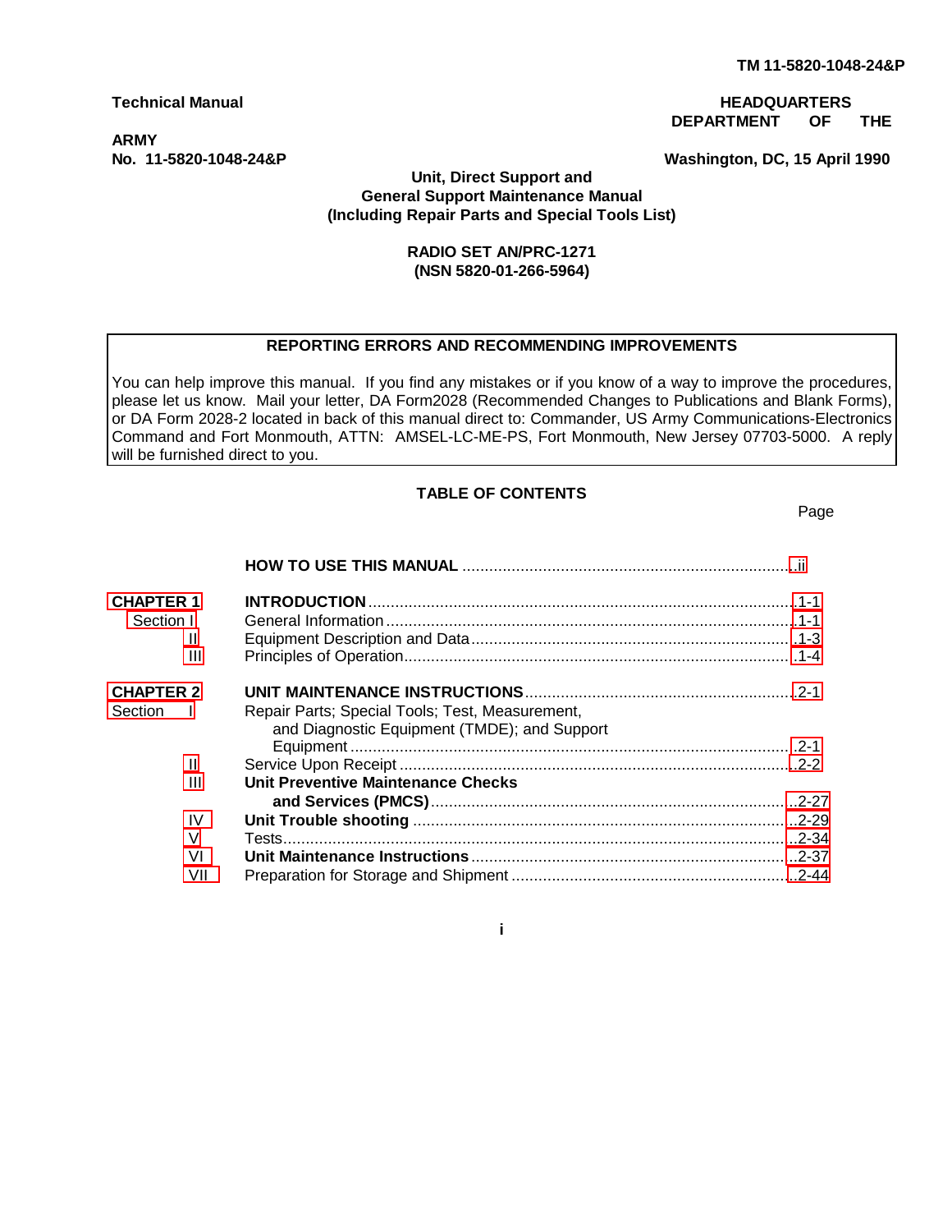TM 11-5820-1048-24&P

**Technical Manual**

**ARMY**
**No. 11-5820-1048-24&P**

**HEADQUARTERS**
**DEPARTMENT OF THE**

**Washington, DC, 15 April 1990**

**Unit, Direct Support and**
**General Support Maintenance Manual**
**(Including Repair Parts and Special Tools List)**

**RADIO SET AN/PRC-1271**
**(NSN 5820-01-266-5964)**

**REPORTING ERRORS AND RECOMMENDING IMPROVEMENTS**

You can help improve this manual. If you find any mistakes or if you know of a way to improve the procedures, please let us know. Mail your letter, DA Form2028 (Recommended Changes to Publications and Blank Forms), or DA Form 2028-2 located in back of this manual direct to: Commander, US Army Communications-Electronics Command and Fort Monmouth, ATTN: AMSEL-LC-ME-PS, Fort Monmouth, New Jersey 07703-5000. A reply will be furnished direct to you.

## TABLE OF CONTENTS

| | | Page |
|---|---|---|
| | **HOW TO USE THIS MANUAL** | ii |
| **CHAPTER 1** | **INTRODUCTION** | 1-1 |
| Section I | General Information | 1-1 |
| II | Equipment Description and Data | 1-3 |
| III | Principles of Operation | 1-4 |
| **CHAPTER 2** | **UNIT MAINTENANCE INSTRUCTIONS** | 2-1 |
| Section I | Repair Parts; Special Tools; Test, Measurement, and Diagnostic Equipment (TMDE); and Support Equipment | 2-1 |
| II | Service Upon Receipt | 2-2 |
| III | **Unit Preventive Maintenance Checks and Services (PMCS)** | 2-27 |
| IV | **Unit Trouble shooting** | 2-29 |
| V | Tests | 2-34 |
| VI | **Unit Maintenance Instructions** | 2-37 |
| VII | Preparation for Storage and Shipment | 2-44 |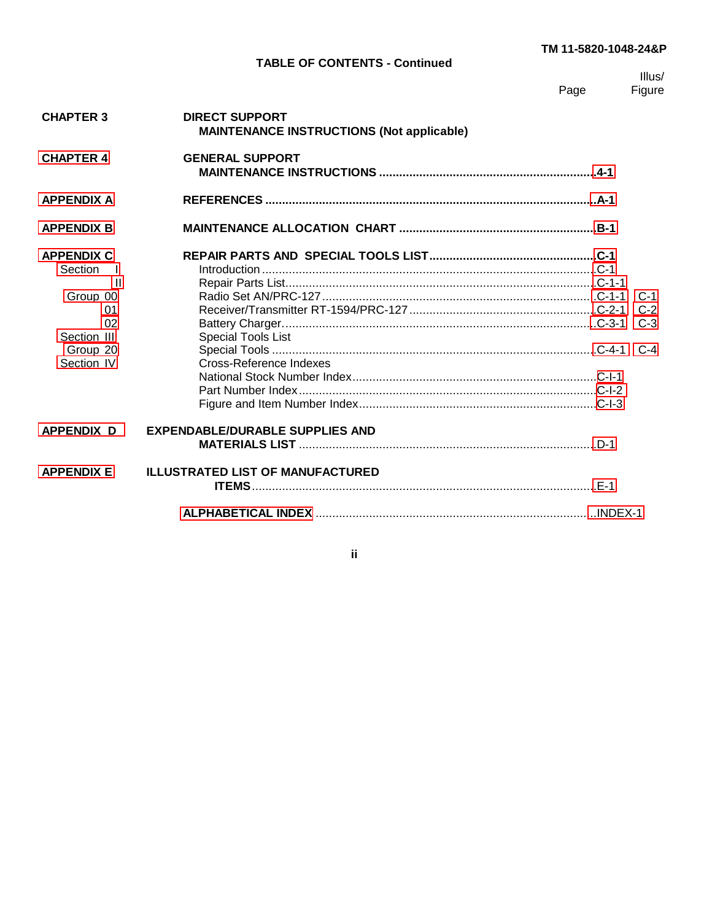## TABLE OF CONTENTS - Continued

| | | Page | Illus/ Figure |
|---|---|---|---|
| **CHAPTER 3** | **DIRECT SUPPORT MAINTENANCE INSTRUCTIONS (Not applicable)** | | |
| **CHAPTER 4** | **GENERAL SUPPORT MAINTENANCE INSTRUCTIONS** | **4-1** | |
| **APPENDIX A** | **REFERENCES** | **A-1** | |
| **APPENDIX B** | **MAINTENANCE ALLOCATION CHART** | **B-1** | |
| **APPENDIX C** | **REPAIR PARTS AND SPECIAL TOOLS LIST** | **C-1** | |
| Section I | Introduction | C-1 | |
| II | Repair Parts List | C-1-1 | |
| Group 00 | Radio Set AN/PRC-127 | C-1-1 | C-1 |
| 01 | Receiver/Transmitter RT-1594/PRC-127 | C-2-1 | C-2 |
| 02 | Battery Charger | C-3-1 | C-3 |
| Section III | Special Tools List | | |
| Group 20 | Special Tools | C-4-1 | C-4 |
| Section IV | Cross-Reference Indexes | | |
| | National Stock Number Index | C-I-1 | |
| | Part Number Index | C-I-2 | |
| | Figure and Item Number Index | C-I-3 | |
| **APPENDIX D** | **EXPENDABLE/DURABLE SUPPLIES AND MATERIALS LIST** | D-1 | |
| **APPENDIX E** | **ILLUSTRATED LIST OF MANUFACTURED ITEMS** | E-1 | |
| | **ALPHABETICAL INDEX** | INDEX-1 | |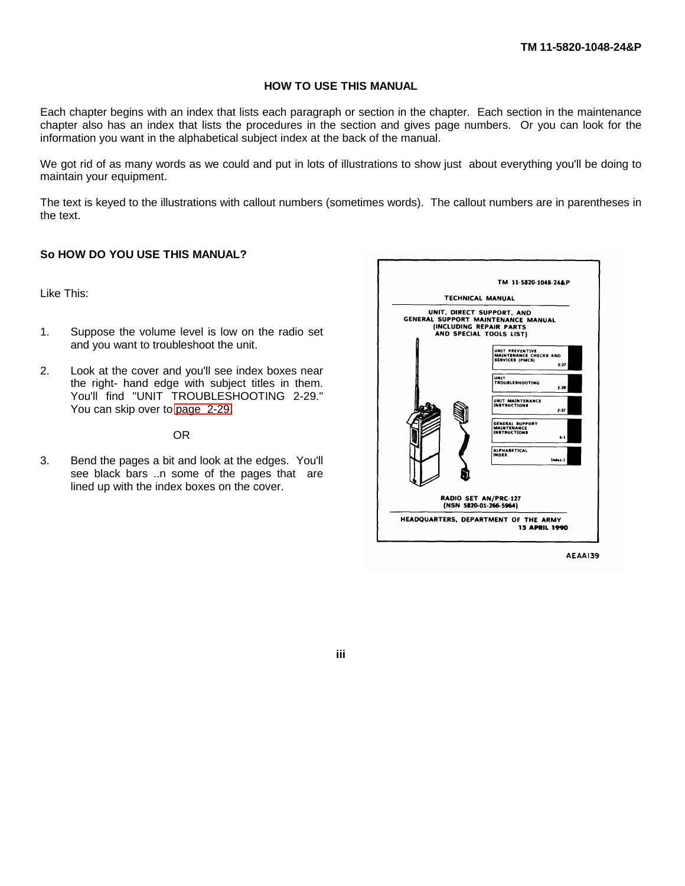## HOW TO USE THIS MANUAL

Each chapter begins with an index that lists each paragraph or section in the chapter. Each section in the maintenance chapter also has an index that lists the procedures in the section and gives page numbers. Or you can look for the information you want in the alphabetical subject index at the back of the manual.

We got rid of as many words as we could and put in lots of illustrations to show just about everything you'll be doing to maintain your equipment.

The text is keyed to the illustrations with callout numbers (sometimes words). The callout numbers are in parentheses in the text.

**So HOW DO YOU USE THIS MANUAL?**

Like This:

1. Suppose the volume level is low on the radio set and you want to troubleshoot the unit.

2. Look at the cover and you'll see index boxes near the right- hand edge with subject titles in them. You'll find "UNIT TROUBLESHOOTING 2-29." You can skip over to page 2-29.

OR

3. Bend the pages a bit and look at the edges. You'll see black bars ..n some of the pages that are lined up with the index boxes on the cover.

TM 11-5820-1048-24&P

TECHNICAL MANUAL

UNIT, DIRECT SUPPORT, AND GENERAL SUPPORT MAINTENANCE MANUAL (INCLUDING REPAIR PARTS AND SPECIAL TOOLS LIST)

UNIT PREVENTIVE MAINTENANCE CHECKS AND SERVICES (PMCS) 2-27

UNIT TROUBLESHOOTING 2-29

UNIT MAINTENANCE INSTRUCTIONS 2-37

GENERAL SUPPORT MAINTENANCE INSTRUCTIONS 4-1

ALPHABETICAL INDEX Index-1

RADIO SET AN/PRC-127 (NSN 5820-01-266-5964)

HEADQUARTERS, DEPARTMENT OF THE ARMY 15 APRIL 1990

AEAA139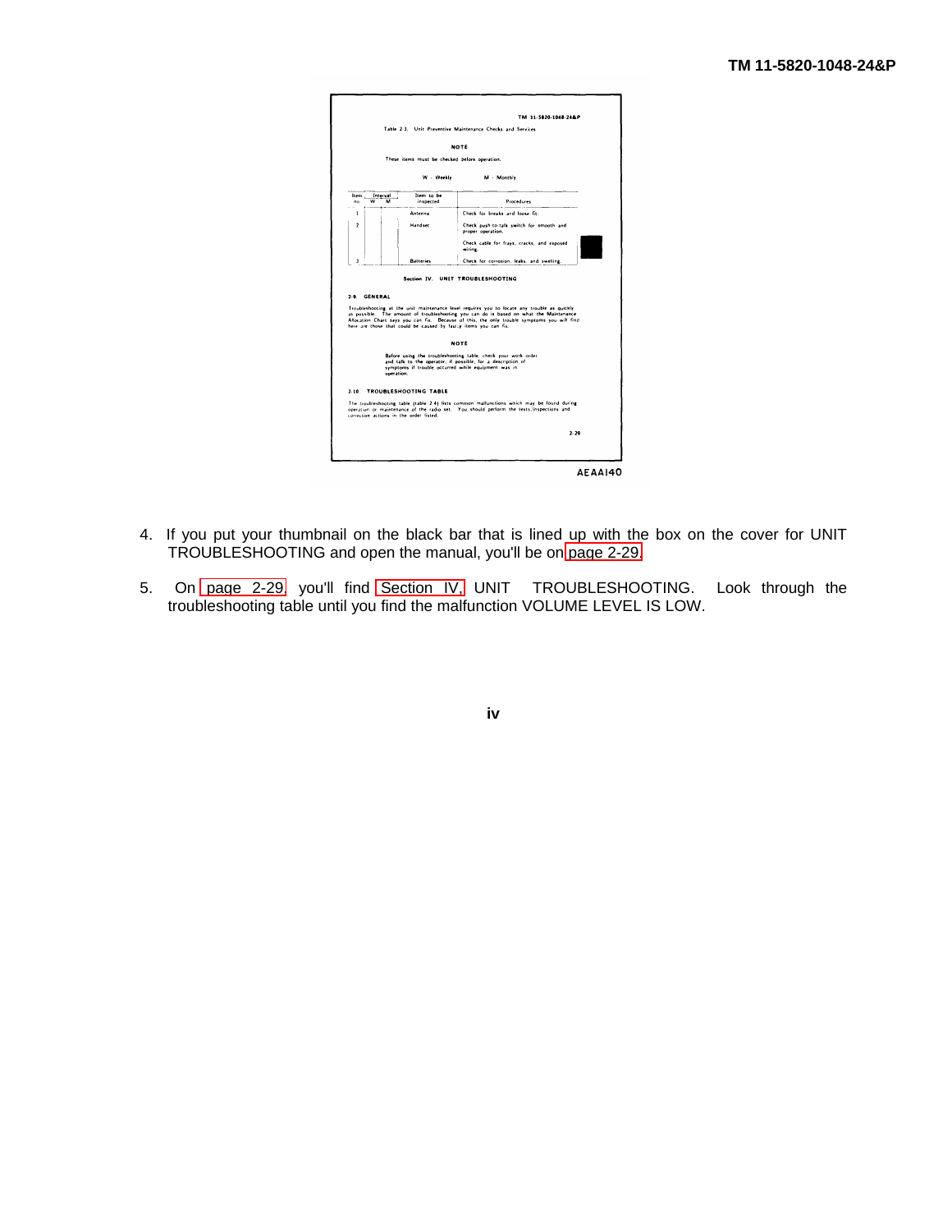Table 2-3. Unit Preventive Maintenance Checks and Services

**NOTE**

These items must be checked before operation.

W - Weekly     M - Monthly

| Item no | Interval W | Interval M | Item to be inspected | Procedures |
|---|---|---|---|---|
| 1 | | | Antenna | Check for breaks and loose fit. |
| 2 | | | Handset | Check push-to-talk switch for smooth and proper operation. |
| | | | | Check cable for frays, cracks, and exposed wiring. |
| 3 | | | Batteries | Check for corrosion, leaks, and swelling. |

**Section IV. UNIT TROUBLESHOOTING**

**2-9. GENERAL**

Troubleshooting at the unit maintenance level requires you to locate any trouble as quickly as possible. The amount of troubleshooting you can do is based on what the Maintenance Allocation Chart says you can fix. Because of this, the only trouble symptoms you will find here are those that could be caused by faulty items you can fix.

**NOTE**

Before using the troubleshooting table, check your work order and talk to the operator, if possible, for a description of symptoms if trouble occurred while equipment was in operation.

**2-10. TROUBLESHOOTING TABLE**

The troubleshooting table (table 2-4) lists common malfunctions which may be found during operation or maintenance of the radio set. You should perform the tests/inspections and corrective actions in the order listed.

2-29

AEAA140

4. If you put your thumbnail on the black bar that is lined up with the box on the cover for UNIT TROUBLESHOOTING and open the manual, you'll be on page 2-29.

5. On page 2-29, you'll find Section IV, UNIT TROUBLESHOOTING. Look through the troubleshooting table until you find the malfunction VOLUME LEVEL IS LOW.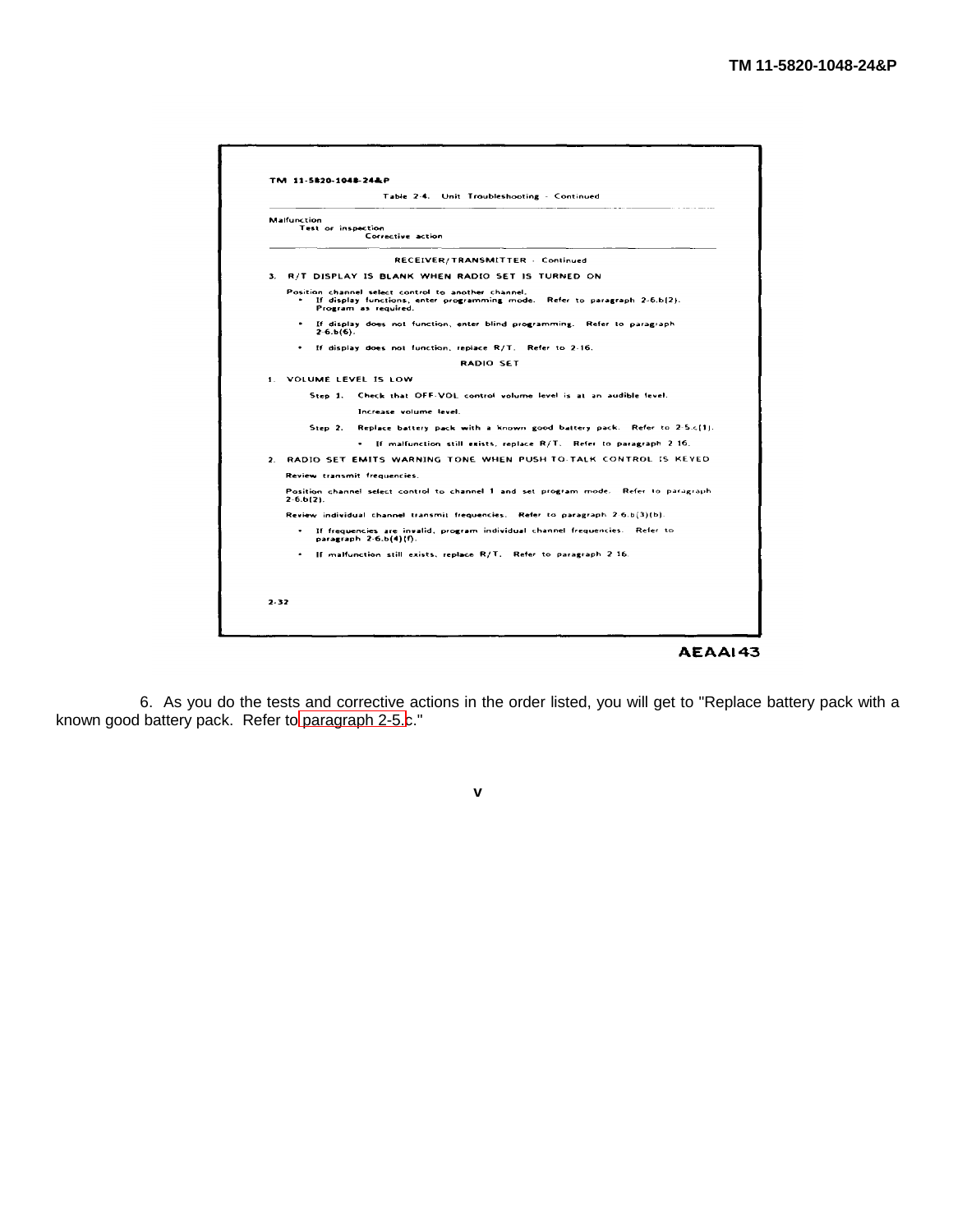TM 11-5820-1048-24&P

Table 2-4. Unit Troubleshooting - Continued

Malfunction
  Test or inspection
    Corrective action

RECEIVER/TRANSMITTER - Continued

3. R/T DISPLAY IS BLANK WHEN RADIO SET IS TURNED ON

Position channel select control to another channel.

- If display functions, enter programming mode. Refer to paragraph 2-6.b(2). Program as required.
- If display does not function, enter blind programming. Refer to paragraph 2-6.b(6).
- If display does not function, replace R/T. Refer to 2-16.

RADIO SET

1. VOLUME LEVEL IS LOW

Step 1. Check that OFF-VOL control volume level is at an audible level.

Increase volume level.

Step 2. Replace battery pack with a known good battery pack. Refer to 2-5.c(1).

- If malfunction still exists, replace R/T. Refer to paragraph 2-16.

2. RADIO SET EMITS WARNING TONE WHEN PUSH-TO-TALK CONTROL IS KEYED

Review transmit frequencies.

Position channel select control to channel 1 and set program mode. Refer to paragraph 2-6.b(2).

Review individual channel transmit frequencies. Refer to paragraph 2-6.b(3)(b).

- If frequencies are invalid, program individual channel frequencies. Refer to paragraph 2-6.b(4)(f).
- If malfunction still exists, replace R/T. Refer to paragraph 2-16.

2-32

AEAAI43

6. As you do the tests and corrective actions in the order listed, you will get to "Replace battery pack with a known good battery pack. Refer to paragraph 2-5.c."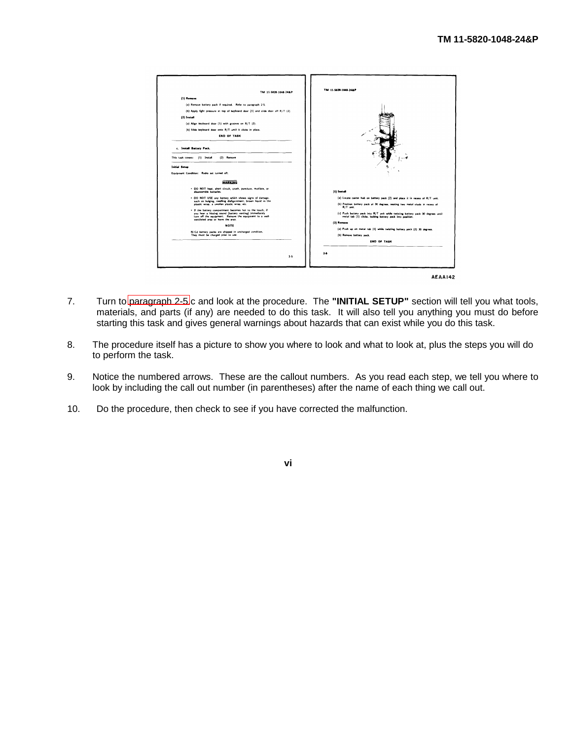7. Turn to paragraph 2-5 c and look at the procedure. The **"INITIAL SETUP"** section will tell you what tools, materials, and parts (if any) are needed to do this task. It will also tell you anything you must do before starting this task and gives general warnings about hazards that can exist while you do this task.

8. The procedure itself has a picture to show you where to look and what to look at, plus the steps you will do to perform the task.

9. Notice the numbered arrows. These are the callout numbers. As you read each step, we tell you where to look by including the call out number (in parentheses) after the name of each thing we call out.

10. Do the procedure, then check to see if you have corrected the malfunction.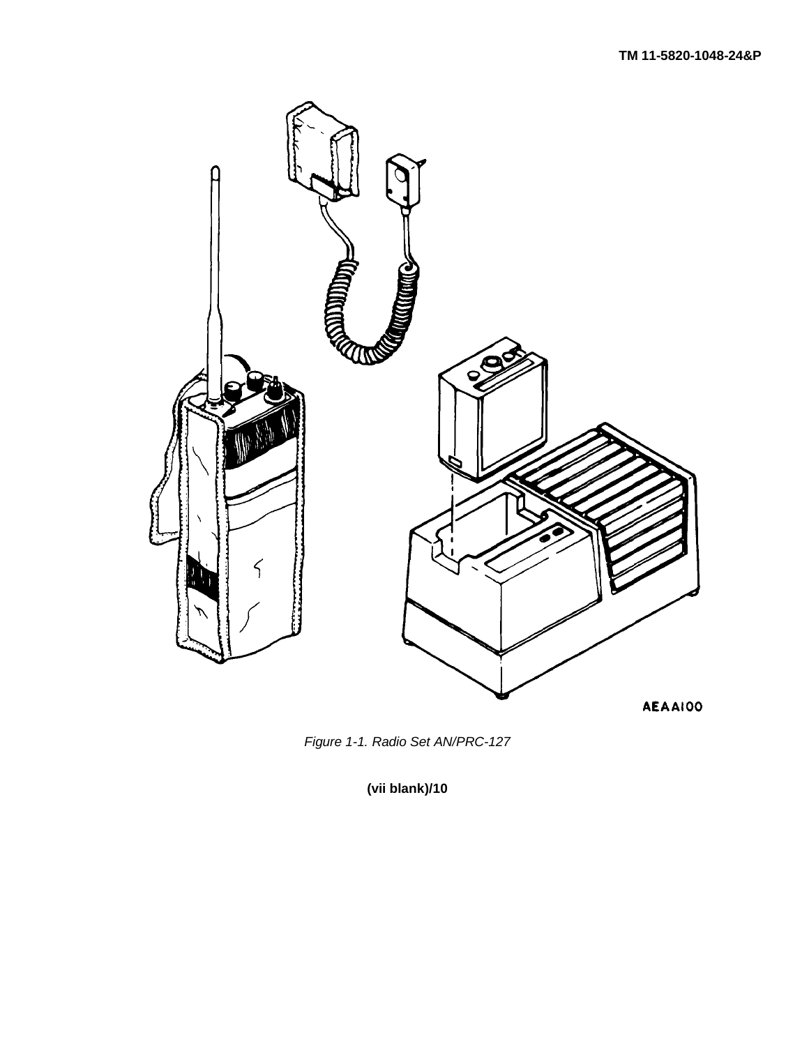*Figure 1-1. Radio Set AN/PRC-127*

(vii blank)/10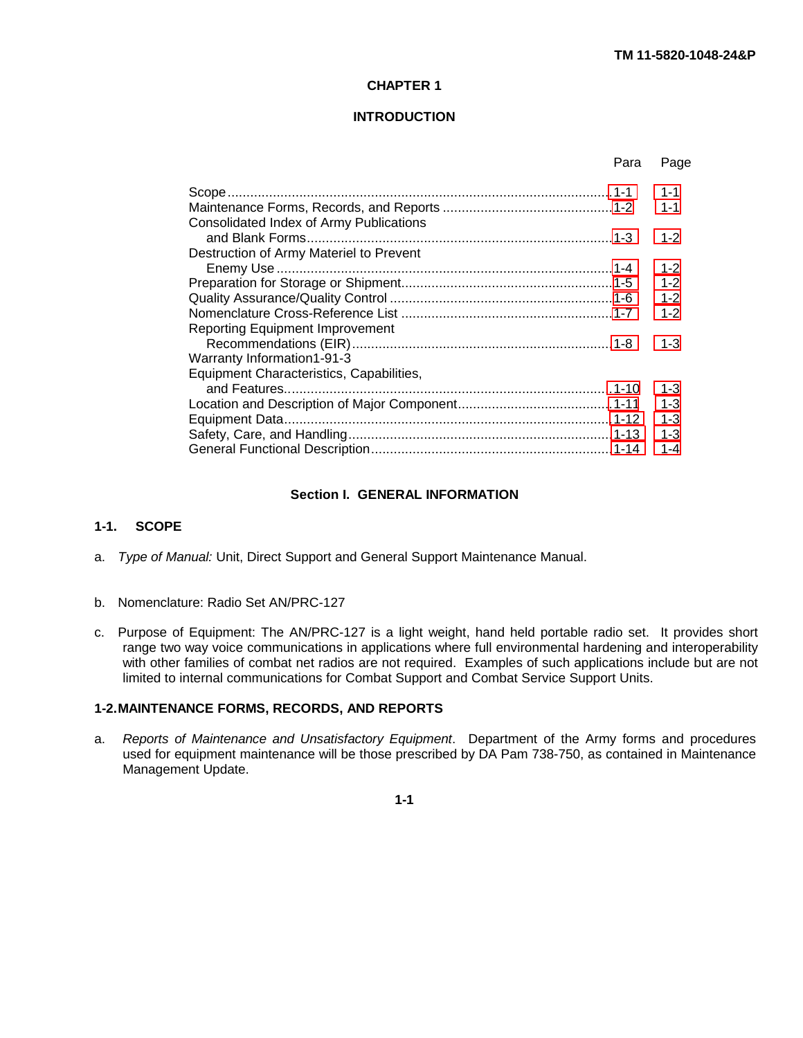# CHAPTER 1

# INTRODUCTION

| | Para | Page |
|---|---|---|
| Scope | 1-1 | 1-1 |
| Maintenance Forms, Records, and Reports | 1-2 | 1-1 |
| Consolidated Index of Army Publications and Blank Forms | 1-3 | 1-2 |
| Destruction of Army Materiel to Prevent Enemy Use | 1-4 | 1-2 |
| Preparation for Storage or Shipment | 1-5 | 1-2 |
| Quality Assurance/Quality Control | 1-6 | 1-2 |
| Nomenclature Cross-Reference List | 1-7 | 1-2 |
| Reporting Equipment Improvement Recommendations (EIR) | 1-8 | 1-3 |
| Warranty Information | 1-9 | 1-3 |
| Equipment Characteristics, Capabilities, and Features | 1-10 | 1-3 |
| Location and Description of Major Component | 1-11 | 1-3 |
| Equipment Data | 1-12 | 1-3 |
| Safety, Care, and Handling | 1-13 | 1-3 |
| General Functional Description | 1-14 | 1-4 |

## Section I. GENERAL INFORMATION

### 1-1. SCOPE

a. *Type of Manual:* Unit, Direct Support and General Support Maintenance Manual.

b. Nomenclature: Radio Set AN/PRC-127

c. Purpose of Equipment: The AN/PRC-127 is a light weight, hand held portable radio set. It provides short range two way voice communications in applications where full environmental hardening and interoperability with other families of combat net radios are not required. Examples of such applications include but are not limited to internal communications for Combat Support and Combat Service Support Units.

### 1-2. MAINTENANCE FORMS, RECORDS, AND REPORTS

a. *Reports of Maintenance and Unsatisfactory Equipment*. Department of the Army forms and procedures used for equipment maintenance will be those prescribed by DA Pam 738-750, as contained in Maintenance Management Update.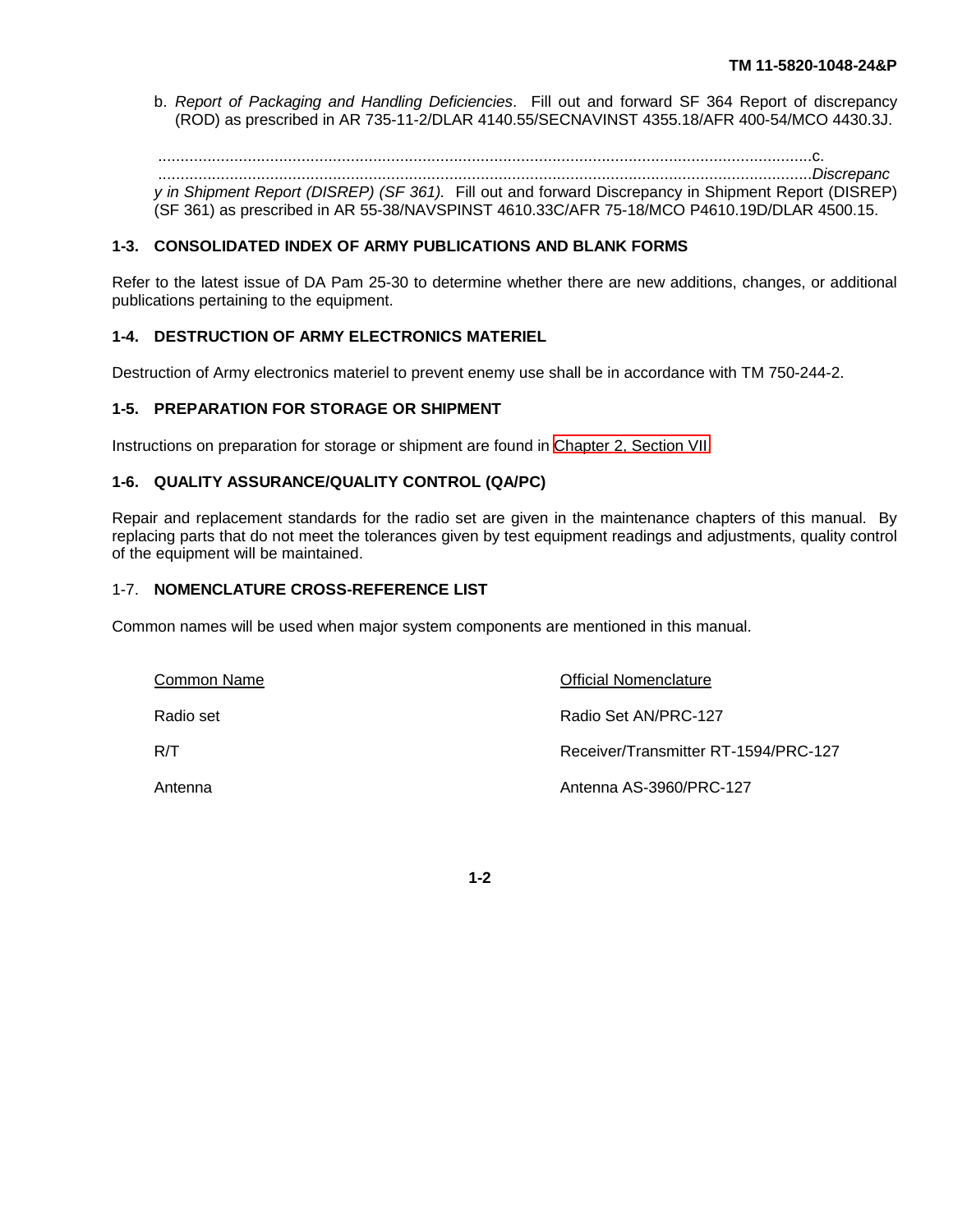b. *Report of Packaging and Handling Deficiencies*. Fill out and forward SF 364 Report of discrepancy (ROD) as prescribed in AR 735-11-2/DLAR 4140.55/SECNAVINST 4355.18/AFR 400-54/MCO 4430.3J.

c. *Discrepancy in Shipment Report (DISREP) (SF 361).* Fill out and forward Discrepancy in Shipment Report (DISREP) (SF 361) as prescribed in AR 55-38/NAVSPINST 4610.33C/AFR 75-18/MCO P4610.19D/DLAR 4500.15.

## 1-3. CONSOLIDATED INDEX OF ARMY PUBLICATIONS AND BLANK FORMS

Refer to the latest issue of DA Pam 25-30 to determine whether there are new additions, changes, or additional publications pertaining to the equipment.

## 1-4. DESTRUCTION OF ARMY ELECTRONICS MATERIEL

Destruction of Army electronics materiel to prevent enemy use shall be in accordance with TM 750-244-2.

## 1-5. PREPARATION FOR STORAGE OR SHIPMENT

Instructions on preparation for storage or shipment are found in Chapter 2, Section VII.

## 1-6. QUALITY ASSURANCE/QUALITY CONTROL (QA/PC)

Repair and replacement standards for the radio set are given in the maintenance chapters of this manual. By replacing parts that do not meet the tolerances given by test equipment readings and adjustments, quality control of the equipment will be maintained.

## 1-7. NOMENCLATURE CROSS-REFERENCE LIST

Common names will be used when major system components are mentioned in this manual.

| Common Name | Official Nomenclature |
|---|---|
| Radio set | Radio Set AN/PRC-127 |
| R/T | Receiver/Transmitter RT-1594/PRC-127 |
| Antenna | Antenna AS-3960/PRC-127 |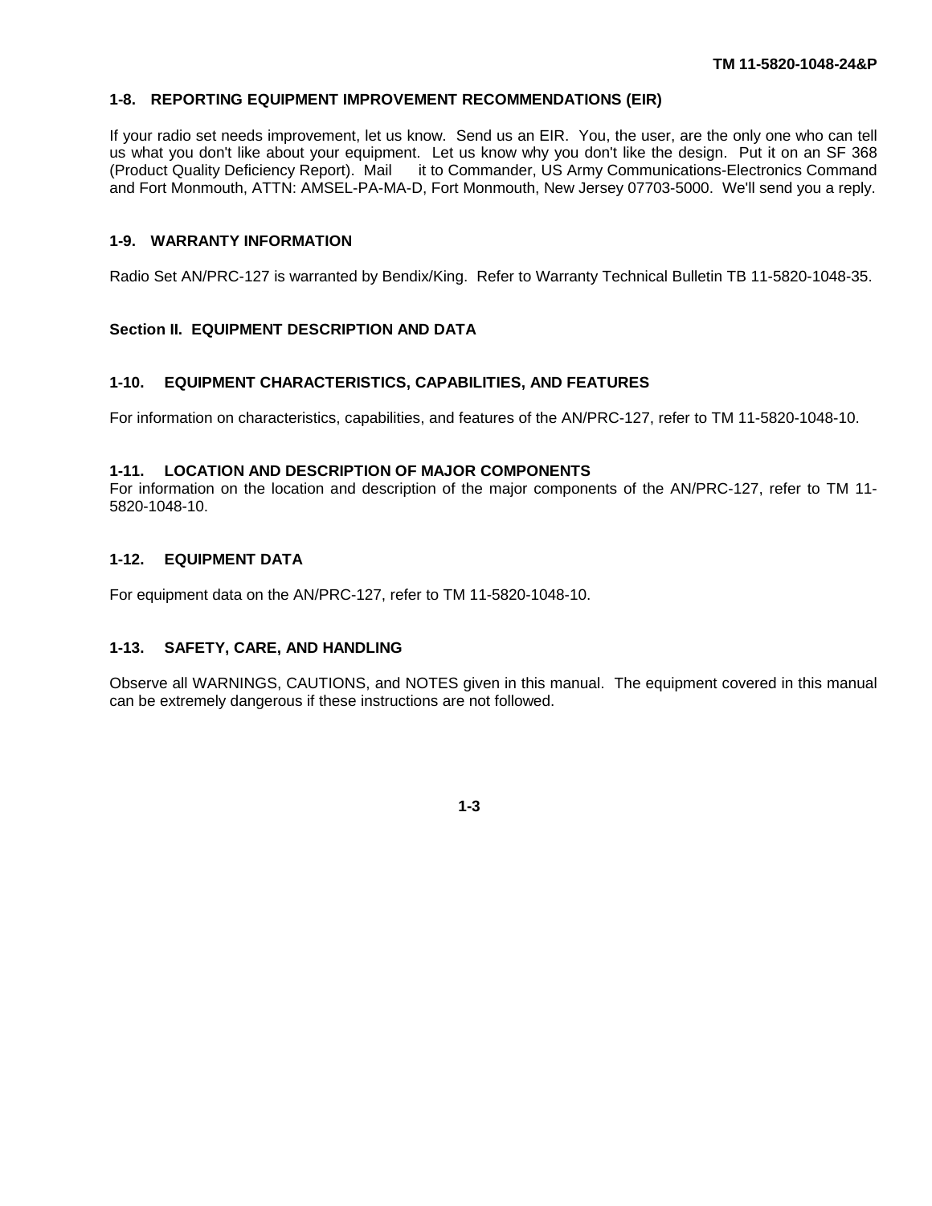## 1-8. REPORTING EQUIPMENT IMPROVEMENT RECOMMENDATIONS (EIR)

If your radio set needs improvement, let us know. Send us an EIR. You, the user, are the only one who can tell us what you don't like about your equipment. Let us know why you don't like the design. Put it on an SF 368 (Product Quality Deficiency Report). Mail it to Commander, US Army Communications-Electronics Command and Fort Monmouth, ATTN: AMSEL-PA-MA-D, Fort Monmouth, New Jersey 07703-5000. We'll send you a reply.

## 1-9. WARRANTY INFORMATION

Radio Set AN/PRC-127 is warranted by Bendix/King. Refer to Warranty Technical Bulletin TB 11-5820-1048-35.

# Section II. EQUIPMENT DESCRIPTION AND DATA

## 1-10. EQUIPMENT CHARACTERISTICS, CAPABILITIES, AND FEATURES

For information on characteristics, capabilities, and features of the AN/PRC-127, refer to TM 11-5820-1048-10.

## 1-11. LOCATION AND DESCRIPTION OF MAJOR COMPONENTS

For information on the location and description of the major components of the AN/PRC-127, refer to TM 11-5820-1048-10.

## 1-12. EQUIPMENT DATA

For equipment data on the AN/PRC-127, refer to TM 11-5820-1048-10.

## 1-13. SAFETY, CARE, AND HANDLING

Observe all WARNINGS, CAUTIONS, and NOTES given in this manual. The equipment covered in this manual can be extremely dangerous if these instructions are not followed.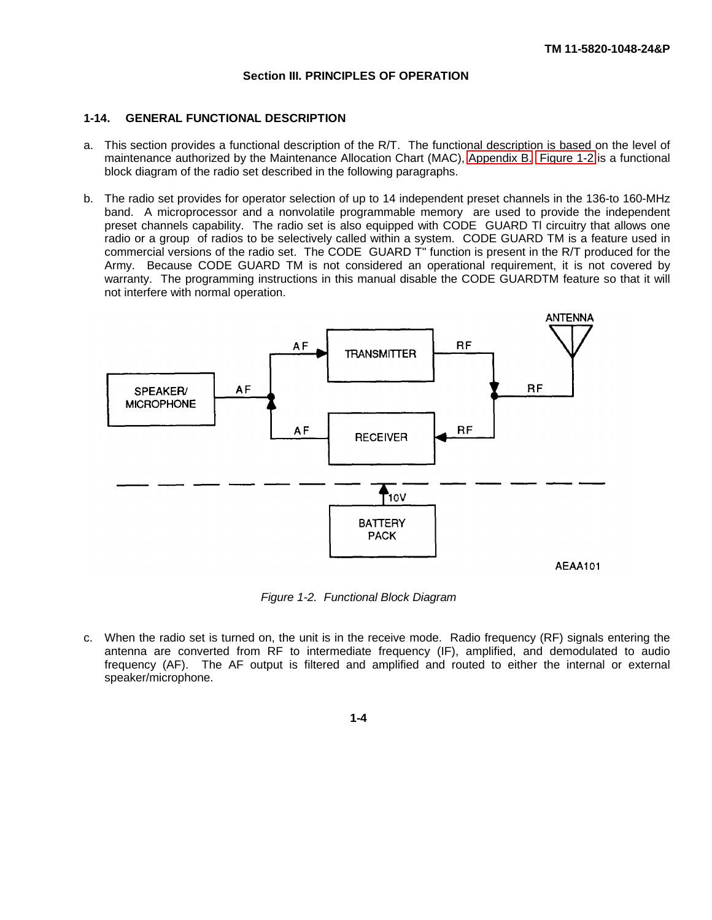## Section III. PRINCIPLES OF OPERATION

### 1-14. GENERAL FUNCTIONAL DESCRIPTION

a. This section provides a functional description of the R/T. The functional description is based on the level of maintenance authorized by the Maintenance Allocation Chart (MAC), Appendix B. Figure 1-2 is a functional block diagram of the radio set described in the following paragraphs.

b. The radio set provides for operator selection of up to 14 independent preset channels in the 136-to 160-MHz band. A microprocessor and a nonvolatile programmable memory are used to provide the independent preset channels capability. The radio set is also equipped with CODE GUARD Tl circuitry that allows one radio or a group of radios to be selectively called within a system. CODE GUARD TM is a feature used in commercial versions of the radio set. The CODE GUARD T" function is present in the R/T produced for the Army. Because CODE GUARD TM is not considered an operational requirement, it is not covered by warranty. The programming instructions in this manual disable the CODE GUARDTM feature so that it will not interfere with normal operation.

*Figure 1-2. Functional Block Diagram*

c. When the radio set is turned on, the unit is in the receive mode. Radio frequency (RF) signals entering the antenna are converted from RF to intermediate frequency (IF), amplified, and demodulated to audio frequency (AF). The AF output is filtered and amplified and routed to either the internal or external speaker/microphone.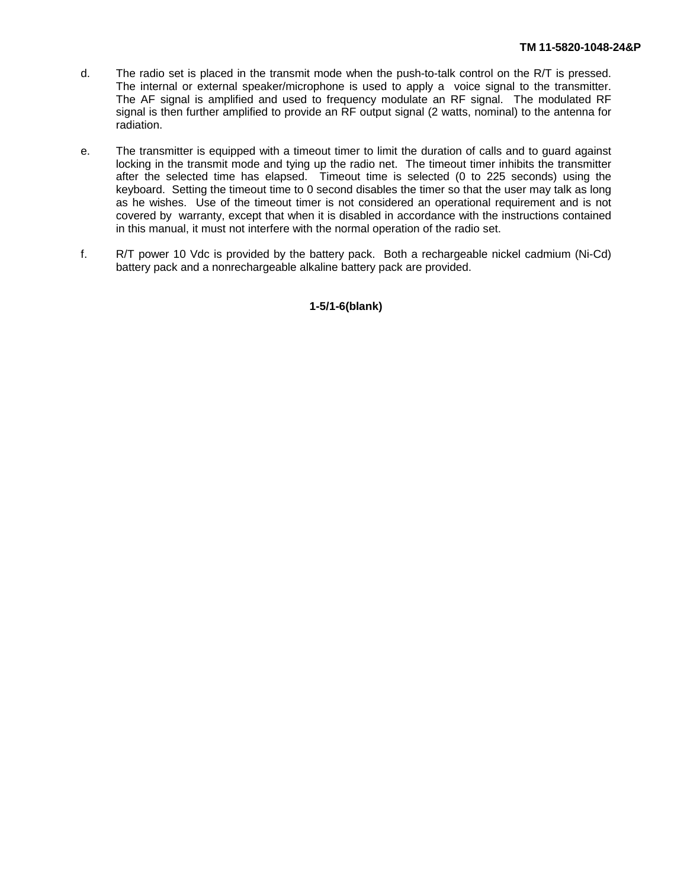d. The radio set is placed in the transmit mode when the push-to-talk control on the R/T is pressed. The internal or external speaker/microphone is used to apply a voice signal to the transmitter. The AF signal is amplified and used to frequency modulate an RF signal. The modulated RF signal is then further amplified to provide an RF output signal (2 watts, nominal) to the antenna for radiation.

e. The transmitter is equipped with a timeout timer to limit the duration of calls and to guard against locking in the transmit mode and tying up the radio net. The timeout timer inhibits the transmitter after the selected time has elapsed. Timeout time is selected (0 to 225 seconds) using the keyboard. Setting the timeout time to 0 second disables the timer so that the user may talk as long as he wishes. Use of the timeout timer is not considered an operational requirement and is not covered by warranty, except that when it is disabled in accordance with the instructions contained in this manual, it must not interfere with the normal operation of the radio set.

f. R/T power 10 Vdc is provided by the battery pack. Both a rechargeable nickel cadmium (Ni-Cd) battery pack and a nonrechargeable alkaline battery pack are provided.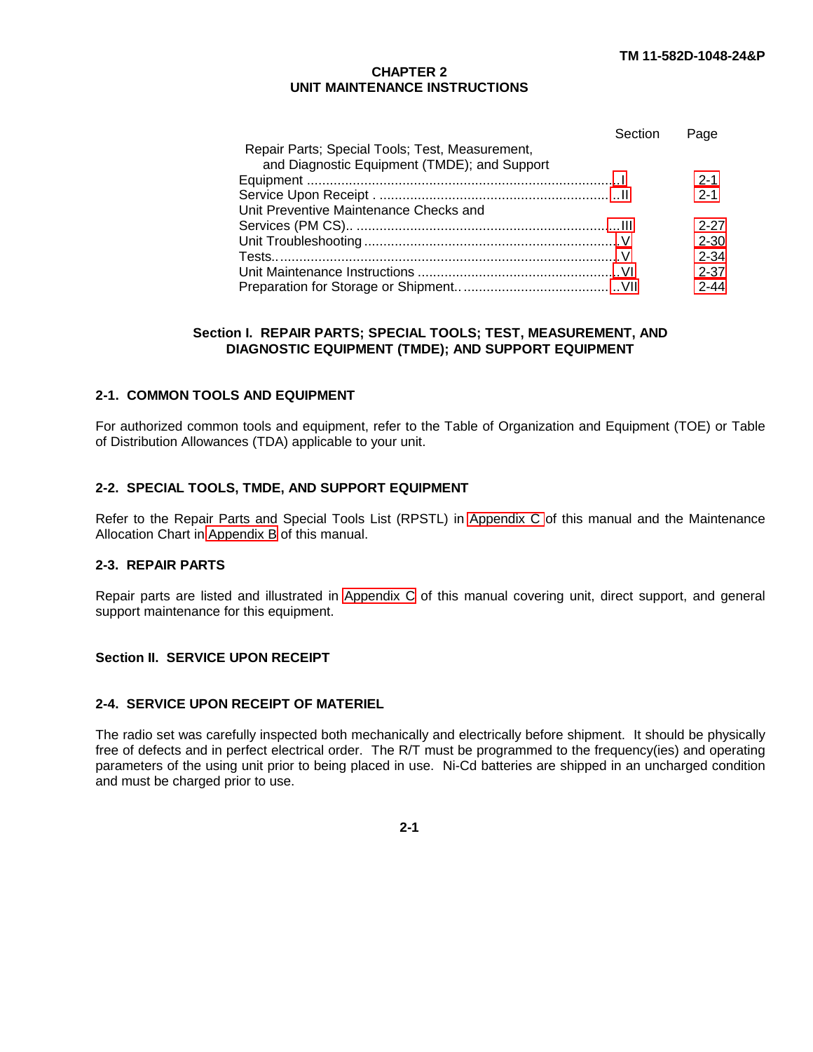# CHAPTER 2
# UNIT MAINTENANCE INSTRUCTIONS

| | Section | Page |
|---|---|---|
| Repair Parts; Special Tools; Test, Measurement, and Diagnostic Equipment (TMDE); and Support Equipment | I | 2-1 |
| Service Upon Receipt | II | 2-1 |
| Unit Preventive Maintenance Checks and Services (PM CS) | III | 2-27 |
| Unit Troubleshooting | V | 2-30 |
| Tests | V | 2-34 |
| Unit Maintenance Instructions | VI | 2-37 |
| Preparation for Storage or Shipment | VII | 2-44 |

## Section I. REPAIR PARTS; SPECIAL TOOLS; TEST, MEASUREMENT, AND DIAGNOSTIC EQUIPMENT (TMDE); AND SUPPORT EQUIPMENT

### 2-1. COMMON TOOLS AND EQUIPMENT

For authorized common tools and equipment, refer to the Table of Organization and Equipment (TOE) or Table of Distribution Allowances (TDA) applicable to your unit.

### 2-2. SPECIAL TOOLS, TMDE, AND SUPPORT EQUIPMENT

Refer to the Repair Parts and Special Tools List (RPSTL) in Appendix C of this manual and the Maintenance Allocation Chart in Appendix B of this manual.

### 2-3. REPAIR PARTS

Repair parts are listed and illustrated in Appendix C of this manual covering unit, direct support, and general support maintenance for this equipment.

## Section II. SERVICE UPON RECEIPT

### 2-4. SERVICE UPON RECEIPT OF MATERIEL

The radio set was carefully inspected both mechanically and electrically before shipment. It should be physically free of defects and in perfect electrical order. The R/T must be programmed to the frequency(ies) and operating parameters of the using unit prior to being placed in use. Ni-Cd batteries are shipped in an uncharged condition and must be charged prior to use.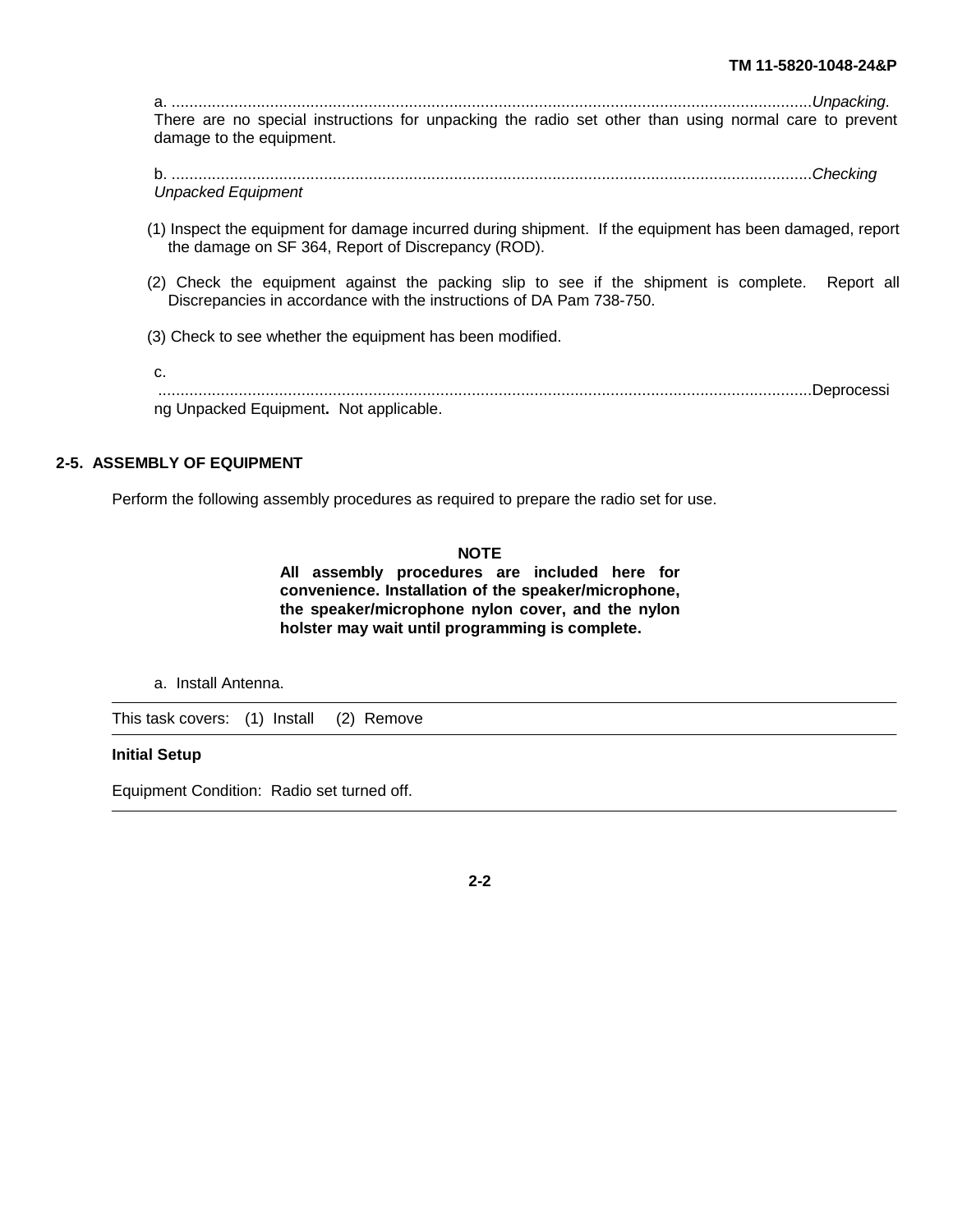a. ..............................................................................................................................................*Unpacking*. There are no special instructions for unpacking the radio set other than using normal care to prevent damage to the equipment.

b. ..............................................................................................................................................*Checking Unpacked Equipment*

(1) Inspect the equipment for damage incurred during shipment. If the equipment has been damaged, report the damage on SF 364, Report of Discrepancy (ROD).

(2) Check the equipment against the packing slip to see if the shipment is complete. Report all Discrepancies in accordance with the instructions of DA Pam 738-750.

(3) Check to see whether the equipment has been modified.

c. ..............................................................................................................................................Deprocessing Unpacked Equipment**.** Not applicable.

## 2-5. ASSEMBLY OF EQUIPMENT

Perform the following assembly procedures as required to prepare the radio set for use.

**NOTE**

**All assembly procedures are included here for convenience. Installation of the speaker/microphone, the speaker/microphone nylon cover, and the nylon holster may wait until programming is complete.**

a. Install Antenna.

This task covers: (1) Install (2) Remove

**Initial Setup**

Equipment Condition: Radio set turned off.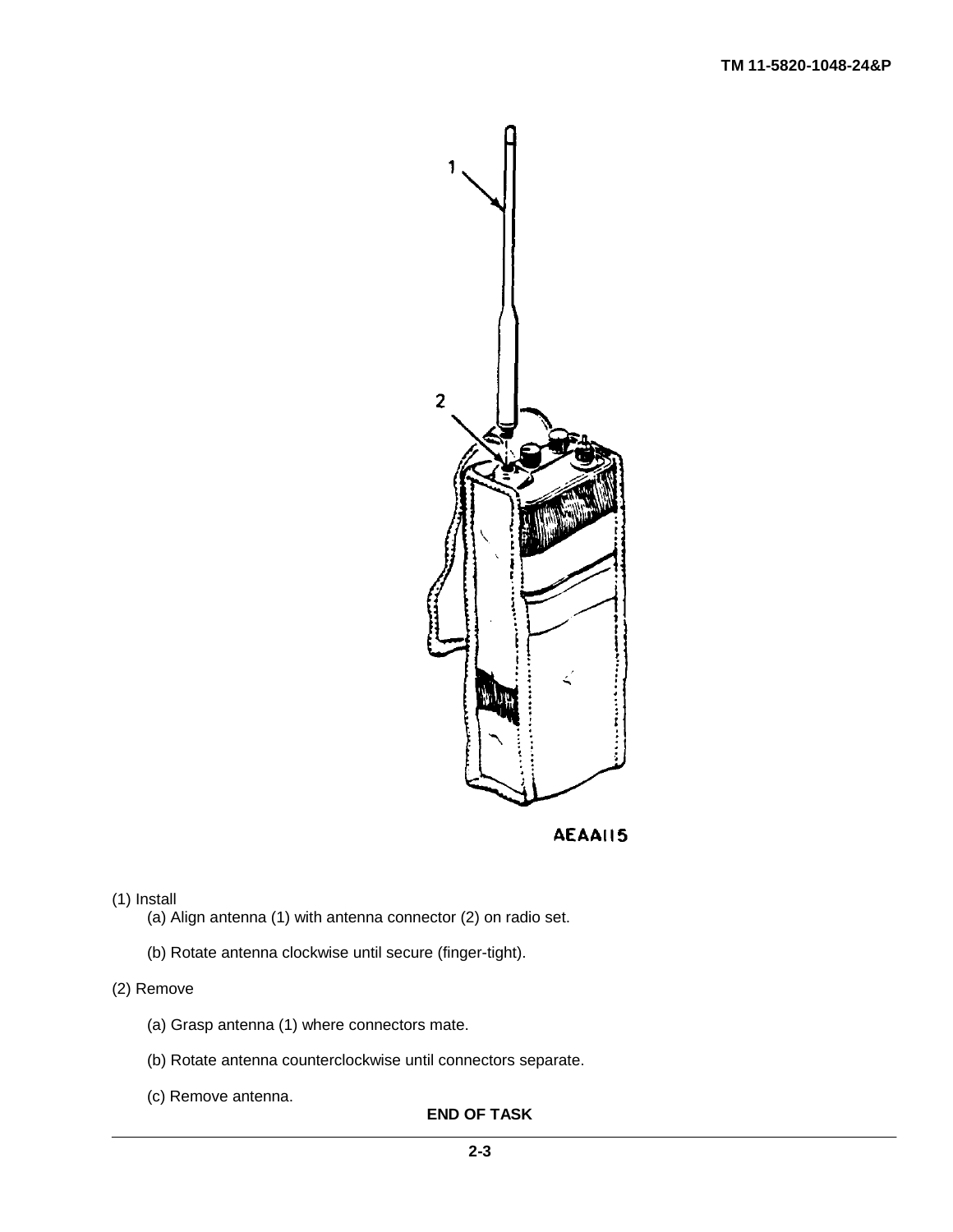(1) Install

(a) Align antenna (1) with antenna connector (2) on radio set.

(b) Rotate antenna clockwise until secure (finger-tight).

(2) Remove

(a) Grasp antenna (1) where connectors mate.

(b) Rotate antenna counterclockwise until connectors separate.

(c) Remove antenna.

**END OF TASK**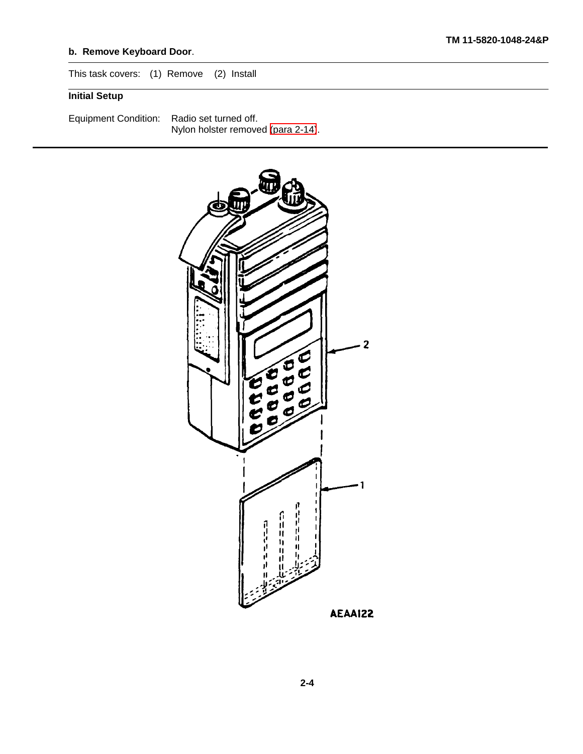**b. Remove Keyboard Door**.

This task covers: (1) Remove (2) Install

**Initial Setup**

Equipment Condition: Radio set turned off.
Nylon holster removed (para 2-14).

2

1

AEAA122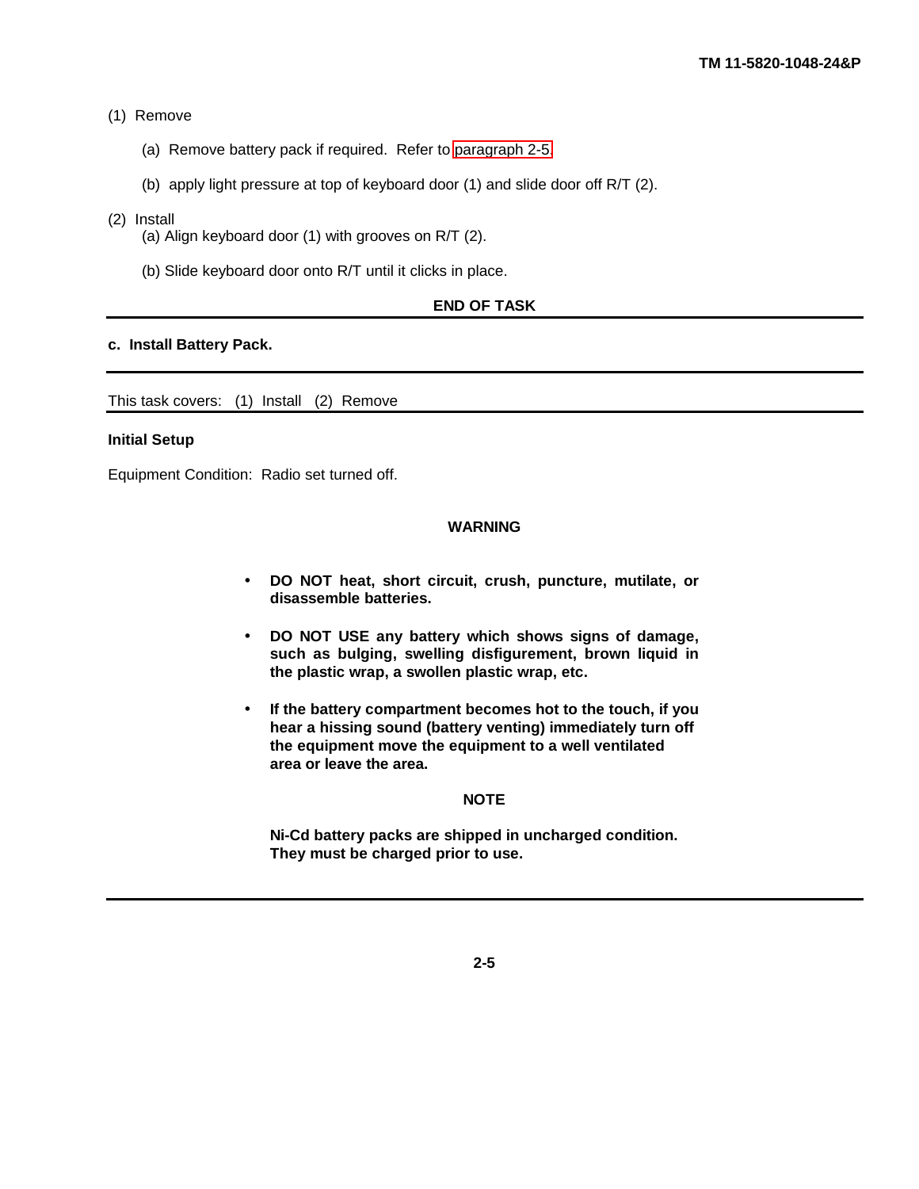(1) Remove

(a) Remove battery pack if required. Refer to paragraph 2-5.

(b) apply light pressure at top of keyboard door (1) and slide door off R/T (2).

(2) Install

(a) Align keyboard door (1) with grooves on R/T (2).

(b) Slide keyboard door onto R/T until it clicks in place.

**END OF TASK**

---

**c. Install Battery Pack.**

---

This task covers: (1) Install (2) Remove

---

**Initial Setup**

Equipment Condition: Radio set turned off.

**WARNING**

- **DO NOT heat, short circuit, crush, puncture, mutilate, or disassemble batteries.**
- **DO NOT USE any battery which shows signs of damage, such as bulging, swelling disfigurement, brown liquid in the plastic wrap, a swollen plastic wrap, etc.**
- **If the battery compartment becomes hot to the touch, if you hear a hissing sound (battery venting) immediately turn off the equipment move the equipment to a well ventilated area or leave the area.**

**NOTE**

**Ni-Cd battery packs are shipped in uncharged condition. They must be charged prior to use.**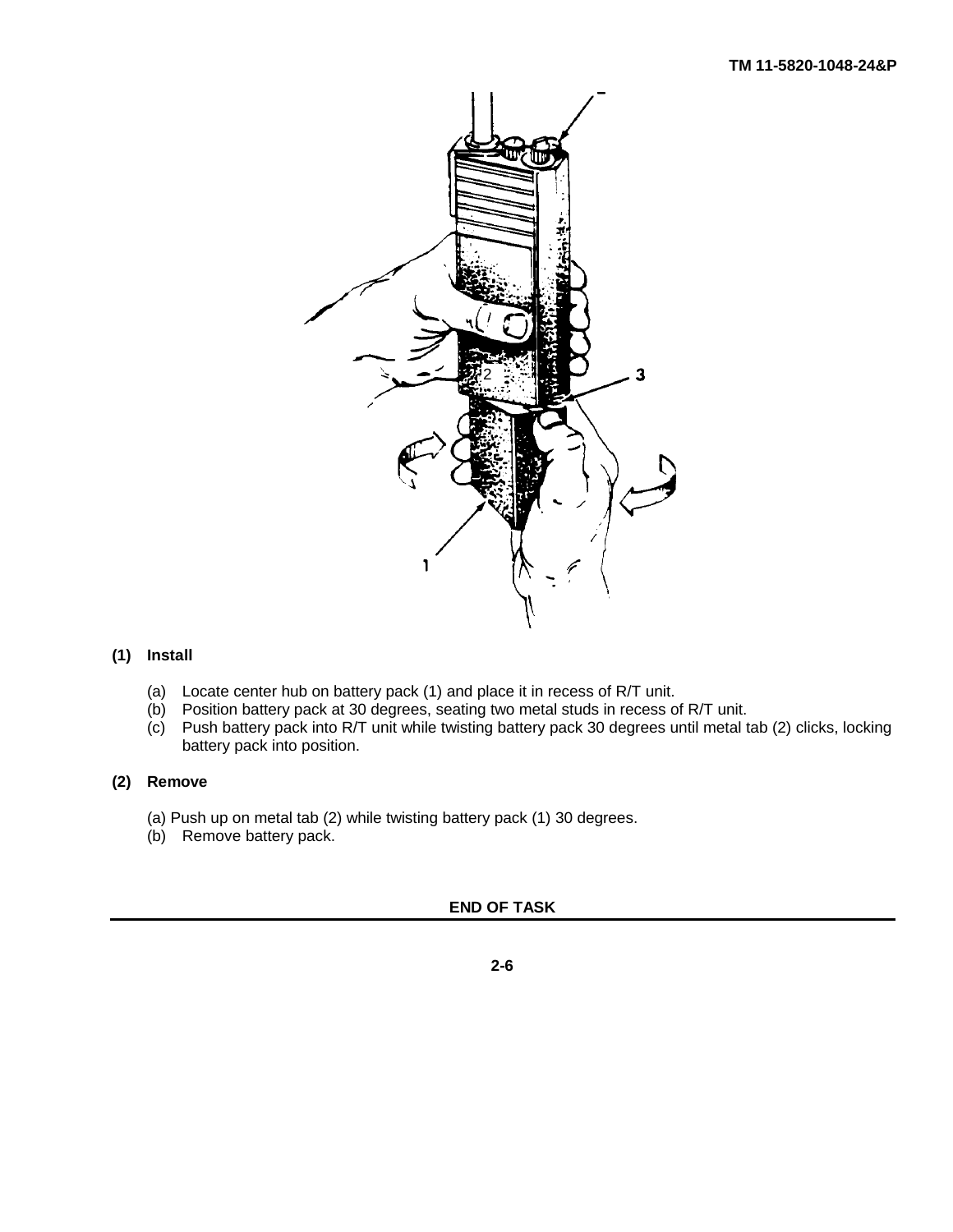**(1) Install**

(a) Locate center hub on battery pack (1) and place it in recess of R/T unit.
(b) Position battery pack at 30 degrees, seating two metal studs in recess of R/T unit.
(c) Push battery pack into R/T unit while twisting battery pack 30 degrees until metal tab (2) clicks, locking battery pack into position.

**(2) Remove**

(a) Push up on metal tab (2) while twisting battery pack (1) 30 degrees.
(b) Remove battery pack.

**END OF TASK**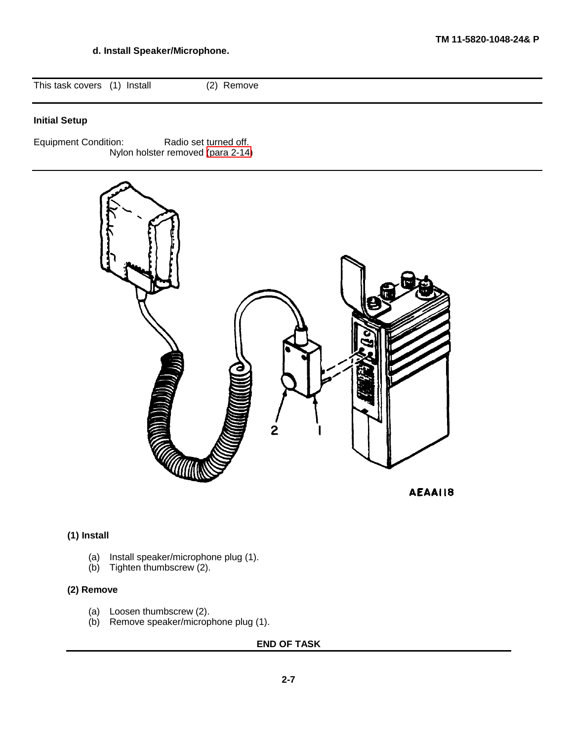**d. Install Speaker/Microphone.**

This task covers (1) Install (2) Remove

**Initial Setup**

Equipment Condition: Radio set turned off.
Nylon holster removed (para 2-14)

2 1

AEAA118

**(1) Install**

(a) Install speaker/microphone plug (1).
(b) Tighten thumbscrew (2).

**(2) Remove**

(a) Loosen thumbscrew (2).
(b) Remove speaker/microphone plug (1).

**END OF TASK**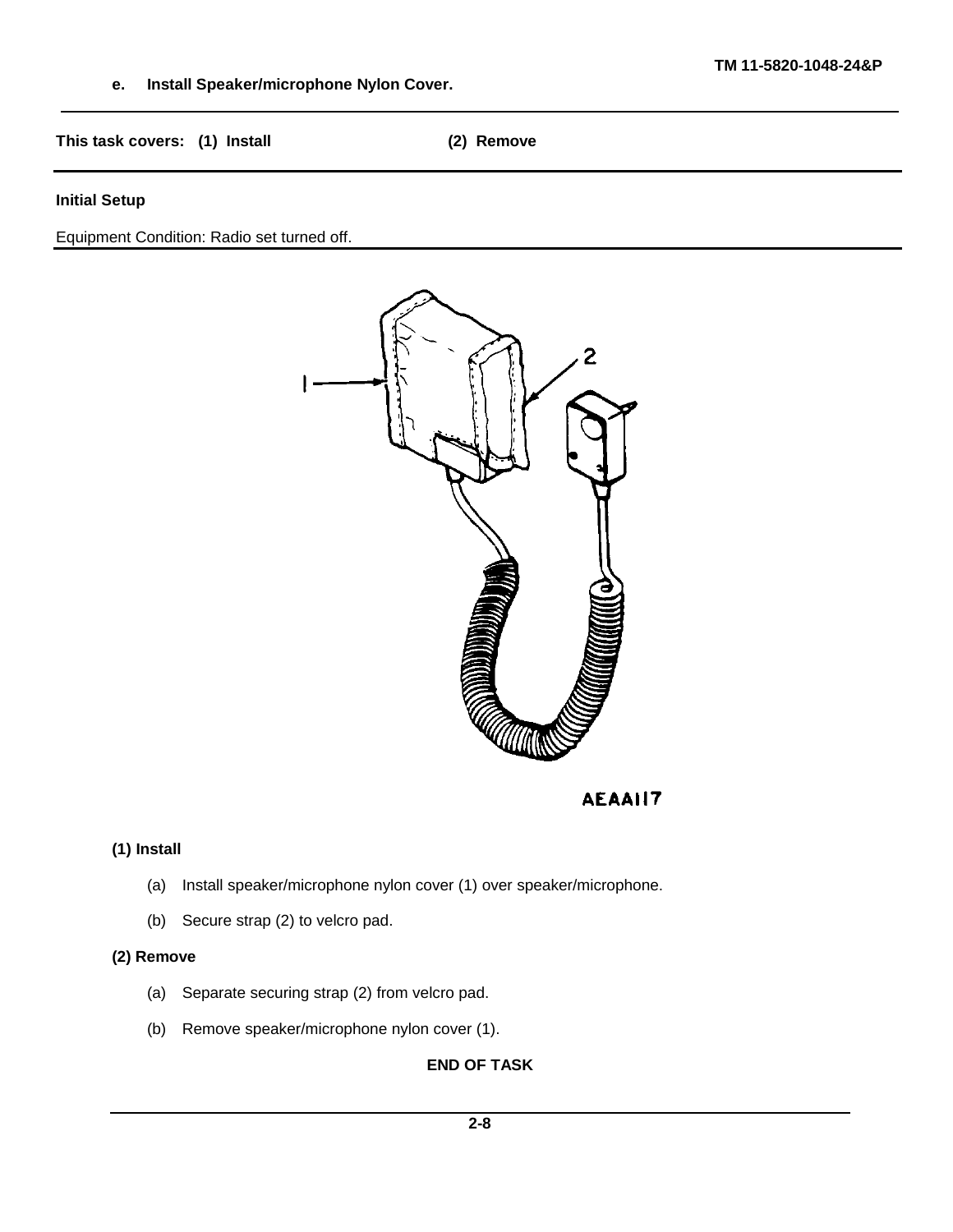**e. Install Speaker/microphone Nylon Cover.**

---

**This task covers: (1) Install (2) Remove**

---

**Initial Setup**

Equipment Condition: Radio set turned off.

---

AEAA117

**(1) Install**

(a) Install speaker/microphone nylon cover (1) over speaker/microphone.

(b) Secure strap (2) to velcro pad.

**(2) Remove**

(a) Separate securing strap (2) from velcro pad.

(b) Remove speaker/microphone nylon cover (1).

**END OF TASK**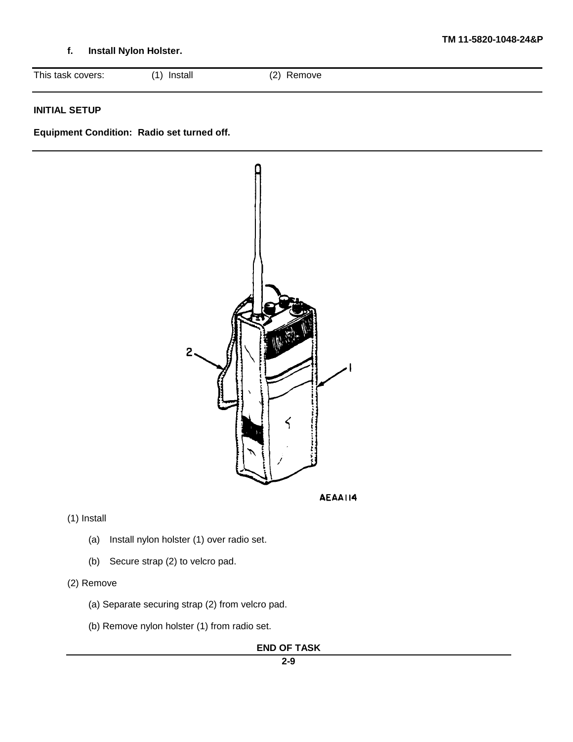### f. Install Nylon Holster.

| This task covers: | (1) Install | (2) Remove |
|---|---|---|

**INITIAL SETUP**

**Equipment Condition: Radio set turned off.**

AEAA114

(1) Install

- (a) Install nylon holster (1) over radio set.
- (b) Secure strap (2) to velcro pad.

(2) Remove

- (a) Separate securing strap (2) from velcro pad.
- (b) Remove nylon holster (1) from radio set.

**END OF TASK**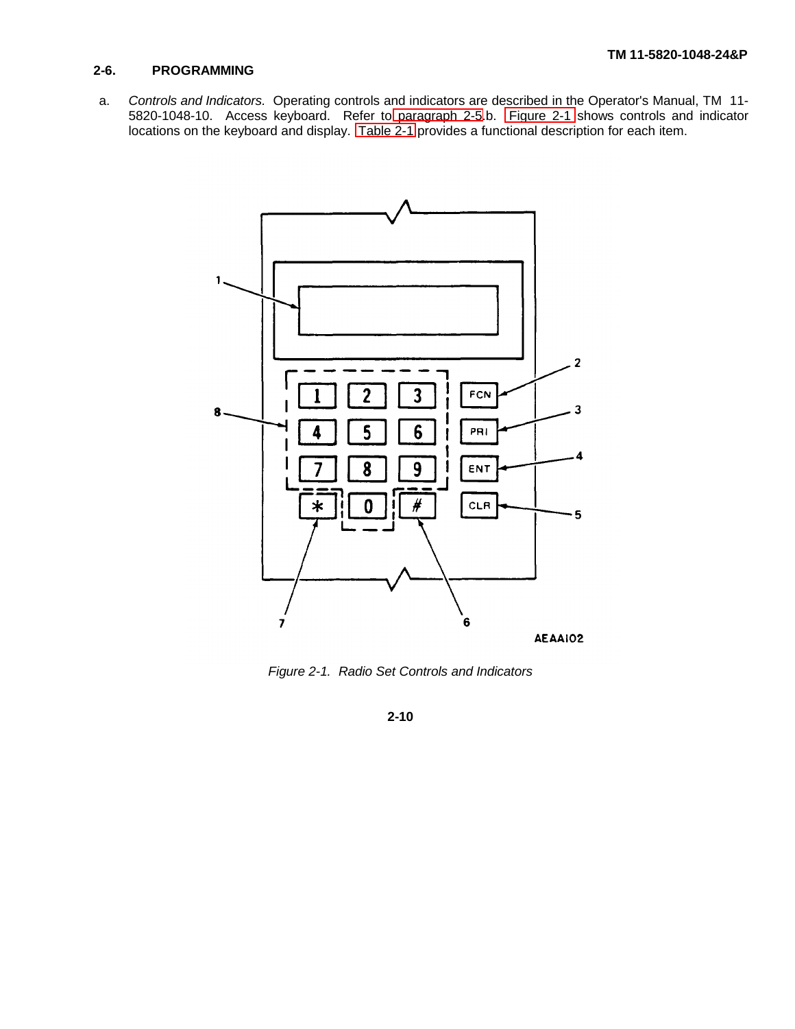## 2-6. PROGRAMMING

a. *Controls and Indicators.* Operating controls and indicators are described in the Operator's Manual, TM 11-5820-1048-10. Access keyboard. Refer to paragraph 2-5.b. Figure 2-1 shows controls and indicator locations on the keyboard and display. Table 2-1 provides a functional description for each item.

*Figure 2-1. Radio Set Controls and Indicators*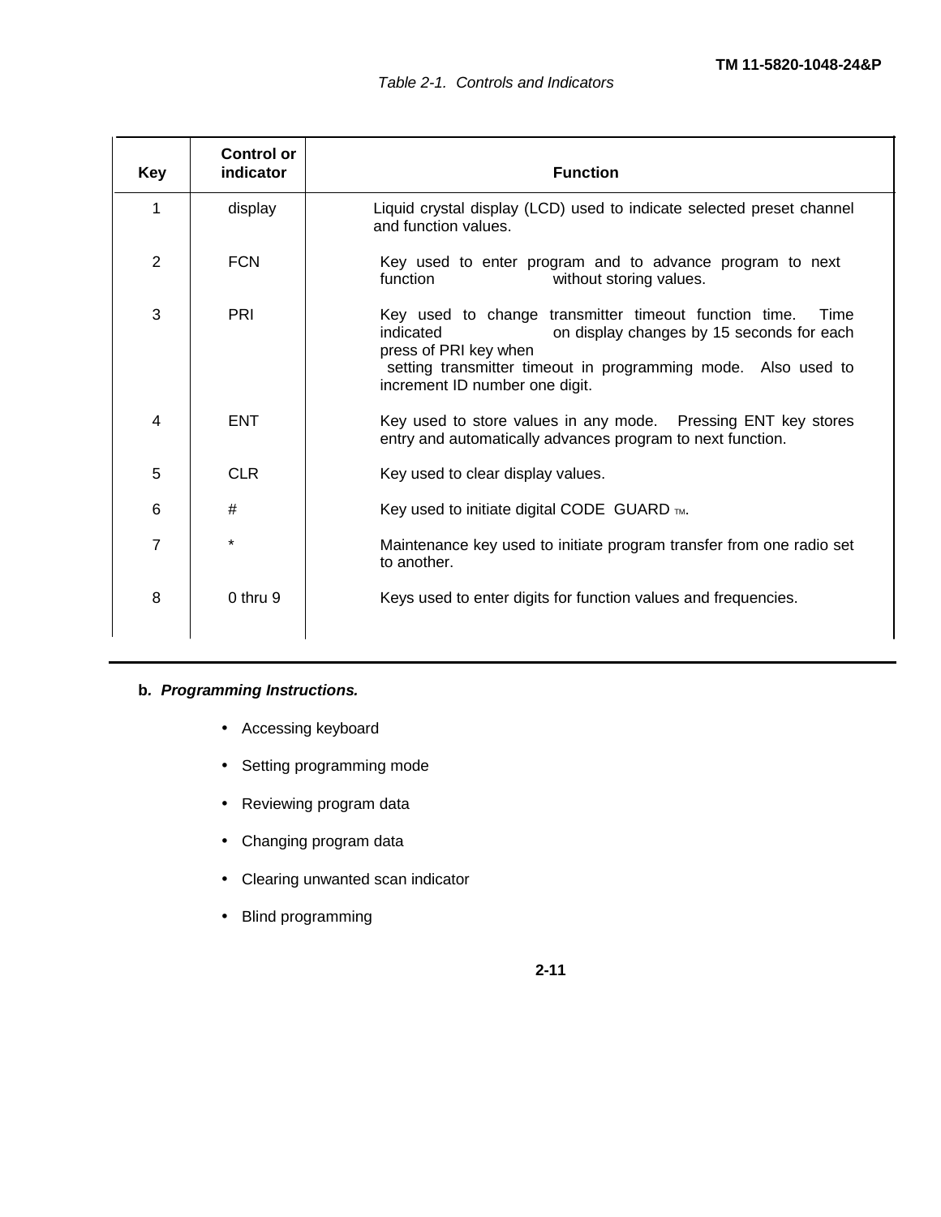Table 2-1. Controls and Indicators

| Key | Control or indicator | Function |
|---|---|---|
| 1 | display | Liquid crystal display (LCD) used to indicate selected preset channel and function values. |
| 2 | FCN | Key used to enter program and to advance program to next function without storing values. |
| 3 | PRI | Key used to change transmitter timeout function time. Time indicated on display changes by 15 seconds for each press of PRI key when setting transmitter timeout in programming mode. Also used to increment ID number one digit. |
| 4 | ENT | Key used to store values in any mode. Pressing ENT key stores entry and automatically advances program to next function. |
| 5 | CLR | Key used to clear display values. |
| 6 | # | Key used to initiate digital CODE GUARD ™. |
| 7 | * | Maintenance key used to initiate program transfer from one radio set to another. |
| 8 | 0 thru 9 | Keys used to enter digits for function values and frequencies. |

**b.** ***Programming Instructions.***

- Accessing keyboard
- Setting programming mode
- Reviewing program data
- Changing program data
- Clearing unwanted scan indicator
- Blind programming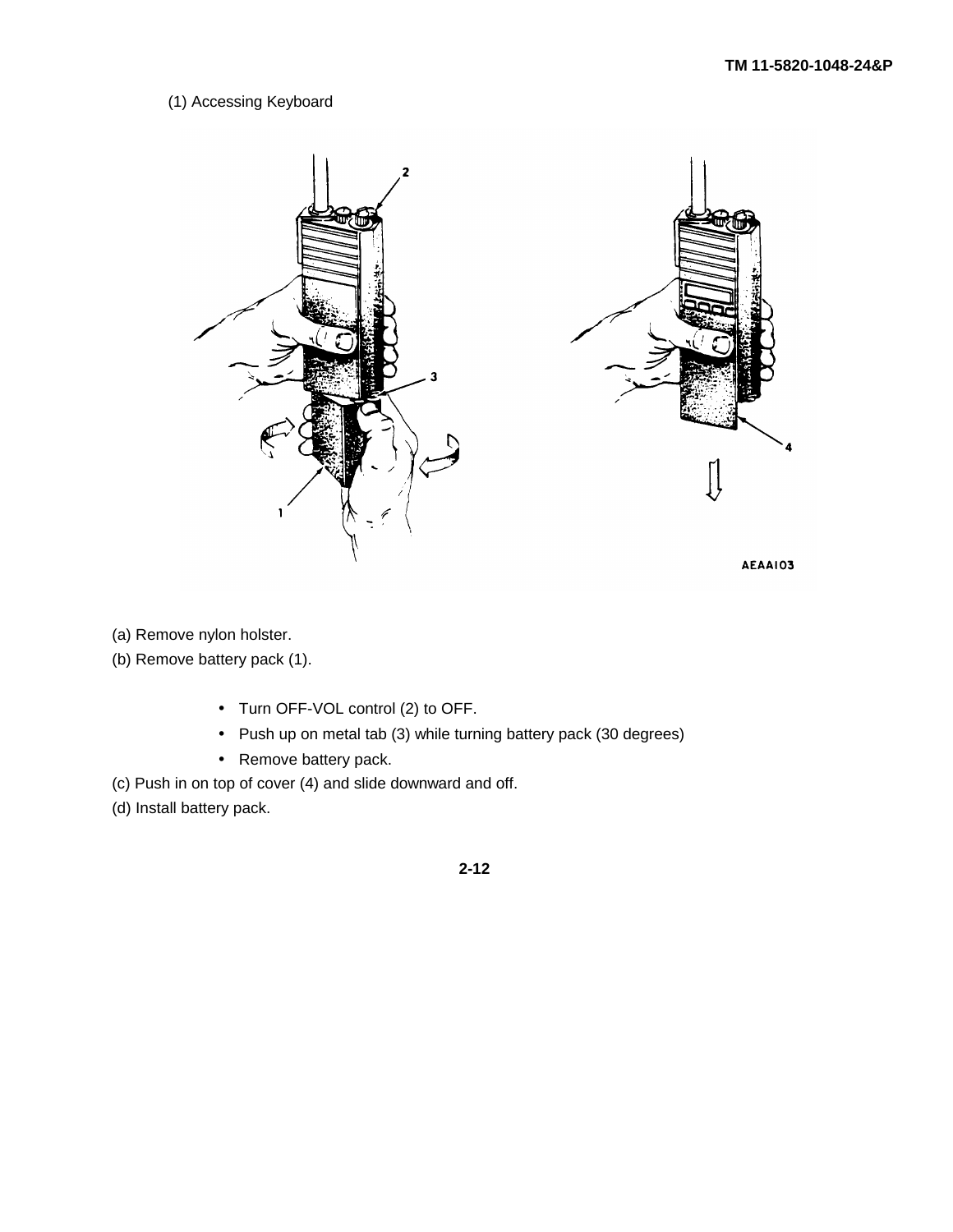(1) Accessing Keyboard

(a) Remove nylon holster.

(b) Remove battery pack (1).

- Turn OFF-VOL control (2) to OFF.
- Push up on metal tab (3) while turning battery pack (30 degrees)
- Remove battery pack.

(c) Push in on top of cover (4) and slide downward and off.

(d) Install battery pack.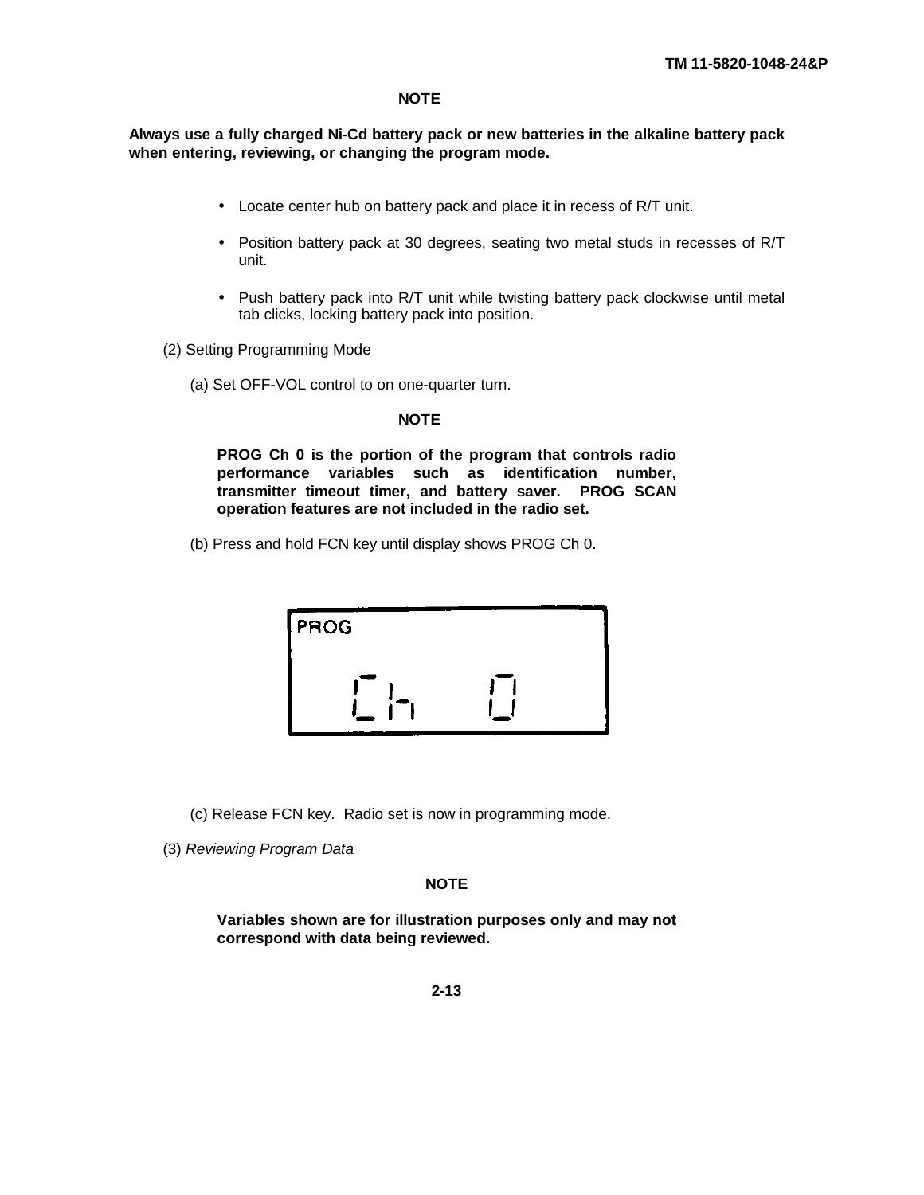**NOTE**

**Always use a fully charged Ni-Cd battery pack or new batteries in the alkaline battery pack when entering, reviewing, or changing the program mode.**

- Locate center hub on battery pack and place it in recess of R/T unit.
- Position battery pack at 30 degrees, seating two metal studs in recesses of R/T unit.
- Push battery pack into R/T unit while twisting battery pack clockwise until metal tab clicks, locking battery pack into position.

(2) Setting Programming Mode

(a) Set OFF-VOL control to on one-quarter turn.

**NOTE**

**PROG Ch 0 is the portion of the program that controls radio performance variables such as identification number, transmitter timeout timer, and battery saver. PROG SCAN operation features are not included in the radio set.**

(b) Press and hold FCN key until display shows PROG Ch 0.

PROG

Ch 0

(c) Release FCN key. Radio set is now in programming mode.

(3) *Reviewing Program Data*

**NOTE**

**Variables shown are for illustration purposes only and may not correspond with data being reviewed.**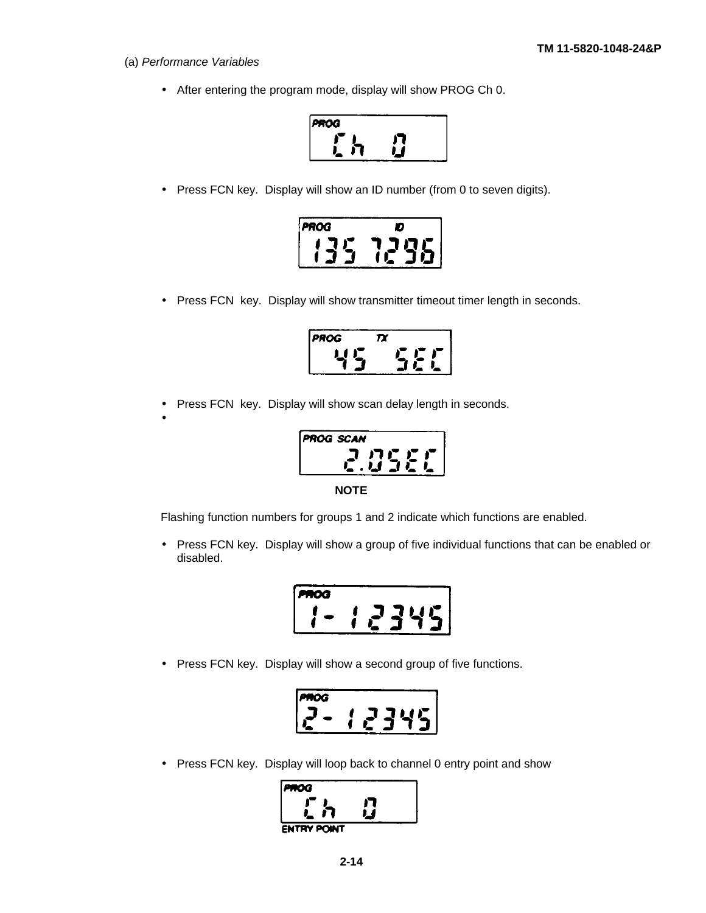(a) *Performance Variables*

- After entering the program mode, display will show PROG Ch 0.

PROG
Ch 0

- Press FCN key. Display will show an ID number (from 0 to seven digits).

PROG ID
135 1296

- Press FCN key. Display will show transmitter timeout timer length in seconds.

PROG TX
45 SEC

- Press FCN key. Display will show scan delay length in seconds.
-

PROG SCAN
2.0SEC

**NOTE**

Flashing function numbers for groups 1 and 2 indicate which functions are enabled.

- Press FCN key. Display will show a group of five individual functions that can be enabled or disabled.

PROG
1- 12345

- Press FCN key. Display will show a second group of five functions.

PROG
2- 12345

- Press FCN key. Display will loop back to channel 0 entry point and show

PROG
Ch 0
ENTRY POINT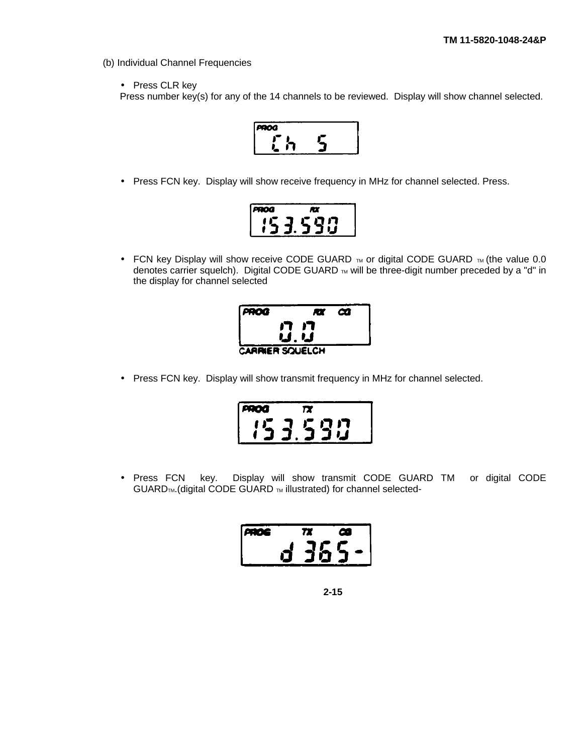(b) Individual Channel Frequencies

- Press CLR key

Press number key(s) for any of the 14 channels to be reviewed. Display will show channel selected.

PROG
Ch 5

- Press FCN key. Display will show receive frequency in MHz for channel selected. Press.

PROG RX
153.590

- FCN key Display will show receive CODE GUARD TM or digital CODE GUARD TM (the value 0.0 denotes carrier squelch). Digital CODE GUARD TM will be three-digit number preceded by a "d" in the display for channel selected

PROG RX CG
0.0

CARRIER SQUELCH

- Press FCN key. Display will show transmit frequency in MHz for channel selected.

PROG TX
153.590

- Press FCN key. Display will show transmit CODE GUARD TM or digital CODE GUARDTM.(digital CODE GUARD TM illustrated) for channel selected-

PROG TX CG
d 365 -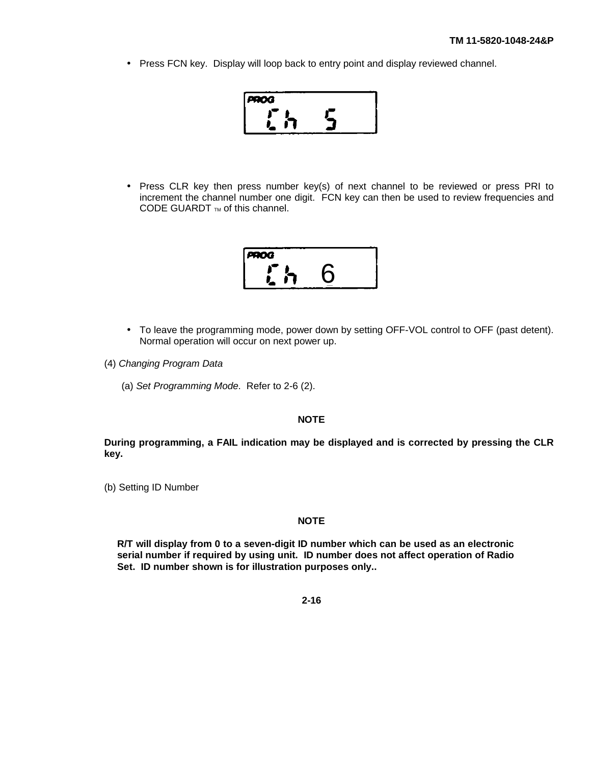- Press FCN key. Display will loop back to entry point and display reviewed channel.

```
PROG
Ch  5
```

- Press CLR key then press number key(s) of next channel to be reviewed or press PRI to increment the channel number one digit. FCN key can then be used to review frequencies and CODE GUARDT TM of this channel.

```
PROG
Ch  6
```

- To leave the programming mode, power down by setting OFF-VOL control to OFF (past detent). Normal operation will occur on next power up.

(4) *Changing Program Data*

(a) *Set Programming Mode*. Refer to 2-6 (2).

**NOTE**

**During programming, a FAIL indication may be displayed and is corrected by pressing the CLR key.**

(b) Setting ID Number

**NOTE**

**R/T will display from 0 to a seven-digit ID number which can be used as an electronic serial number if required by using unit. ID number does not affect operation of Radio Set. ID number shown is for illustration purposes only..**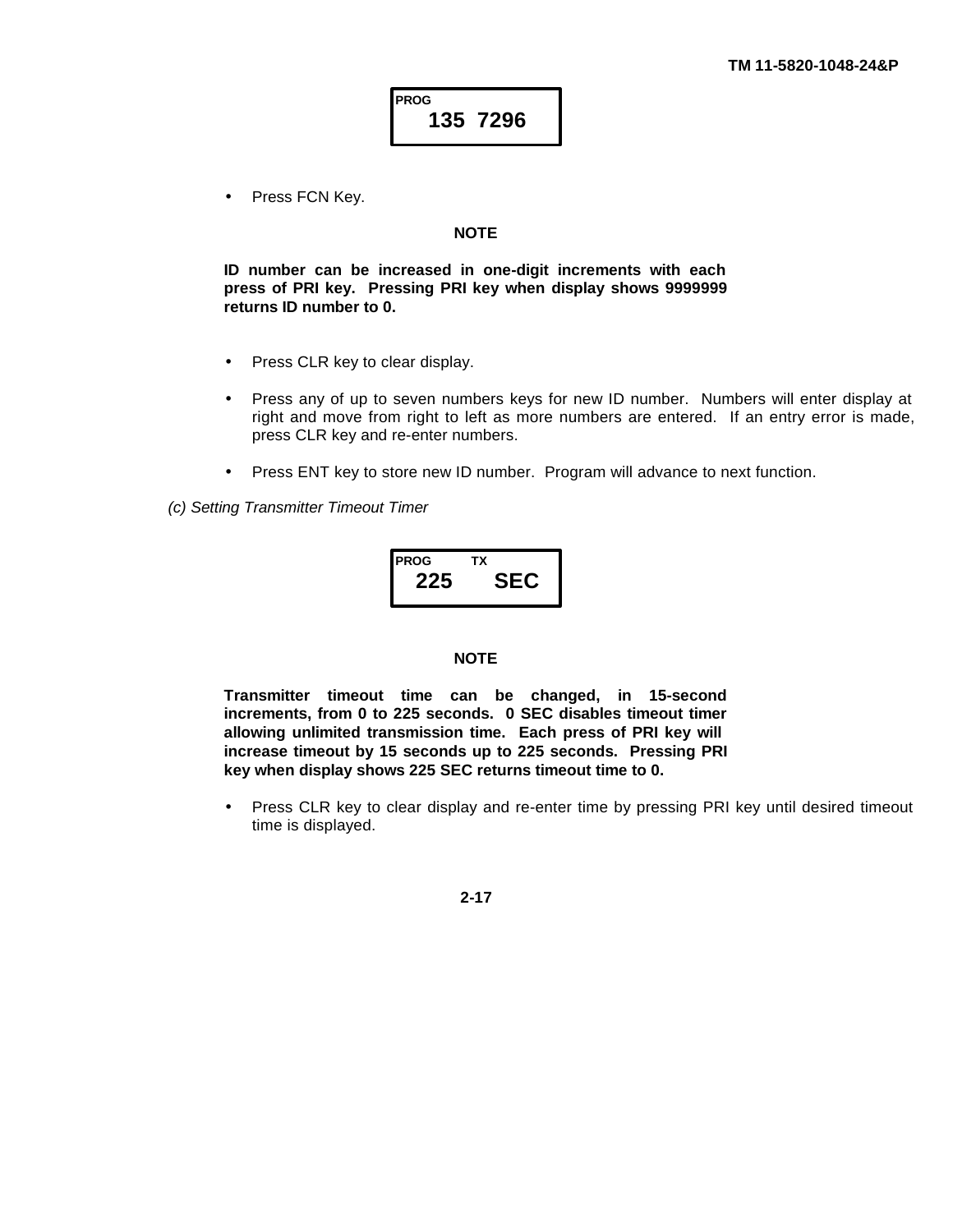```
PROG
  135 7296
```

- Press FCN Key.

**NOTE**

**ID number can be increased in one-digit increments with each press of PRI key. Pressing PRI key when display shows 9999999 returns ID number to 0.**

- Press CLR key to clear display.
- Press any of up to seven numbers keys for new ID number. Numbers will enter display at right and move from right to left as more numbers are entered. If an entry error is made, press CLR key and re-enter numbers.
- Press ENT key to store new ID number. Program will advance to next function.

*(c) Setting Transmitter Timeout Timer*

```
PROG    TX
 225      SEC
```

**NOTE**

**Transmitter timeout time can be changed, in 15-second increments, from 0 to 225 seconds. 0 SEC disables timeout timer allowing unlimited transmission time. Each press of PRI key will increase timeout by 15 seconds up to 225 seconds. Pressing PRI key when display shows 225 SEC returns timeout time to 0.**

- Press CLR key to clear display and re-enter time by pressing PRI key until desired timeout time is displayed.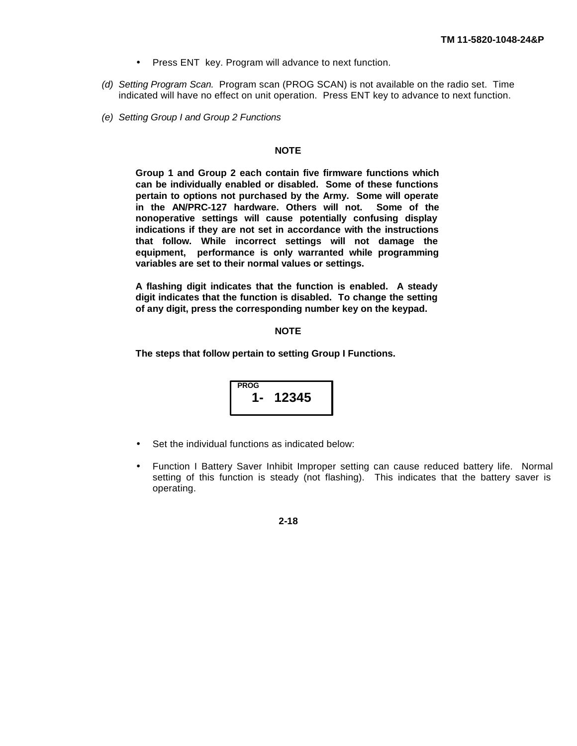- Press ENT key. Program will advance to next function.

(d) *Setting Program Scan.* Program scan (PROG SCAN) is not available on the radio set. Time indicated will have no effect on unit operation. Press ENT key to advance to next function.

(e) *Setting Group I and Group 2 Functions*

**NOTE**

**Group 1 and Group 2 each contain five firmware functions which can be individually enabled or disabled. Some of these functions pertain to options not purchased by the Army. Some will operate in the AN/PRC-127 hardware. Others will not. Some of the nonoperative settings will cause potentially confusing display indications if they are not set in accordance with the instructions that follow. While incorrect settings will not damage the equipment, performance is only warranted while programming variables are set to their normal values or settings.**

**A flashing digit indicates that the function is enabled. A steady digit indicates that the function is disabled. To change the setting of any digit, press the corresponding number key on the keypad.**

**NOTE**

**The steps that follow pertain to setting Group I Functions.**

```
PROG
  1-  12345
```

- Set the individual functions as indicated below:

- Function I Battery Saver Inhibit Improper setting can cause reduced battery life. Normal setting of this function is steady (not flashing). This indicates that the battery saver is operating.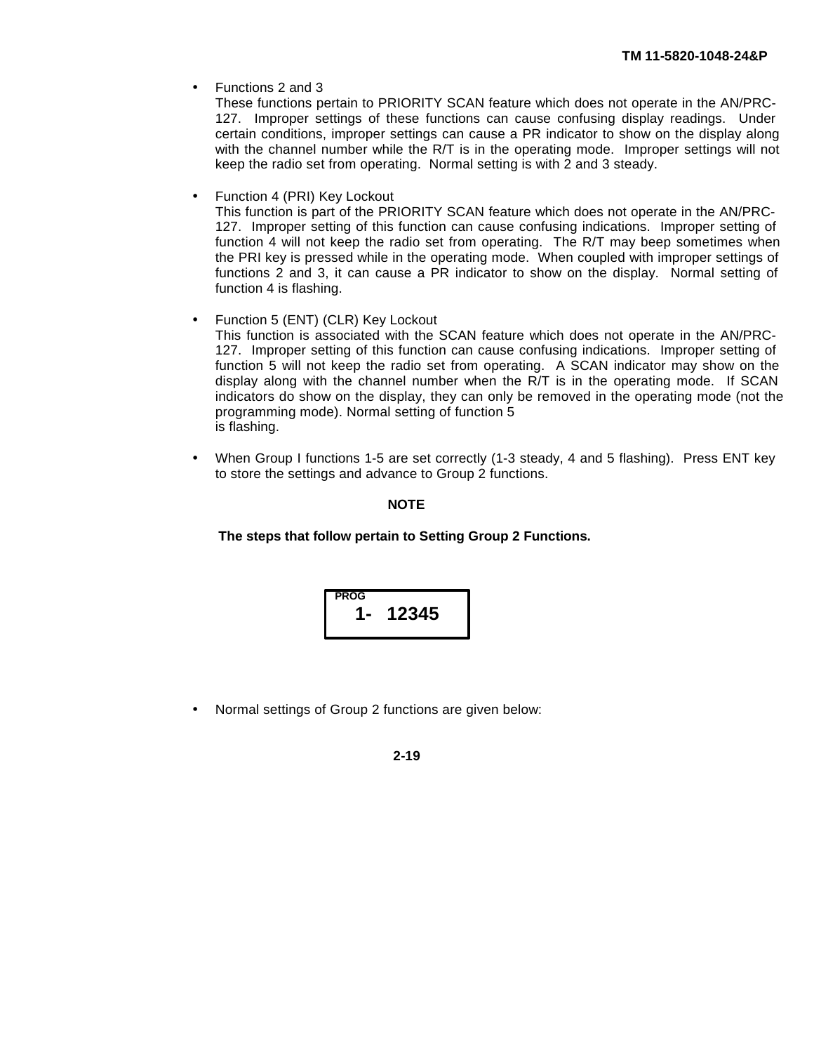- Functions 2 and 3
  These functions pertain to PRIORITY SCAN feature which does not operate in the AN/PRC-127. Improper settings of these functions can cause confusing display readings. Under certain conditions, improper settings can cause a PR indicator to show on the display along with the channel number while the R/T is in the operating mode. Improper settings will not keep the radio set from operating. Normal setting is with 2 and 3 steady.

- Function 4 (PRI) Key Lockout
  This function is part of the PRIORITY SCAN feature which does not operate in the AN/PRC-127. Improper setting of this function can cause confusing indications. Improper setting of function 4 will not keep the radio set from operating. The R/T may beep sometimes when the PRI key is pressed while in the operating mode. When coupled with improper settings of functions 2 and 3, it can cause a PR indicator to show on the display. Normal setting of function 4 is flashing.

- Function 5 (ENT) (CLR) Key Lockout
  This function is associated with the SCAN feature which does not operate in the AN/PRC-127. Improper setting of this function can cause confusing indications. Improper setting of function 5 will not keep the radio set from operating. A SCAN indicator may show on the display along with the channel number when the R/T is in the operating mode. If SCAN indicators do show on the display, they can only be removed in the operating mode (not the programming mode). Normal setting of function 5 is flashing.

- When Group I functions 1-5 are set correctly (1-3 steady, 4 and 5 flashing). Press ENT key to store the settings and advance to Group 2 functions.

**NOTE**

**The steps that follow pertain to Setting Group 2 Functions.**

```
PROG
 1-   12345
```

- Normal settings of Group 2 functions are given below: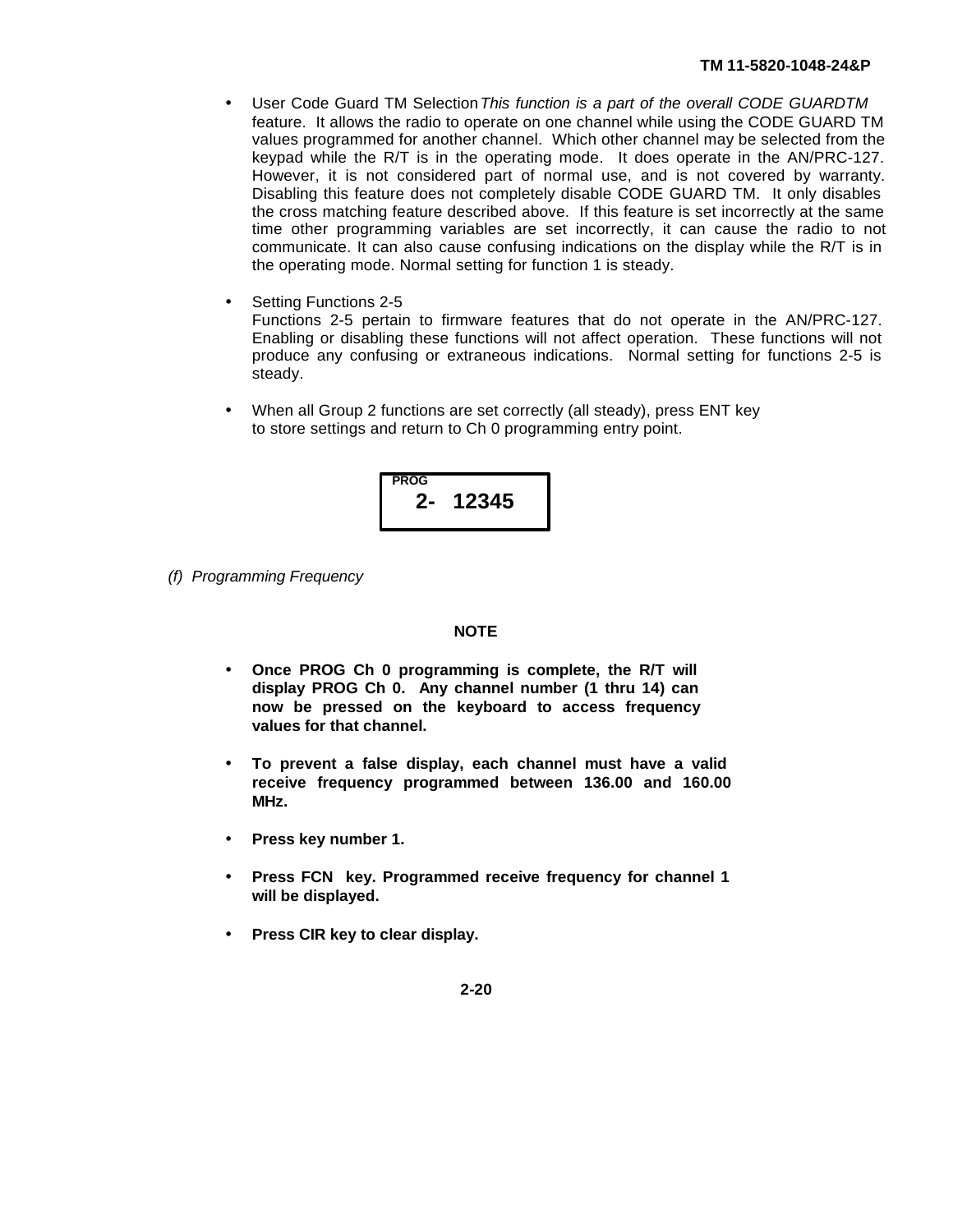- User Code Guard TM Selection *This function is a part of the overall CODE GUARDTM* feature. It allows the radio to operate on one channel while using the CODE GUARD TM values programmed for another channel. Which other channel may be selected from the keypad while the R/T is in the operating mode. It does operate in the AN/PRC-127. However, it is not considered part of normal use, and is not covered by warranty. Disabling this feature does not completely disable CODE GUARD TM. It only disables the cross matching feature described above. If this feature is set incorrectly at the same time other programming variables are set incorrectly, it can cause the radio to not communicate. It can also cause confusing indications on the display while the R/T is in the operating mode. Normal setting for function 1 is steady.

- Setting Functions 2-5
  Functions 2-5 pertain to firmware features that do not operate in the AN/PRC-127. Enabling or disabling these functions will not affect operation. These functions will not produce any confusing or extraneous indications. Normal setting for functions 2-5 is steady.

- When all Group 2 functions are set correctly (all steady), press ENT key to store settings and return to Ch 0 programming entry point.

```
PROG
  2-  12345
```

*(f) Programming Frequency*

**NOTE**

- **Once PROG Ch 0 programming is complete, the R/T will display PROG Ch 0. Any channel number (1 thru 14) can now be pressed on the keyboard to access frequency values for that channel.**

- **To prevent a false display, each channel must have a valid receive frequency programmed between 136.00 and 160.00 MHz.**

- **Press key number 1.**

- **Press FCN key. Programmed receive frequency for channel 1 will be displayed.**

- **Press CIR key to clear display.**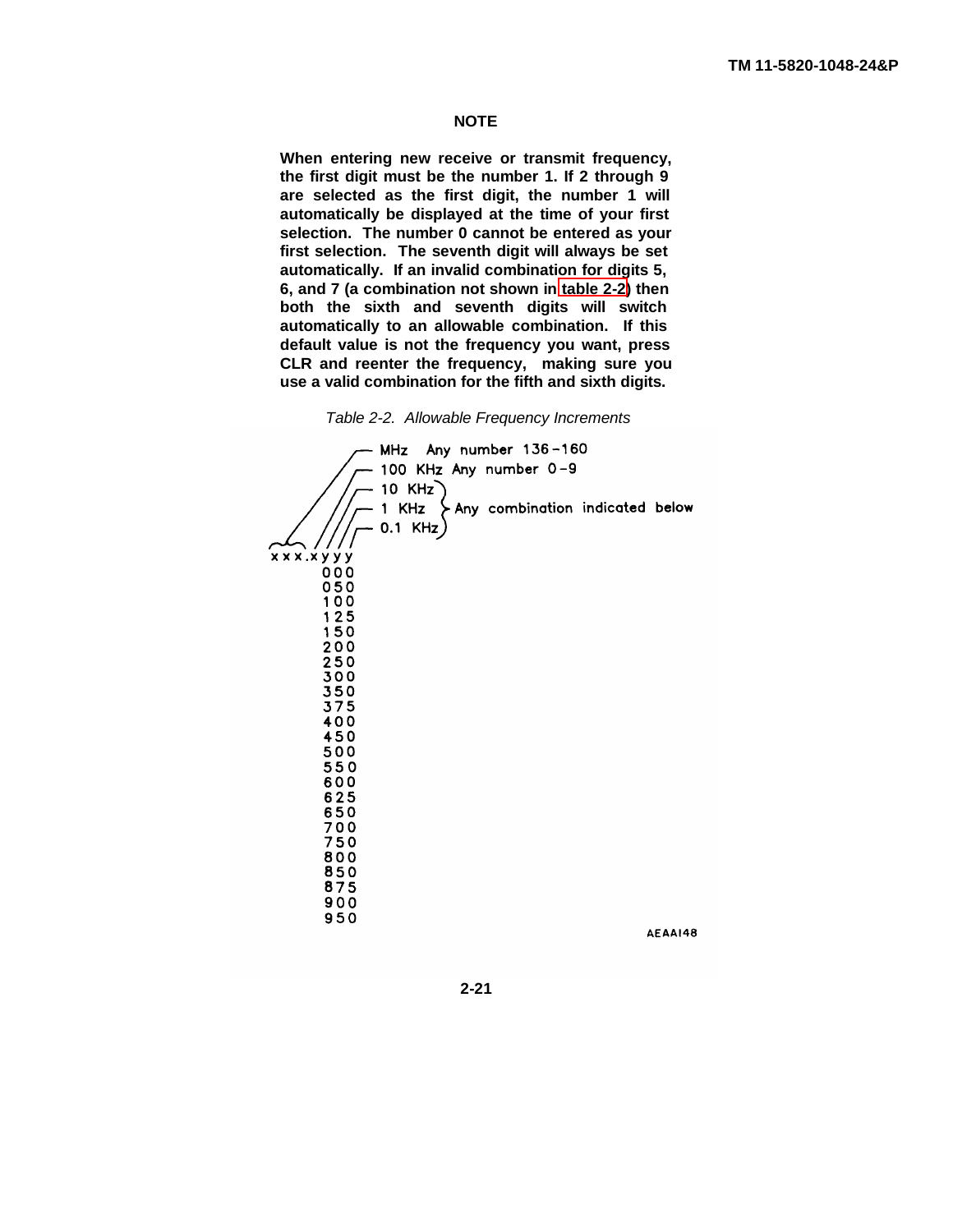**NOTE**

**When entering new receive or transmit frequency, the first digit must be the number 1. If 2 through 9 are selected as the first digit, the number 1 will automatically be displayed at the time of your first selection. The number 0 cannot be entered as your first selection. The seventh digit will always be set automatically. If an invalid combination for digits 5, 6, and 7 (a combination not shown in table 2-2) then both the sixth and seventh digits will switch automatically to an allowable combination. If this default value is not the frequency you want, press CLR and reenter the frequency, making sure you use a valid combination for the fifth and sixth digits.**

*Table 2-2. Allowable Frequency Increments*

xxx.xyyy

- xxx = MHz: Any number 136 - 160
- .x = 100 KHz: Any number 0 - 9
- yyy = 10 KHz, 1 KHz, 0.1 KHz: Any combination indicated below

| yyy |
|---|
| 000 |
| 050 |
| 100 |
| 125 |
| 150 |
| 200 |
| 250 |
| 300 |
| 350 |
| 375 |
| 400 |
| 450 |
| 500 |
| 550 |
| 600 |
| 625 |
| 650 |
| 700 |
| 750 |
| 800 |
| 850 |
| 875 |
| 900 |
| 950 |

AEAA148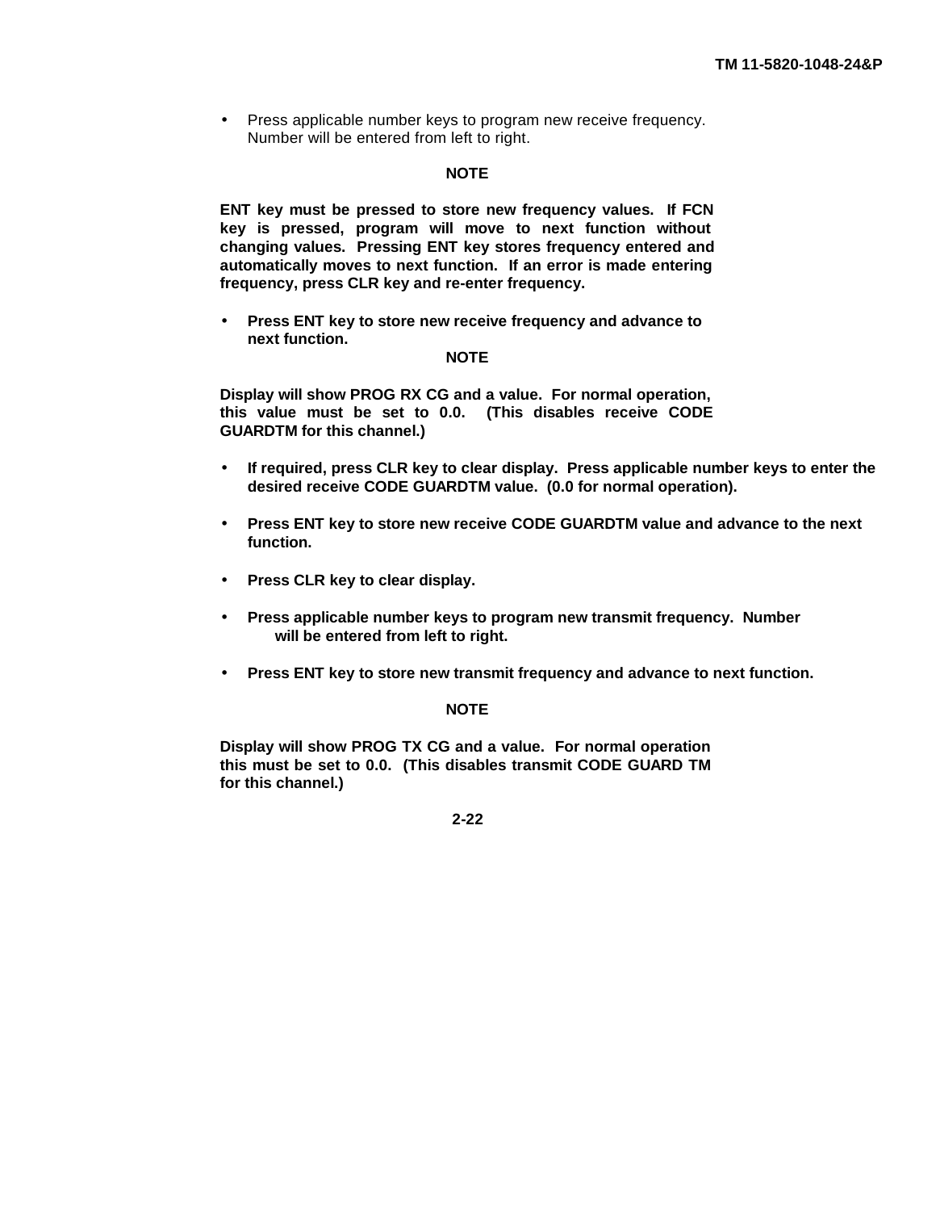- Press applicable number keys to program new receive frequency. Number will be entered from left to right.

**NOTE**

**ENT key must be pressed to store new frequency values. If FCN key is pressed, program will move to next function without changing values. Pressing ENT key stores frequency entered and automatically moves to next function. If an error is made entering frequency, press CLR key and re-enter frequency.**

- **Press ENT key to store new receive frequency and advance to next function.**

**NOTE**

**Display will show PROG RX CG and a value. For normal operation, this value must be set to 0.0. (This disables receive CODE GUARDTM for this channel.)**

- **If required, press CLR key to clear display. Press applicable number keys to enter the desired receive CODE GUARDTM value. (0.0 for normal operation).**

- **Press ENT key to store new receive CODE GUARDTM value and advance to the next function.**

- **Press CLR key to clear display.**

- **Press applicable number keys to program new transmit frequency. Number will be entered from left to right.**

- **Press ENT key to store new transmit frequency and advance to next function.**

**NOTE**

**Display will show PROG TX CG and a value. For normal operation this must be set to 0.0. (This disables transmit CODE GUARD TM for this channel.)**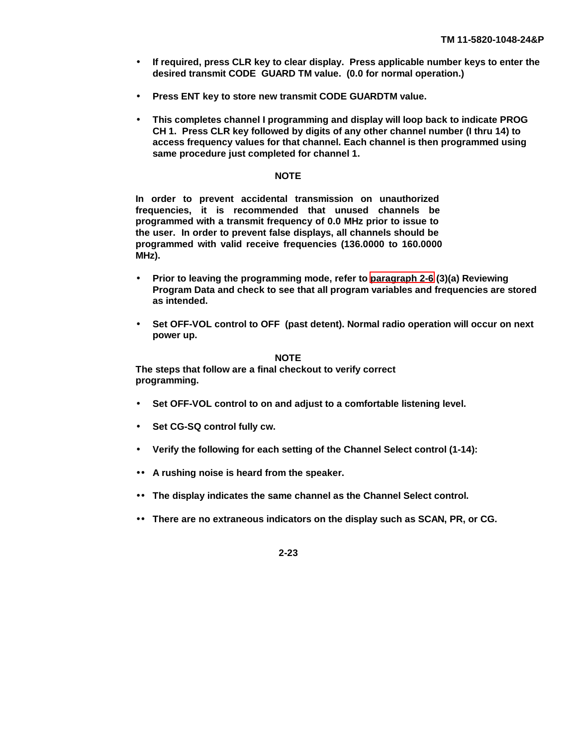- **If required, press CLR key to clear display. Press applicable number keys to enter the desired transmit CODE GUARD TM value. (0.0 for normal operation.)**

- **Press ENT key to store new transmit CODE GUARDTM value.**

- **This completes channel I programming and display will loop back to indicate PROG CH 1. Press CLR key followed by digits of any other channel number (I thru 14) to access frequency values for that channel. Each channel is then programmed using same procedure just completed for channel 1.**

**NOTE**

**In order to prevent accidental transmission on unauthorized frequencies, it is recommended that unused channels be programmed with a transmit frequency of 0.0 MHz prior to issue to the user. In order to prevent false displays, all channels should be programmed with valid receive frequencies (136.0000 to 160.0000 MHz).**

- **Prior to leaving the programming mode, refer to paragraph 2-6 (3)(a) Reviewing Program Data and check to see that all program variables and frequencies are stored as intended.**

- **Set OFF-VOL control to OFF (past detent). Normal radio operation will occur on next power up.**

**NOTE**

**The steps that follow are a final checkout to verify correct programming.**

- **Set OFF-VOL control to on and adjust to a comfortable listening level.**

- **Set CG-SQ control fully cw.**

- **Verify the following for each setting of the Channel Select control (1-14):**

  - **A rushing noise is heard from the speaker.**

  - **The display indicates the same channel as the Channel Select control.**

  - **There are no extraneous indicators on the display such as SCAN, PR, or CG.**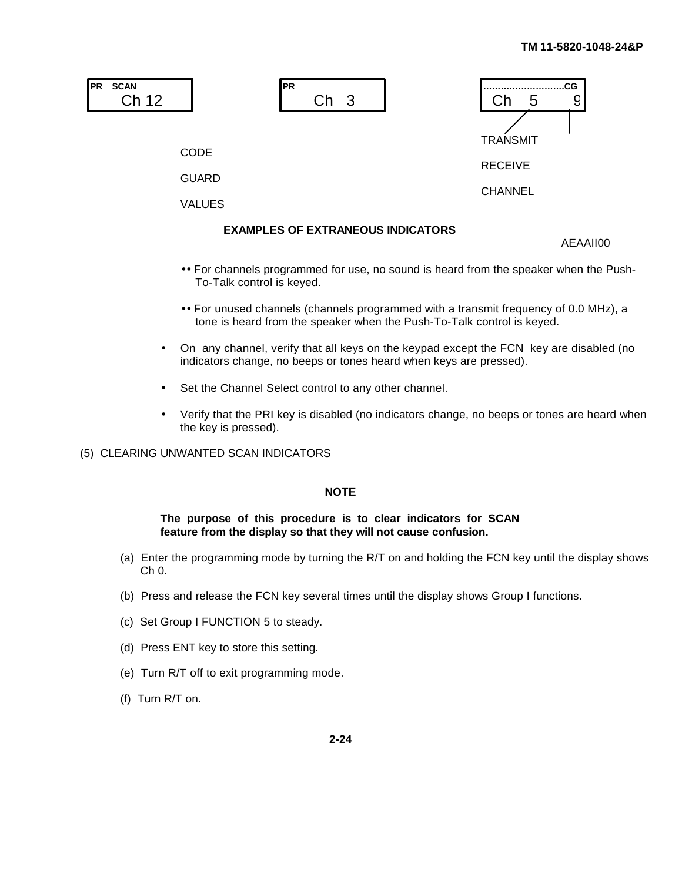| PR SCAN | PR | ..........................CG |
|---|---|---|
| Ch 12 | Ch 3 | Ch 5 9 |

CODE
GUARD
VALUES

TRANSMIT
RECEIVE
CHANNEL

**EXAMPLES OF EXTRANEOUS INDICATORS**

AEAAII00

- •• For channels programmed for use, no sound is heard from the speaker when the Push-To-Talk control is keyed.

- •• For unused channels (channels programmed with a transmit frequency of 0.0 MHz), a tone is heard from the speaker when the Push-To-Talk control is keyed.

- On any channel, verify that all keys on the keypad except the FCN key are disabled (no indicators change, no beeps or tones heard when keys are pressed).

- Set the Channel Select control to any other channel.

- Verify that the PRI key is disabled (no indicators change, no beeps or tones are heard when the key is pressed).

(5) CLEARING UNWANTED SCAN INDICATORS

**NOTE**

**The purpose of this procedure is to clear indicators for SCAN feature from the display so that they will not cause confusion.**

(a) Enter the programming mode by turning the R/T on and holding the FCN key until the display shows Ch 0.

(b) Press and release the FCN key several times until the display shows Group I functions.

(c) Set Group I FUNCTION 5 to steady.

(d) Press ENT key to store this setting.

(e) Turn R/T off to exit programming mode.

(f) Turn R/T on.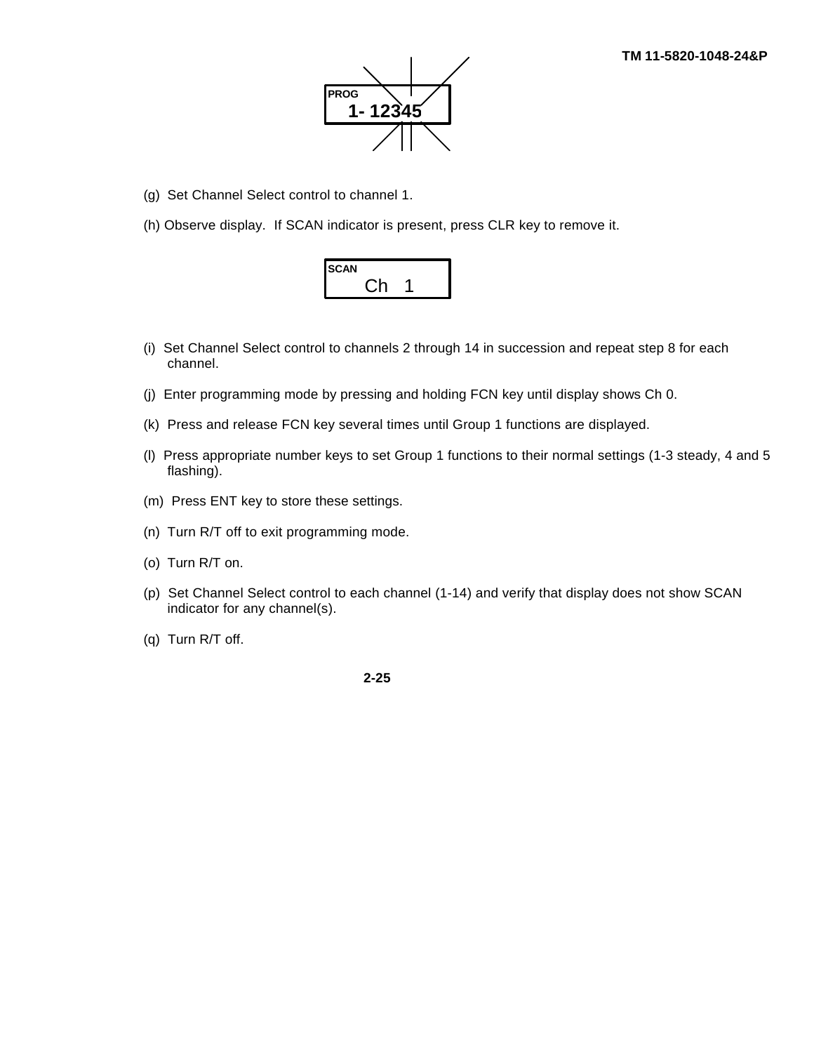PROG
1- 12345

(g) Set Channel Select control to channel 1.

(h) Observe display. If SCAN indicator is present, press CLR key to remove it.

SCAN
Ch 1

(i) Set Channel Select control to channels 2 through 14 in succession and repeat step 8 for each channel.

(j) Enter programming mode by pressing and holding FCN key until display shows Ch 0.

(k) Press and release FCN key several times until Group 1 functions are displayed.

(l) Press appropriate number keys to set Group 1 functions to their normal settings (1-3 steady, 4 and 5 flashing).

(m) Press ENT key to store these settings.

(n) Turn R/T off to exit programming mode.

(o) Turn R/T on.

(p) Set Channel Select control to each channel (1-14) and verify that display does not show SCAN indicator for any channel(s).

(q) Turn R/T off.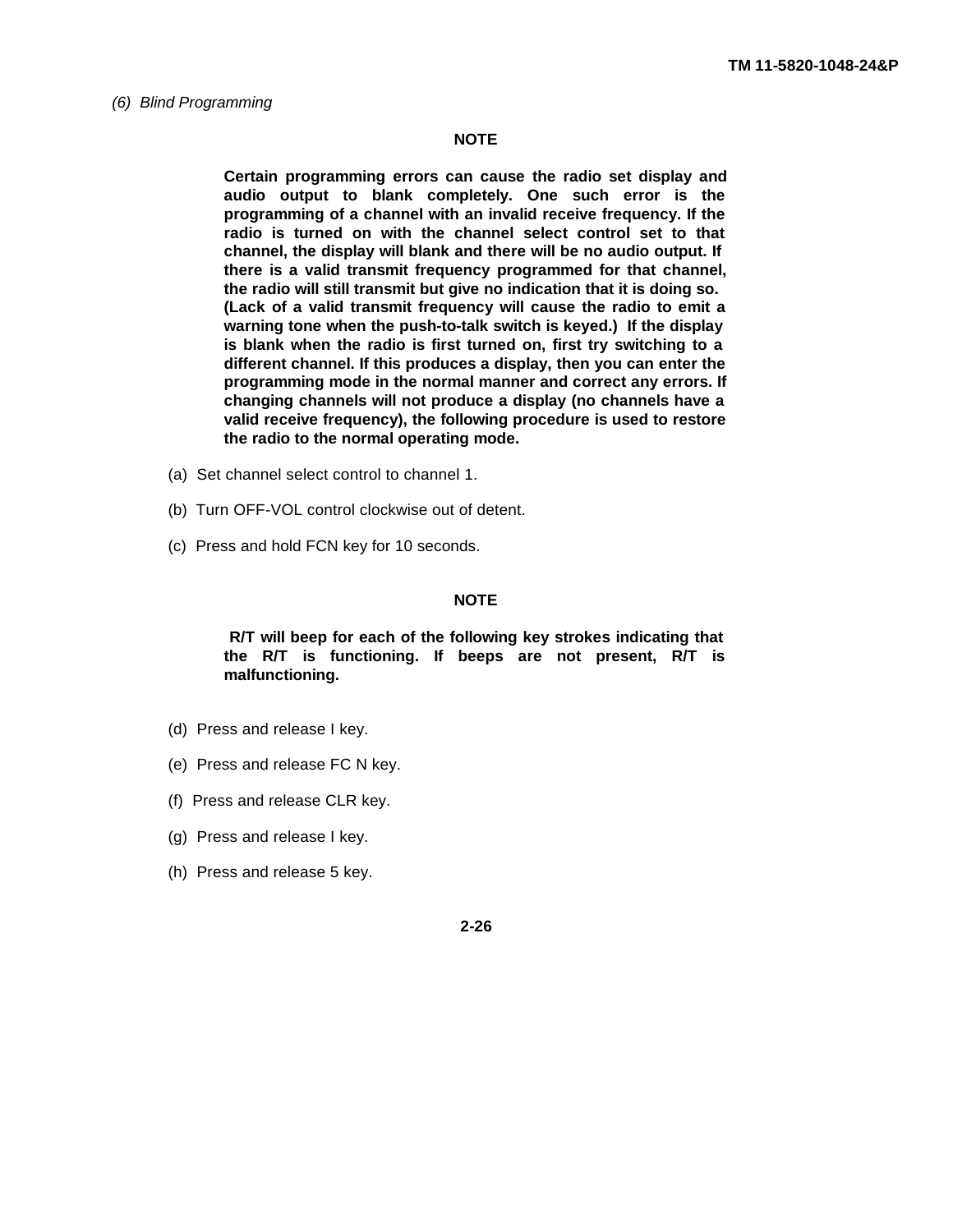*(6) Blind Programming*

**NOTE**

**Certain programming errors can cause the radio set display and audio output to blank completely. One such error is the programming of a channel with an invalid receive frequency. If the radio is turned on with the channel select control set to that channel, the display will blank and there will be no audio output. If there is a valid transmit frequency programmed for that channel, the radio will still transmit but give no indication that it is doing so. (Lack of a valid transmit frequency will cause the radio to emit a warning tone when the push-to-talk switch is keyed.) If the display is blank when the radio is first turned on, first try switching to a different channel. If this produces a display, then you can enter the programming mode in the normal manner and correct any errors. If changing channels will not produce a display (no channels have a valid receive frequency), the following procedure is used to restore the radio to the normal operating mode.**

(a) Set channel select control to channel 1.

(b) Turn OFF-VOL control clockwise out of detent.

(c) Press and hold FCN key for 10 seconds.

**NOTE**

**R/T will beep for each of the following key strokes indicating that the R/T is functioning. If beeps are not present, R/T is malfunctioning.**

(d) Press and release I key.

(e) Press and release FC N key.

(f) Press and release CLR key.

(g) Press and release I key.

(h) Press and release 5 key.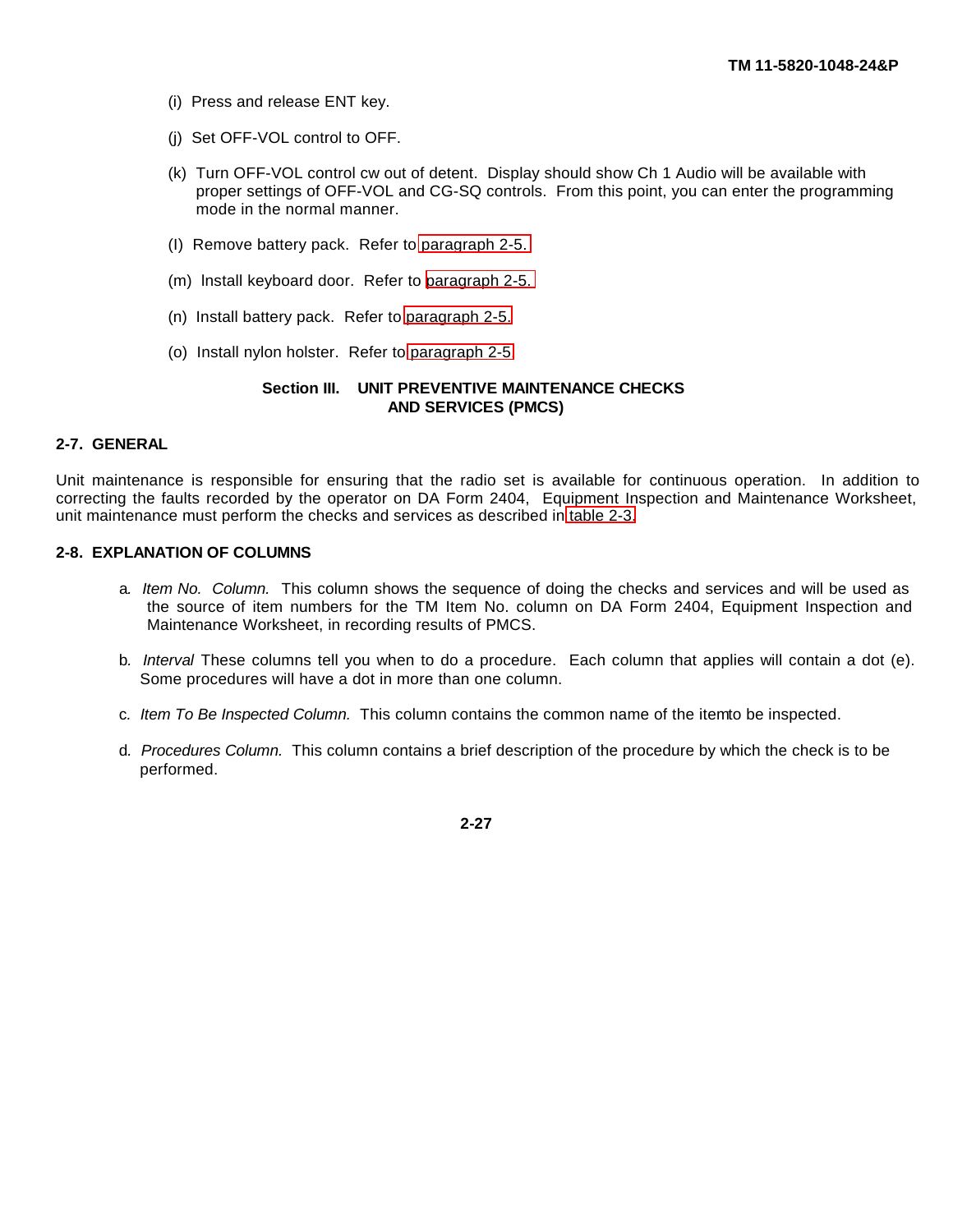(i) Press and release ENT key.

(j) Set OFF-VOL control to OFF.

(k) Turn OFF-VOL control cw out of detent. Display should show Ch 1 Audio will be available with proper settings of OFF-VOL and CG-SQ controls. From this point, you can enter the programming mode in the normal manner.

(l) Remove battery pack. Refer to paragraph 2-5.

(m) Install keyboard door. Refer to paragraph 2-5.

(n) Install battery pack. Refer to paragraph 2-5.

(o) Install nylon holster. Refer to paragraph 2-5

## Section III. UNIT PREVENTIVE MAINTENANCE CHECKS AND SERVICES (PMCS)

### 2-7. GENERAL

Unit maintenance is responsible for ensuring that the radio set is available for continuous operation. In addition to correcting the faults recorded by the operator on DA Form 2404, Equipment Inspection and Maintenance Worksheet, unit maintenance must perform the checks and services as described in table 2-3.

### 2-8. EXPLANATION OF COLUMNS

a. *Item No. Column.* This column shows the sequence of doing the checks and services and will be used as the source of item numbers for the TM Item No. column on DA Form 2404, Equipment Inspection and Maintenance Worksheet, in recording results of PMCS.

b. *Interval* These columns tell you when to do a procedure. Each column that applies will contain a dot (e). Some procedures will have a dot in more than one column.

c. *Item To Be Inspected Column.* This column contains the common name of the itemto be inspected.

d. *Procedures Column.* This column contains a brief description of the procedure by which the check is to be performed.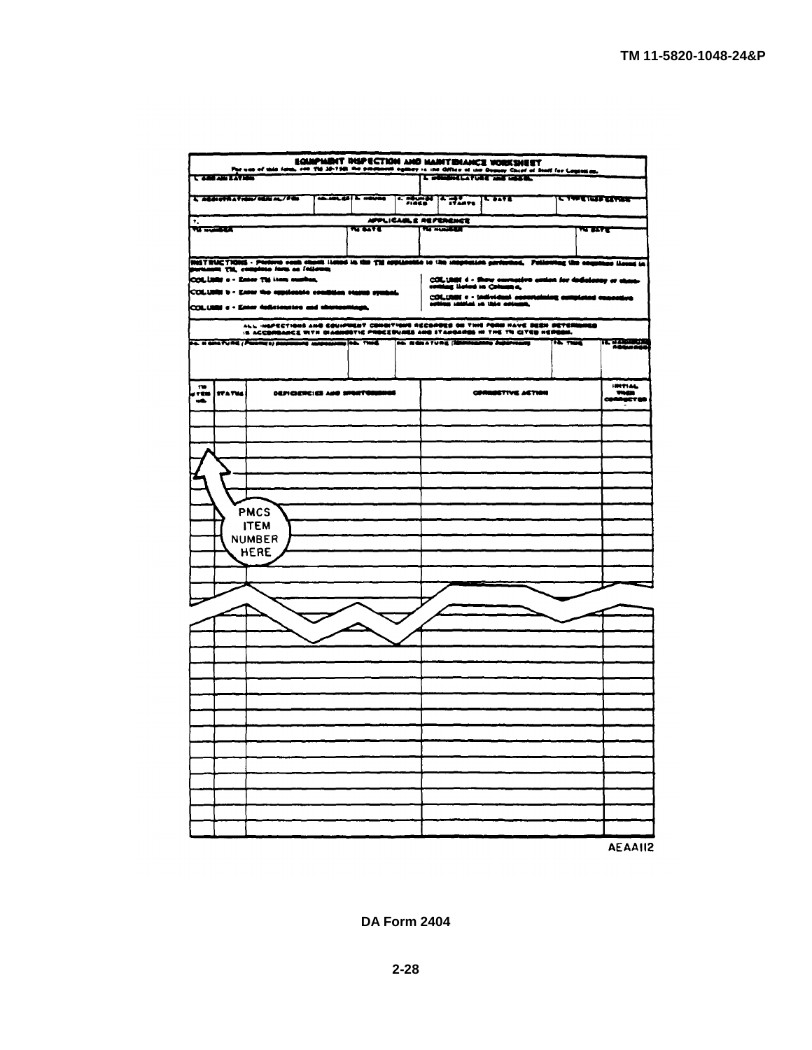**EQUIPMENT INSPECTION AND MAINTENANCE WORKSHEET**

For use of this form, see TM 38-750; the proponent agency is the Office of the Deputy Chief of Staff for Logistics.

| 1. ORGANIZATION | | | | | 2. NOMENCLATURE AND MODEL | | | |
|---|---|---|---|---|---|---|---|---|
| 3. REGISTRATION/SERIAL/NSN | 4a. MILES | b. HOURS | c. ROUNDS FIRED | d. HOT STARTS | | e. DATE | | f. TYPE INSPECTION |

**7. APPLICABLE REFERENCE**

| TM NUMBER | TM DATE | TM NUMBER | TM DATE |
|---|---|---|---|
| | | | |

INSTRUCTIONS - Perform each check listed in the TM applicable to the inspection performed. Following the sequence listed in pertinent TM, complete form as follows:

COLUMN a - Enter TM item number.

COLUMN b - Enter the applicable condition status symbol.

COLUMN c - Enter deficiencies and shortcomings.

COLUMN d - Show corrective action for deficiency or shortcoming listed in Column c.

COLUMN e - Individual ascertaining completed corrective action initial in this column.

ALL INSPECTIONS AND EQUIPMENT CONDITIONS RECORDED ON THIS FORM HAVE BEEN DETERMINED IN ACCORDANCE WITH DIAGNOSTIC PROCEDURES AND STANDARDS IN THE TM CITED HEREON.

| 8a. SIGNATURE (Person(s) performing inspection) | 8b. TIME | 9a. SIGNATURE (Maintenance Supervisor) | 9b. TIME | 10. MANHOURS REQUIRED |
|---|---|---|---|---|
| | | | | |

| TM ITEM NO. | STATUS | DEFICIENCIES AND SHORTCOMINGS | CORRECTIVE ACTION | INITIAL WHEN CORRECTED |
|---|---|---|---|---|
| | | | | |

PMCS ITEM NUMBER HERE

AEAA112

DA Form 2404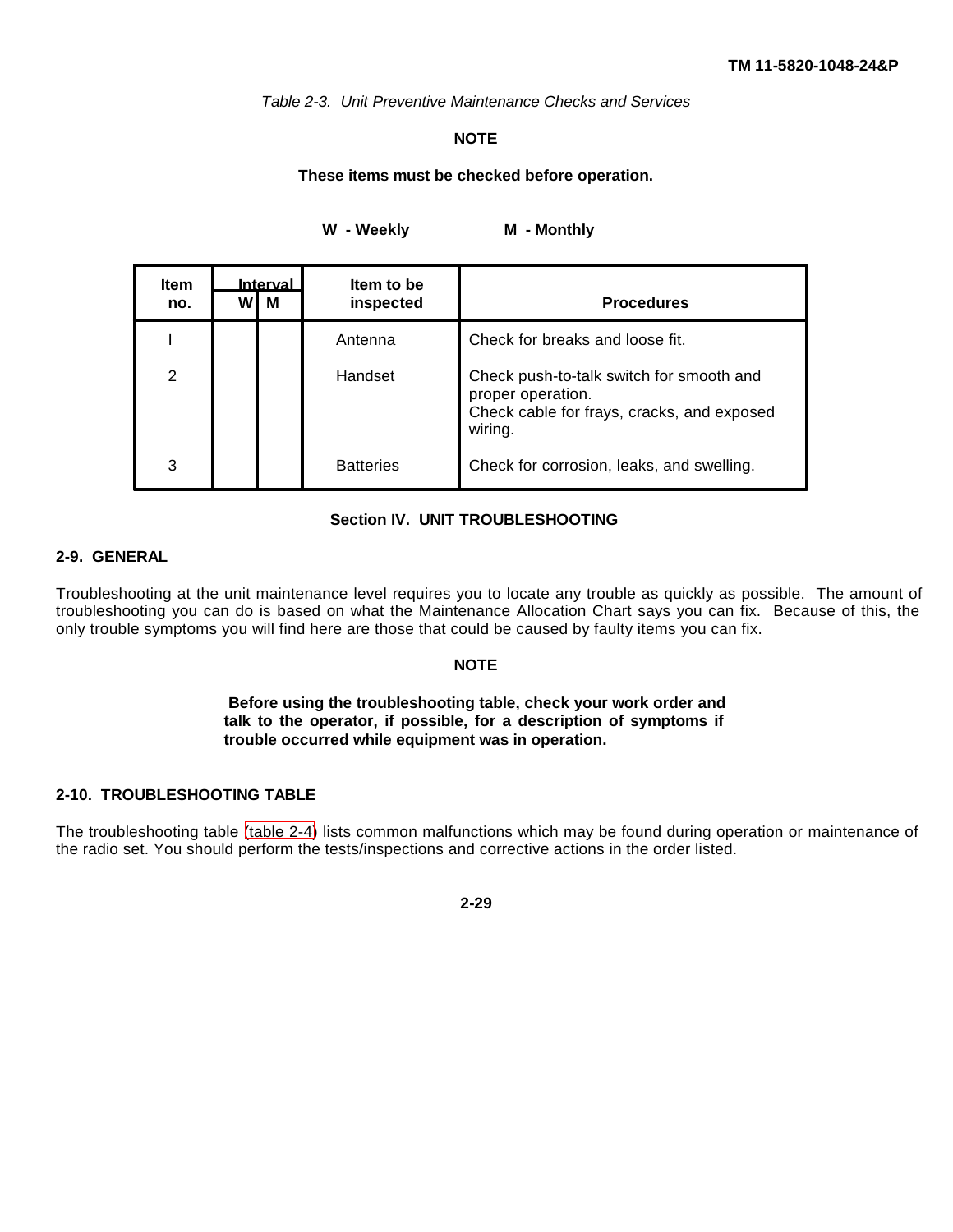*Table 2-3. Unit Preventive Maintenance Checks and Services*

**NOTE**

**These items must be checked before operation.**

**W - Weekly** **M - Monthly**

| Item no. | Interval | | Item to be inspected | Procedures |
|---|---|---|---|---|
| | W | M | | |
| I | | | Antenna | Check for breaks and loose fit. |
| 2 | | | Handset | Check push-to-talk switch for smooth and proper operation.<br>Check cable for frays, cracks, and exposed wiring. |
| 3 | | | Batteries | Check for corrosion, leaks, and swelling. |

## Section IV. UNIT TROUBLESHOOTING

### 2-9. GENERAL

Troubleshooting at the unit maintenance level requires you to locate any trouble as quickly as possible. The amount of troubleshooting you can do is based on what the Maintenance Allocation Chart says you can fix. Because of this, the only trouble symptoms you will find here are those that could be caused by faulty items you can fix.

**NOTE**

**Before using the troubleshooting table, check your work order and talk to the operator, if possible, for a description of symptoms if trouble occurred while equipment was in operation.**

### 2-10. TROUBLESHOOTING TABLE

The troubleshooting table (table 2-4) lists common malfunctions which may be found during operation or maintenance of the radio set. You should perform the tests/inspections and corrective actions in the order listed.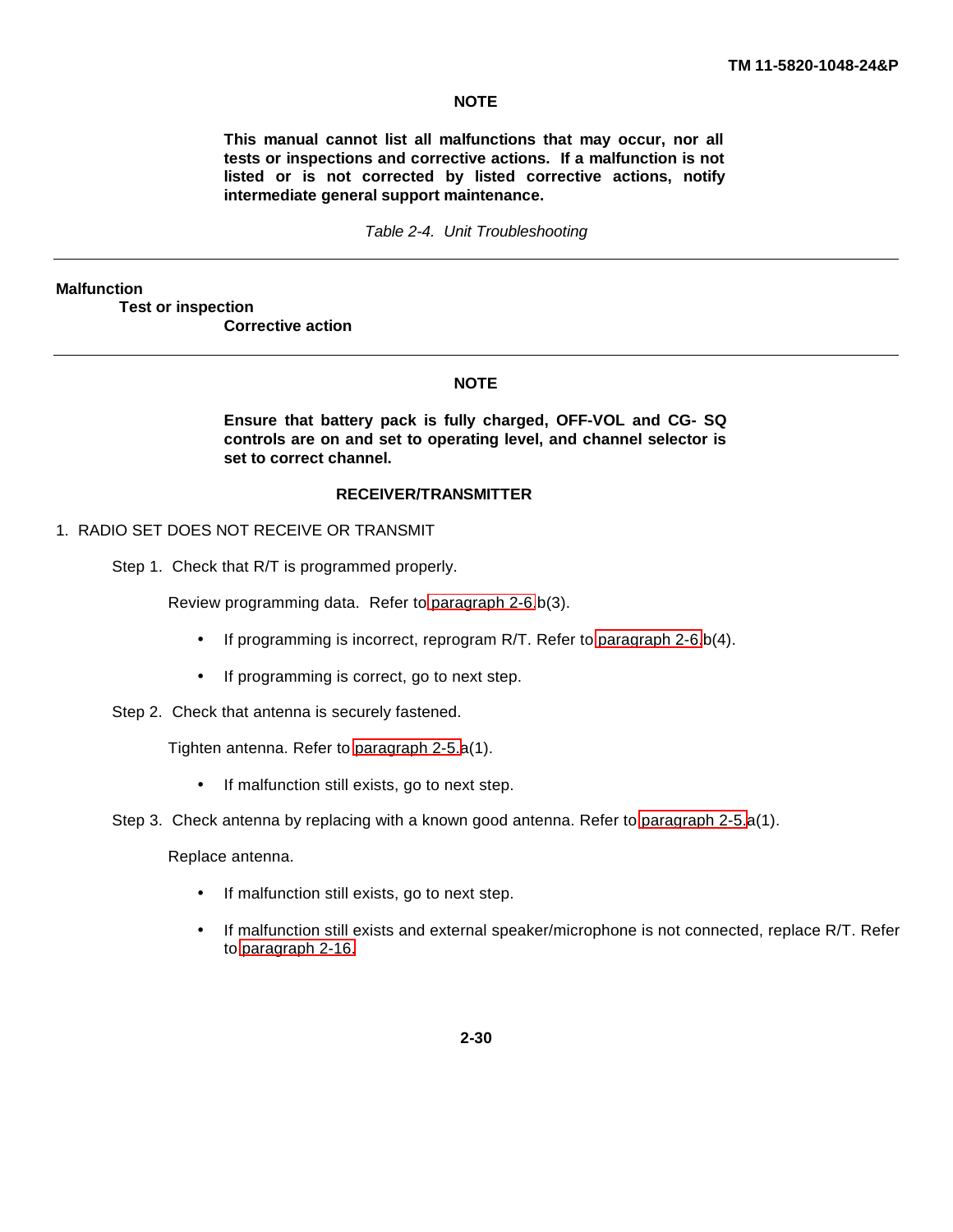**NOTE**

**This manual cannot list all malfunctions that may occur, nor all tests or inspections and corrective actions. If a malfunction is not listed or is not corrected by listed corrective actions, notify intermediate general support maintenance.**

*Table 2-4. Unit Troubleshooting*

---

**Malfunction**

**Test or inspection**

**Corrective action**

---

**NOTE**

**Ensure that battery pack is fully charged, OFF-VOL and CG- SQ controls are on and set to operating level, and channel selector is set to correct channel.**

**RECEIVER/TRANSMITTER**

1. RADIO SET DOES NOT RECEIVE OR TRANSMIT

Step 1. Check that R/T is programmed properly.

Review programming data. Refer to paragraph 2-6.b(3).

- If programming is incorrect, reprogram R/T. Refer to paragraph 2-6.b(4).
- If programming is correct, go to next step.

Step 2. Check that antenna is securely fastened.

Tighten antenna. Refer to paragraph 2-5.a(1).

- If malfunction still exists, go to next step.

Step 3. Check antenna by replacing with a known good antenna. Refer to paragraph 2-5.a(1).

Replace antenna.

- If malfunction still exists, go to next step.
- If malfunction still exists and external speaker/microphone is not connected, replace R/T. Refer to paragraph 2-16.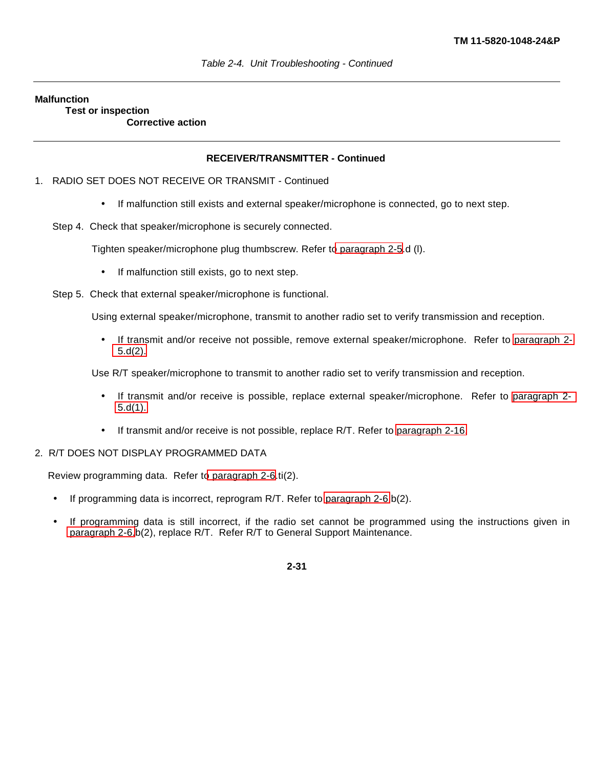*Table 2-4. Unit Troubleshooting - Continued*

---

**Malfunction**
**Test or inspection**
**Corrective action**

---

**RECEIVER/TRANSMITTER - Continued**

1. RADIO SET DOES NOT RECEIVE OR TRANSMIT - Continued

   - If malfunction still exists and external speaker/microphone is connected, go to next step.

   Step 4. Check that speaker/microphone is securely connected.

   Tighten speaker/microphone plug thumbscrew. Refer to paragraph 2-5.d (l).

   - If malfunction still exists, go to next step.

   Step 5. Check that external speaker/microphone is functional.

   Using external speaker/microphone, transmit to another radio set to verify transmission and reception.

   - If transmit and/or receive not possible, remove external speaker/microphone. Refer to paragraph 2-5.d(2).

   Use R/T speaker/microphone to transmit to another radio set to verify transmission and reception.

   - If transmit and/or receive is possible, replace external speaker/microphone. Refer to paragraph 2-5.d(1).

   - If transmit and/or receive is not possible, replace R/T. Refer to paragraph 2-16.

2. R/T DOES NOT DISPLAY PROGRAMMED DATA

   Review programming data. Refer to paragraph 2-6.ti(2).

   - If programming data is incorrect, reprogram R/T. Refer to paragraph 2-6.b(2).

   - If programming data is still incorrect, if the radio set cannot be programmed using the instructions given in paragraph 2-6.b(2), replace R/T. Refer R/T to General Support Maintenance.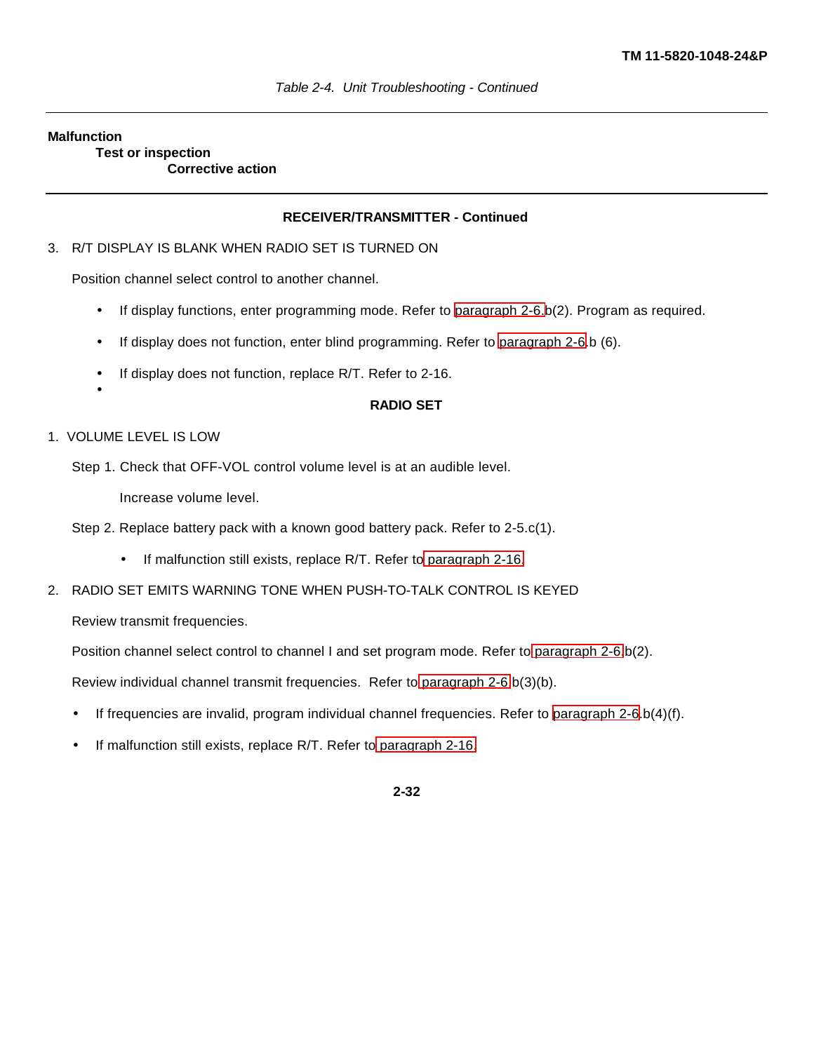*Table 2-4. Unit Troubleshooting - Continued*

---

**Malfunction**

**Test or inspection**

**Corrective action**

---

**RECEIVER/TRANSMITTER - Continued**

3. R/T DISPLAY IS BLANK WHEN RADIO SET IS TURNED ON

   Position channel select control to another channel.

   - If display functions, enter programming mode. Refer to paragraph 2-6.b(2). Program as required.
   - If display does not function, enter blind programming. Refer to paragraph 2-6.b (6).
   - If display does not function, replace R/T. Refer to 2-16.

**RADIO SET**

1. VOLUME LEVEL IS LOW

   Step 1. Check that OFF-VOL control volume level is at an audible level.

   Increase volume level.

   Step 2. Replace battery pack with a known good battery pack. Refer to 2-5.c(1).

   - If malfunction still exists, replace R/T. Refer to paragraph 2-16.

2. RADIO SET EMITS WARNING TONE WHEN PUSH-TO-TALK CONTROL IS KEYED

   Review transmit frequencies.

   Position channel select control to channel I and set program mode. Refer to paragraph 2-6.b(2).

   Review individual channel transmit frequencies. Refer to paragraph 2-6.b(3)(b).

   - If frequencies are invalid, program individual channel frequencies. Refer to paragraph 2-6.b(4)(f).
   - If malfunction still exists, replace R/T. Refer to paragraph 2-16.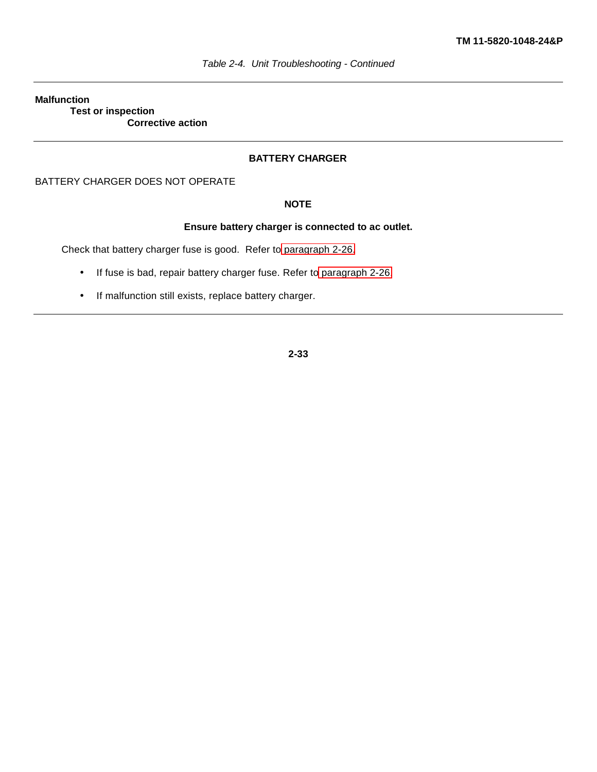*Table 2-4. Unit Troubleshooting - Continued*

---

**Malfunction**

**Test or inspection**

**Corrective action**

---

**BATTERY CHARGER**

BATTERY CHARGER DOES NOT OPERATE

**NOTE**

**Ensure battery charger is connected to ac outlet.**

Check that battery charger fuse is good. Refer to paragraph 2-26.

- If fuse is bad, repair battery charger fuse. Refer to paragraph 2-26.
- If malfunction still exists, replace battery charger.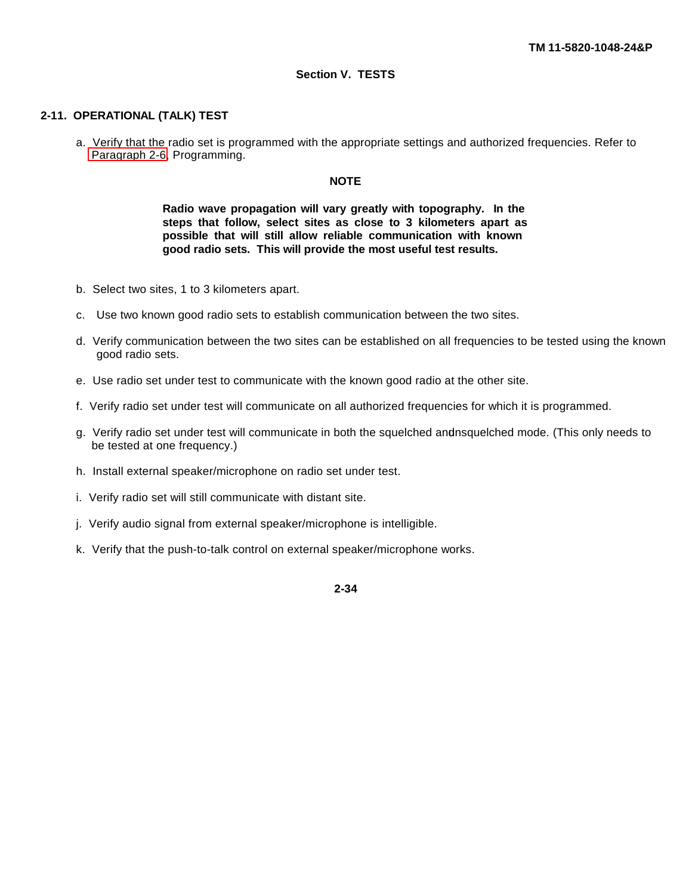## Section V. TESTS

### 2-11. OPERATIONAL (TALK) TEST

a. Verify that the radio set is programmed with the appropriate settings and authorized frequencies. Refer to Paragraph 2-6, Programming.

**NOTE**

**Radio wave propagation will vary greatly with topography. In the steps that follow, select sites as close to 3 kilometers apart as possible that will still allow reliable communication with known good radio sets. This will provide the most useful test results.**

b. Select two sites, 1 to 3 kilometers apart.

c. Use two known good radio sets to establish communication between the two sites.

d. Verify communication between the two sites can be established on all frequencies to be tested using the known good radio sets.

e. Use radio set under test to communicate with the known good radio at the other site.

f. Verify radio set under test will communicate on all authorized frequencies for which it is programmed.

g. Verify radio set under test will communicate in both the squelched and unsquelched mode. (This only needs to be tested at one frequency.)

h. Install external speaker/microphone on radio set under test.

i. Verify radio set will still communicate with distant site.

j. Verify audio signal from external speaker/microphone is intelligible.

k. Verify that the push-to-talk control on external speaker/microphone works.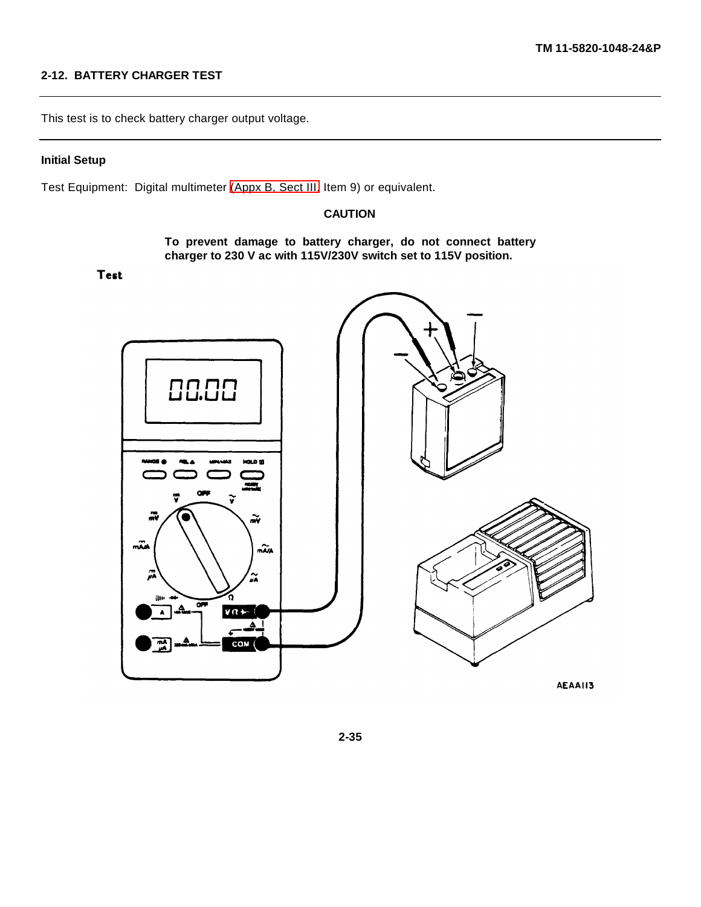## 2-12. BATTERY CHARGER TEST

This test is to check battery charger output voltage.

### Initial Setup

Test Equipment: Digital multimeter (Appx B, Sect III, Item 9) or equivalent.

**CAUTION**

**To prevent damage to battery charger, do not connect battery charger to 230 V ac with 115V/230V switch set to 115V position.**

**Test**

AEAA113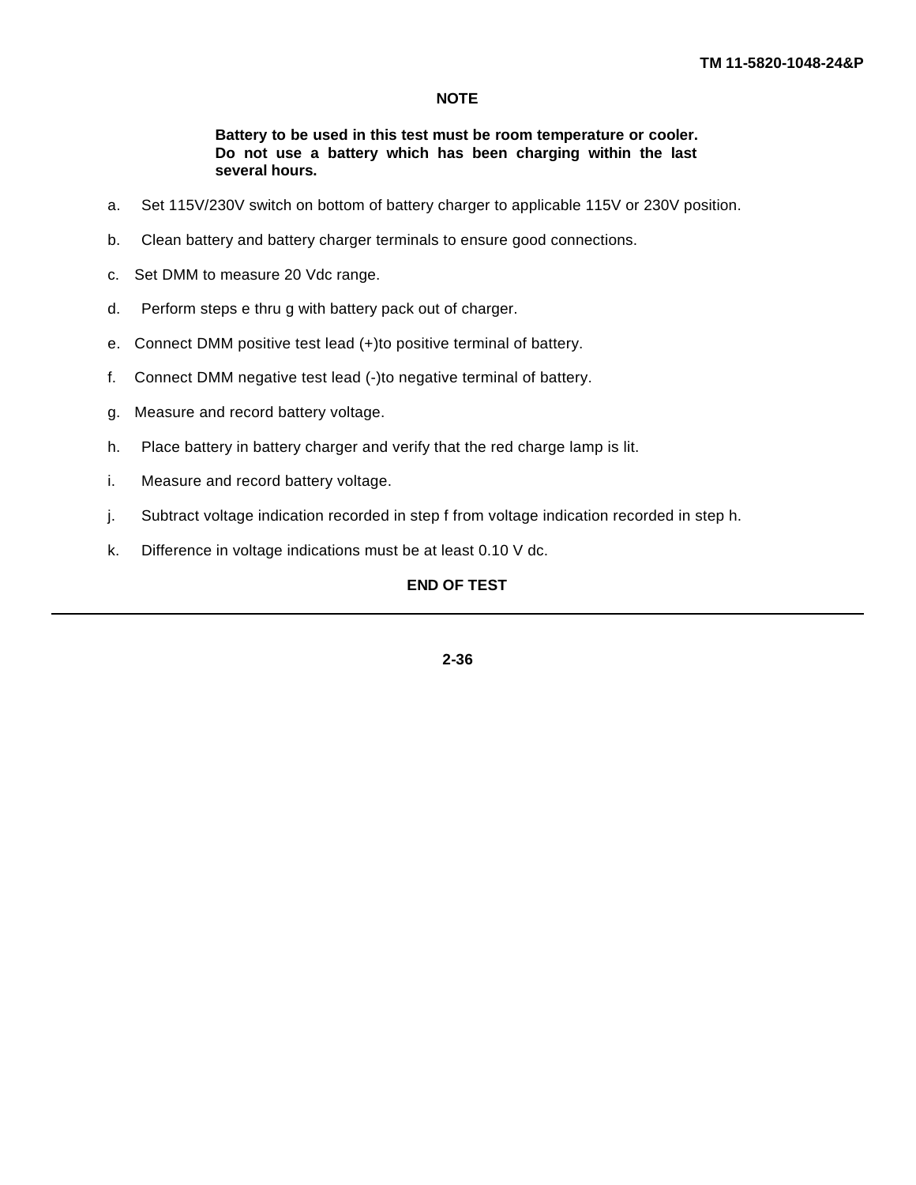**NOTE**

**Battery to be used in this test must be room temperature or cooler. Do not use a battery which has been charging within the last several hours.**

a. Set 115V/230V switch on bottom of battery charger to applicable 115V or 230V position.

b. Clean battery and battery charger terminals to ensure good connections.

c. Set DMM to measure 20 Vdc range.

d. Perform steps e thru g with battery pack out of charger.

e. Connect DMM positive test lead (+)to positive terminal of battery.

f. Connect DMM negative test lead (-)to negative terminal of battery.

g. Measure and record battery voltage.

h. Place battery in battery charger and verify that the red charge lamp is lit.

i. Measure and record battery voltage.

j. Subtract voltage indication recorded in step f from voltage indication recorded in step h.

k. Difference in voltage indications must be at least 0.10 V dc.

**END OF TEST**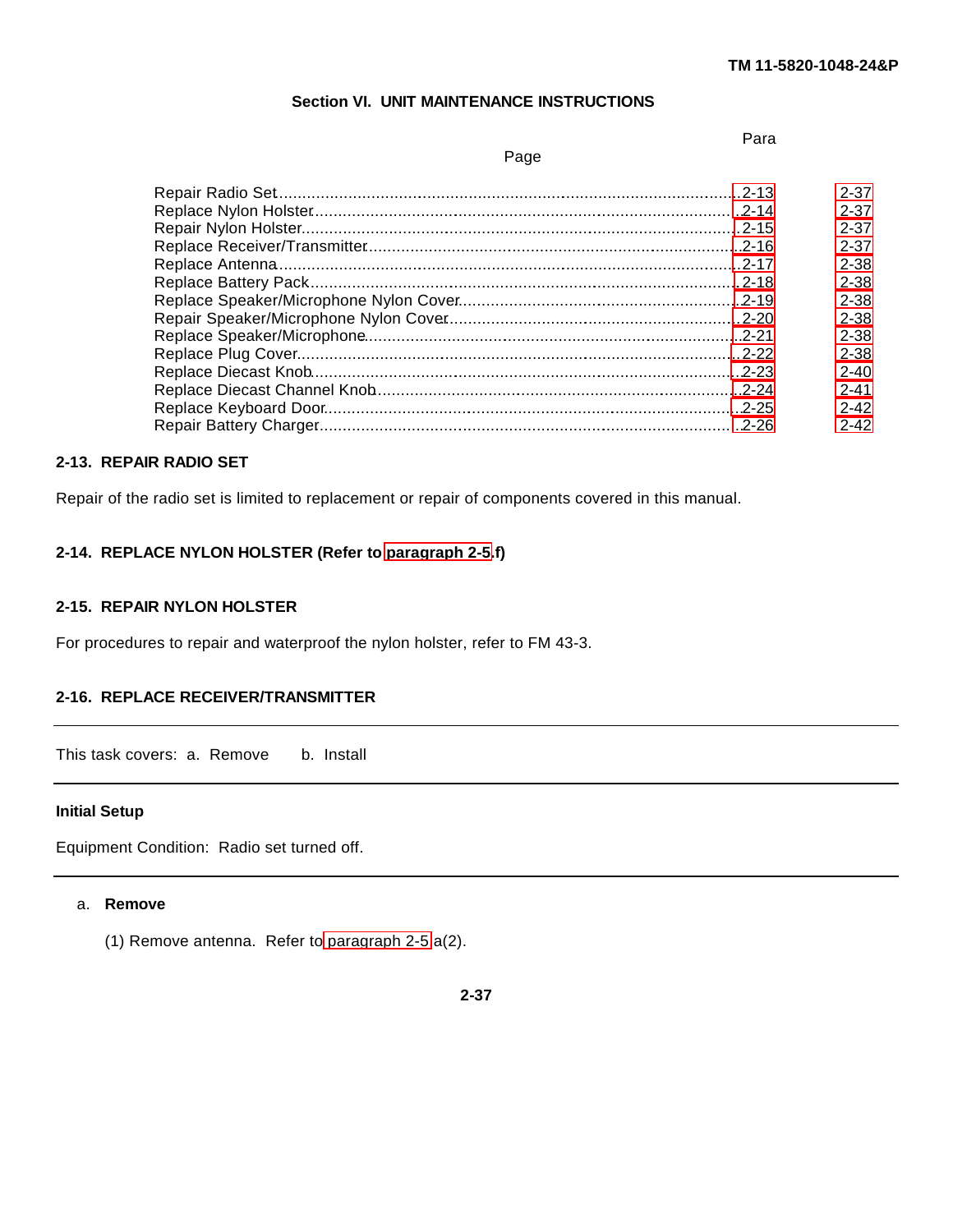## Section VI. UNIT MAINTENANCE INSTRUCTIONS

| | Para | Page |
|---|---|---|
| Repair Radio Set | 2-13 | 2-37 |
| Replace Nylon Holster | 2-14 | 2-37 |
| Repair Nylon Holster | 2-15 | 2-37 |
| Replace Receiver/Transmitter | 2-16 | 2-37 |
| Replace Antenna | 2-17 | 2-38 |
| Replace Battery Pack | 2-18 | 2-38 |
| Replace Speaker/Microphone Nylon Cover | 2-19 | 2-38 |
| Repair Speaker/Microphone Nylon Cover | 2-20 | 2-38 |
| Replace Speaker/Microphone | 2-21 | 2-38 |
| Replace Plug Cover | 2-22 | 2-38 |
| Replace Diecast Knob | 2-23 | 2-40 |
| Replace Diecast Channel Knob | 2-24 | 2-41 |
| Replace Keyboard Door | 2-25 | 2-42 |
| Repair Battery Charger | 2-26 | 2-42 |

### 2-13. REPAIR RADIO SET

Repair of the radio set is limited to replacement or repair of components covered in this manual.

### 2-14. REPLACE NYLON HOLSTER (Refer to paragraph 2-5.f)

### 2-15. REPAIR NYLON HOLSTER

For procedures to repair and waterproof the nylon holster, refer to FM 43-3.

### 2-16. REPLACE RECEIVER/TRANSMITTER

---

This task covers: a. Remove  b. Install

---

**Initial Setup**

Equipment Condition: Radio set turned off.

---

a. **Remove**

(1) Remove antenna. Refer to paragraph 2-5 a(2).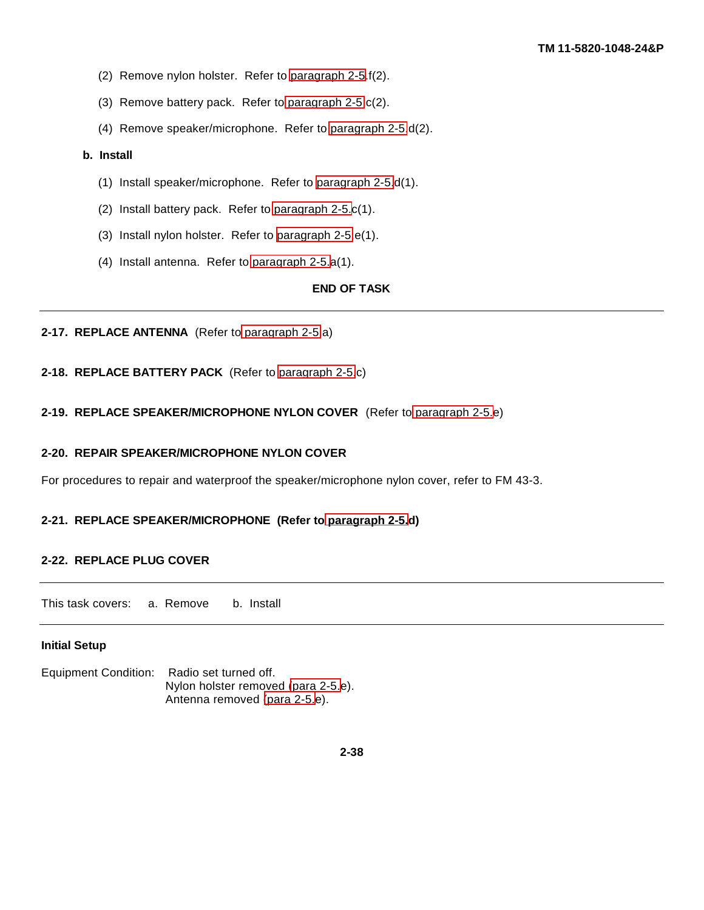(2) Remove nylon holster. Refer to paragraph 2-5.f(2).

(3) Remove battery pack. Refer to paragraph 2-5 c(2).

(4) Remove speaker/microphone. Refer to paragraph 2-5.d(2).

**b. Install**

(1) Install speaker/microphone. Refer to paragraph 2-5.d(1).

(2) Install battery pack. Refer to paragraph 2-5.c(1).

(3) Install nylon holster. Refer to paragraph 2-5 e(1).

(4) Install antenna. Refer to paragraph 2-5.a(1).

**END OF TASK**

---

**2-17. REPLACE ANTENNA** (Refer to paragraph 2-5 a)

**2-18. REPLACE BATTERY PACK** (Refer to paragraph 2-5.c)

**2-19. REPLACE SPEAKER/MICROPHONE NYLON COVER** (Refer to paragraph 2-5.e)

**2-20. REPAIR SPEAKER/MICROPHONE NYLON COVER**

For procedures to repair and waterproof the speaker/microphone nylon cover, refer to FM 43-3.

**2-21. REPLACE SPEAKER/MICROPHONE (Refer to paragraph 2-5.d)**

**2-22. REPLACE PLUG COVER**

---

This task covers: a. Remove b. Install

---

**Initial Setup**

Equipment Condition: Radio set turned off.
Nylon holster removed (para 2-5.e).
Antenna removed (para 2-5.e).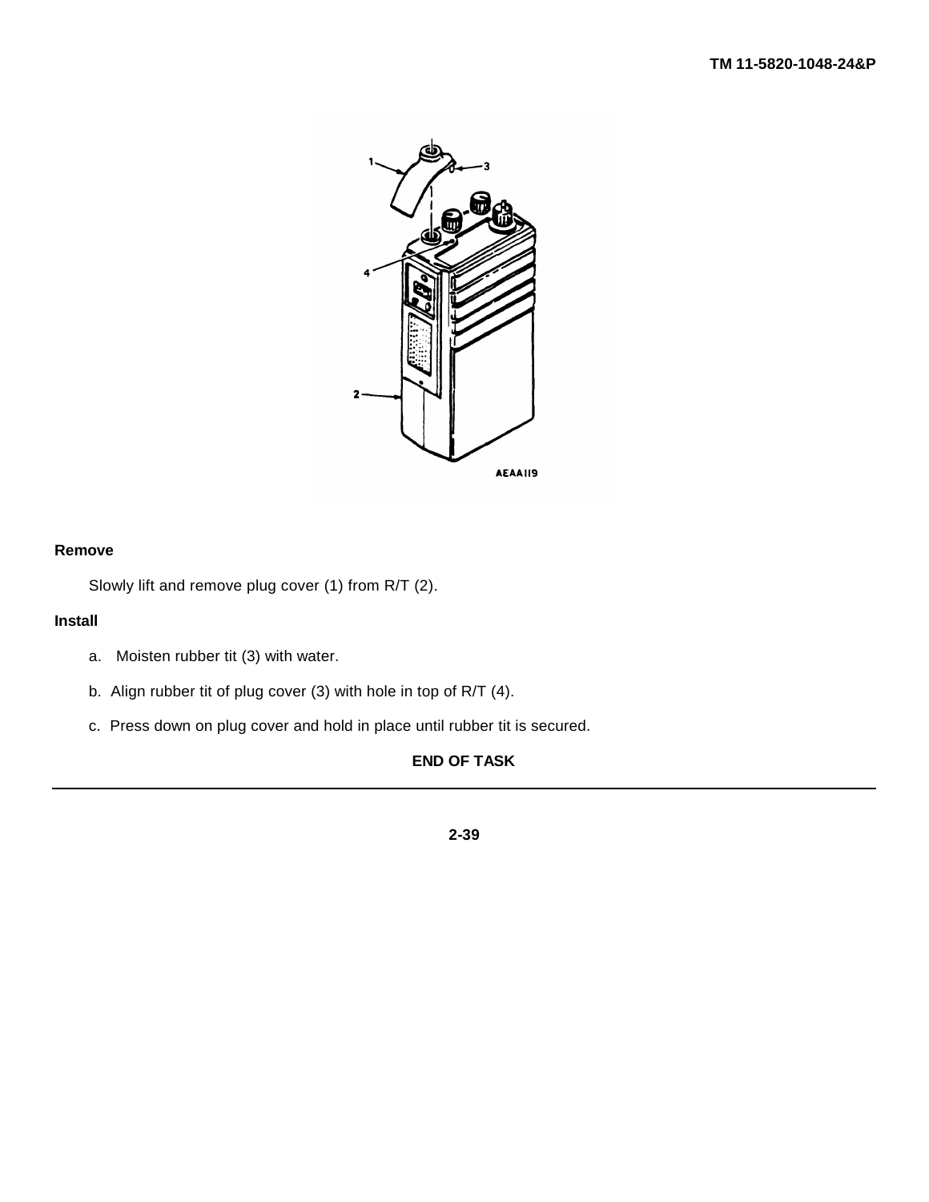**Remove**

Slowly lift and remove plug cover (1) from R/T (2).

**Install**

a. Moisten rubber tit (3) with water.

b. Align rubber tit of plug cover (3) with hole in top of R/T (4).

c. Press down on plug cover and hold in place until rubber tit is secured.

**END OF TASK**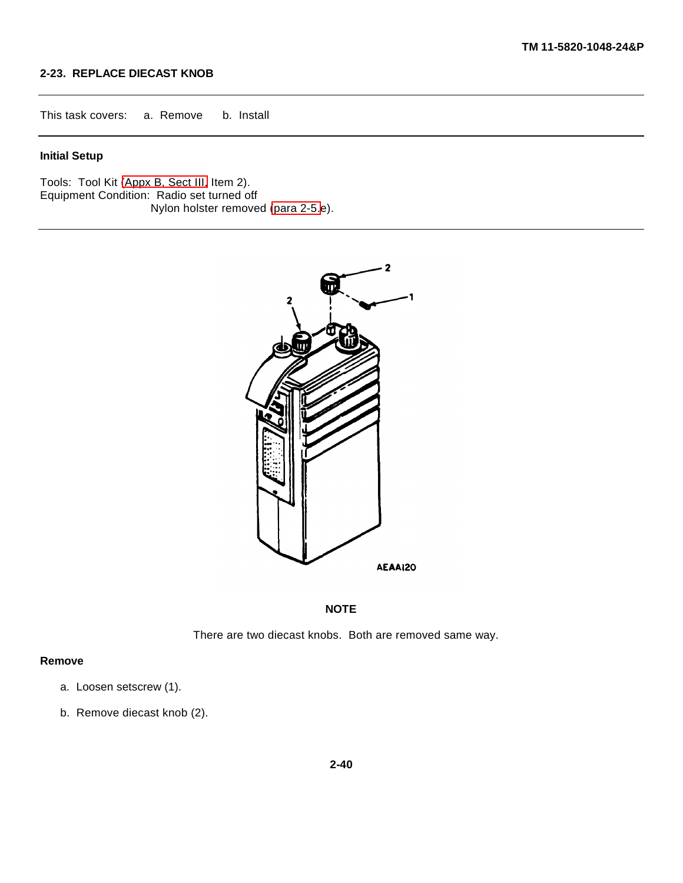## 2-23. REPLACE DIECAST KNOB

This task covers: a. Remove b. Install

**Initial Setup**

Tools: Tool Kit (Appx B, Sect III, Item 2).
Equipment Condition: Radio set turned off
Nylon holster removed (para 2-5.e).

**NOTE**

There are two diecast knobs. Both are removed same way.

**Remove**

a. Loosen setscrew (1).

b. Remove diecast knob (2).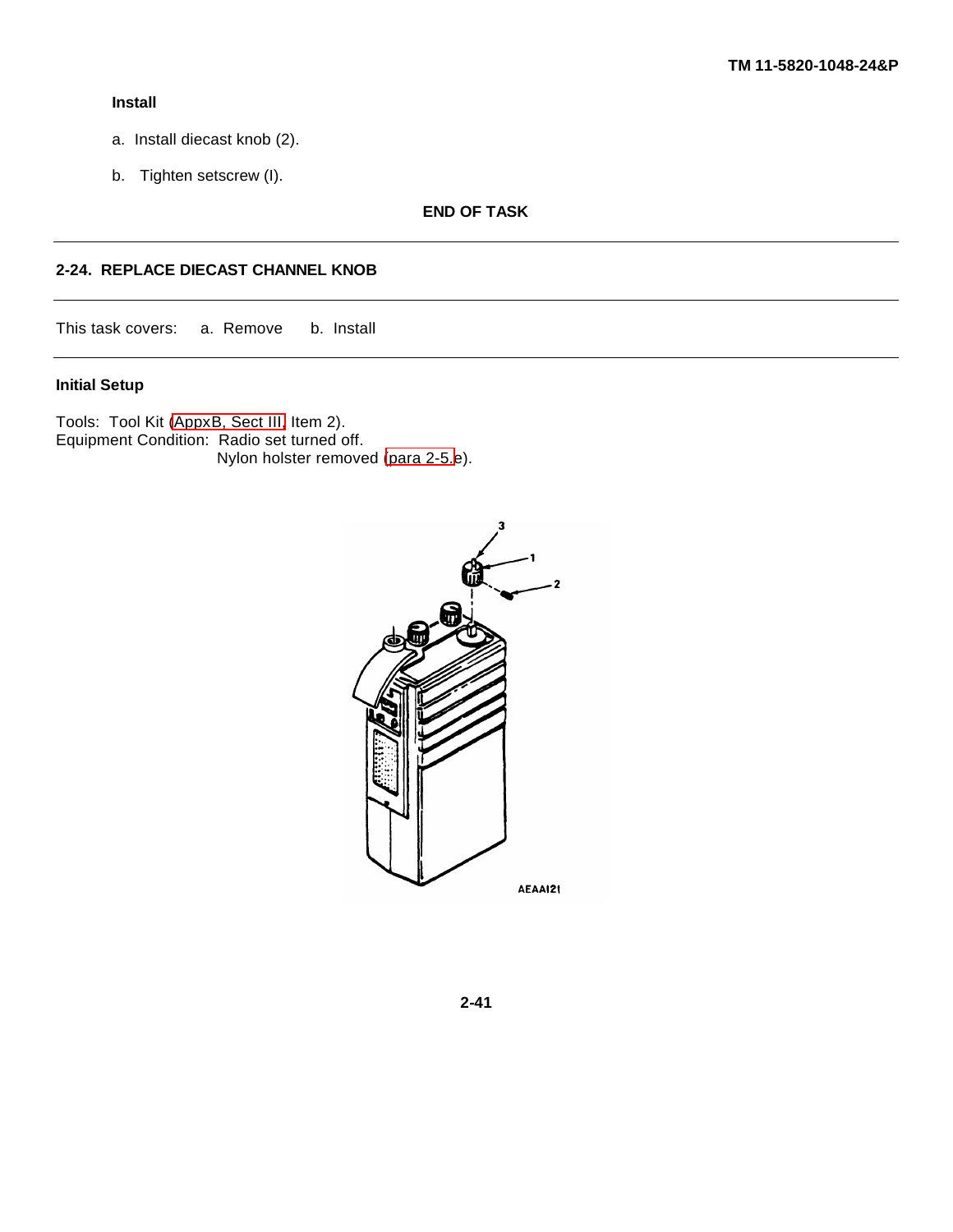### Install

a. Install diecast knob (2).

b. Tighten setscrew (l).

**END OF TASK**

---

## 2-24. REPLACE DIECAST CHANNEL KNOB

This task covers: a. Remove b. Install

---

### Initial Setup

Tools: Tool Kit (AppxB, Sect III, Item 2).
Equipment Condition: Radio set turned off.
Nylon holster removed (para 2-5.e).

AEAAI21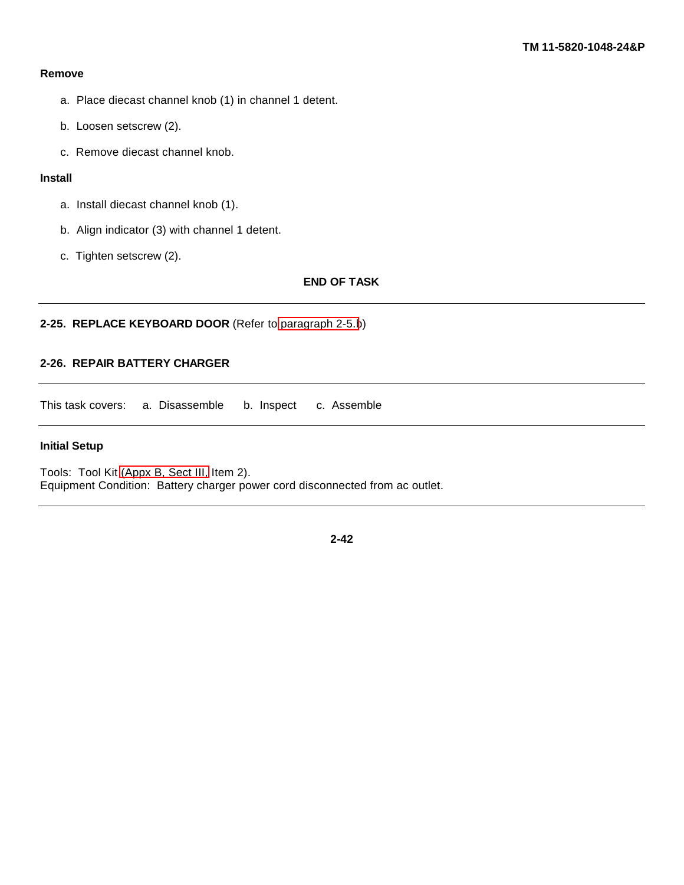**Remove**

a. Place diecast channel knob (1) in channel 1 detent.

b. Loosen setscrew (2).

c. Remove diecast channel knob.

**Install**

a. Install diecast channel knob (1).

b. Align indicator (3) with channel 1 detent.

c. Tighten setscrew (2).

**END OF TASK**

---

**2-25. REPLACE KEYBOARD DOOR** (Refer to paragraph 2-5.b)

**2-26. REPAIR BATTERY CHARGER**

---

This task covers: a. Disassemble b. Inspect c. Assemble

---

**Initial Setup**

Tools: Tool Kit (Appx B, Sect III, Item 2).
Equipment Condition: Battery charger power cord disconnected from ac outlet.

---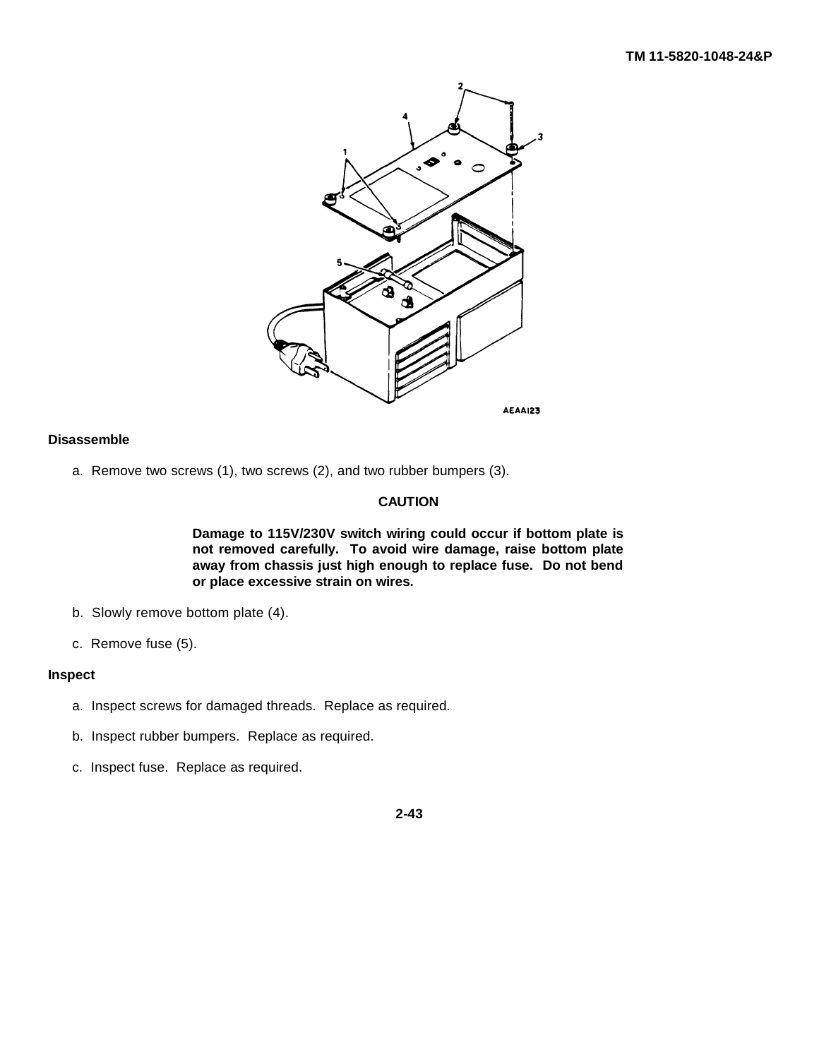**Disassemble**

a. Remove two screws (1), two screws (2), and two rubber bumpers (3).

**CAUTION**

**Damage to 115V/230V switch wiring could occur if bottom plate is not removed carefully. To avoid wire damage, raise bottom plate away from chassis just high enough to replace fuse. Do not bend or place excessive strain on wires.**

b. Slowly remove bottom plate (4).

c. Remove fuse (5).

**Inspect**

a. Inspect screws for damaged threads. Replace as required.

b. Inspect rubber bumpers. Replace as required.

c. Inspect fuse. Replace as required.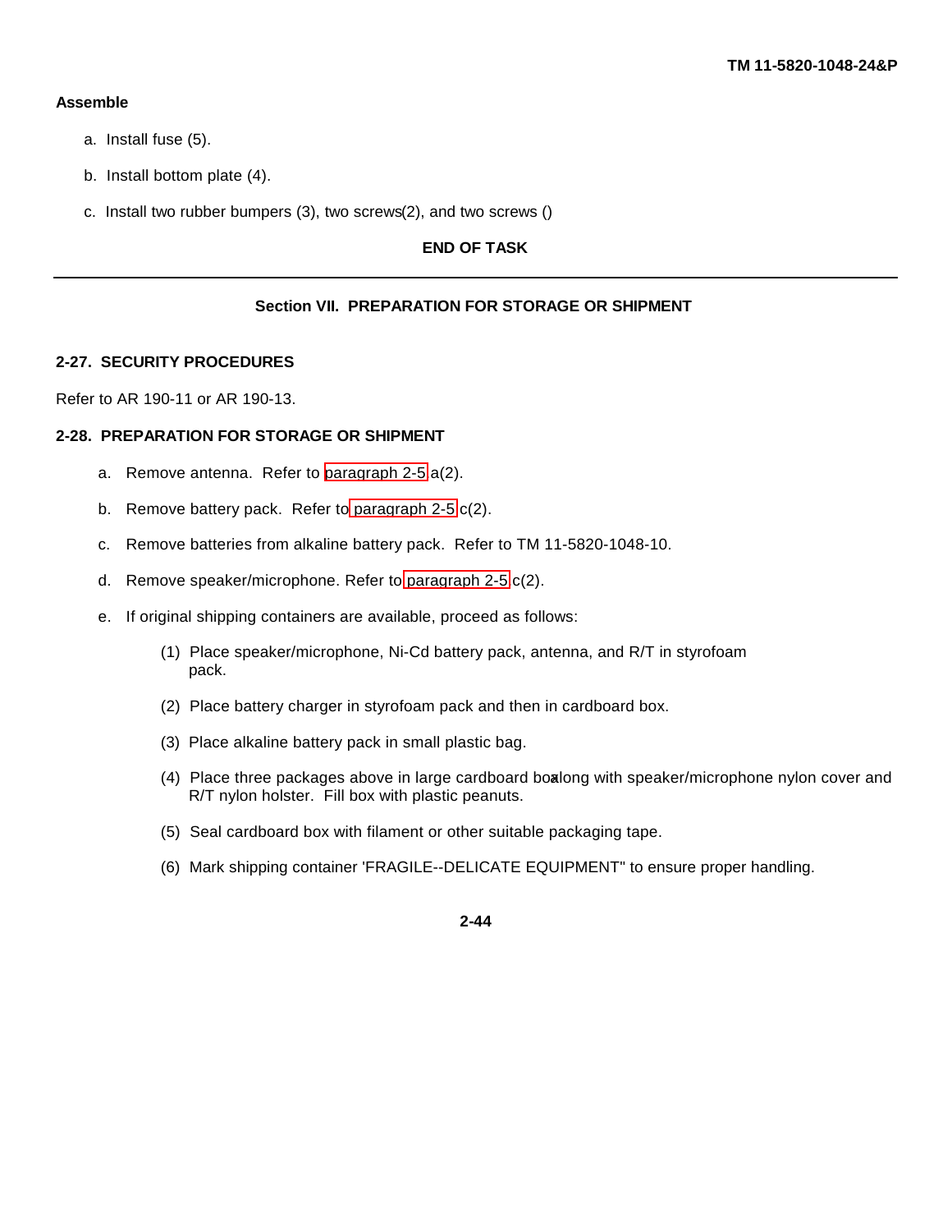**Assemble**

a. Install fuse (5).

b. Install bottom plate (4).

c. Install two rubber bumpers (3), two screws(2), and two screws ()

**END OF TASK**

---

## Section VII. PREPARATION FOR STORAGE OR SHIPMENT

### 2-27. SECURITY PROCEDURES

Refer to AR 190-11 or AR 190-13.

### 2-28. PREPARATION FOR STORAGE OR SHIPMENT

a. Remove antenna. Refer to paragraph 2-5 a(2).

b. Remove battery pack. Refer to paragraph 2-5 c(2).

c. Remove batteries from alkaline battery pack. Refer to TM 11-5820-1048-10.

d. Remove speaker/microphone. Refer to paragraph 2-5 c(2).

e. If original shipping containers are available, proceed as follows:

(1) Place speaker/microphone, Ni-Cd battery pack, antenna, and R/T in styrofoam pack.

(2) Place battery charger in styrofoam pack and then in cardboard box.

(3) Place alkaline battery pack in small plastic bag.

(4) Place three packages above in large cardboard box along with speaker/microphone nylon cover and R/T nylon holster. Fill box with plastic peanuts.

(5) Seal cardboard box with filament or other suitable packaging tape.

(6) Mark shipping container 'FRAGILE--DELICATE EQUIPMENT" to ensure proper handling.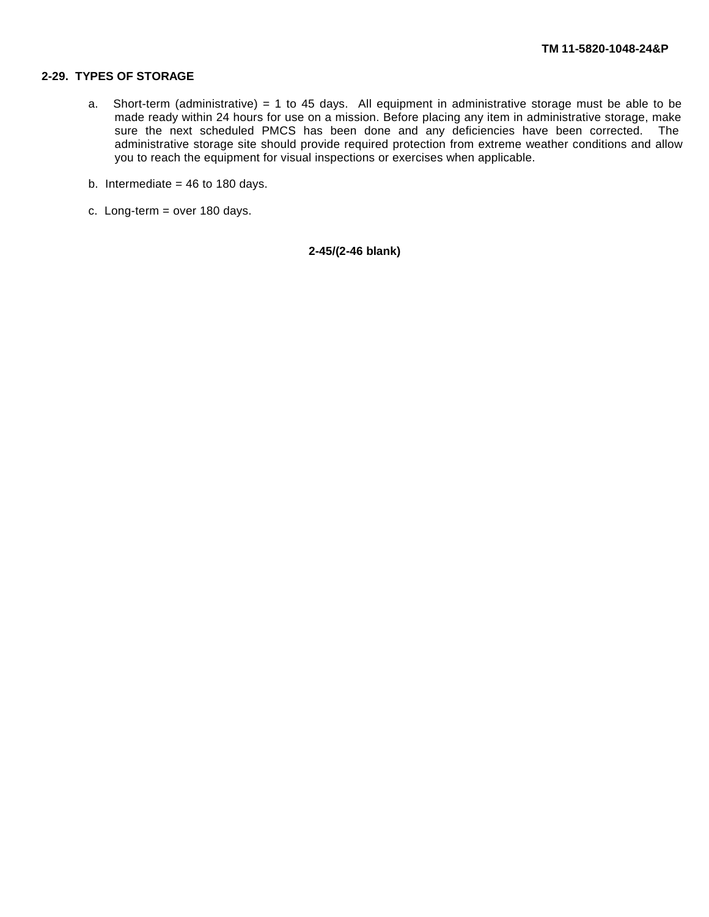## 2-29. TYPES OF STORAGE

a. Short-term (administrative) = 1 to 45 days. All equipment in administrative storage must be able to be made ready within 24 hours for use on a mission. Before placing any item in administrative storage, make sure the next scheduled PMCS has been done and any deficiencies have been corrected. The administrative storage site should provide required protection from extreme weather conditions and allow you to reach the equipment for visual inspections or exercises when applicable.

b. Intermediate = 46 to 180 days.

c. Long-term = over 180 days.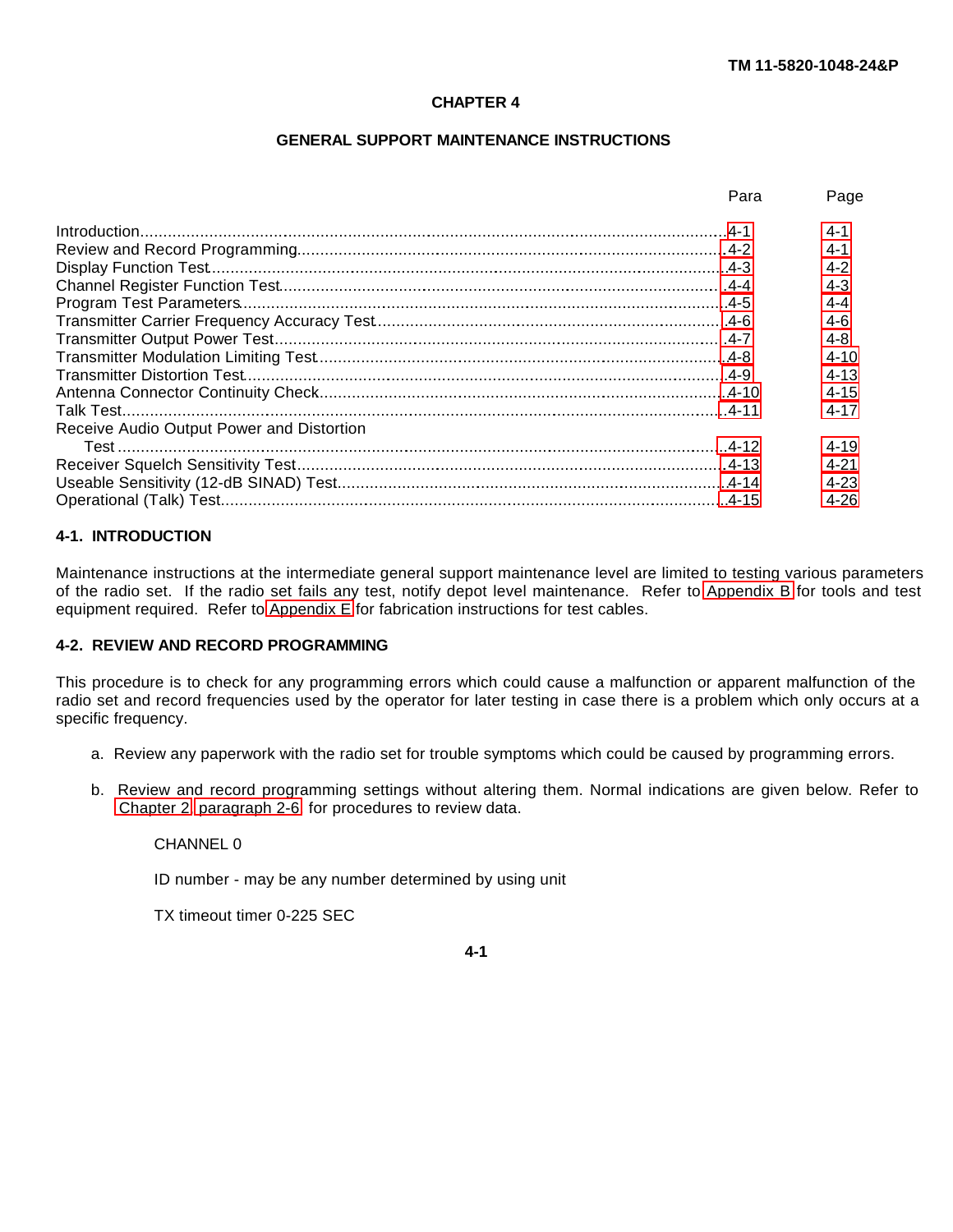# CHAPTER 4

# GENERAL SUPPORT MAINTENANCE INSTRUCTIONS

| | Para | Page |
|---|---|---|
| Introduction | 4-1 | 4-1 |
| Review and Record Programming | 4-2 | 4-1 |
| Display Function Test | 4-3 | 4-2 |
| Channel Register Function Test | 4-4 | 4-3 |
| Program Test Parameters | 4-5 | 4-4 |
| Transmitter Carrier Frequency Accuracy Test | 4-6 | 4-6 |
| Transmitter Output Power Test | 4-7 | 4-8 |
| Transmitter Modulation Limiting Test | 4-8 | 4-10 |
| Transmitter Distortion Test | 4-9 | 4-13 |
| Antenna Connector Continuity Check | 4-10 | 4-15 |
| Talk Test | 4-11 | 4-17 |
| Receive Audio Output Power and Distortion Test | 4-12 | 4-19 |
| Receiver Squelch Sensitivity Test | 4-13 | 4-21 |
| Useable Sensitivity (12-dB SINAD) Test | 4-14 | 4-23 |
| Operational (Talk) Test | 4-15 | 4-26 |

## 4-1. INTRODUCTION

Maintenance instructions at the intermediate general support maintenance level are limited to testing various parameters of the radio set. If the radio set fails any test, notify depot level maintenance. Refer to Appendix B for tools and test equipment required. Refer to Appendix E for fabrication instructions for test cables.

## 4-2. REVIEW AND RECORD PROGRAMMING

This procedure is to check for any programming errors which could cause a malfunction or apparent malfunction of the radio set and record frequencies used by the operator for later testing in case there is a problem which only occurs at a specific frequency.

a. Review any paperwork with the radio set for trouble symptoms which could be caused by programming errors.

b. Review and record programming settings without altering them. Normal indications are given below. Refer to Chapter 2 paragraph 2-6 for procedures to review data.

CHANNEL 0

ID number - may be any number determined by using unit

TX timeout timer 0-225 SEC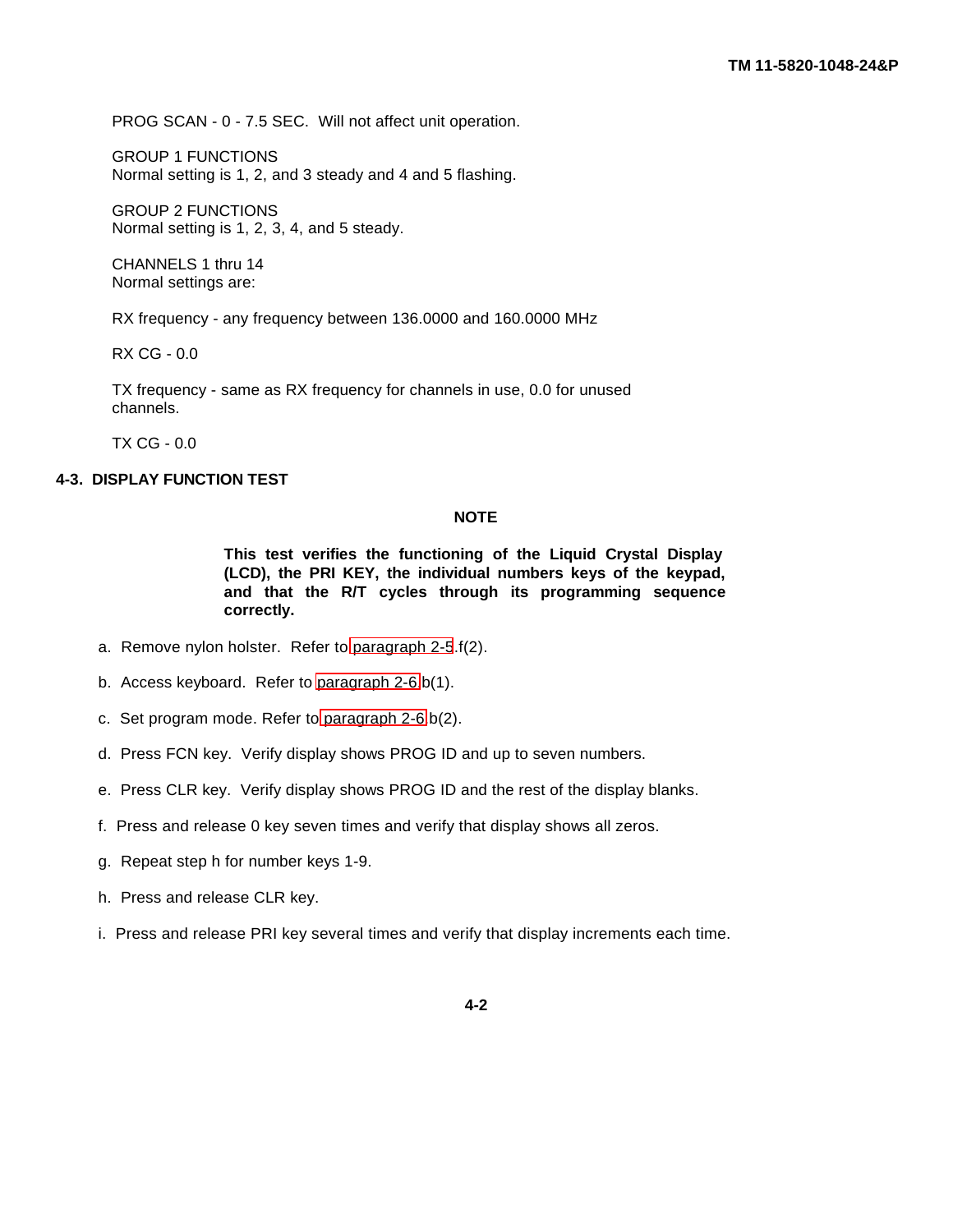PROG SCAN - 0 - 7.5 SEC. Will not affect unit operation.

GROUP 1 FUNCTIONS
Normal setting is 1, 2, and 3 steady and 4 and 5 flashing.

GROUP 2 FUNCTIONS
Normal setting is 1, 2, 3, 4, and 5 steady.

CHANNELS 1 thru 14
Normal settings are:

RX frequency - any frequency between 136.0000 and 160.0000 MHz

RX CG - 0.0

TX frequency - same as RX frequency for channels in use, 0.0 for unused channels.

TX CG - 0.0

## 4-3. DISPLAY FUNCTION TEST

**NOTE**

**This test verifies the functioning of the Liquid Crystal Display (LCD), the PRI KEY, the individual numbers keys of the keypad, and that the R/T cycles through its programming sequence correctly.**

a. Remove nylon holster. Refer to paragraph 2-5.f(2).

b. Access keyboard. Refer to paragraph 2-6.b(1).

c. Set program mode. Refer to paragraph 2-6.b(2).

d. Press FCN key. Verify display shows PROG ID and up to seven numbers.

e. Press CLR key. Verify display shows PROG ID and the rest of the display blanks.

f. Press and release 0 key seven times and verify that display shows all zeros.

g. Repeat step h for number keys 1-9.

h. Press and release CLR key.

i. Press and release PRI key several times and verify that display increments each time.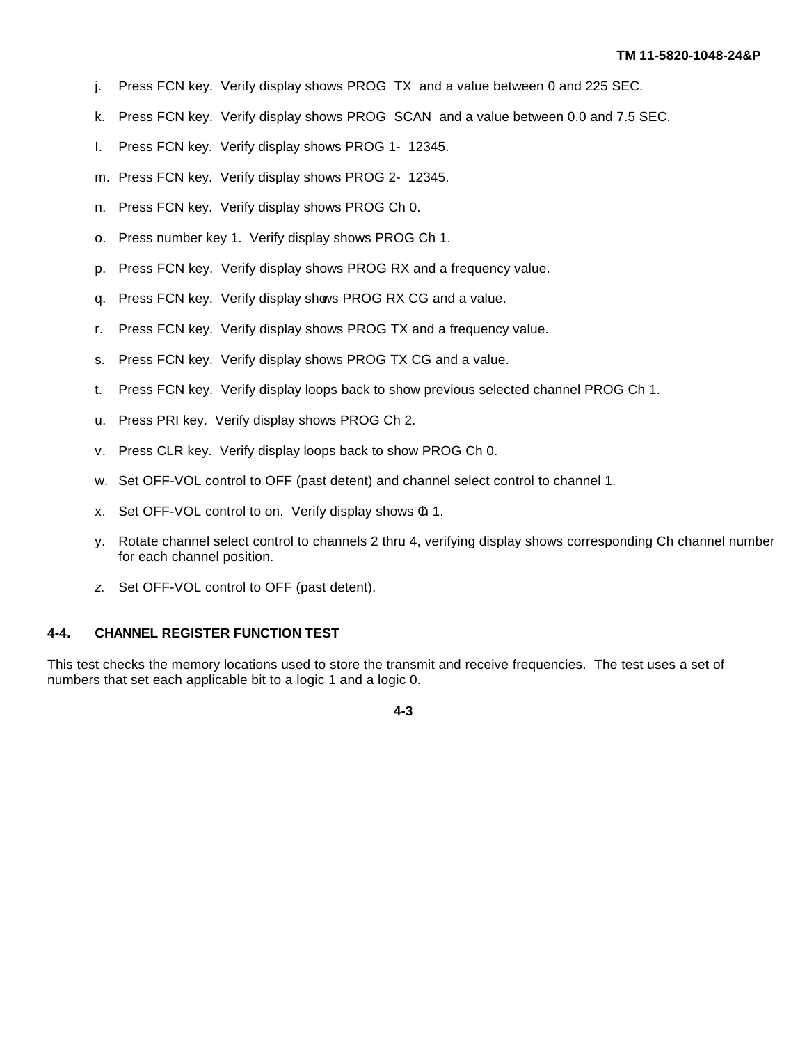j. Press FCN key. Verify display shows PROG TX and a value between 0 and 225 SEC.

k. Press FCN key. Verify display shows PROG SCAN and a value between 0.0 and 7.5 SEC.

l. Press FCN key. Verify display shows PROG 1- 12345.

m. Press FCN key. Verify display shows PROG 2- 12345.

n. Press FCN key. Verify display shows PROG Ch 0.

o. Press number key 1. Verify display shows PROG Ch 1.

p. Press FCN key. Verify display shows PROG RX and a frequency value.

q. Press FCN key. Verify display shows PROG RX CG and a value.

r. Press FCN key. Verify display shows PROG TX and a frequency value.

s. Press FCN key. Verify display shows PROG TX CG and a value.

t. Press FCN key. Verify display loops back to show previous selected channel PROG Ch 1.

u. Press PRI key. Verify display shows PROG Ch 2.

v. Press CLR key. Verify display loops back to show PROG Ch 0.

w. Set OFF-VOL control to OFF (past detent) and channel select control to channel 1.

x. Set OFF-VOL control to on. Verify display shows Ch 1.

y. Rotate channel select control to channels 2 thru 4, verifying display shows corresponding Ch channel number for each channel position.

z. Set OFF-VOL control to OFF (past detent).

## 4-4. CHANNEL REGISTER FUNCTION TEST

This test checks the memory locations used to store the transmit and receive frequencies. The test uses a set of numbers that set each applicable bit to a logic 1 and a logic 0.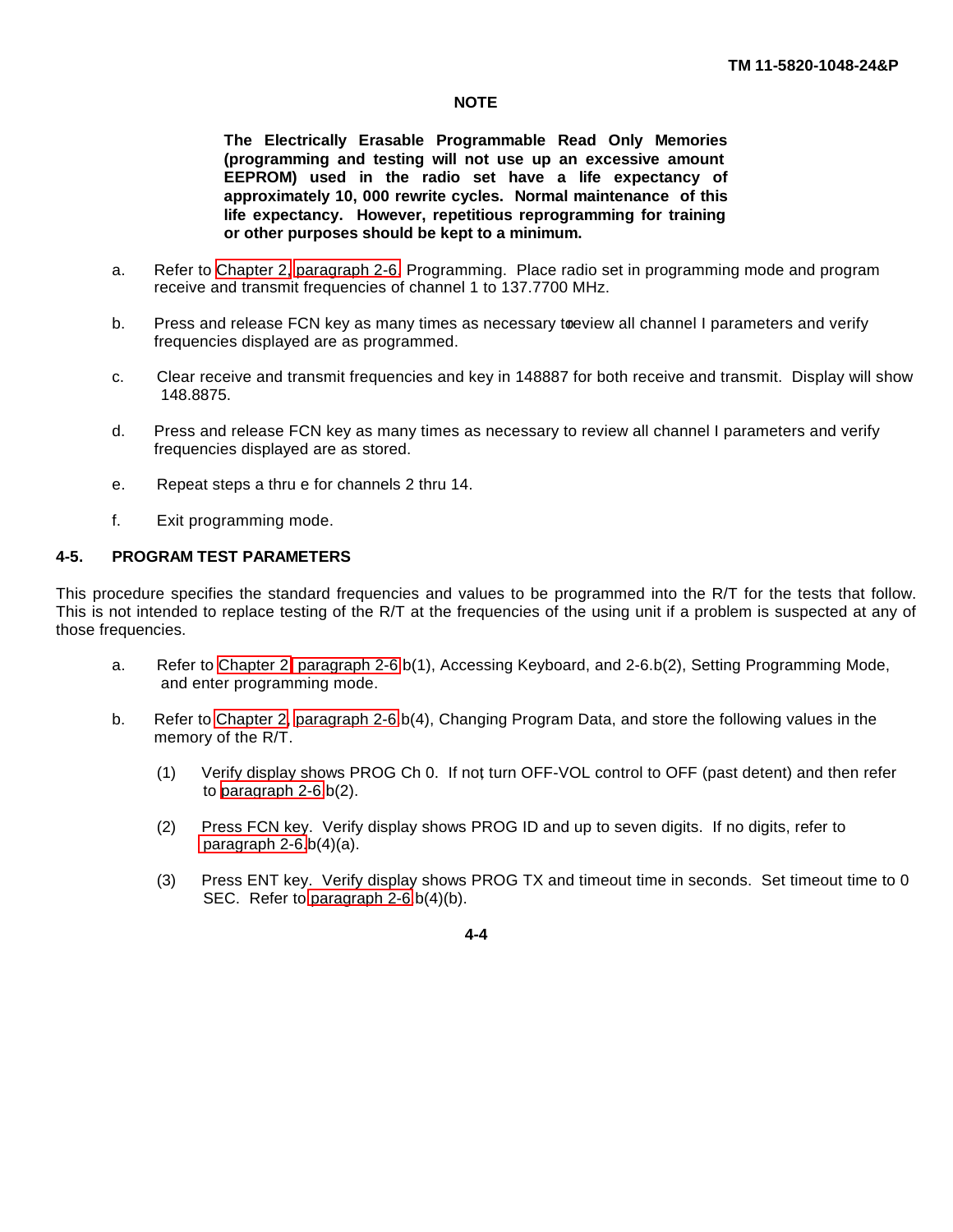**NOTE**

**The Electrically Erasable Programmable Read Only Memories (programming and testing will not use up an excessive amount EEPROM) used in the radio set have a life expectancy of approximately 10, 000 rewrite cycles. Normal maintenance of this life expectancy. However, repetitious reprogramming for training or other purposes should be kept to a minimum.**

a. Refer to Chapter 2, paragraph 2-6, Programming. Place radio set in programming mode and program receive and transmit frequencies of channel 1 to 137.7700 MHz.

b. Press and release FCN key as many times as necessary to review all channel I parameters and verify frequencies displayed are as programmed.

c. Clear receive and transmit frequencies and key in 148887 for both receive and transmit. Display will show 148.8875.

d. Press and release FCN key as many times as necessary to review all channel I parameters and verify frequencies displayed are as stored.

e. Repeat steps a thru e for channels 2 thru 14.

f. Exit programming mode.

## 4-5. PROGRAM TEST PARAMETERS

This procedure specifies the standard frequencies and values to be programmed into the R/T for the tests that follow. This is not intended to replace testing of the R/T at the frequencies of the using unit if a problem is suspected at any of those frequencies.

a. Refer to Chapter 2, paragraph 2-6 b(1), Accessing Keyboard, and 2-6.b(2), Setting Programming Mode, and enter programming mode.

b. Refer to Chapter 2, paragraph 2-6 b(4), Changing Program Data, and store the following values in the memory of the R/T.

(1) Verify display shows PROG Ch 0. If not, turn OFF-VOL control to OFF (past detent) and then refer to paragraph 2-6 b(2).

(2) Press FCN key. Verify display shows PROG ID and up to seven digits. If no digits, refer to paragraph 2-6.b(4)(a).

(3) Press ENT key. Verify display shows PROG TX and timeout time in seconds. Set timeout time to 0 SEC. Refer to paragraph 2-6 b(4)(b).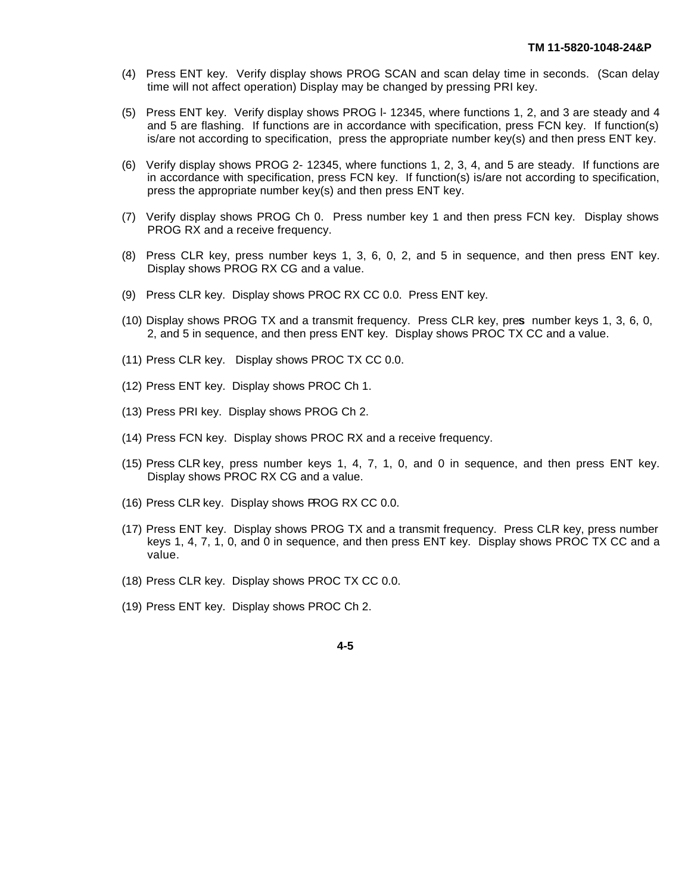(4) Press ENT key. Verify display shows PROG SCAN and scan delay time in seconds. (Scan delay time will not affect operation) Display may be changed by pressing PRI key.

(5) Press ENT key. Verify display shows PROG l- 12345, where functions 1, 2, and 3 are steady and 4 and 5 are flashing. If functions are in accordance with specification, press FCN key. If function(s) is/are not according to specification, press the appropriate number key(s) and then press ENT key.

(6) Verify display shows PROG 2- 12345, where functions 1, 2, 3, 4, and 5 are steady. If functions are in accordance with specification, press FCN key. If function(s) is/are not according to specification, press the appropriate number key(s) and then press ENT key.

(7) Verify display shows PROG Ch 0. Press number key 1 and then press FCN key. Display shows PROG RX and a receive frequency.

(8) Press CLR key, press number keys 1, 3, 6, 0, 2, and 5 in sequence, and then press ENT key. Display shows PROG RX CG and a value.

(9) Press CLR key. Display shows PROC RX CC 0.0. Press ENT key.

(10) Display shows PROG TX and a transmit frequency. Press CLR key, press number keys 1, 3, 6, 0, 2, and 5 in sequence, and then press ENT key. Display shows PROC TX CC and a value.

(11) Press CLR key. Display shows PROC TX CC 0.0.

(12) Press ENT key. Display shows PROC Ch 1.

(13) Press PRI key. Display shows PROG Ch 2.

(14) Press FCN key. Display shows PROC RX and a receive frequency.

(15) Press CLR key, press number keys 1, 4, 7, 1, 0, and 0 in sequence, and then press ENT key. Display shows PROC RX CG and a value.

(16) Press CLR key. Display shows PROG RX CC 0.0.

(17) Press ENT key. Display shows PROG TX and a transmit frequency. Press CLR key, press number keys 1, 4, 7, 1, 0, and 0 in sequence, and then press ENT key. Display shows PROC TX CC and a value.

(18) Press CLR key. Display shows PROC TX CC 0.0.

(19) Press ENT key. Display shows PROC Ch 2.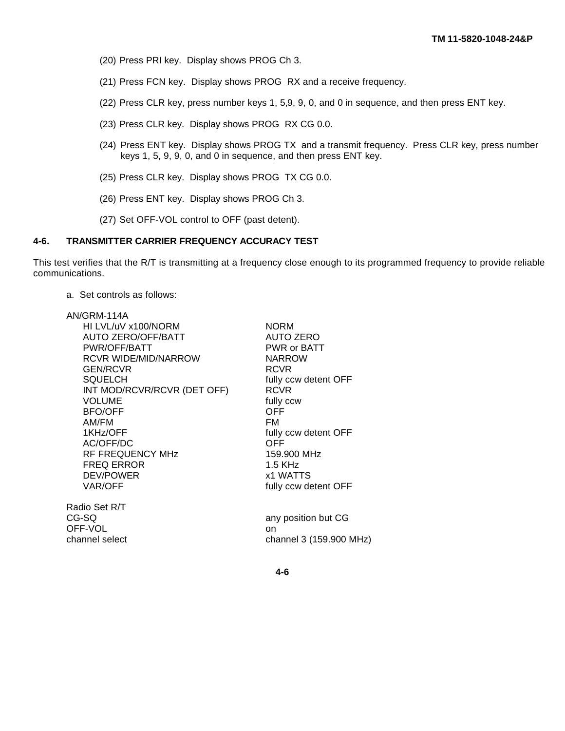(20) Press PRI key. Display shows PROG Ch 3.

(21) Press FCN key. Display shows PROG RX and a receive frequency.

(22) Press CLR key, press number keys 1, 5,9, 9, 0, and 0 in sequence, and then press ENT key.

(23) Press CLR key. Display shows PROG RX CG 0.0.

(24) Press ENT key. Display shows PROG TX and a transmit frequency. Press CLR key, press number keys 1, 5, 9, 9, 0, and 0 in sequence, and then press ENT key.

(25) Press CLR key. Display shows PROG TX CG 0.0.

(26) Press ENT key. Display shows PROG Ch 3.

(27) Set OFF-VOL control to OFF (past detent).

## 4-6. TRANSMITTER CARRIER FREQUENCY ACCURACY TEST

This test verifies that the R/T is transmitting at a frequency close enough to its programmed frequency to provide reliable communications.

a. Set controls as follows:

| AN/GRM-114A | |
|---|---|
| HI LVL/uV x100/NORM | NORM |
| AUTO ZERO/OFF/BATT | AUTO ZERO |
| PWR/OFF/BATT | PWR or BATT |
| RCVR WIDE/MID/NARROW | NARROW |
| GEN/RCVR | RCVR |
| SQUELCH | fully ccw detent OFF |
| INT MOD/RCVR/RCVR (DET OFF) | RCVR |
| VOLUME | fully ccw |
| BFO/OFF | OFF |
| AM/FM | FM |
| 1KHz/OFF | fully ccw detent OFF |
| AC/OFF/DC | OFF |
| RF FREQUENCY MHz | 159.900 MHz |
| FREQ ERROR | 1.5 KHz |
| DEV/POWER | x1 WATTS |
| VAR/OFF | fully ccw detent OFF |

| Radio Set R/T | |
|---|---|
| CG-SQ | any position but CG |
| OFF-VOL | on |
| channel select | channel 3 (159.900 MHz) |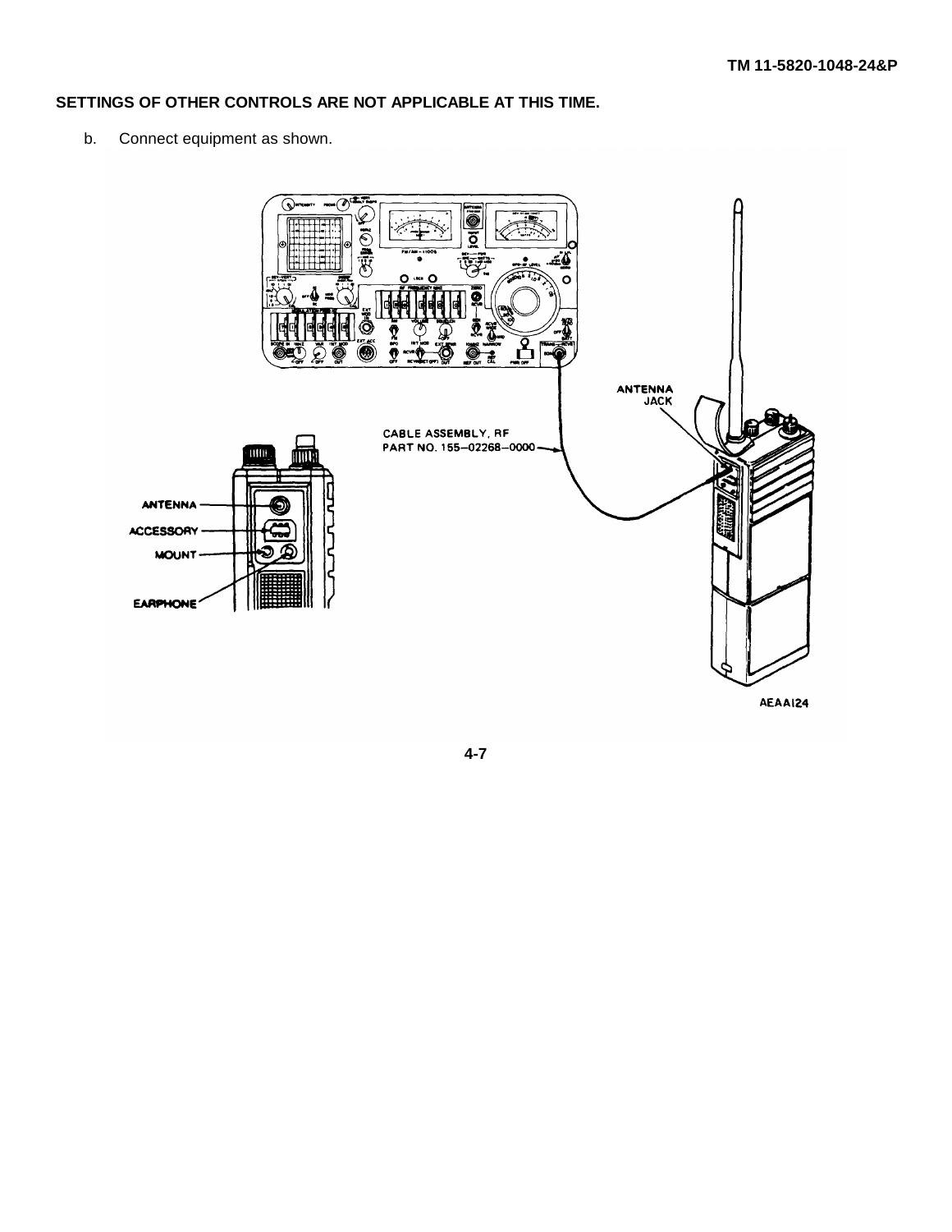**SETTINGS OF OTHER CONTROLS ARE NOT APPLICABLE AT THIS TIME.**

b. Connect equipment as shown.

ANTENNA JACK

CABLE ASSEMBLY, RF PART NO. 155-02268-0000

ANTENNA

ACCESSORY

MOUNT

EARPHONE

AEAA124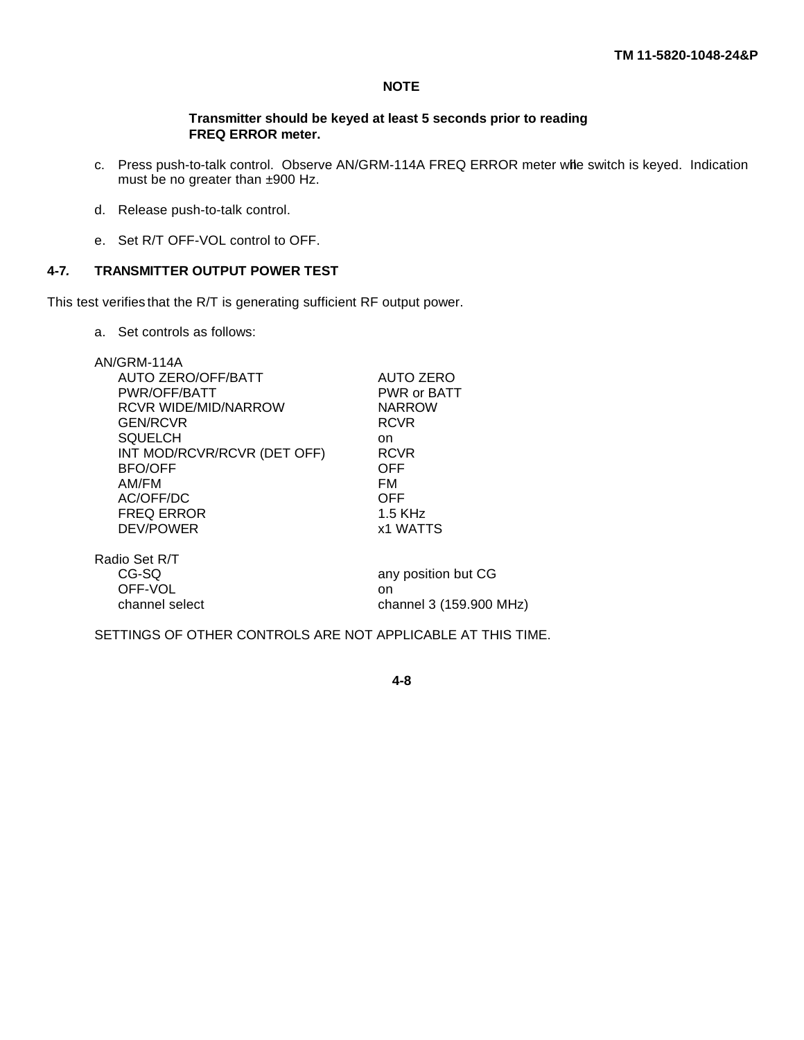**NOTE**

**Transmitter should be keyed at least 5 seconds prior to reading FREQ ERROR meter.**

c. Press push-to-talk control. Observe AN/GRM-114A FREQ ERROR meter while switch is keyed. Indication must be no greater than ±900 Hz.

d. Release push-to-talk control.

e. Set R/T OFF-VOL control to OFF.

## 4-7. TRANSMITTER OUTPUT POWER TEST

This test verifies that the R/T is generating sufficient RF output power.

a. Set controls as follows:

AN/GRM-114A

| Control | Setting |
| --- | --- |
| AUTO ZERO/OFF/BATT | AUTO ZERO |
| PWR/OFF/BATT | PWR or BATT |
| RCVR WIDE/MID/NARROW | NARROW |
| GEN/RCVR | RCVR |
| SQUELCH | on |
| INT MOD/RCVR/RCVR (DET OFF) | RCVR |
| BFO/OFF | OFF |
| AM/FM | FM |
| AC/OFF/DC | OFF |
| FREQ ERROR | 1.5 KHz |
| DEV/POWER | x1 WATTS |

Radio Set R/T

| Control | Setting |
| --- | --- |
| CG-SQ | any position but CG |
| OFF-VOL | on |
| channel select | channel 3 (159.900 MHz) |

SETTINGS OF OTHER CONTROLS ARE NOT APPLICABLE AT THIS TIME.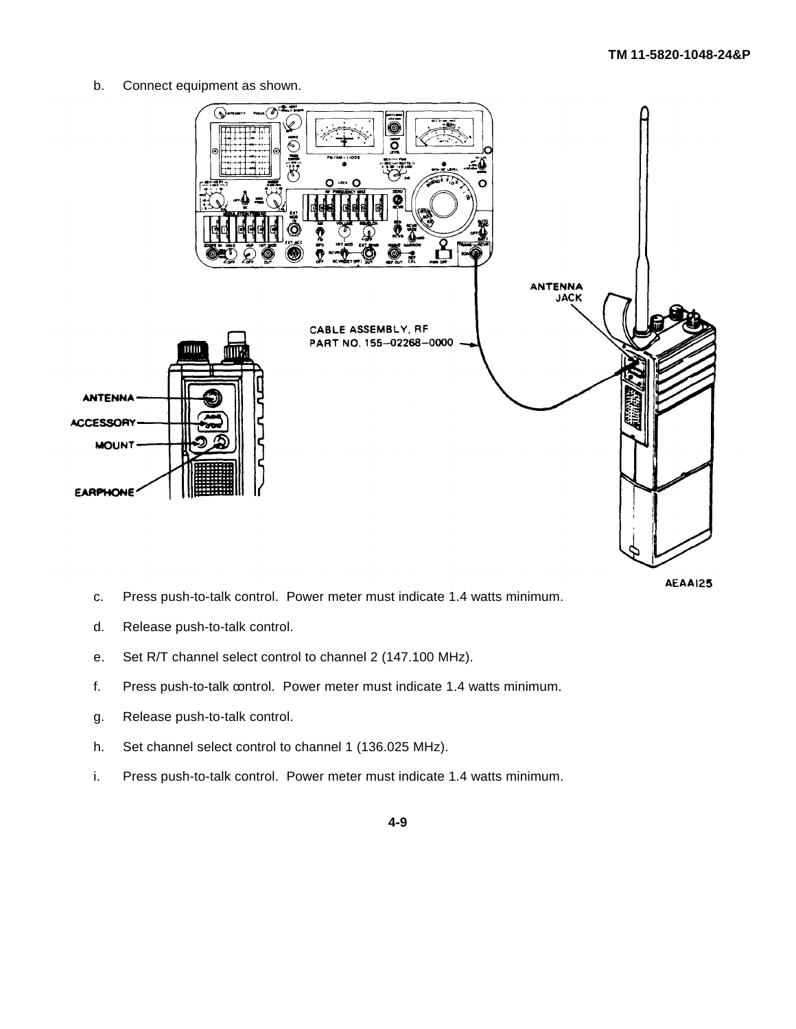b. Connect equipment as shown.

ANTENNA JACK

CABLE ASSEMBLY, RF PART NO. 155–02268–0000

ANTENNA

ACCESSORY

MOUNT

EARPHONE

AEAA125

c. Press push-to-talk control. Power meter must indicate 1.4 watts minimum.

d. Release push-to-talk control.

e. Set R/T channel select control to channel 2 (147.100 MHz).

f. Press push-to-talk control. Power meter must indicate 1.4 watts minimum.

g. Release push-to-talk control.

h. Set channel select control to channel 1 (136.025 MHz).

i. Press push-to-talk control. Power meter must indicate 1.4 watts minimum.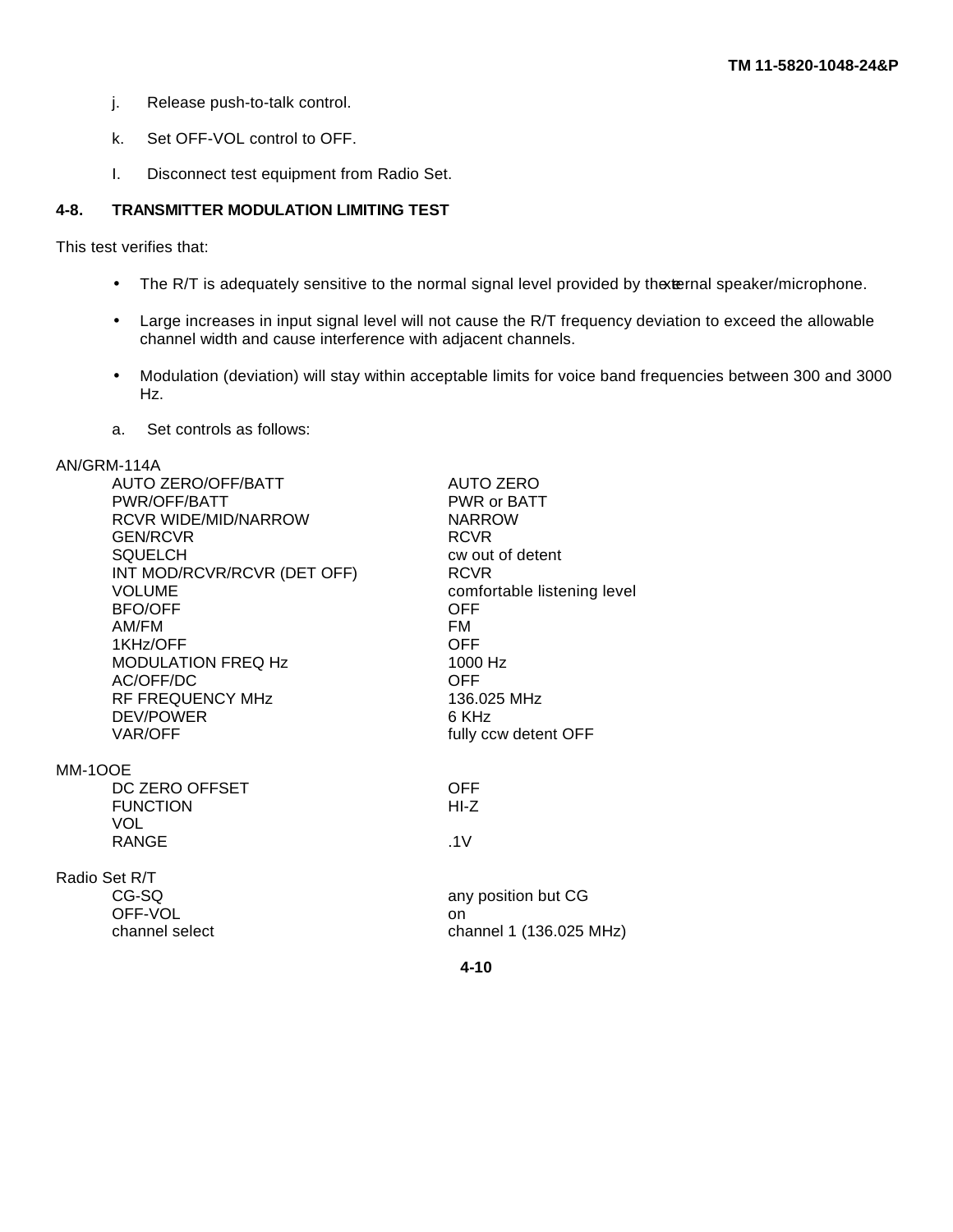j. Release push-to-talk control.

k. Set OFF-VOL control to OFF.

I. Disconnect test equipment from Radio Set.

## 4-8. TRANSMITTER MODULATION LIMITING TEST

This test verifies that:

- The R/T is adequately sensitive to the normal signal level provided by the external speaker/microphone.
- Large increases in input signal level will not cause the R/T frequency deviation to exceed the allowable channel width and cause interference with adjacent channels.
- Modulation (deviation) will stay within acceptable limits for voice band frequencies between 300 and 3000 Hz.

a. Set controls as follows:

AN/GRM-114A

| | |
|---|---|
| AUTO ZERO/OFF/BATT | AUTO ZERO |
| PWR/OFF/BATT | PWR or BATT |
| RCVR WIDE/MID/NARROW | NARROW |
| GEN/RCVR | RCVR |
| SQUELCH | cw out of detent |
| INT MOD/RCVR/RCVR (DET OFF) | RCVR |
| VOLUME | comfortable listening level |
| BFO/OFF | OFF |
| AM/FM | FM |
| 1KHz/OFF | OFF |
| MODULATION FREQ Hz | 1000 Hz |
| AC/OFF/DC | OFF |
| RF FREQUENCY MHz | 136.025 MHz |
| DEV/POWER | 6 KHz |
| VAR/OFF | fully ccw detent OFF |

MM-1OOE

| | |
|---|---|
| DC ZERO OFFSET | OFF |
| FUNCTION | HI-Z |
| VOL | |
| RANGE | .1V |

Radio Set R/T

| | |
|---|---|
| CG-SQ | any position but CG |
| OFF-VOL | on |
| channel select | channel 1 (136.025 MHz) |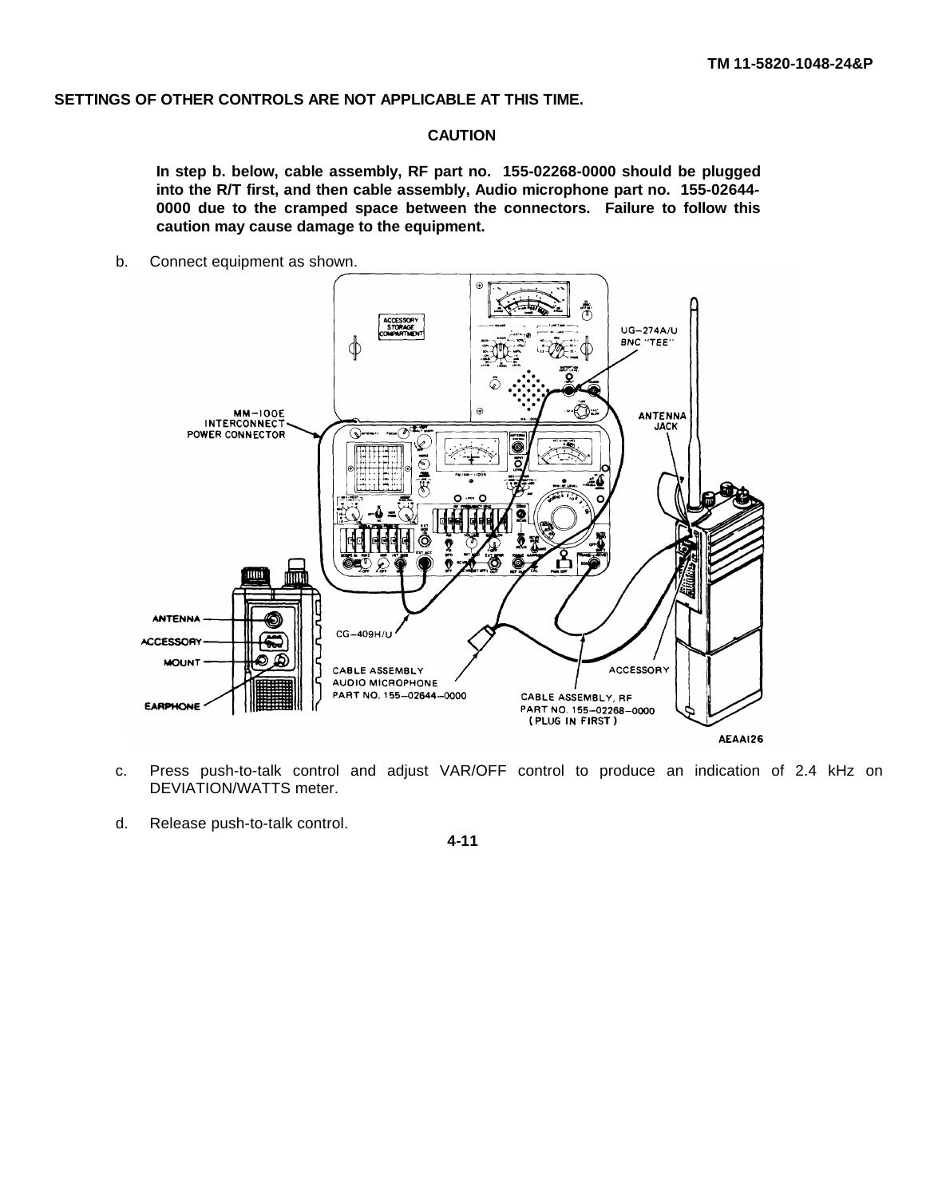**SETTINGS OF OTHER CONTROLS ARE NOT APPLICABLE AT THIS TIME.**

**CAUTION**

**In step b. below, cable assembly, RF part no. 155-02268-0000 should be plugged into the R/T first, and then cable assembly, Audio microphone part no. 155-02644-0000 due to the cramped space between the connectors. Failure to follow this caution may cause damage to the equipment.**

b. Connect equipment as shown.

c. Press push-to-talk control and adjust VAR/OFF control to produce an indication of 2.4 kHz on DEVIATION/WATTS meter.

d. Release push-to-talk control.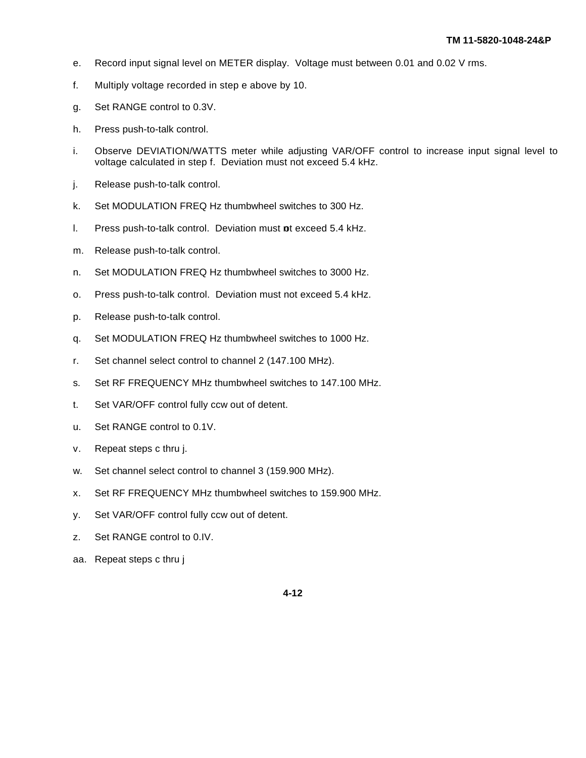e. Record input signal level on METER display. Voltage must between 0.01 and 0.02 V rms.

f. Multiply voltage recorded in step e above by 10.

g. Set RANGE control to 0.3V.

h. Press push-to-talk control.

i. Observe DEVIATION/WATTS meter while adjusting VAR/OFF control to increase input signal level to voltage calculated in step f. Deviation must not exceed 5.4 kHz.

j. Release push-to-talk control.

k. Set MODULATION FREQ Hz thumbwheel switches to 300 Hz.

l. Press push-to-talk control. Deviation must not exceed 5.4 kHz.

m. Release push-to-talk control.

n. Set MODULATION FREQ Hz thumbwheel switches to 3000 Hz.

o. Press push-to-talk control. Deviation must not exceed 5.4 kHz.

p. Release push-to-talk control.

q. Set MODULATION FREQ Hz thumbwheel switches to 1000 Hz.

r. Set channel select control to channel 2 (147.100 MHz).

s. Set RF FREQUENCY MHz thumbwheel switches to 147.100 MHz.

t. Set VAR/OFF control fully ccw out of detent.

u. Set RANGE control to 0.1V.

v. Repeat steps c thru j.

w. Set channel select control to channel 3 (159.900 MHz).

x. Set RF FREQUENCY MHz thumbwheel switches to 159.900 MHz.

y. Set VAR/OFF control fully ccw out of detent.

z. Set RANGE control to 0.IV.

aa. Repeat steps c thru j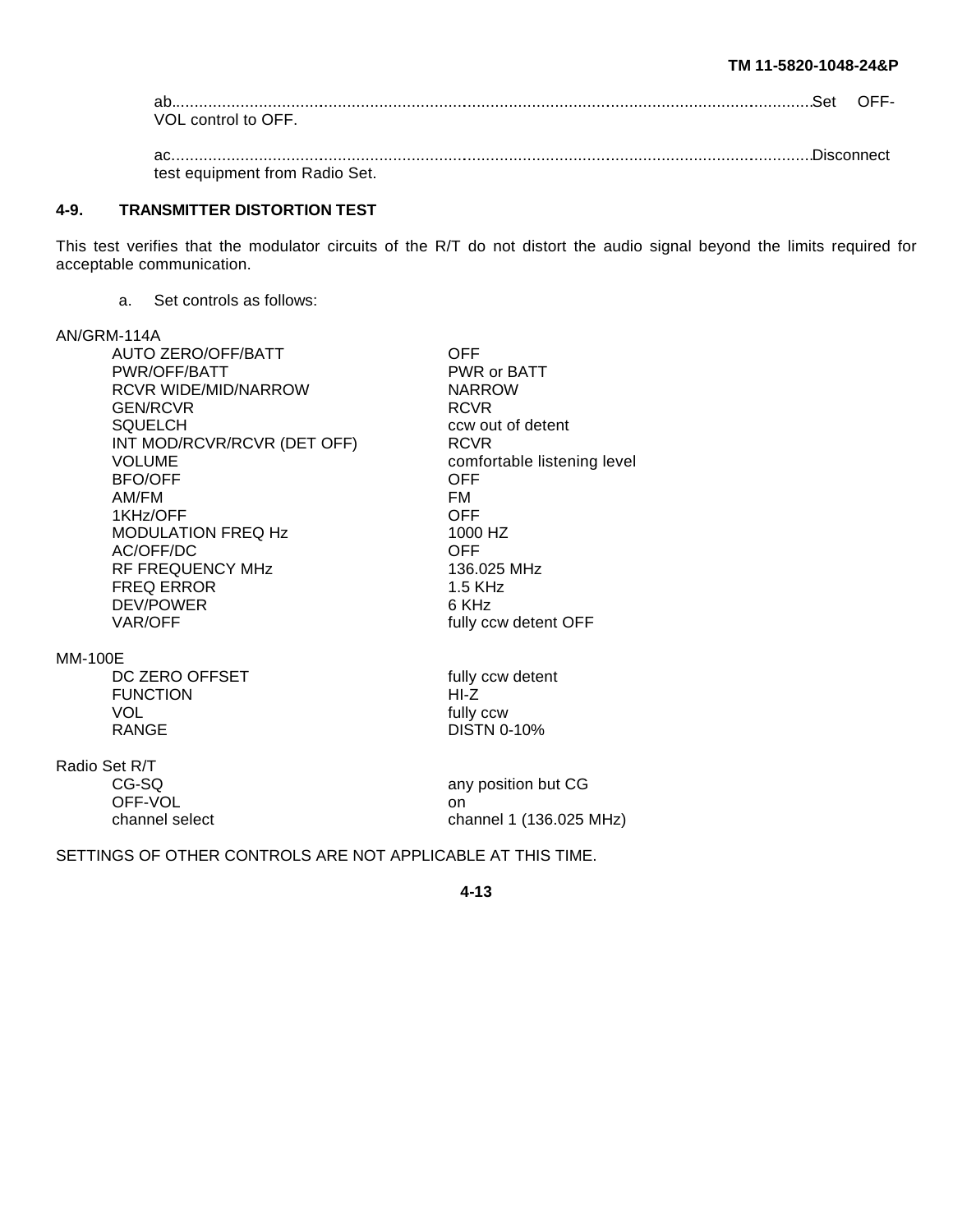ab........................................................................................................................................................Set OFF-VOL control to OFF.

ac........................................................................................................................................................Disconnect test equipment from Radio Set.

## 4-9. TRANSMITTER DISTORTION TEST

This test verifies that the modulator circuits of the R/T do not distort the audio signal beyond the limits required for acceptable communication.

a. Set controls as follows:

AN/GRM-114A

| Control | Setting |
|---|---|
| AUTO ZERO/OFF/BATT | OFF |
| PWR/OFF/BATT | PWR or BATT |
| RCVR WIDE/MID/NARROW | NARROW |
| GEN/RCVR | RCVR |
| SQUELCH | ccw out of detent |
| INT MOD/RCVR/RCVR (DET OFF) | RCVR |
| VOLUME | comfortable listening level |
| BFO/OFF | OFF |
| AM/FM | FM |
| 1KHz/OFF | OFF |
| MODULATION FREQ Hz | 1000 HZ |
| AC/OFF/DC | OFF |
| RF FREQUENCY MHz | 136.025 MHz |
| FREQ ERROR | 1.5 KHz |
| DEV/POWER | 6 KHz |
| VAR/OFF | fully ccw detent OFF |

MM-100E

| Control | Setting |
|---|---|
| DC ZERO OFFSET | fully ccw detent |
| FUNCTION | HI-Z |
| VOL | fully ccw |
| RANGE | DISTN 0-10% |

Radio Set R/T

| Control | Setting |
|---|---|
| CG-SQ | any position but CG |
| OFF-VOL | on |
| channel select | channel 1 (136.025 MHz) |

SETTINGS OF OTHER CONTROLS ARE NOT APPLICABLE AT THIS TIME.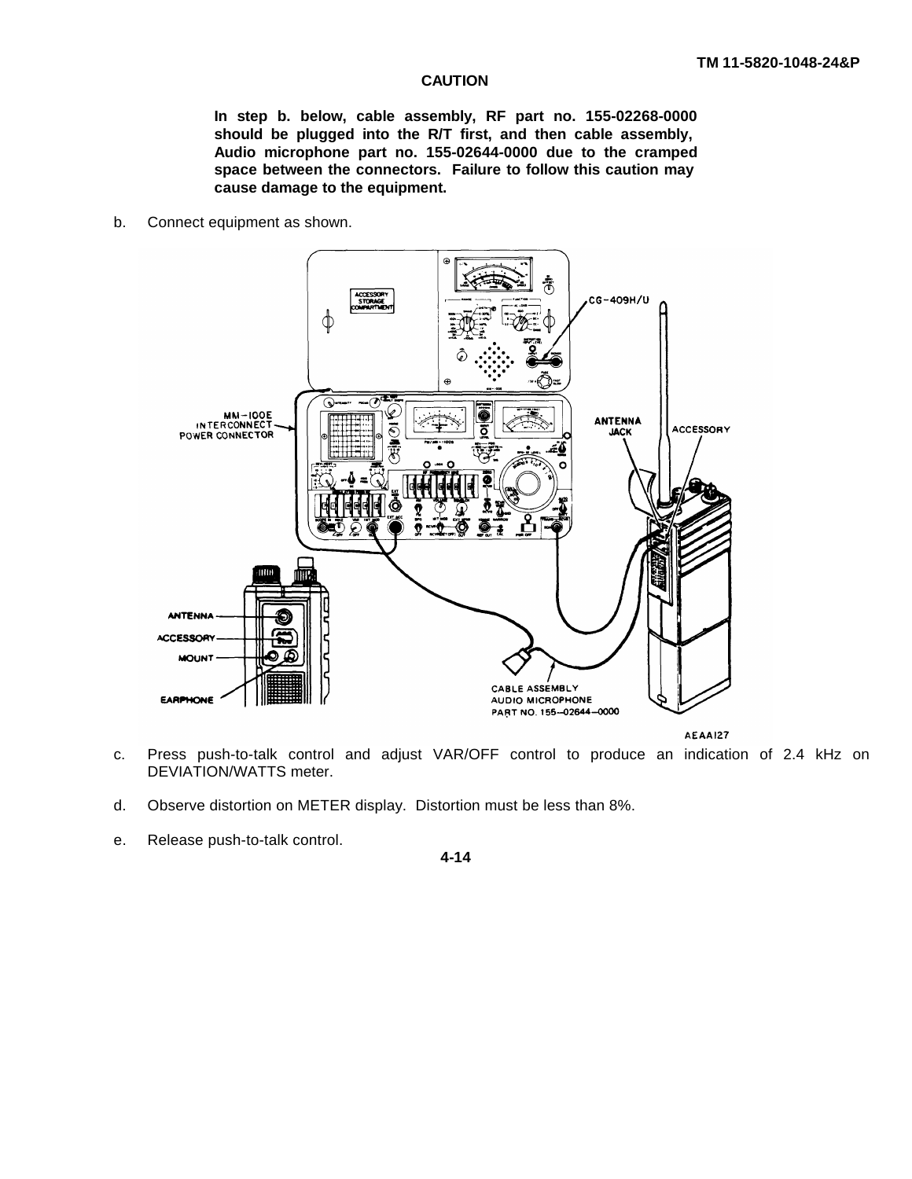**CAUTION**

**In step b. below, cable assembly, RF part no. 155-02268-0000 should be plugged into the R/T first, and then cable assembly, Audio microphone part no. 155-02644-0000 due to the cramped space between the connectors. Failure to follow this caution may cause damage to the equipment.**

b. Connect equipment as shown.

c. Press push-to-talk control and adjust VAR/OFF control to produce an indication of 2.4 kHz on DEVIATION/WATTS meter.

d. Observe distortion on METER display. Distortion must be less than 8%.

e. Release push-to-talk control.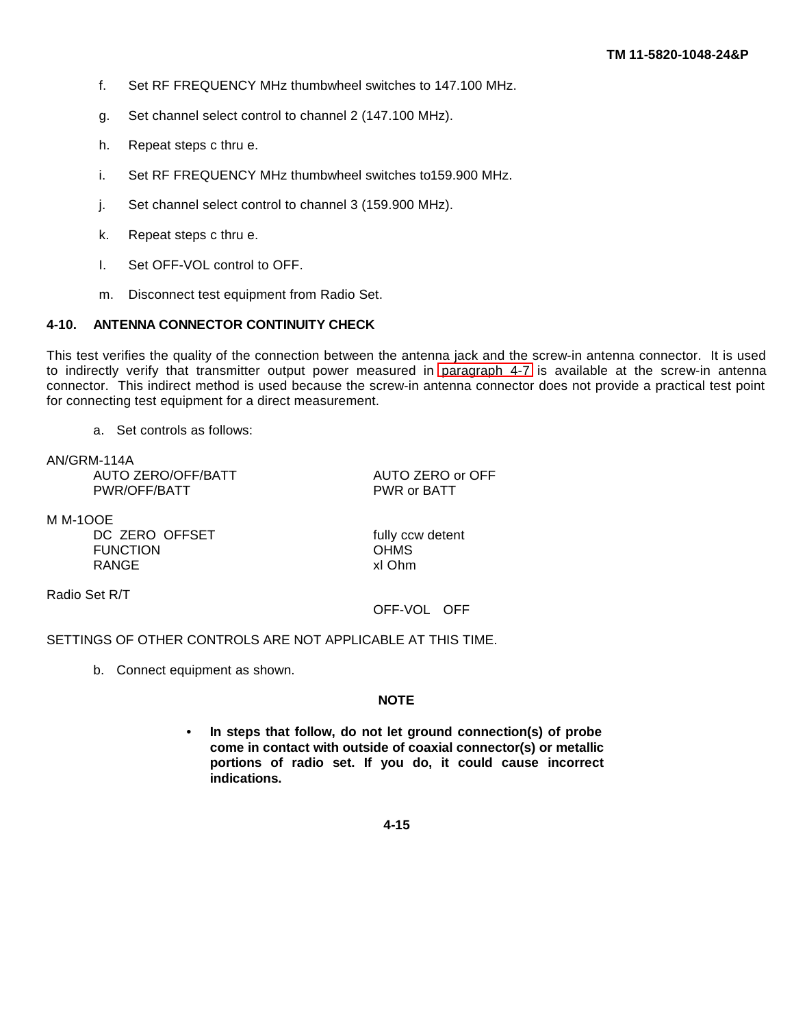f. Set RF FREQUENCY MHz thumbwheel switches to 147.100 MHz.

g. Set channel select control to channel 2 (147.100 MHz).

h. Repeat steps c thru e.

i. Set RF FREQUENCY MHz thumbwheel switches to159.900 MHz.

j. Set channel select control to channel 3 (159.900 MHz).

k. Repeat steps c thru e.

l. Set OFF-VOL control to OFF.

m. Disconnect test equipment from Radio Set.

### 4-10. ANTENNA CONNECTOR CONTINUITY CHECK

This test verifies the quality of the connection between the antenna jack and the screw-in antenna connector. It is used to indirectly verify that transmitter output power measured in paragraph 4-7 is available at the screw-in antenna connector. This indirect method is used because the screw-in antenna connector does not provide a practical test point for connecting test equipment for a direct measurement.

a. Set controls as follows:

| | |
|---|---|
| AN/GRM-114A | |
| AUTO ZERO/OFF/BATT | AUTO ZERO or OFF |
| PWR/OFF/BATT | PWR or BATT |
| M M-1OOE | |
| DC ZERO OFFSET | fully ccw detent |
| FUNCTION | OHMS |
| RANGE | xl Ohm |
| Radio Set R/T | |
| | OFF-VOL OFF |

SETTINGS OF OTHER CONTROLS ARE NOT APPLICABLE AT THIS TIME.

b. Connect equipment as shown.

**NOTE**

- **In steps that follow, do not let ground connection(s) of probe come in contact with outside of coaxial connector(s) or metallic portions of radio set. If you do, it could cause incorrect indications.**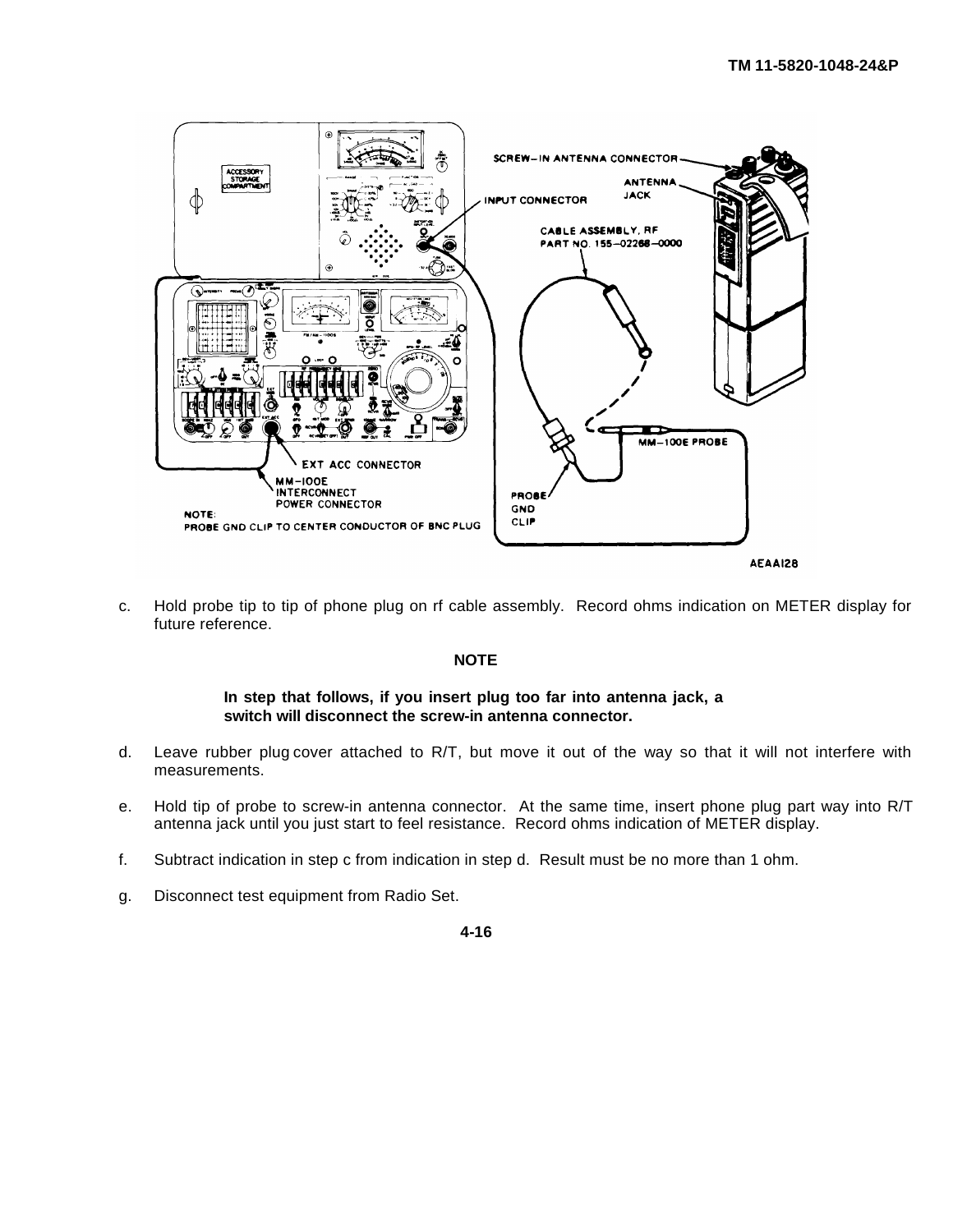c. Hold probe tip to tip of phone plug on rf cable assembly. Record ohms indication on METER display for future reference.

**NOTE**

**In step that follows, if you insert plug too far into antenna jack, a switch will disconnect the screw-in antenna connector.**

d. Leave rubber plug cover attached to R/T, but move it out of the way so that it will not interfere with measurements.

e. Hold tip of probe to screw-in antenna connector. At the same time, insert phone plug part way into R/T antenna jack until you just start to feel resistance. Record ohms indication of METER display.

f. Subtract indication in step c from indication in step d. Result must be no more than 1 ohm.

g. Disconnect test equipment from Radio Set.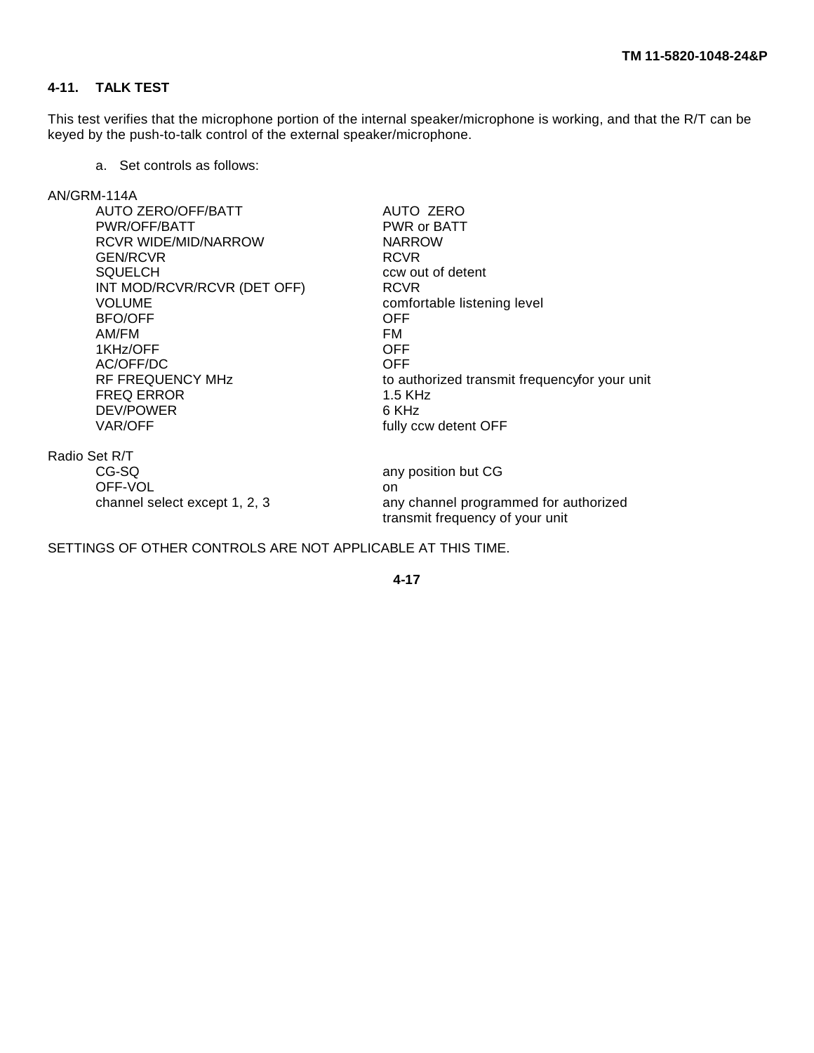## 4-11. TALK TEST

This test verifies that the microphone portion of the internal speaker/microphone is working, and that the R/T can be keyed by the push-to-talk control of the external speaker/microphone.

a. Set controls as follows:

AN/GRM-114A

| Control | Setting |
|---|---|
| AUTO ZERO/OFF/BATT | AUTO ZERO |
| PWR/OFF/BATT | PWR or BATT |
| RCVR WIDE/MID/NARROW | NARROW |
| GEN/RCVR | RCVR |
| SQUELCH | ccw out of detent |
| INT MOD/RCVR/RCVR (DET OFF) | RCVR |
| VOLUME | comfortable listening level |
| BFO/OFF | OFF |
| AM/FM | FM |
| 1KHz/OFF | OFF |
| AC/OFF/DC | OFF |
| RF FREQUENCY MHz | to authorized transmit frequency for your unit |
| FREQ ERROR | 1.5 KHz |
| DEV/POWER | 6 KHz |
| VAR/OFF | fully ccw detent OFF |

Radio Set R/T

| Control | Setting |
|---|---|
| CG-SQ | any position but CG |
| OFF-VOL | on |
| channel select except 1, 2, 3 | any channel programmed for authorized transmit frequency of your unit |

SETTINGS OF OTHER CONTROLS ARE NOT APPLICABLE AT THIS TIME.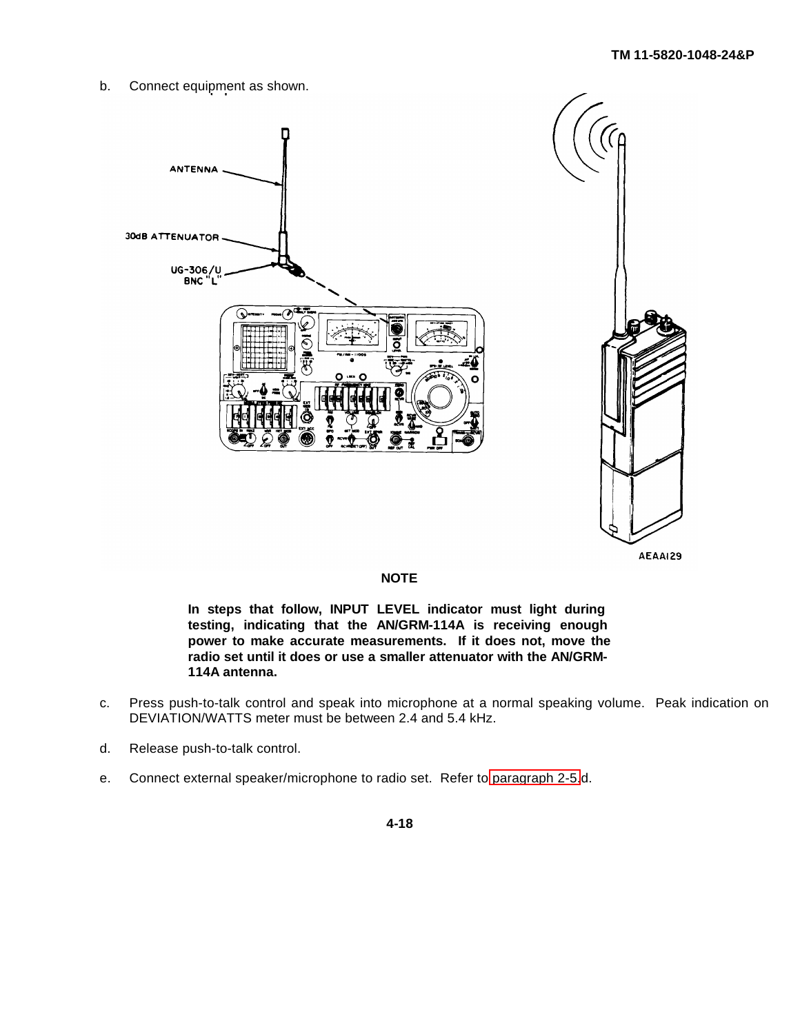b. Connect equipment as shown.

**NOTE**

**In steps that follow, INPUT LEVEL indicator must light during testing, indicating that the AN/GRM-114A is receiving enough power to make accurate measurements. If it does not, move the radio set until it does or use a smaller attenuator with the AN/GRM-114A antenna.**

c. Press push-to-talk control and speak into microphone at a normal speaking volume. Peak indication on DEVIATION/WATTS meter must be between 2.4 and 5.4 kHz.

d. Release push-to-talk control.

e. Connect external speaker/microphone to radio set. Refer to paragraph 2-5.d.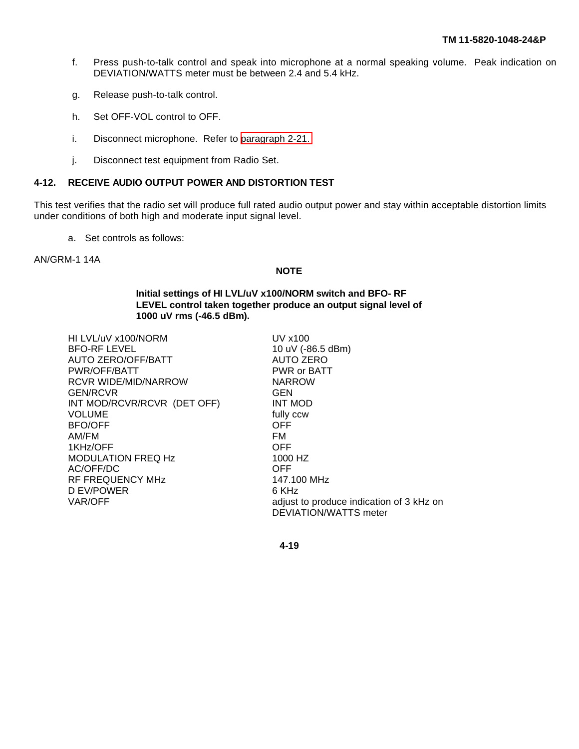f. Press push-to-talk control and speak into microphone at a normal speaking volume. Peak indication on DEVIATION/WATTS meter must be between 2.4 and 5.4 kHz.

g. Release push-to-talk control.

h. Set OFF-VOL control to OFF.

i. Disconnect microphone. Refer to paragraph 2-21.

j. Disconnect test equipment from Radio Set.

## 4-12. RECEIVE AUDIO OUTPUT POWER AND DISTORTION TEST

This test verifies that the radio set will produce full rated audio output power and stay within acceptable distortion limits under conditions of both high and moderate input signal level.

a. Set controls as follows:

AN/GRM-1 14A

**NOTE**

**Initial settings of HI LVL/uV x100/NORM switch and BFO- RF LEVEL control taken together produce an output signal level of 1000 uV rms (-46.5 dBm).**

| | |
|---|---|
| HI LVL/uV x100/NORM | UV x100 |
| BFO-RF LEVEL | 10 uV (-86.5 dBm) |
| AUTO ZERO/OFF/BATT | AUTO ZERO |
| PWR/OFF/BATT | PWR or BATT |
| RCVR WIDE/MID/NARROW | NARROW |
| GEN/RCVR | GEN |
| INT MOD/RCVR/RCVR (DET OFF) | INT MOD |
| VOLUME | fully ccw |
| BFO/OFF | OFF |
| AM/FM | FM |
| 1KHz/OFF | OFF |
| MODULATION FREQ Hz | 1000 HZ |
| AC/OFF/DC | OFF |
| RF FREQUENCY MHz | 147.100 MHz |
| D EV/POWER | 6 KHz |
| VAR/OFF | adjust to produce indication of 3 kHz on DEVIATION/WATTS meter |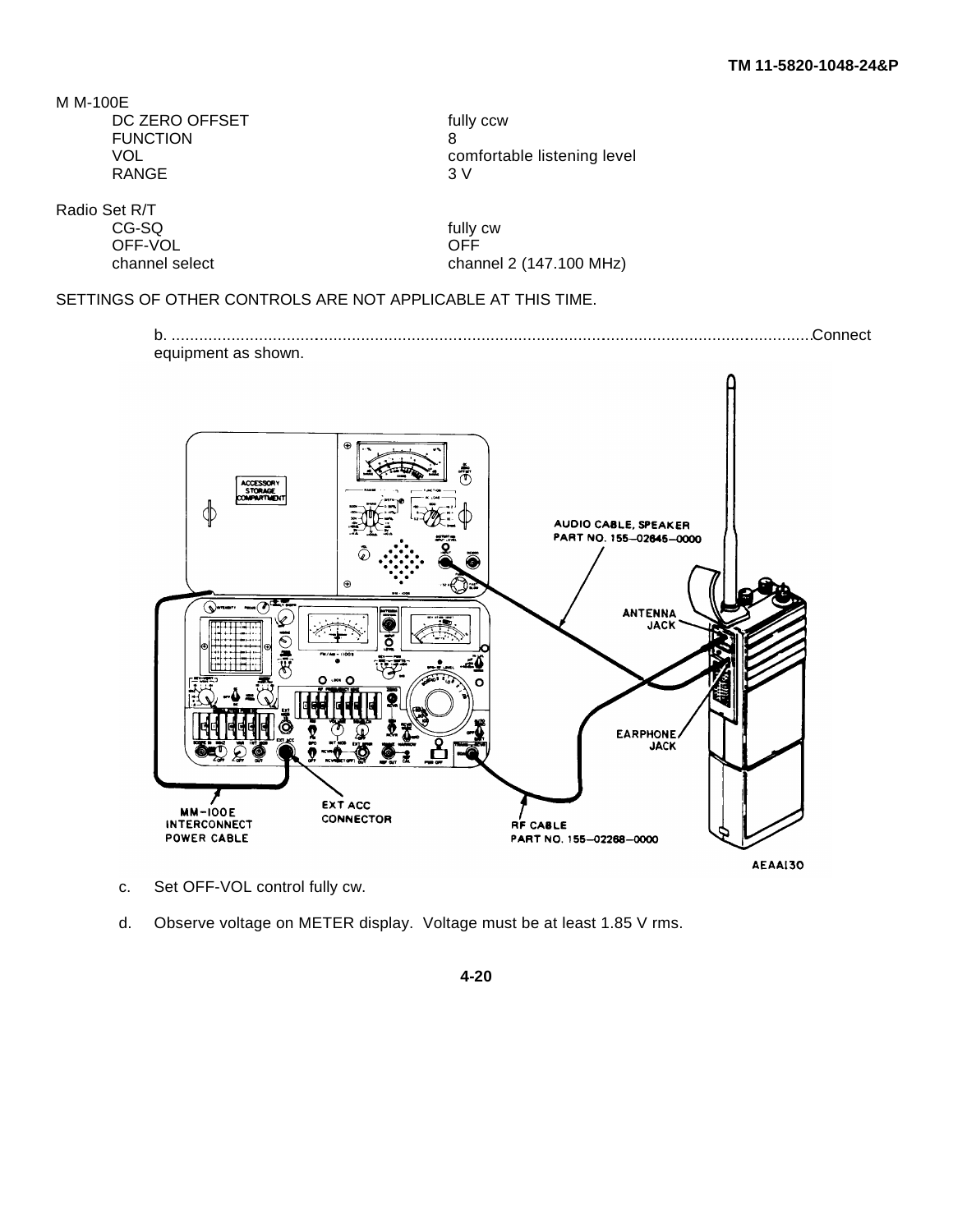M M-100E

| | |
|---|---|
| DC ZERO OFFSET | fully ccw |
| FUNCTION | 8 |
| VOL | comfortable listening level |
| RANGE | 3 V |

Radio Set R/T

| | |
|---|---|
| CG-SQ | fully cw |
| OFF-VOL | OFF |
| channel select | channel 2 (147.100 MHz) |

SETTINGS OF OTHER CONTROLS ARE NOT APPLICABLE AT THIS TIME.

b. ........................................................................................................................................................Connect equipment as shown.

AUDIO CABLE, SPEAKER PART NO. 155–02645–0000

ANTENNA JACK

EARPHONE JACK

MM-100E INTERCONNECT POWER CABLE

EXT ACC CONNECTOR

RF CABLE PART NO. 155–02268–0000

AEAA130

c. Set OFF-VOL control fully cw.

d. Observe voltage on METER display. Voltage must be at least 1.85 V rms.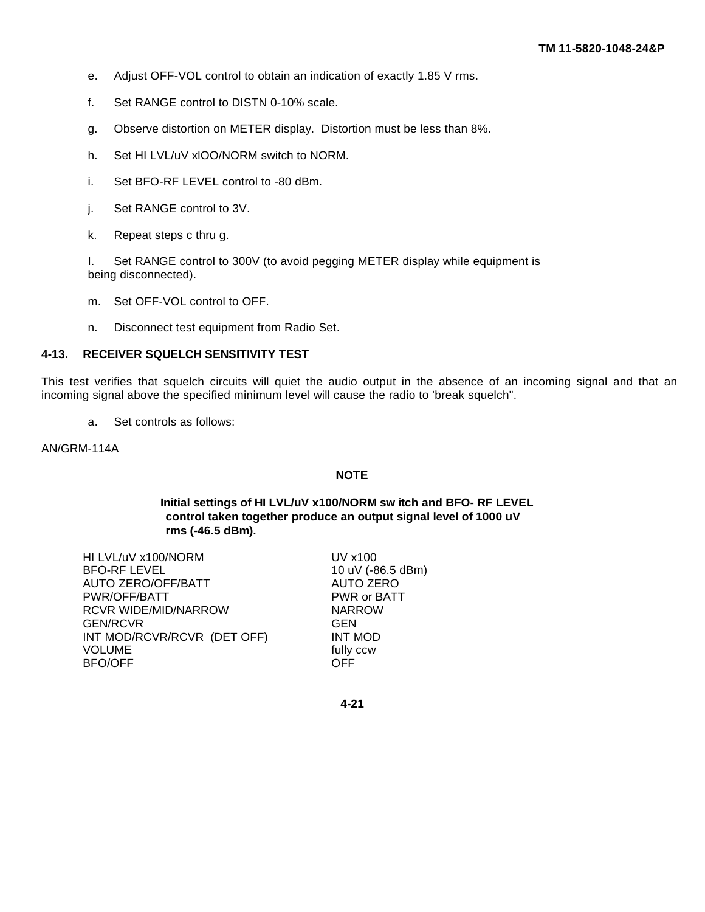e. Adjust OFF-VOL control to obtain an indication of exactly 1.85 V rms.

f. Set RANGE control to DISTN 0-10% scale.

g. Observe distortion on METER display. Distortion must be less than 8%.

h. Set HI LVL/uV xlOO/NORM switch to NORM.

i. Set BFO-RF LEVEL control to -80 dBm.

j. Set RANGE control to 3V.

k. Repeat steps c thru g.

l. Set RANGE control to 300V (to avoid pegging METER display while equipment is being disconnected).

m. Set OFF-VOL control to OFF.

n. Disconnect test equipment from Radio Set.

## 4-13. RECEIVER SQUELCH SENSITIVITY TEST

This test verifies that squelch circuits will quiet the audio output in the absence of an incoming signal and that an incoming signal above the specified minimum level will cause the radio to 'break squelch".

a. Set controls as follows:

AN/GRM-114A

**NOTE**

**Initial settings of HI LVL/uV x100/NORM sw itch and BFO- RF LEVEL control taken together produce an output signal level of 1000 uV rms (-46.5 dBm).**

| | |
|---|---|
| HI LVL/uV x100/NORM | UV x100 |
| BFO-RF LEVEL | 10 uV (-86.5 dBm) |
| AUTO ZERO/OFF/BATT | AUTO ZERO |
| PWR/OFF/BATT | PWR or BATT |
| RCVR WIDE/MID/NARROW | NARROW |
| GEN/RCVR | GEN |
| INT MOD/RCVR/RCVR (DET OFF) | INT MOD |
| VOLUME | fully ccw |
| BFO/OFF | OFF |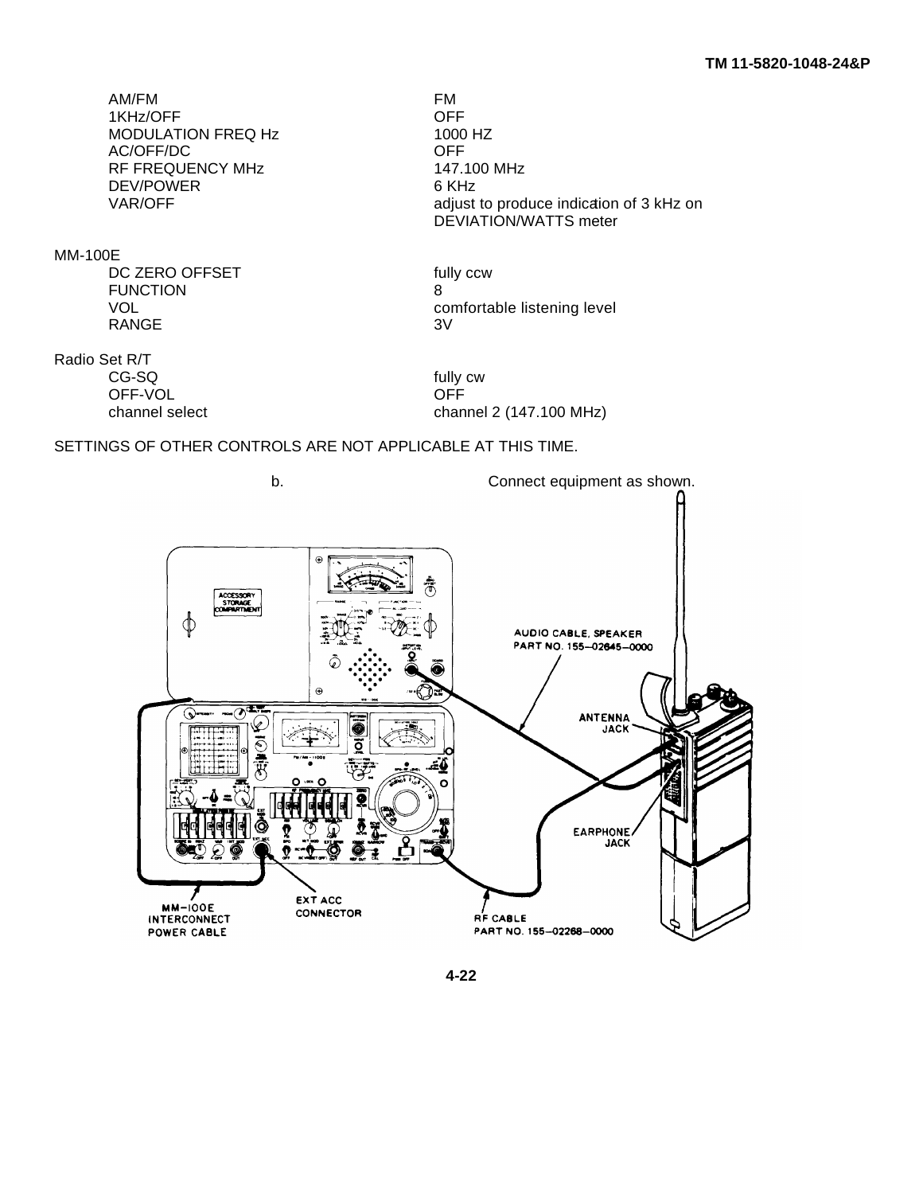| | |
|---|---|
| AM/FM | FM |
| 1KHz/OFF | OFF |
| MODULATION FREQ Hz | 1000 HZ |
| AC/OFF/DC | OFF |
| RF FREQUENCY MHz | 147.100 MHz |
| DEV/POWER | 6 KHz |
| VAR/OFF | adjust to produce indication of 3 kHz on DEVIATION/WATTS meter |

MM-100E

| | |
|---|---|
| DC ZERO OFFSET | fully ccw |
| FUNCTION | 8 |
| VOL | comfortable listening level |
| RANGE | 3V |

Radio Set R/T

| | |
|---|---|
| CG-SQ | fully cw |
| OFF-VOL | OFF |
| channel select | channel 2 (147.100 MHz) |

SETTINGS OF OTHER CONTROLS ARE NOT APPLICABLE AT THIS TIME.

b. Connect equipment as shown.

ACCESSORY STORAGE COMPARTMENT

AUDIO CABLE, SPEAKER PART NO. 155-02645-0000

ANTENNA JACK

EARPHONE JACK

MM-100E INTERCONNECT POWER CABLE

EXT ACC CONNECTOR

RF CABLE PART NO. 155-02268-0000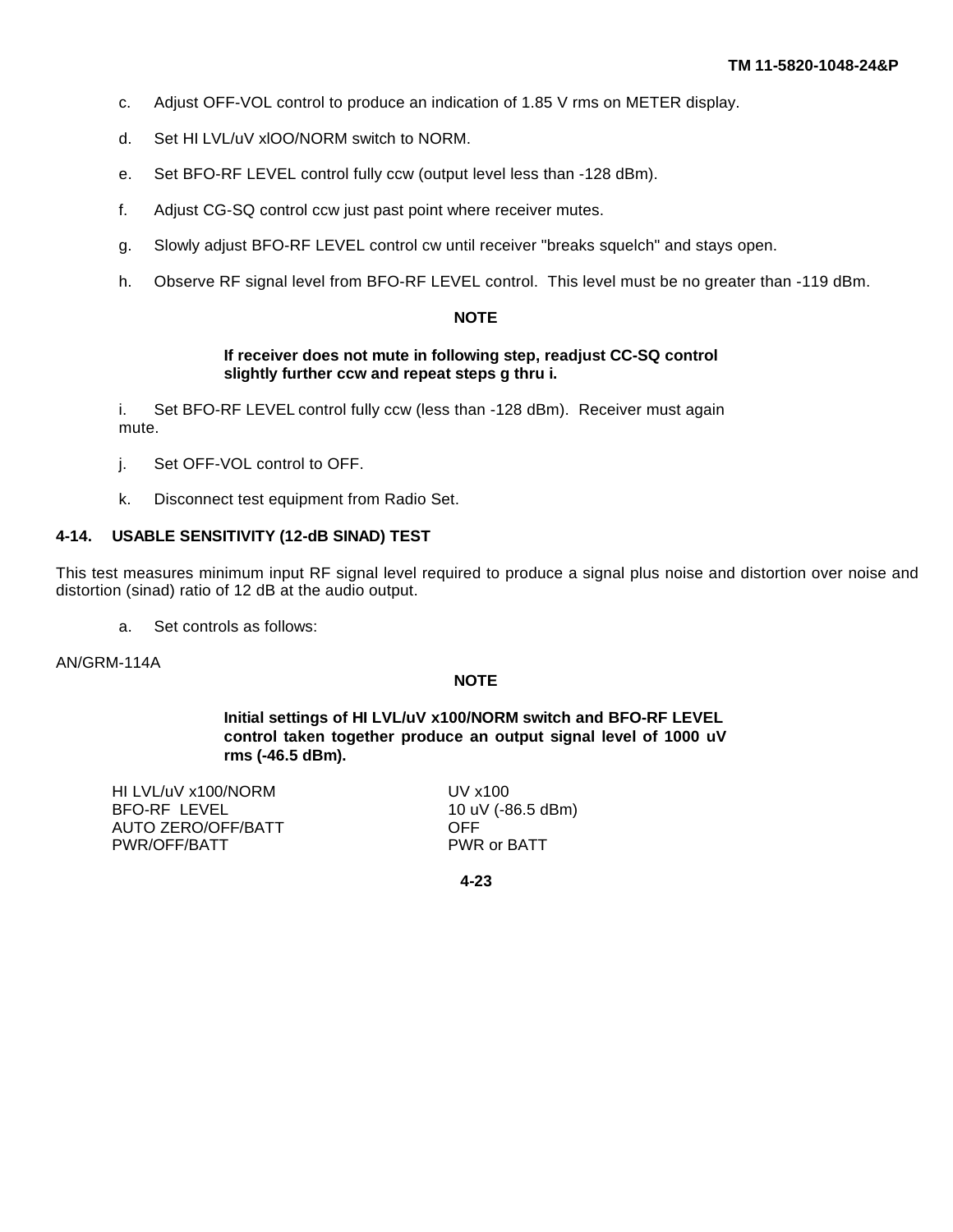c. Adjust OFF-VOL control to produce an indication of 1.85 V rms on METER display.

d. Set HI LVL/uV xlOO/NORM switch to NORM.

e. Set BFO-RF LEVEL control fully ccw (output level less than -128 dBm).

f. Adjust CG-SQ control ccw just past point where receiver mutes.

g. Slowly adjust BFO-RF LEVEL control cw until receiver "breaks squelch" and stays open.

h. Observe RF signal level from BFO-RF LEVEL control. This level must be no greater than -119 dBm.

**NOTE**

**If receiver does not mute in following step, readjust CC-SQ control slightly further ccw and repeat steps g thru i.**

i. Set BFO-RF LEVEL control fully ccw (less than -128 dBm). Receiver must again mute.

j. Set OFF-VOL control to OFF.

k. Disconnect test equipment from Radio Set.

## 4-14. USABLE SENSITIVITY (12-dB SINAD) TEST

This test measures minimum input RF signal level required to produce a signal plus noise and distortion over noise and distortion (sinad) ratio of 12 dB at the audio output.

a. Set controls as follows:

AN/GRM-114A

**NOTE**

**Initial settings of HI LVL/uV x100/NORM switch and BFO-RF LEVEL control taken together produce an output signal level of 1000 uV rms (-46.5 dBm).**

| | |
|---|---|
| HI LVL/uV x100/NORM | UV x100 |
| BFO-RF LEVEL | 10 uV (-86.5 dBm) |
| AUTO ZERO/OFF/BATT | OFF |
| PWR/OFF/BATT | PWR or BATT |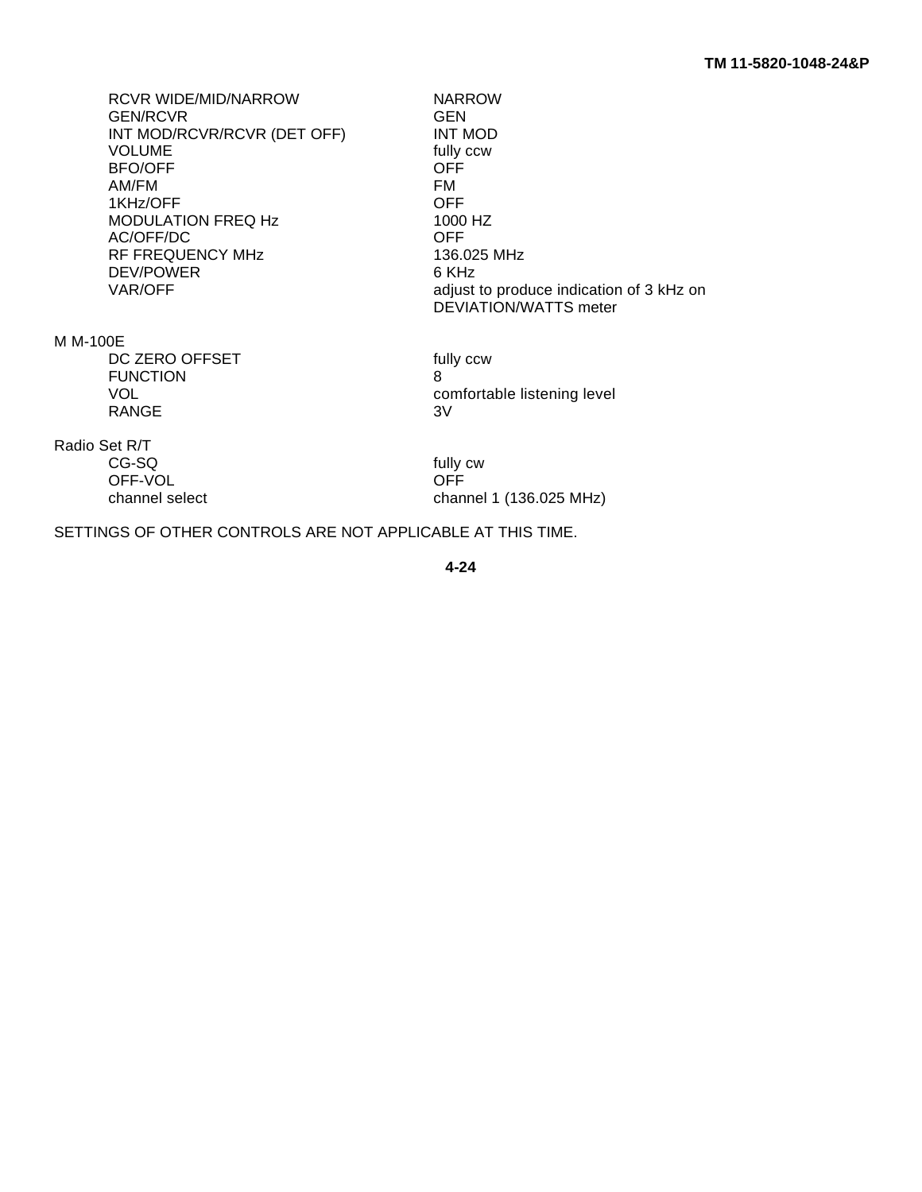| | |
|---|---|
| RCVR WIDE/MID/NARROW | NARROW |
| GEN/RCVR | GEN |
| INT MOD/RCVR/RCVR (DET OFF) | INT MOD |
| VOLUME | fully ccw |
| BFO/OFF | OFF |
| AM/FM | FM |
| 1KHz/OFF | OFF |
| MODULATION FREQ Hz | 1000 HZ |
| AC/OFF/DC | OFF |
| RF FREQUENCY MHz | 136.025 MHz |
| DEV/POWER | 6 KHz |
| VAR/OFF | adjust to produce indication of 3 kHz on DEVIATION/WATTS meter |

M M-100E

| | |
|---|---|
| DC ZERO OFFSET | fully ccw |
| FUNCTION | 8 |
| VOL | comfortable listening level |
| RANGE | 3V |

Radio Set R/T

| | |
|---|---|
| CG-SQ | fully cw |
| OFF-VOL | OFF |
| channel select | channel 1 (136.025 MHz) |

SETTINGS OF OTHER CONTROLS ARE NOT APPLICABLE AT THIS TIME.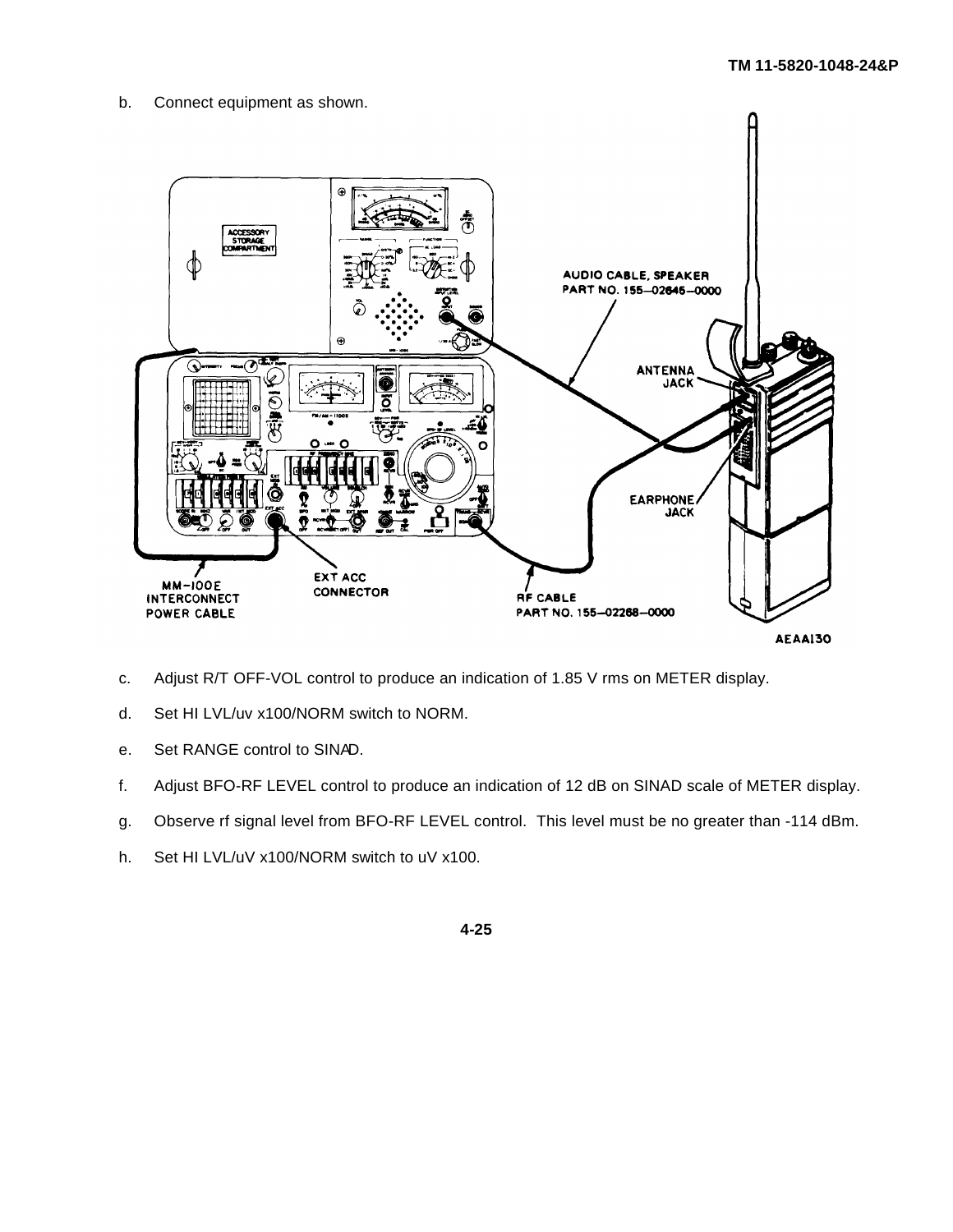b. Connect equipment as shown.

c. Adjust R/T OFF-VOL control to produce an indication of 1.85 V rms on METER display.

d. Set HI LVL/uv x100/NORM switch to NORM.

e. Set RANGE control to SINAD.

f. Adjust BFO-RF LEVEL control to produce an indication of 12 dB on SINAD scale of METER display.

g. Observe rf signal level from BFO-RF LEVEL control. This level must be no greater than -114 dBm.

h. Set HI LVL/uV x100/NORM switch to uV x100.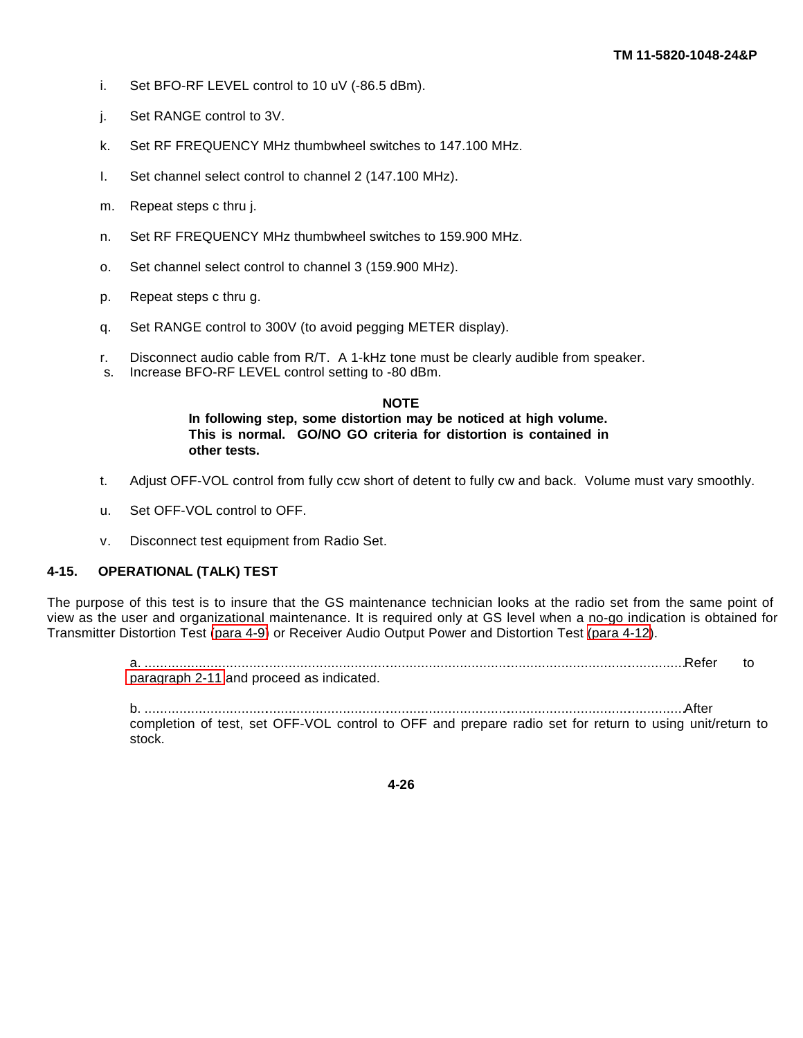i. Set BFO-RF LEVEL control to 10 uV (-86.5 dBm).

j. Set RANGE control to 3V.

k. Set RF FREQUENCY MHz thumbwheel switches to 147.100 MHz.

l. Set channel select control to channel 2 (147.100 MHz).

m. Repeat steps c thru j.

n. Set RF FREQUENCY MHz thumbwheel switches to 159.900 MHz.

o. Set channel select control to channel 3 (159.900 MHz).

p. Repeat steps c thru g.

q. Set RANGE control to 300V (to avoid pegging METER display).

r. Disconnect audio cable from R/T. A 1-kHz tone must be clearly audible from speaker.

s. Increase BFO-RF LEVEL control setting to -80 dBm.

**NOTE**

**In following step, some distortion may be noticed at high volume. This is normal. GO/NO GO criteria for distortion is contained in other tests.**

t. Adjust OFF-VOL control from fully ccw short of detent to fully cw and back. Volume must vary smoothly.

u. Set OFF-VOL control to OFF.

v. Disconnect test equipment from Radio Set.

## 4-15. OPERATIONAL (TALK) TEST

The purpose of this test is to insure that the GS maintenance technician looks at the radio set from the same point of view as the user and organizational maintenance. It is required only at GS level when a no-go indication is obtained for Transmitter Distortion Test (para 4-9) or Receiver Audio Output Power and Distortion Test (para 4-12).

a. ........................................................................................................................................Refer to paragraph 2-11 and proceed as indicated.

b. ........................................................................................................................................After completion of test, set OFF-VOL control to OFF and prepare radio set for return to using unit/return to stock.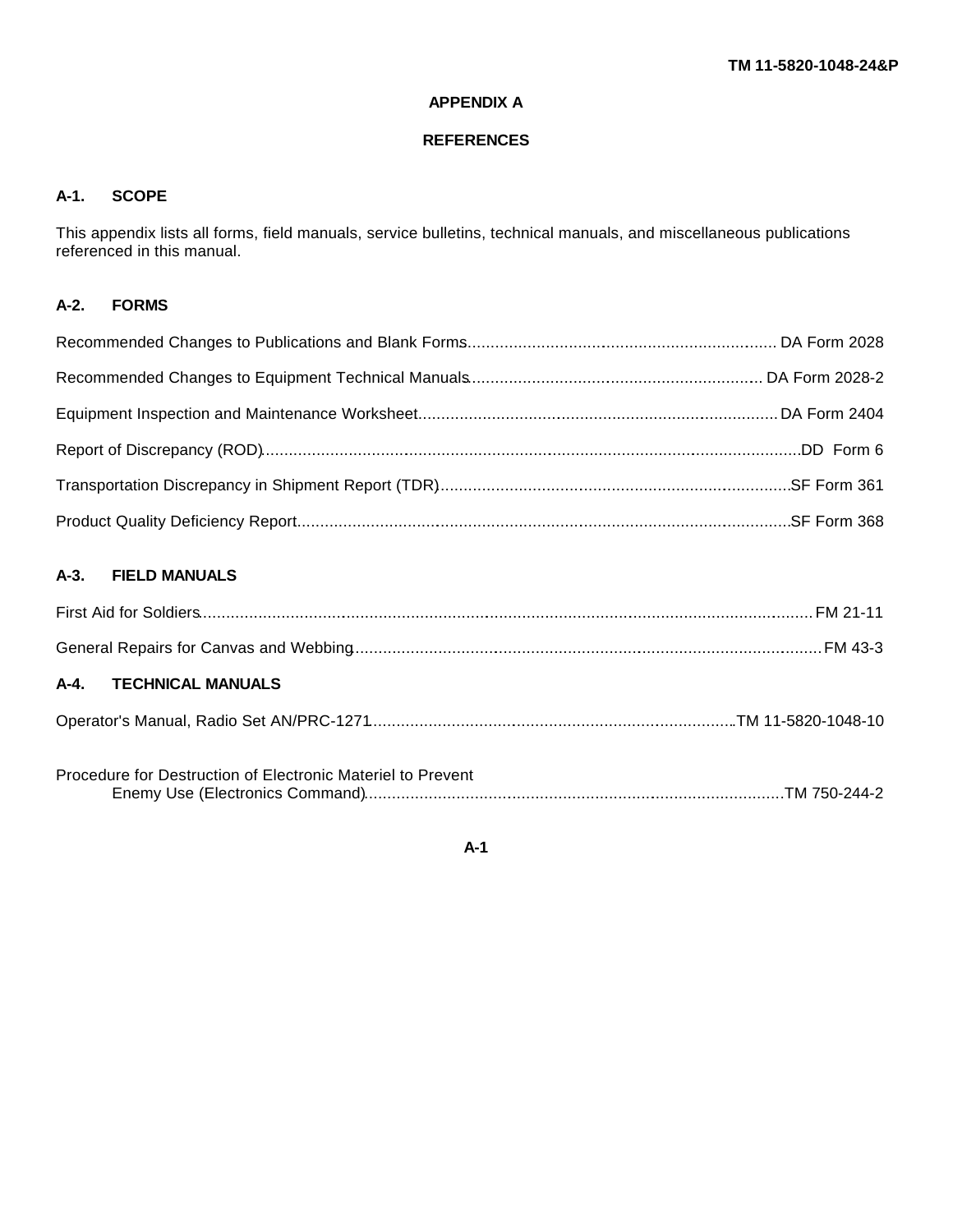# APPENDIX A

# REFERENCES

## A-1. SCOPE

This appendix lists all forms, field manuals, service bulletins, technical manuals, and miscellaneous publications referenced in this manual.

## A-2. FORMS

Recommended Changes to Publications and Blank Forms.................................................................... DA Form 2028

Recommended Changes to Equipment Technical Manuals................................................................ DA Form 2028-2

Equipment Inspection and Maintenance Worksheet.......................................................................... DA Form 2404

Report of Discrepancy (ROD)............................................................................................................DD Form 6

Transportation Discrepancy in Shipment Report (TDR)......................................................................SF Form 361

Product Quality Deficiency Report......................................................................................................SF Form 368

## A-3. FIELD MANUALS

First Aid for Soldiers............................................................................................................................ FM 21-11

General Repairs for Canvas and Webbing.......................................................................................... FM 43-3

## A-4. TECHNICAL MANUALS

Operator's Manual, Radio Set AN/PRC-1271..................................................................................TM 11-5820-1048-10

Procedure for Destruction of Electronic Materiel to Prevent
Enemy Use (Electronics Command)...........................................................................................TM 750-244-2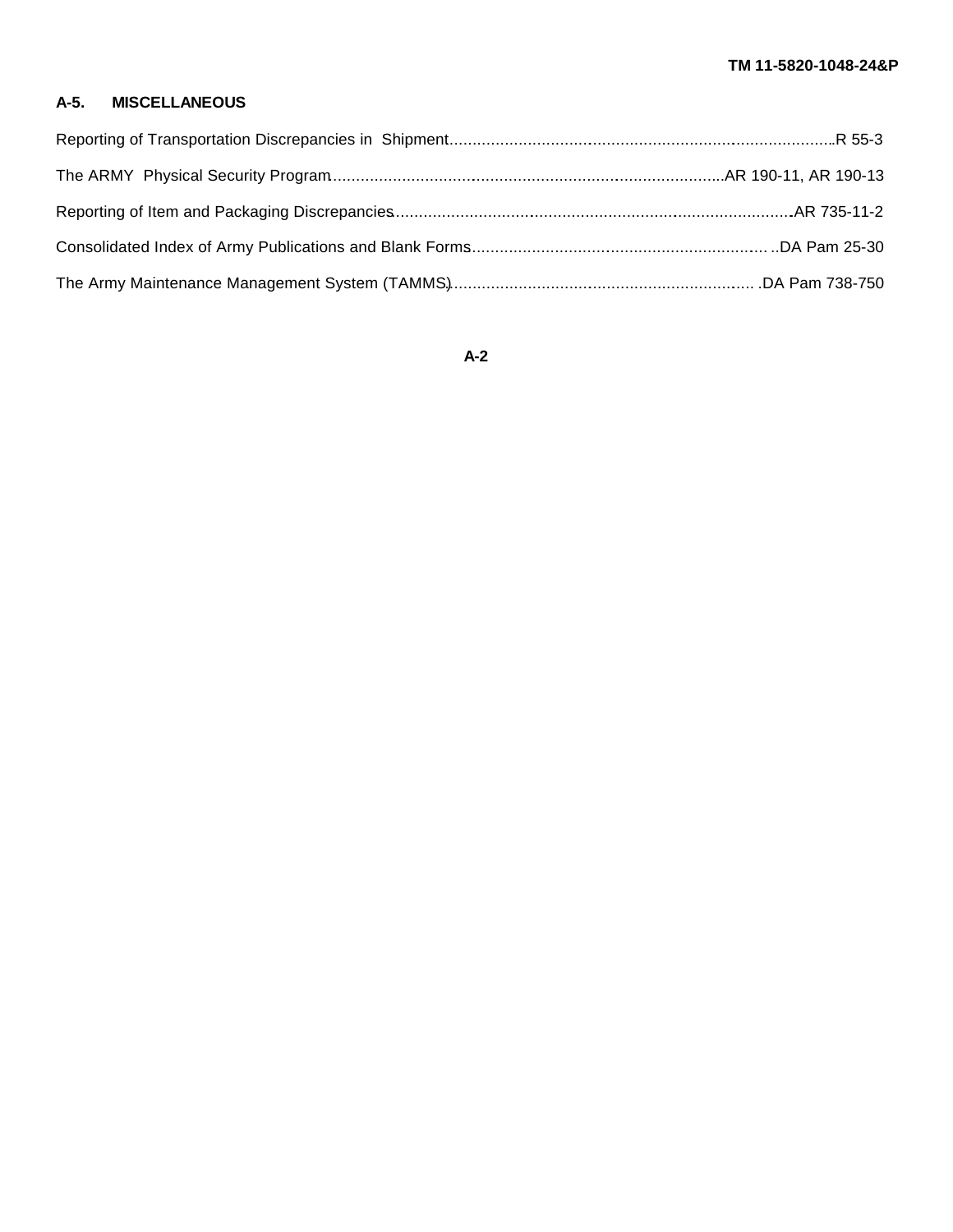## A-5. MISCELLANEOUS

Reporting of Transportation Discrepancies in Shipment....................................................................................R 55-3

The ARMY Physical Security Program.......................................................................................AR 190-11, AR 190-13

Reporting of Item and Packaging Discrepancies........................................................................................AR 735-11-2

Consolidated Index of Army Publications and Blank Forms................................................................... ..DA Pam 25-30

The Army Maintenance Management System (TAMMS)..................................................................... .DA Pam 738-750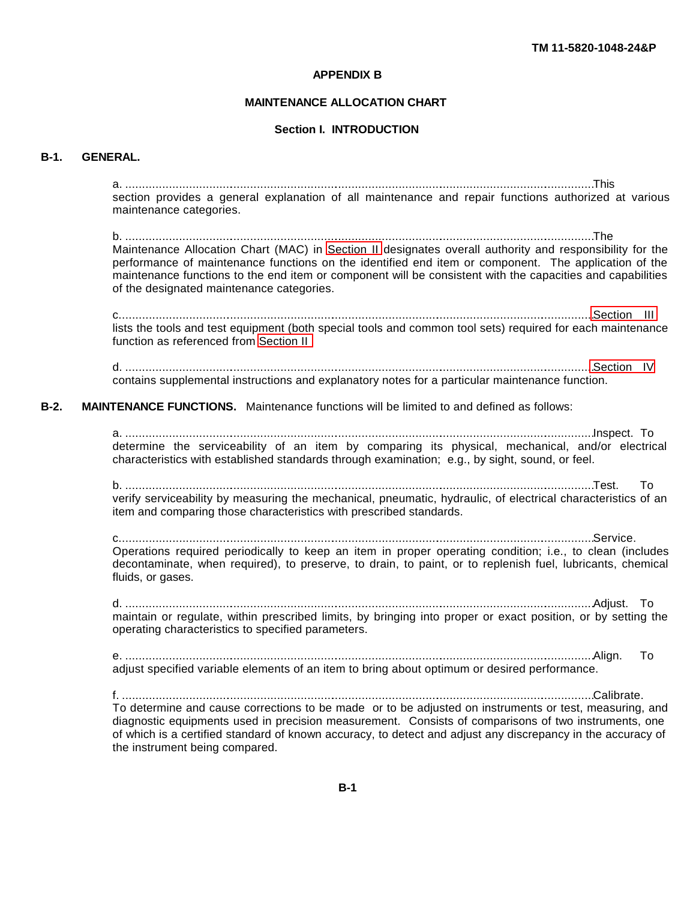# APPENDIX B

## MAINTENANCE ALLOCATION CHART

### Section I. INTRODUCTION

**B-1. GENERAL.**

a. This section provides a general explanation of all maintenance and repair functions authorized at various maintenance categories.

b. The Maintenance Allocation Chart (MAC) in Section II designates overall authority and responsibility for the performance of maintenance functions on the identified end item or component. The application of the maintenance functions to the end item or component will be consistent with the capacities and capabilities of the designated maintenance categories.

c. Section III lists the tools and test equipment (both special tools and common tool sets) required for each maintenance function as referenced from Section II.

d. Section IV contains supplemental instructions and explanatory notes for a particular maintenance function.

**B-2. MAINTENANCE FUNCTIONS.** Maintenance functions will be limited to and defined as follows:

a. Inspect. To determine the serviceability of an item by comparing its physical, mechanical, and/or electrical characteristics with established standards through examination; e.g., by sight, sound, or feel.

b. Test. To verify serviceability by measuring the mechanical, pneumatic, hydraulic, of electrical characteristics of an item and comparing those characteristics with prescribed standards.

c. Service. Operations required periodically to keep an item in proper operating condition; i.e., to clean (includes decontaminate, when required), to preserve, to drain, to paint, or to replenish fuel, lubricants, chemical fluids, or gases.

d. Adjust. To maintain or regulate, within prescribed limits, by bringing into proper or exact position, or by setting the operating characteristics to specified parameters.

e. Align. To adjust specified variable elements of an item to bring about optimum or desired performance.

f. Calibrate. To determine and cause corrections to be made or to be adjusted on instruments or test, measuring, and diagnostic equipments used in precision measurement. Consists of comparisons of two instruments, one of which is a certified standard of known accuracy, to detect and adjust any discrepancy in the accuracy of the instrument being compared.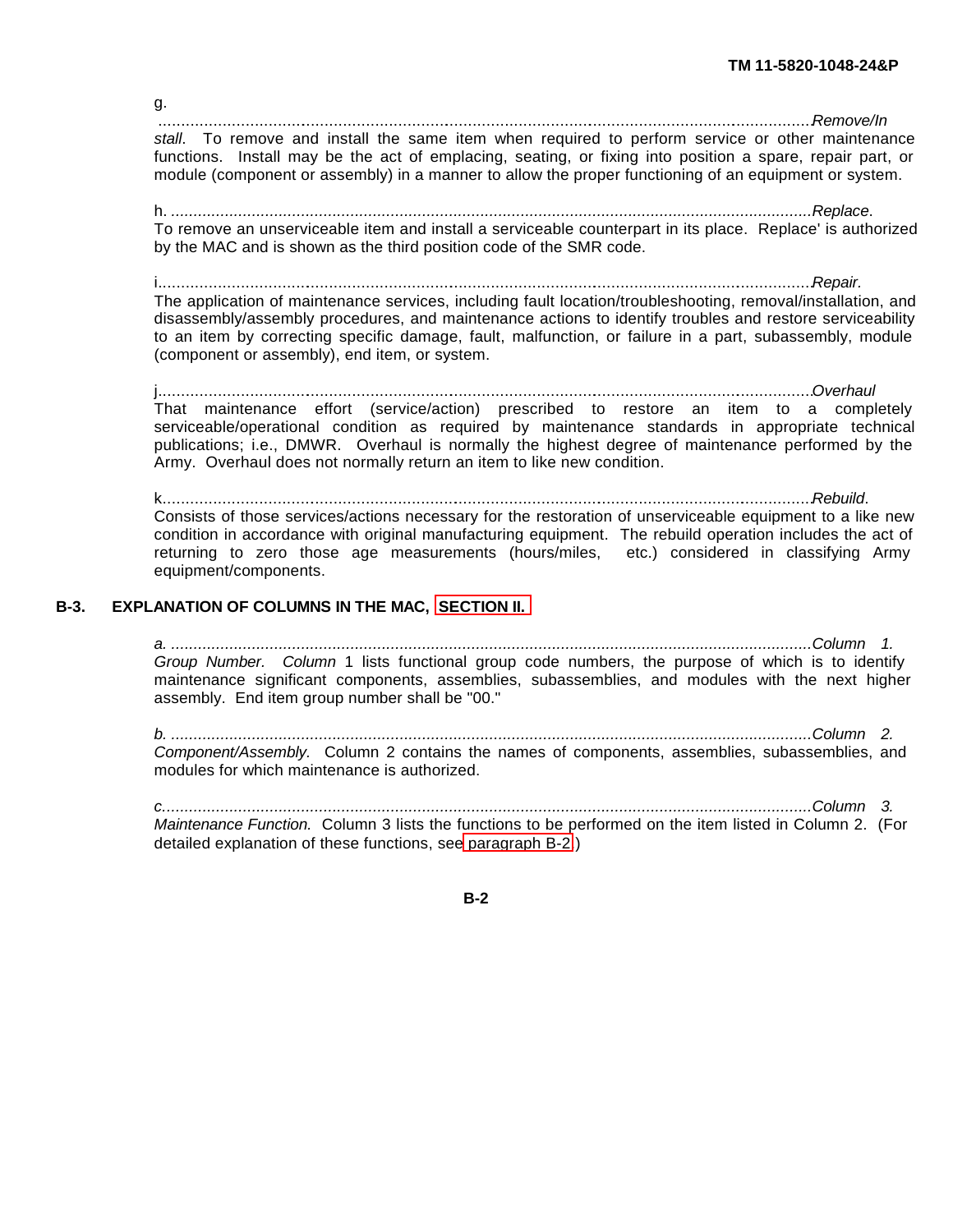g. .................................................................................................................................................*Remove/Install*. To remove and install the same item when required to perform service or other maintenance functions. Install may be the act of emplacing, seating, or fixing into position a spare, repair part, or module (component or assembly) in a manner to allow the proper functioning of an equipment or system.

h. .................................................................................................................................................*Replace*. To remove an unserviceable item and install a serviceable counterpart in its place. Replace' is authorized by the MAC and is shown as the third position code of the SMR code.

i.................................................................................................................................................*Repair*. The application of maintenance services, including fault location/troubleshooting, removal/installation, and disassembly/assembly procedures, and maintenance actions to identify troubles and restore serviceability to an item by correcting specific damage, fault, malfunction, or failure in a part, subassembly, module (component or assembly), end item, or system.

j.................................................................................................................................................*Overhaul* That maintenance effort (service/action) prescribed to restore an item to a completely serviceable/operational condition as required by maintenance standards in appropriate technical publications; i.e., DMWR. Overhaul is normally the highest degree of maintenance performed by the Army. Overhaul does not normally return an item to like new condition.

k.................................................................................................................................................*Rebuild*. Consists of those services/actions necessary for the restoration of unserviceable equipment to a like new condition in accordance with original manufacturing equipment. The rebuild operation includes the act of returning to zero those age measurements (hours/miles, etc.) considered in classifying Army equipment/components.

## B-3. EXPLANATION OF COLUMNS IN THE MAC, SECTION II.

*a.* .................................................................................................................................................*Column 1. Group Number. Column* 1 lists functional group code numbers, the purpose of which is to identify maintenance significant components, assemblies, subassemblies, and modules with the next higher assembly. End item group number shall be "00."

*b.* .................................................................................................................................................*Column 2. Component/Assembly.* Column 2 contains the names of components, assemblies, subassemblies, and modules for which maintenance is authorized.

*c.*.................................................................................................................................................*Column 3. Maintenance Function.* Column 3 lists the functions to be performed on the item listed in Column 2. (For detailed explanation of these functions, see paragraph B-2.)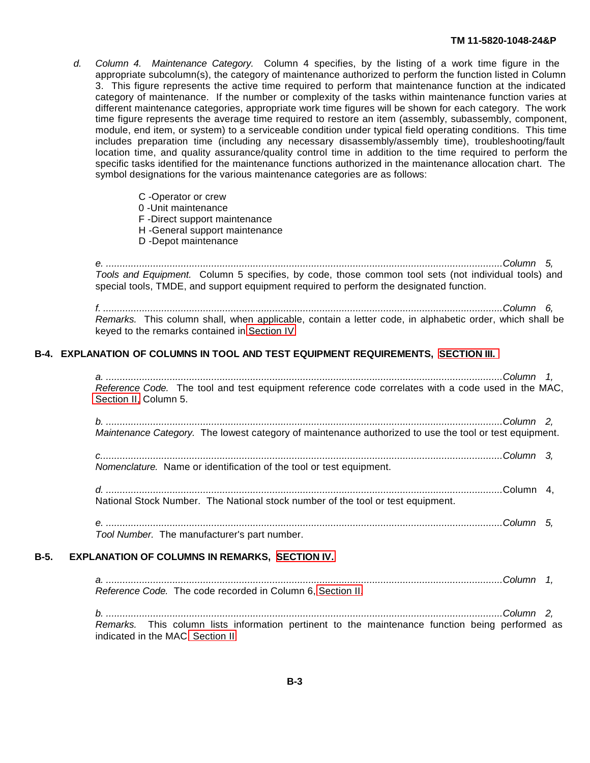*d. Column 4. Maintenance Category.* Column 4 specifies, by the listing of a work time figure in the appropriate subcolumn(s), the category of maintenance authorized to perform the function listed in Column 3. This figure represents the active time required to perform that maintenance function at the indicated category of maintenance. If the number or complexity of the tasks within maintenance function varies at different maintenance categories, appropriate work time figures will be shown for each category. The work time figure represents the average time required to restore an item (assembly, subassembly, component, module, end item, or system) to a serviceable condition under typical field operating conditions. This time includes preparation time (including any necessary disassembly/assembly time), troubleshooting/fault location time, and quality assurance/quality control time in addition to the time required to perform the specific tasks identified for the maintenance functions authorized in the maintenance allocation chart. The symbol designations for the various maintenance categories are as follows:

C -Operator or crew
0 -Unit maintenance
F -Direct support maintenance
H -General support maintenance
D -Depot maintenance

*e. ........................................................................................................................................Column 5, Tools and Equipment.* Column 5 specifies, by code, those common tool sets (not individual tools) and special tools, TMDE, and support equipment required to perform the designated function.

*f. ........................................................................................................................................Column 6, Remarks.* This column shall, when applicable, contain a letter code, in alphabetic order, which shall be keyed to the remarks contained in Section IV

## B-4. EXPLANATION OF COLUMNS IN TOOL AND TEST EQUIPMENT REQUIREMENTS, SECTION III.

*a. ........................................................................................................................................Column 1, Reference Code.* The tool and test equipment reference code correlates with a code used in the MAC, Section II, Column 5.

*b. ........................................................................................................................................Column 2, Maintenance Category.* The lowest category of maintenance authorized to use the tool or test equipment.

*c. ........................................................................................................................................Column 3, Nomenclature.* Name or identification of the tool or test equipment.

*d.* ........................................................................................................................................Column 4, National Stock Number. The National stock number of the tool or test equipment.

*e. ........................................................................................................................................Column 5, Tool Number.* The manufacturer's part number.

## B-5. EXPLANATION OF COLUMNS IN REMARKS, SECTION IV.

*a. ........................................................................................................................................Column 1, Reference Code.* The code recorded in Column 6, Section II.

*b. ........................................................................................................................................Column 2, Remarks.* This column lists information pertinent to the maintenance function being performed as indicated in the MAC Section II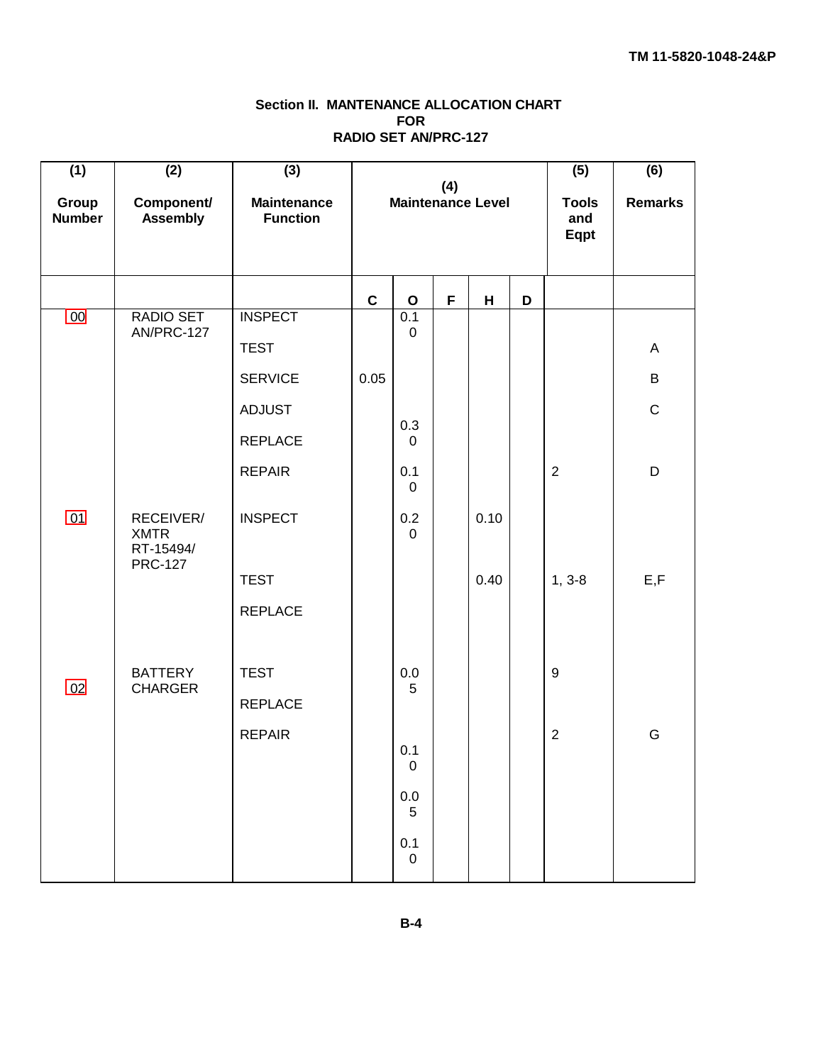## Section II. MANTENANCE ALLOCATION CHART FOR RADIO SET AN/PRC-127

| (1) Group Number | (2) Component/ Assembly | (3) Maintenance Function | (4) Maintenance Level | | | | | (5) Tools and Eqpt | (6) Remarks |
|---|---|---|---|---|---|---|---|---|---|
| | | | C | O | F | H | D | | |
| 00 | RADIO SET AN/PRC-127 | INSPECT | | 0.10 | | | | | |
| | | TEST | | | | | | | A |
| | | SERVICE | 0.05 | | | | | | B |
| | | ADJUST | | | | | | | C |
| | | REPLACE | | 0.30 | | | | | |
| | | REPAIR | | 0.10 | | | | 2 | D |
| 01 | RECEIVER/ XMTR RT-15494/ PRC-127 | INSPECT | | 0.20 | | 0.10 | | | |
| | | TEST | | | | 0.40 | | 1, 3-8 | E,F |
| | | REPLACE | | | | | | | |
| 02 | BATTERY CHARGER | TEST | | 0.05 | | | | 9 | |
| | | REPLACE | | | | | | | |
| | | REPAIR | | 0.10 | | | | 2 | G |
| | | | | 0.05 | | | | | |
| | | | | 0.10 | | | | | |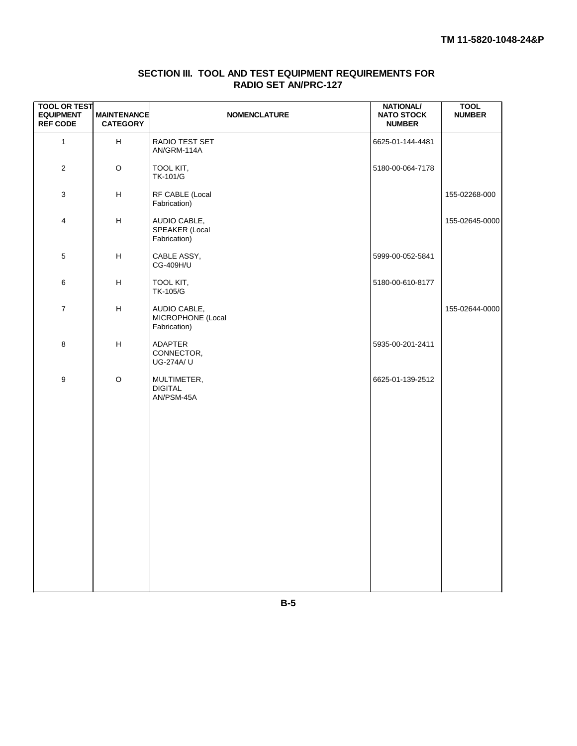## SECTION III. TOOL AND TEST EQUIPMENT REQUIREMENTS FOR RADIO SET AN/PRC-127

| TOOL OR TEST EQUIPMENT REF CODE | MAINTENANCE CATEGORY | NOMENCLATURE | NATIONAL/ NATO STOCK NUMBER | TOOL NUMBER |
|---|---|---|---|---|
| 1 | H | RADIO TEST SET AN/GRM-114A | 6625-01-144-4481 | |
| 2 | O | TOOL KIT, TK-101/G | 5180-00-064-7178 | |
| 3 | H | RF CABLE (Local Fabrication) | | 155-02268-000 |
| 4 | H | AUDIO CABLE, SPEAKER (Local Fabrication) | | 155-02645-0000 |
| 5 | H | CABLE ASSY, CG-409H/U | 5999-00-052-5841 | |
| 6 | H | TOOL KIT, TK-105/G | 5180-00-610-8177 | |
| 7 | H | AUDIO CABLE, MICROPHONE (Local Fabrication) | | 155-02644-0000 |
| 8 | H | ADAPTER CONNECTOR, UG-274A/ U | 5935-00-201-2411 | |
| 9 | O | MULTIMETER, DIGITAL AN/PSM-45A | 6625-01-139-2512 | |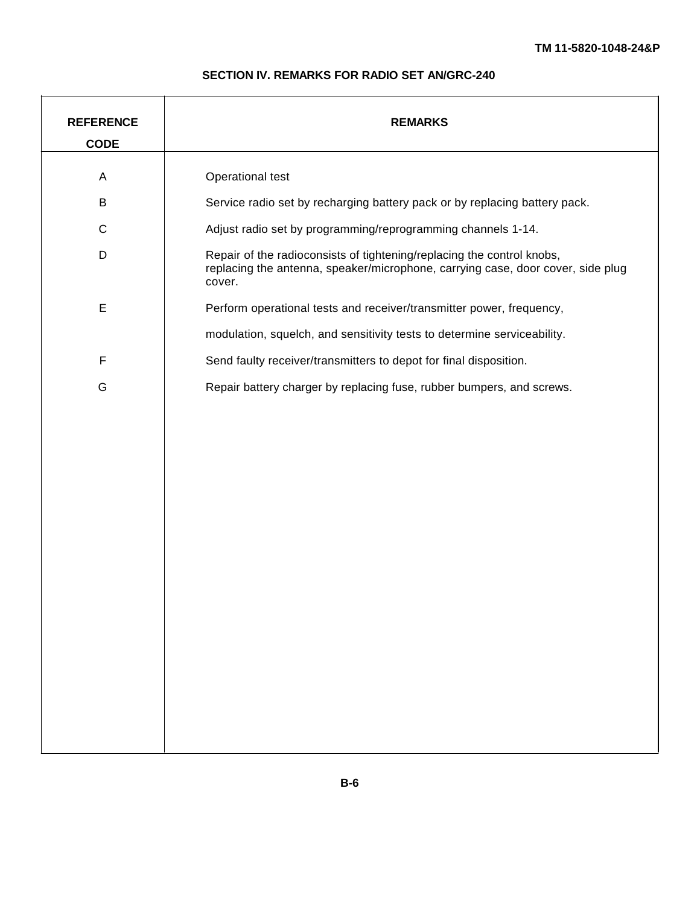## SECTION IV. REMARKS FOR RADIO SET AN/GRC-240

| REFERENCE CODE | REMARKS |
|---|---|
| A | Operational test |
| B | Service radio set by recharging battery pack or by replacing battery pack. |
| C | Adjust radio set by programming/reprogramming channels 1-14. |
| D | Repair of the radioconsists of tightening/replacing the control knobs, replacing the antenna, speaker/microphone, carrying case, door cover, side plug cover. |
| E | Perform operational tests and receiver/transmitter power, frequency, modulation, squelch, and sensitivity tests to determine serviceability. |
| F | Send faulty receiver/transmitters to depot for final disposition. |
| G | Repair battery charger by replacing fuse, rubber bumpers, and screws. |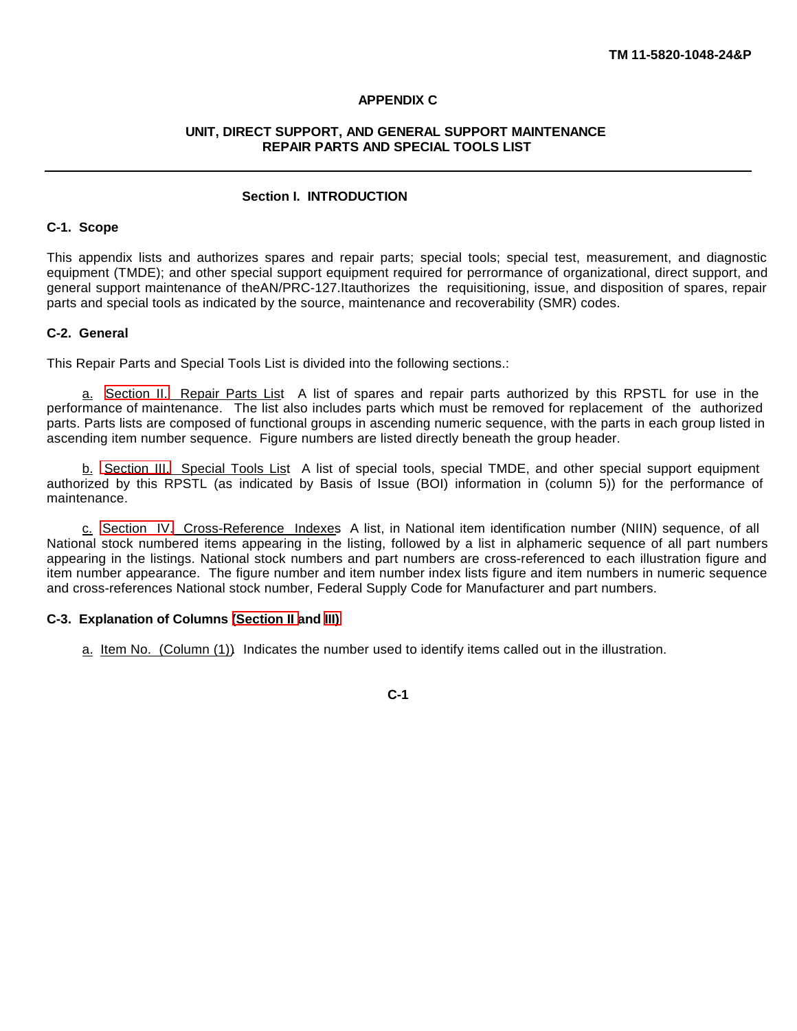# APPENDIX C

## UNIT, DIRECT SUPPORT, AND GENERAL SUPPORT MAINTENANCE REPAIR PARTS AND SPECIAL TOOLS LIST

### Section I. INTRODUCTION

**C-1. Scope**

This appendix lists and authorizes spares and repair parts; special tools; special test, measurement, and diagnostic equipment (TMDE); and other special support equipment required for perrormance of organizational, direct support, and general support maintenance of theAN/PRC-127.Itauthorizes the requisitioning, issue, and disposition of spares, repair parts and special tools as indicated by the source, maintenance and recoverability (SMR) codes.

**C-2. General**

This Repair Parts and Special Tools List is divided into the following sections.:

a. Section II. Repair Parts List A list of spares and repair parts authorized by this RPSTL for use in the performance of maintenance. The list also includes parts which must be removed for replacement of the authorized parts. Parts lists are composed of functional groups in ascending numeric sequence, with the parts in each group listed in ascending item number sequence. Figure numbers are listed directly beneath the group header.

b. Section III. Special Tools List A list of special tools, special TMDE, and other special support equipment authorized by this RPSTL (as indicated by Basis of Issue (BOI) information in (column 5)) for the performance of maintenance.

c. Section IV. Cross-Reference Indexes A list, in National item identification number (NIIN) sequence, of all National stock numbered items appearing in the listing, followed by a list in alphameric sequence of all part numbers appearing in the listings. National stock numbers and part numbers are cross-referenced to each illustration figure and item number appearance. The figure number and item number index lists figure and item numbers in numeric sequence and cross-references National stock number, Federal Supply Code for Manufacturer and part numbers.

**C-3. Explanation of Columns (Section II and III)**

a. Item No. (Column (1)) Indicates the number used to identify items called out in the illustration.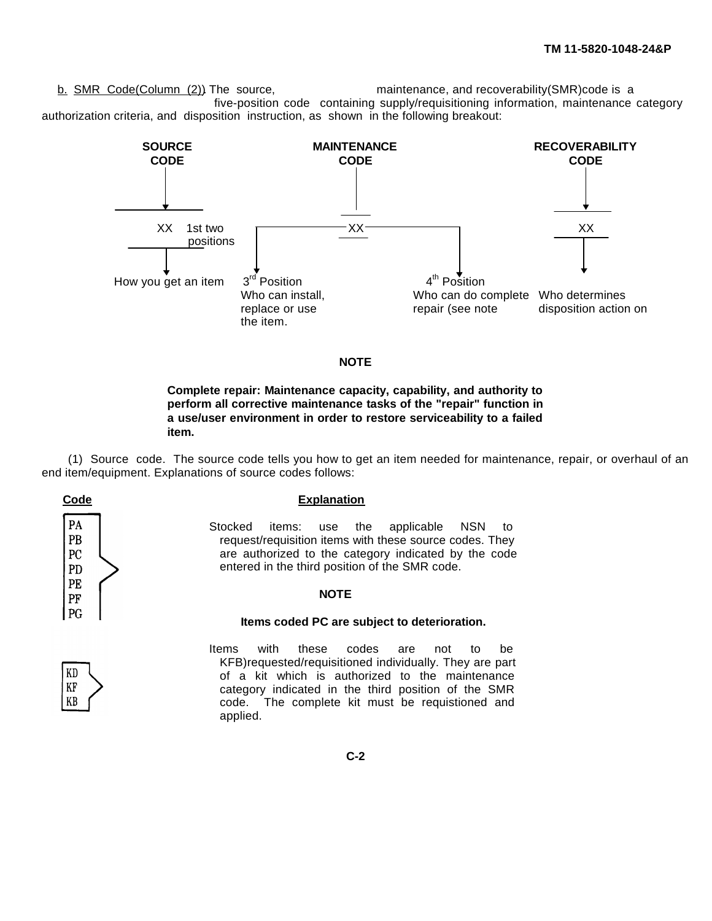b. SMR Code(Column (2)). The source, maintenance, and recoverability(SMR)code is a five-position code containing supply/requisitioning information, maintenance category authorization criteria, and disposition instruction, as shown in the following breakout:

| SOURCE CODE | MAINTENANCE CODE | | RECOVERABILITY CODE |
|---|---|---|---|
| XX 1st two positions | XX | | XX |
| How you get an item | 3rd Position Who can install, replace or use the item. | 4th Position Who can do complete repair (see note | Who determines disposition action on |

**NOTE**

**Complete repair: Maintenance capacity, capability, and authority to perform all corrective maintenance tasks of the "repair" function in a use/user environment in order to restore serviceability to a failed item.**

(1) Source code. The source code tells you how to get an item needed for maintenance, repair, or overhaul of an end item/equipment. Explanations of source codes follows:

| Code | Explanation |
|---|---|
| PA<br>PB<br>PC<br>PD<br>PE<br>PF<br>PG | Stocked items: use the applicable NSN to request/requisition items with these source codes. They are authorized to the category indicated by the code entered in the third position of the SMR code.<br><br>**NOTE**<br><br>**Items coded PC are subject to deterioration.** |
| KD<br>KF<br>KB | Items with these codes are not to be KFB)requested/requisitioned individually. They are part of a kit which is authorized to the maintenance category indicated in the third position of the SMR code. The complete kit must be requistioned and applied. |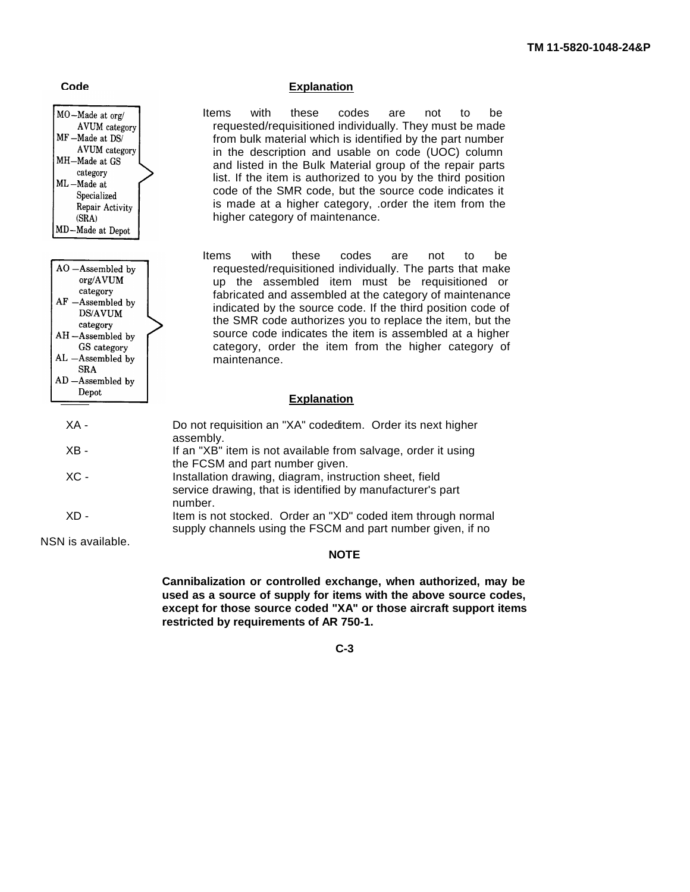| Code | Explanation |
| --- | --- |
| MO–Made at org/AVUM category<br>MF–Made at DS/AVUM category<br>MH–Made at GS category<br>ML–Made at Specialized Repair Activity (SRA)<br>MD–Made at Depot | Items with these codes are not to be requested/requisitioned individually. They must be made from bulk material which is identified by the part number in the description and usable on code (UOC) column and listed in the Bulk Material group of the repair parts list. If the item is authorized to you by the third position code of the SMR code, but the source code indicates it is made at a higher category, .order the item from the higher category of maintenance. |
| AO–Assembled by org/AVUM category<br>AF–Assembled by DS/AVUM category<br>AH–Assembled by GS category<br>AL–Assembled by SRA<br>AD–Assembled by Depot | Items with these codes are not to be requested/requisitioned individually. The parts that make up the assembled item must be requisitioned or fabricated and assembled at the category of maintenance indicated by the source code. If the third position code of the SMR code authorizes you to replace the item, but the source code indicates the item is assembled at a higher category, order the item from the higher category of maintenance. |

| Code | Explanation |
| --- | --- |
| XA - | Do not requisition an "XA" codeditem. Order its next higher assembly. |
| XB - | If an "XB" item is not available from salvage, order it using the FCSM and part number given. |
| XC - | Installation drawing, diagram, instruction sheet, field service drawing, that is identified by manufacturer's part number. |
| XD - | Item is not stocked. Order an "XD" coded item through normal supply channels using the FSCM and part number given, if no NSN is available. |

**NOTE**

**Cannibalization or controlled exchange, when authorized, may be used as a source of supply for items with the above source codes, except for those source coded "XA" or those aircraft support items restricted by requirements of AR 750-1.**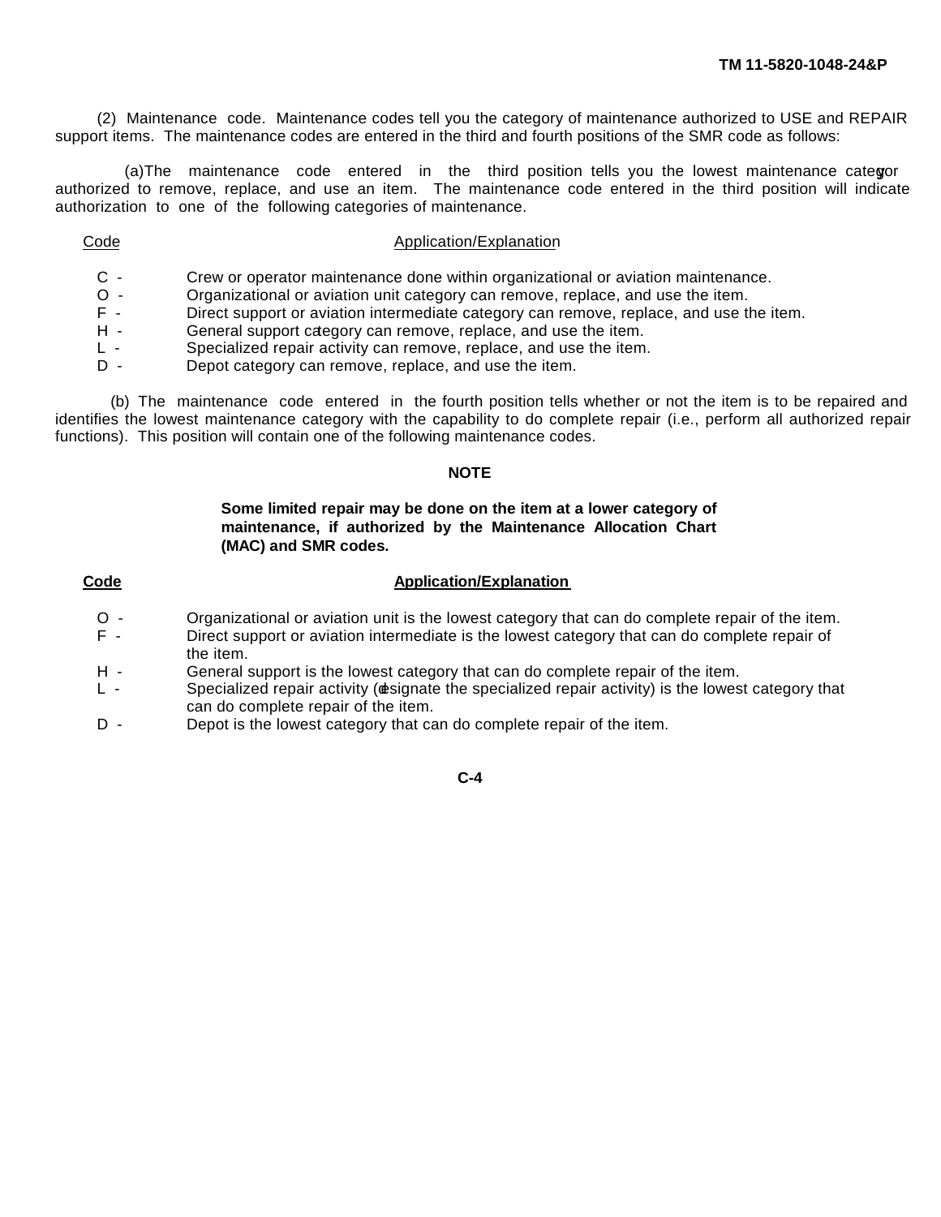(2) Maintenance code. Maintenance codes tell you the category of maintenance authorized to USE and REPAIR support items. The maintenance codes are entered in the third and fourth positions of the SMR code as follows:

(a) The maintenance code entered in the third position tells you the lowest maintenance category authorized to remove, replace, and use an item. The maintenance code entered in the third position will indicate authorization to one of the following categories of maintenance.

| Code | Application/Explanation |
|---|---|
| C - | Crew or operator maintenance done within organizational or aviation maintenance. |
| O - | Organizational or aviation unit category can remove, replace, and use the item. |
| F - | Direct support or aviation intermediate category can remove, replace, and use the item. |
| H - | General support category can remove, replace, and use the item. |
| L - | Specialized repair activity can remove, replace, and use the item. |
| D - | Depot category can remove, replace, and use the item. |

(b) The maintenance code entered in the fourth position tells whether or not the item is to be repaired and identifies the lowest maintenance category with the capability to do complete repair (i.e., perform all authorized repair functions). This position will contain one of the following maintenance codes.

**NOTE**

**Some limited repair may be done on the item at a lower category of maintenance, if authorized by the Maintenance Allocation Chart (MAC) and SMR codes.**

| Code | Application/Explanation |
|---|---|
| O - | Organizational or aviation unit is the lowest category that can do complete repair of the item. |
| F - | Direct support or aviation intermediate is the lowest category that can do complete repair of the item. |
| H - | General support is the lowest category that can do complete repair of the item. |
| L - | Specialized repair activity (designate the specialized repair activity) is the lowest category that can do complete repair of the item. |
| D - | Depot is the lowest category that can do complete repair of the item. |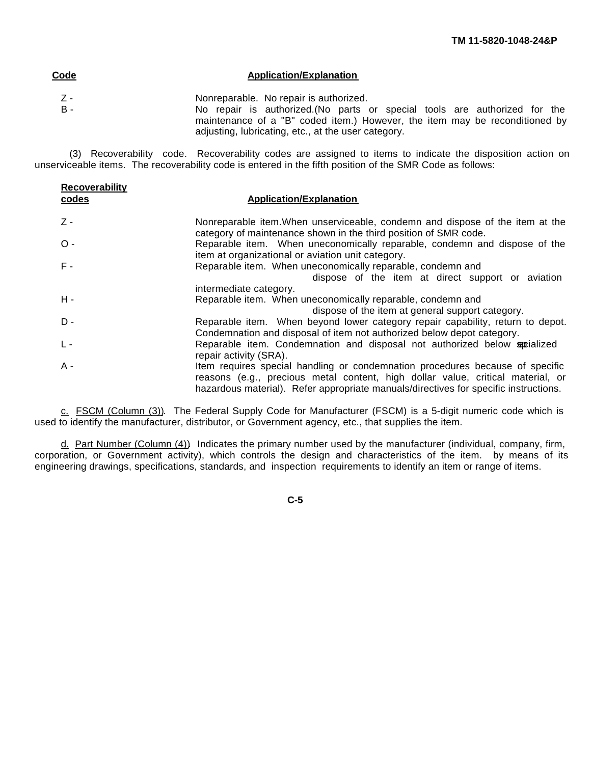| Code | Application/Explanation |
| --- | --- |
| Z - | Nonreparable. No repair is authorized. |
| B - | No repair is authorized.(No parts or special tools are authorized for the maintenance of a "B" coded item.) However, the item may be reconditioned by adjusting, lubricating, etc., at the user category. |

(3) Recoverability code. Recoverability codes are assigned to items to indicate the disposition action on unserviceable items. The recoverability code is entered in the fifth position of the SMR Code as follows:

| Recoverability codes | Application/Explanation |
| --- | --- |
| Z - | Nonreparable item.When unserviceable, condemn and dispose of the item at the category of maintenance shown in the third position of SMR code. |
| O - | Reparable item. When uneconomically reparable, condemn and dispose of the item at organizational or aviation unit category. |
| F - | Reparable item. When uneconomically reparable, condemn and dispose of the item at direct support or aviation intermediate category. |
| H - | Reparable item. When uneconomically reparable, condemn and dispose of the item at general support category. |
| D - | Reparable item. When beyond lower category repair capability, return to depot. Condemnation and disposal of item not authorized below depot category. |
| L - | Reparable item. Condemnation and disposal not authorized below specialized repair activity (SRA). |
| A - | Item requires special handling or condemnation procedures because of specific reasons (e.g., precious metal content, high dollar value, critical material, or hazardous material). Refer appropriate manuals/directives for specific instructions. |

c. FSCM (Column (3)). The Federal Supply Code for Manufacturer (FSCM) is a 5-digit numeric code which is used to identify the manufacturer, distributor, or Government agency, etc., that supplies the item.

d. Part Number (Column (4)). Indicates the primary number used by the manufacturer (individual, company, firm, corporation, or Government activity), which controls the design and characteristics of the item. by means of its engineering drawings, specifications, standards, and inspection requirements to identify an item or range of items.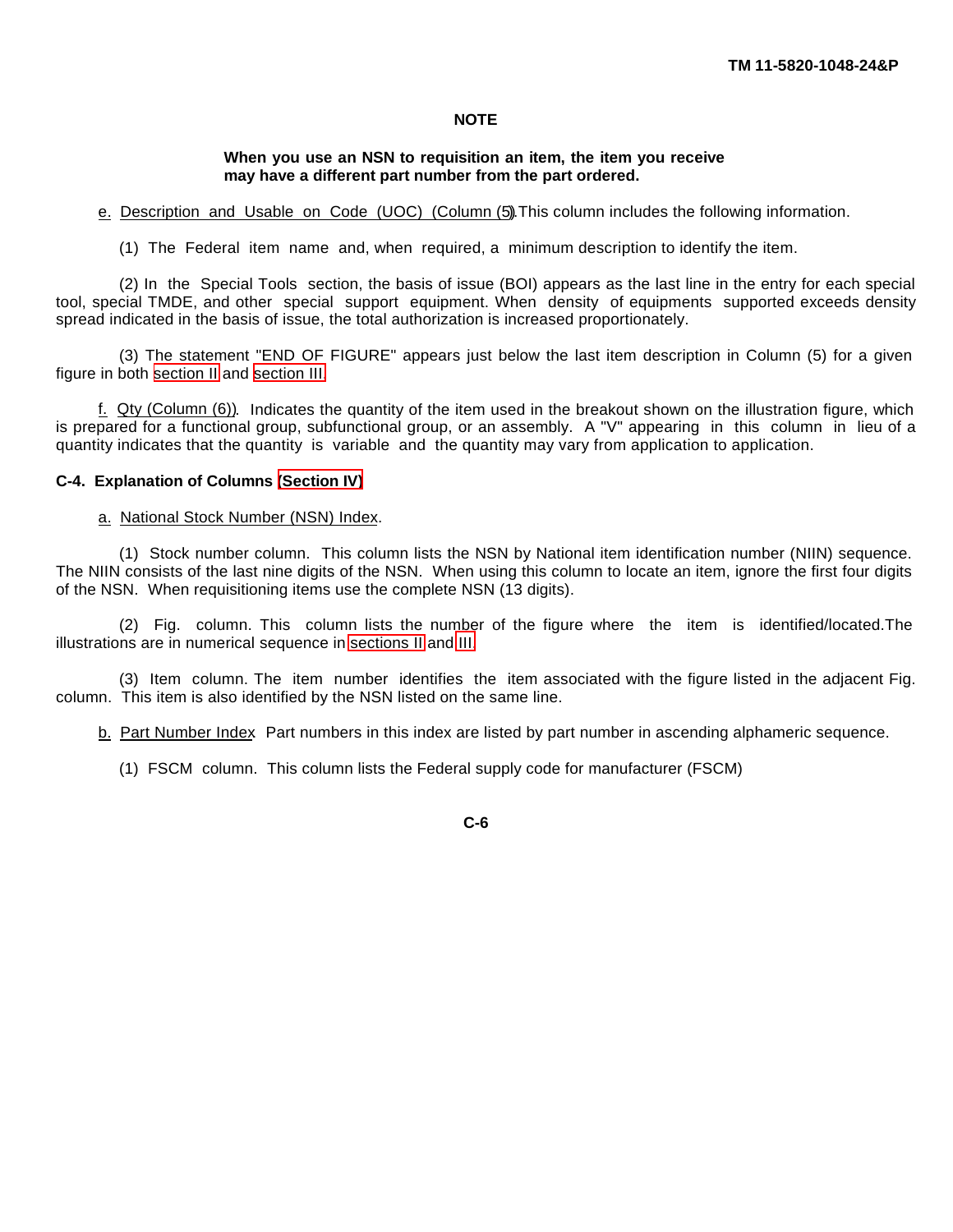**NOTE**

**When you use an NSN to requisition an item, the item you receive may have a different part number from the part ordered.**

e. Description and Usable on Code (UOC) (Column (5)). This column includes the following information.

(1) The Federal item name and, when required, a minimum description to identify the item.

(2) In the Special Tools section, the basis of issue (BOI) appears as the last line in the entry for each special tool, special TMDE, and other special support equipment. When density of equipments supported exceeds density spread indicated in the basis of issue, the total authorization is increased proportionately.

(3) The statement "END OF FIGURE" appears just below the last item description in Column (5) for a given figure in both section II and section III.

f. Qty (Column (6)). Indicates the quantity of the item used in the breakout shown on the illustration figure, which is prepared for a functional group, subfunctional group, or an assembly. A "V" appearing in this column in lieu of a quantity indicates that the quantity is variable and the quantity may vary from application to application.

**C-4. Explanation of Columns (Section IV)**

a. National Stock Number (NSN) Index.

(1) Stock number column. This column lists the NSN by National item identification number (NIIN) sequence. The NIIN consists of the last nine digits of the NSN. When using this column to locate an item, ignore the first four digits of the NSN. When requisitioning items use the complete NSN (13 digits).

(2) Fig. column. This column lists the number of the figure where the item is identified/located. The illustrations are in numerical sequence in sections II and III.

(3) Item column. The item number identifies the item associated with the figure listed in the adjacent Fig. column. This item is also identified by the NSN listed on the same line.

b. Part Number Index. Part numbers in this index are listed by part number in ascending alphameric sequence.

(1) FSCM column. This column lists the Federal supply code for manufacturer (FSCM)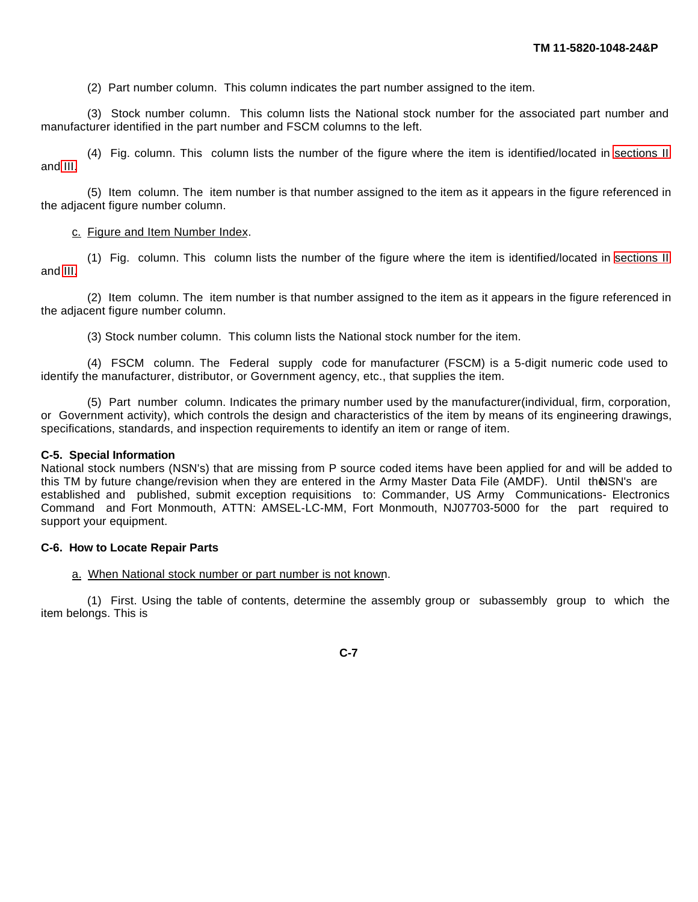(2) Part number column. This column indicates the part number assigned to the item.

(3) Stock number column. This column lists the National stock number for the associated part number and manufacturer identified in the part number and FSCM columns to the left.

(4) Fig. column. This column lists the number of the figure where the item is identified/located in sections II and III.

(5) Item column. The item number is that number assigned to the item as it appears in the figure referenced in the adjacent figure number column.

c. Figure and Item Number Index.

(1) Fig. column. This column lists the number of the figure where the item is identified/located in sections II and III.

(2) Item column. The item number is that number assigned to the item as it appears in the figure referenced in the adjacent figure number column.

(3) Stock number column. This column lists the National stock number for the item.

(4) FSCM column. The Federal supply code for manufacturer (FSCM) is a 5-digit numeric code used to identify the manufacturer, distributor, or Government agency, etc., that supplies the item.

(5) Part number column. Indicates the primary number used by the manufacturer(individual, firm, corporation, or Government activity), which controls the design and characteristics of the item by means of its engineering drawings, specifications, standards, and inspection requirements to identify an item or range of item.

**C-5. Special Information**

National stock numbers (NSN's) that are missing from P source coded items have been applied for and will be added to this TM by future change/revision when they are entered in the Army Master Data File (AMDF). Until the NSN's are established and published, submit exception requisitions to: Commander, US Army Communications- Electronics Command and Fort Monmouth, ATTN: AMSEL-LC-MM, Fort Monmouth, NJ07703-5000 for the part required to support your equipment.

**C-6. How to Locate Repair Parts**

a. When National stock number or part number is not known.

(1) First. Using the table of contents, determine the assembly group or subassembly group to which the item belongs. This is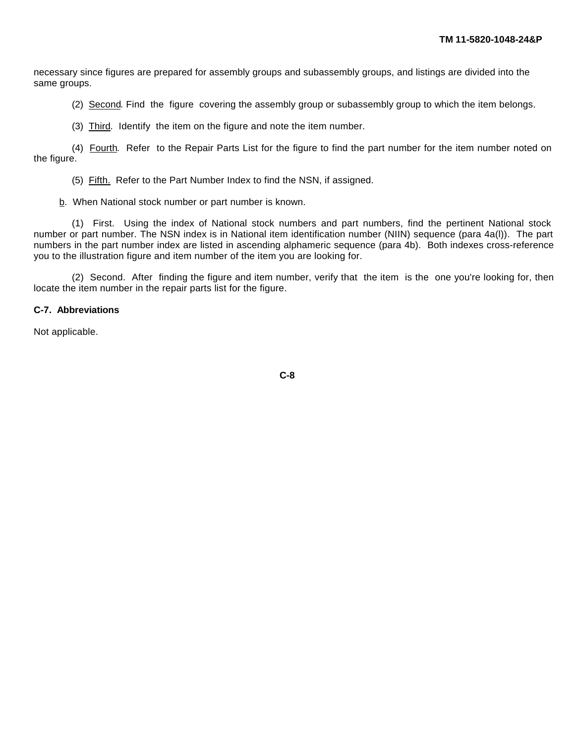necessary since figures are prepared for assembly groups and subassembly groups, and listings are divided into the same groups.

(2) Second. Find the figure covering the assembly group or subassembly group to which the item belongs.

(3) Third. Identify the item on the figure and note the item number.

(4) Fourth. Refer to the Repair Parts List for the figure to find the part number for the item number noted on the figure.

(5) Fifth. Refer to the Part Number Index to find the NSN, if assigned.

b. When National stock number or part number is known.

(1) First. Using the index of National stock numbers and part numbers, find the pertinent National stock number or part number. The NSN index is in National item identification number (NIIN) sequence (para 4a(l)). The part numbers in the part number index are listed in ascending alphameric sequence (para 4b). Both indexes cross-reference you to the illustration figure and item number of the item you are looking for.

(2) Second. After finding the figure and item number, verify that the item is the one you're looking for, then locate the item number in the repair parts list for the figure.

**C-7. Abbreviations**

Not applicable.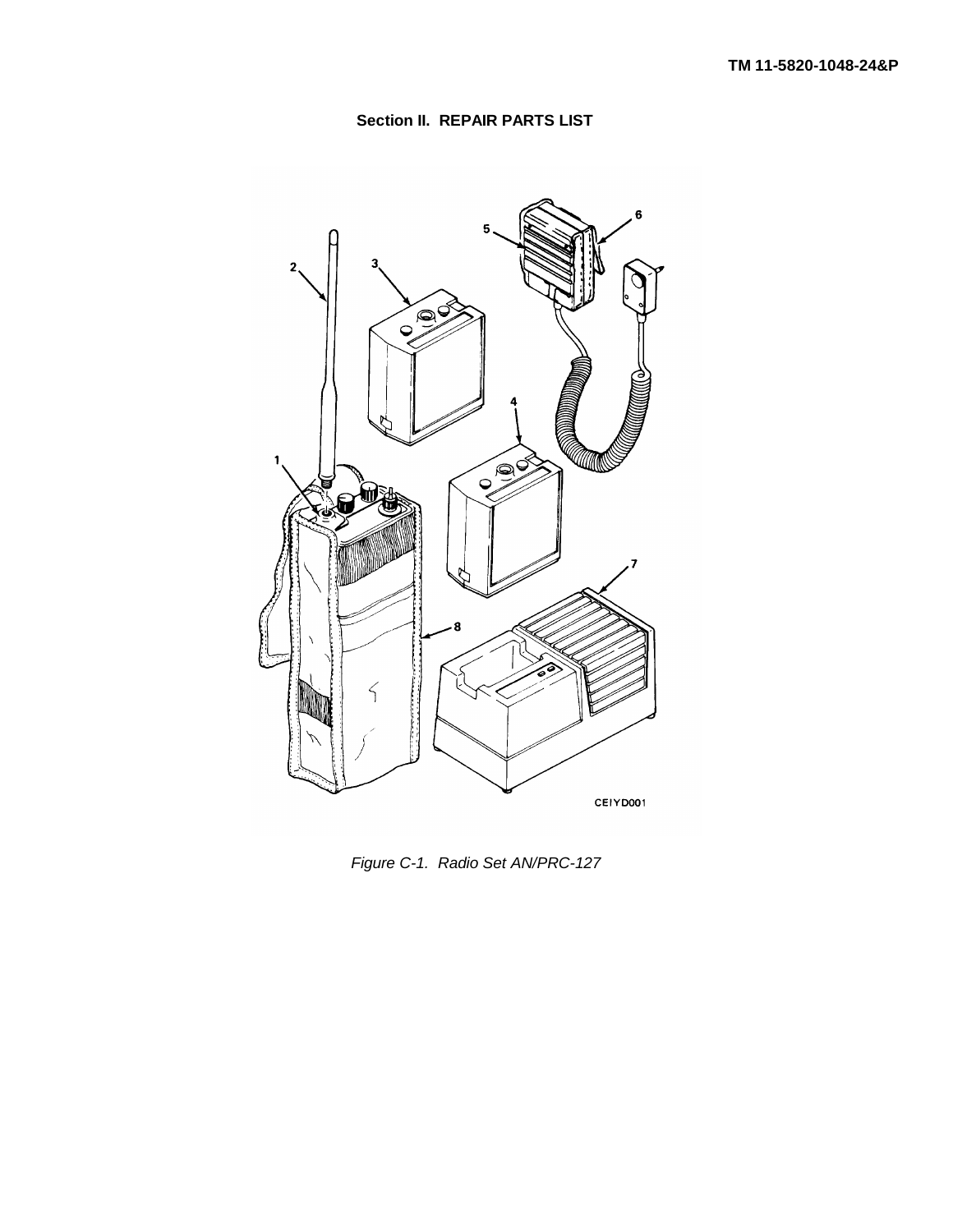## Section II. REPAIR PARTS LIST

*Figure C-1. Radio Set AN/PRC-127*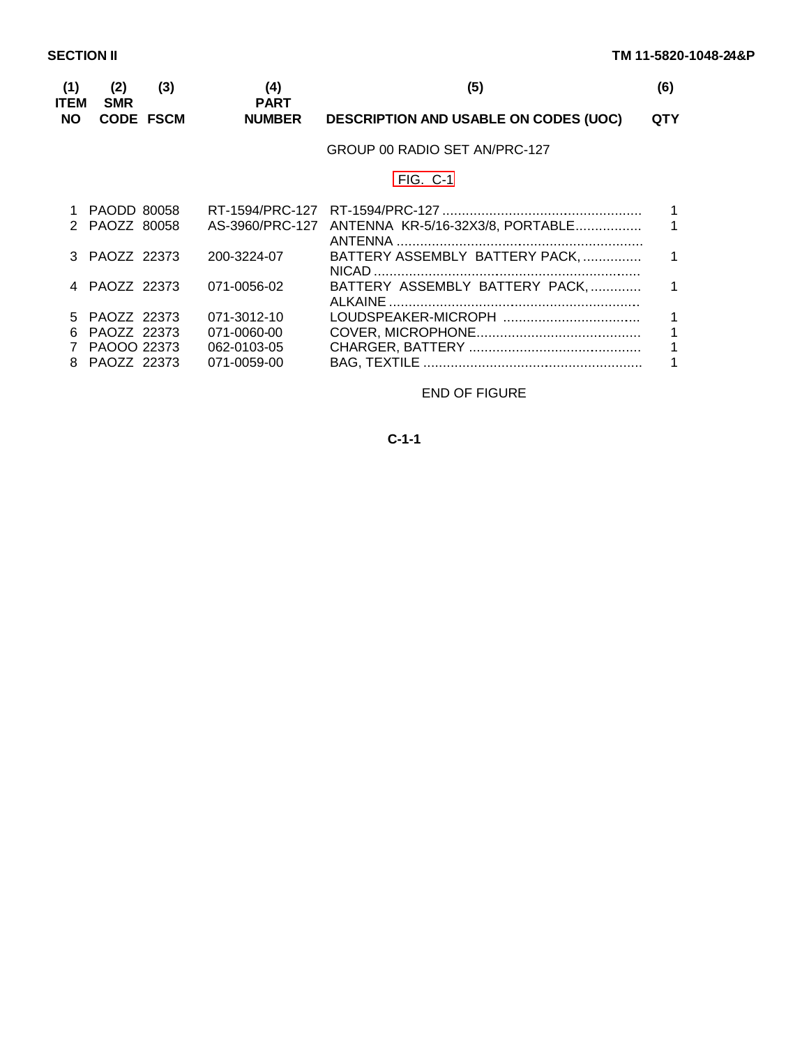SECTION II

| (1) ITEM NO | (2) SMR CODE | (3) FSCM | (4) PART NUMBER | (5) DESCRIPTION AND USABLE ON CODES (UOC) | (6) QTY |
|---|---|---|---|---|---|
| | | | | GROUP 00 RADIO SET AN/PRC-127 | |
| | | | | FIG. C-1 | |
| 1 | PAODD | 80058 | RT-1594/PRC-127 | RT-1594/PRC-127 .................................................. | 1 |
| 2 | PAOZZ | 80058 | AS-3960/PRC-127 | ANTENNA KR-5/16-32X3/8, PORTABLE................. ANTENNA ............................................................... | 1 |
| 3 | PAOZZ | 22373 | 200-3224-07 | BATTERY ASSEMBLY BATTERY PACK, ............... NICAD .................................................................... | 1 |
| 4 | PAOZZ | 22373 | 071-0056-02 | BATTERY ASSEMBLY BATTERY PACK, ............. ALKAINE ................................................................ | 1 |
| 5 | PAOZZ | 22373 | 071-3012-10 | LOUDSPEAKER-MICROPH ................................... | 1 |
| 6 | PAOZZ | 22373 | 071-0060-00 | COVER, MICROPHONE.......................................... | 1 |
| 7 | PAOOO | 22373 | 062-0103-05 | CHARGER, BATTERY ............................................ | 1 |
| 8 | PAOZZ | 22373 | 071-0059-00 | BAG, TEXTILE ....................................................... | 1 |

END OF FIGURE

C-1-1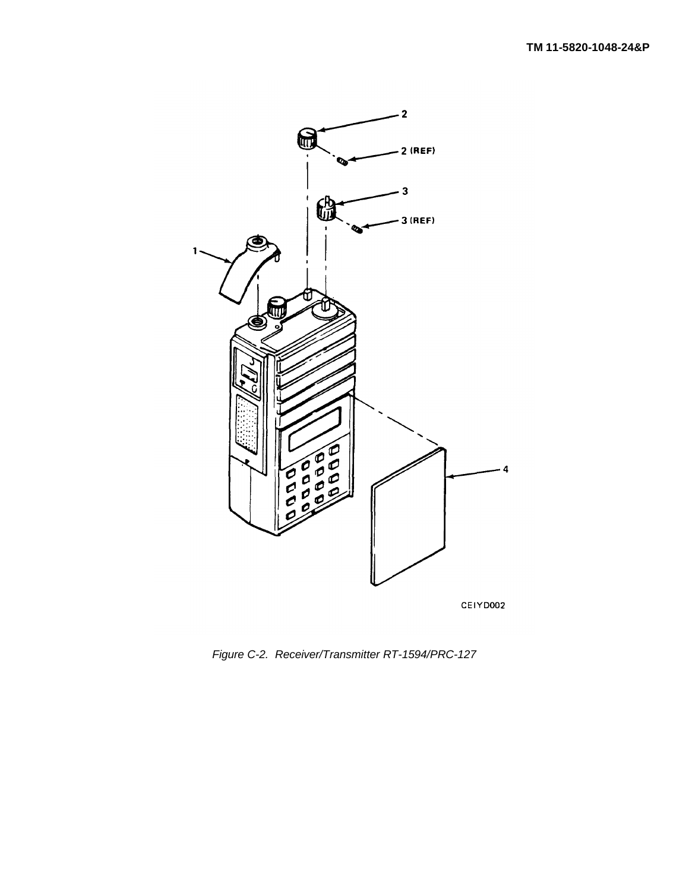1

2

2 (REF)

3

3 (REF)

4

CEIYD002

*Figure C-2. Receiver/Transmitter RT-1594/PRC-127*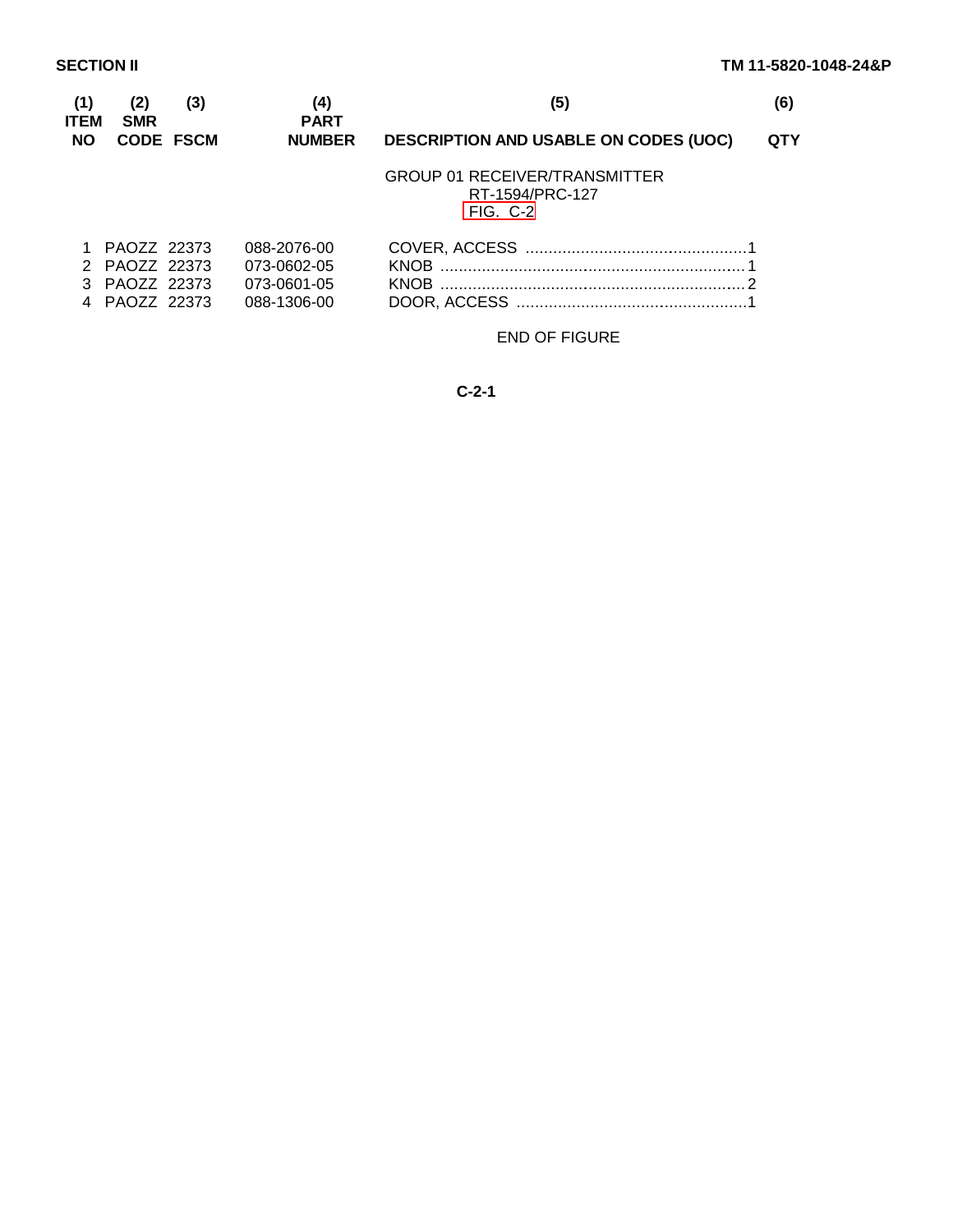**SECTION II**

| (1) ITEM NO | (2) SMR CODE | (3) FSCM | (4) PART NUMBER | (5) DESCRIPTION AND USABLE ON CODES (UOC) | (6) QTY |
|---|---|---|---|---|---|
| | | | | GROUP 01 RECEIVER/TRANSMITTER RT-1594/PRC-127 FIG. C-2 | |
| 1 | PAOZZ | 22373 | 088-2076-00 | COVER, ACCESS | 1 |
| 2 | PAOZZ | 22373 | 073-0602-05 | KNOB | 1 |
| 3 | PAOZZ | 22373 | 073-0601-05 | KNOB | 2 |
| 4 | PAOZZ | 22373 | 088-1306-00 | DOOR, ACCESS | 1 |

END OF FIGURE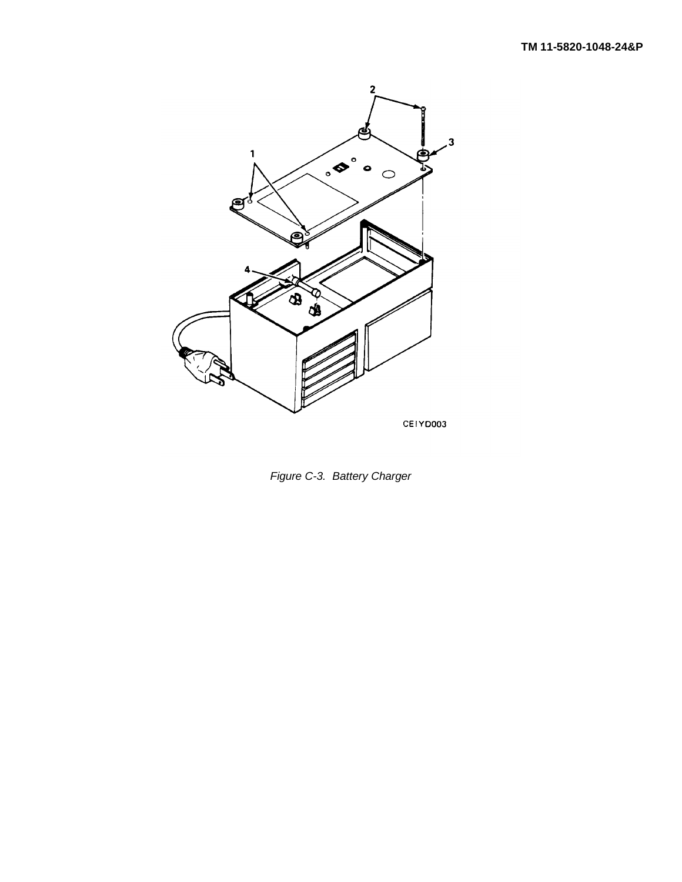Figure C-3.  Battery Charger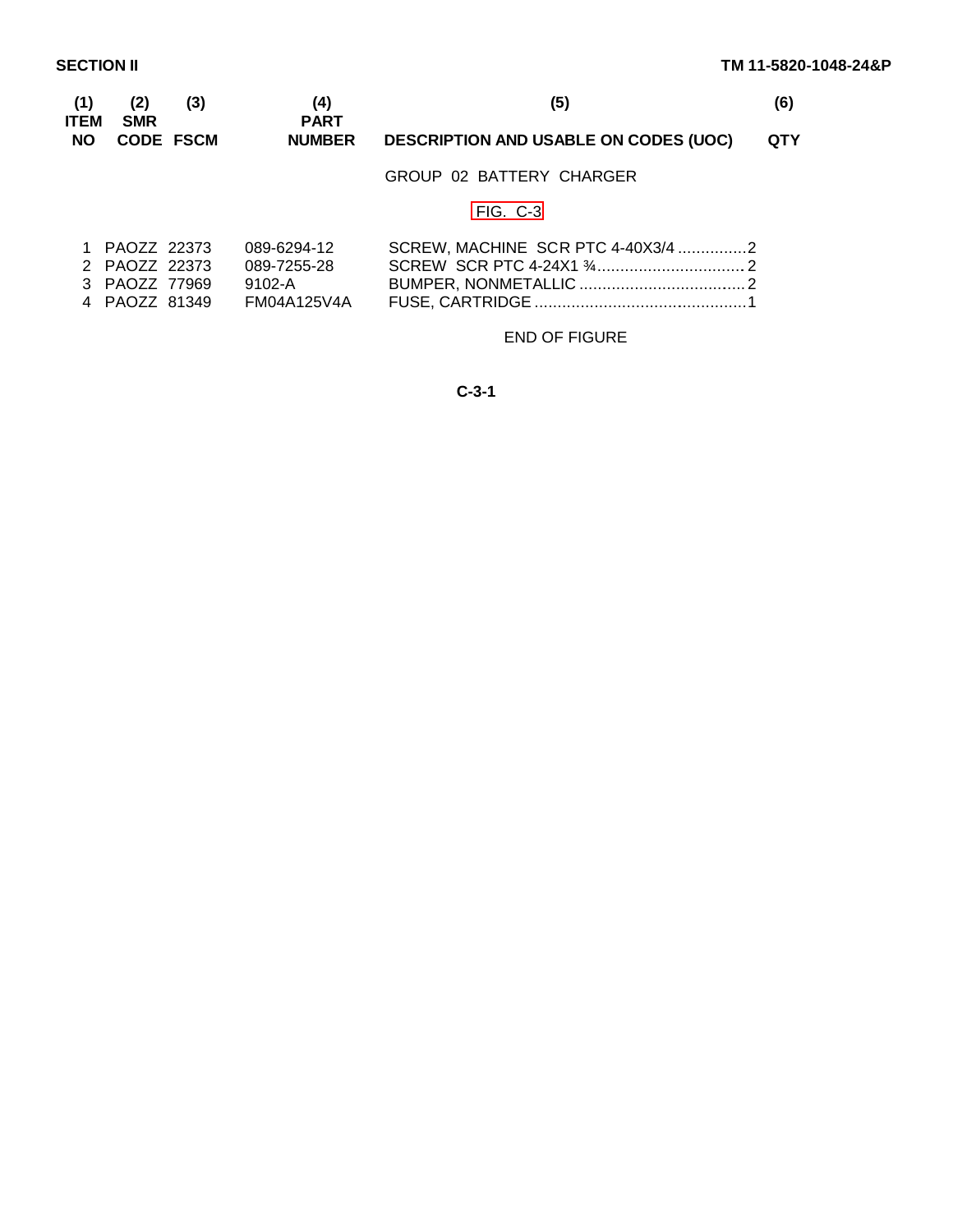**SECTION II**

| (1) ITEM NO | (2) SMR CODE | (3) FSCM | (4) PART NUMBER | (5) DESCRIPTION AND USABLE ON CODES (UOC) | (6) QTY |
|---|---|---|---|---|---|
| | | | | GROUP 02 BATTERY CHARGER | |
| | | | | FIG. C-3 | |
| 1 | PAOZZ | 22373 | 089-6294-12 | SCREW, MACHINE SCR PTC 4-40X3/4 | 2 |
| 2 | PAOZZ | 22373 | 089-7255-28 | SCREW SCR PTC 4-24X1 ¾ | 2 |
| 3 | PAOZZ | 77969 | 9102-A | BUMPER, NONMETALLIC | 2 |
| 4 | PAOZZ | 81349 | FM04A125V4A | FUSE, CARTRIDGE | 1 |

END OF FIGURE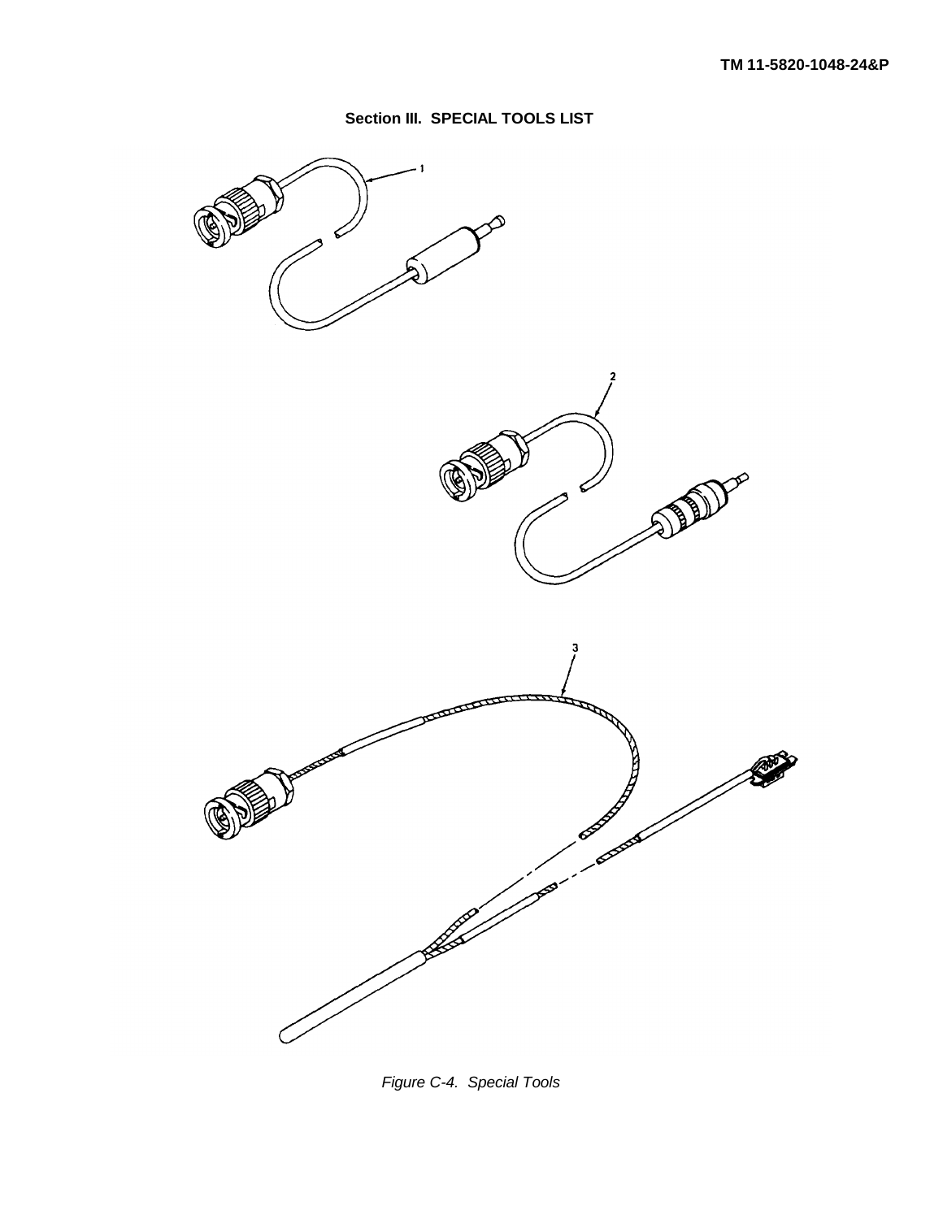## Section III. SPECIAL TOOLS LIST

*Figure C-4. Special Tools*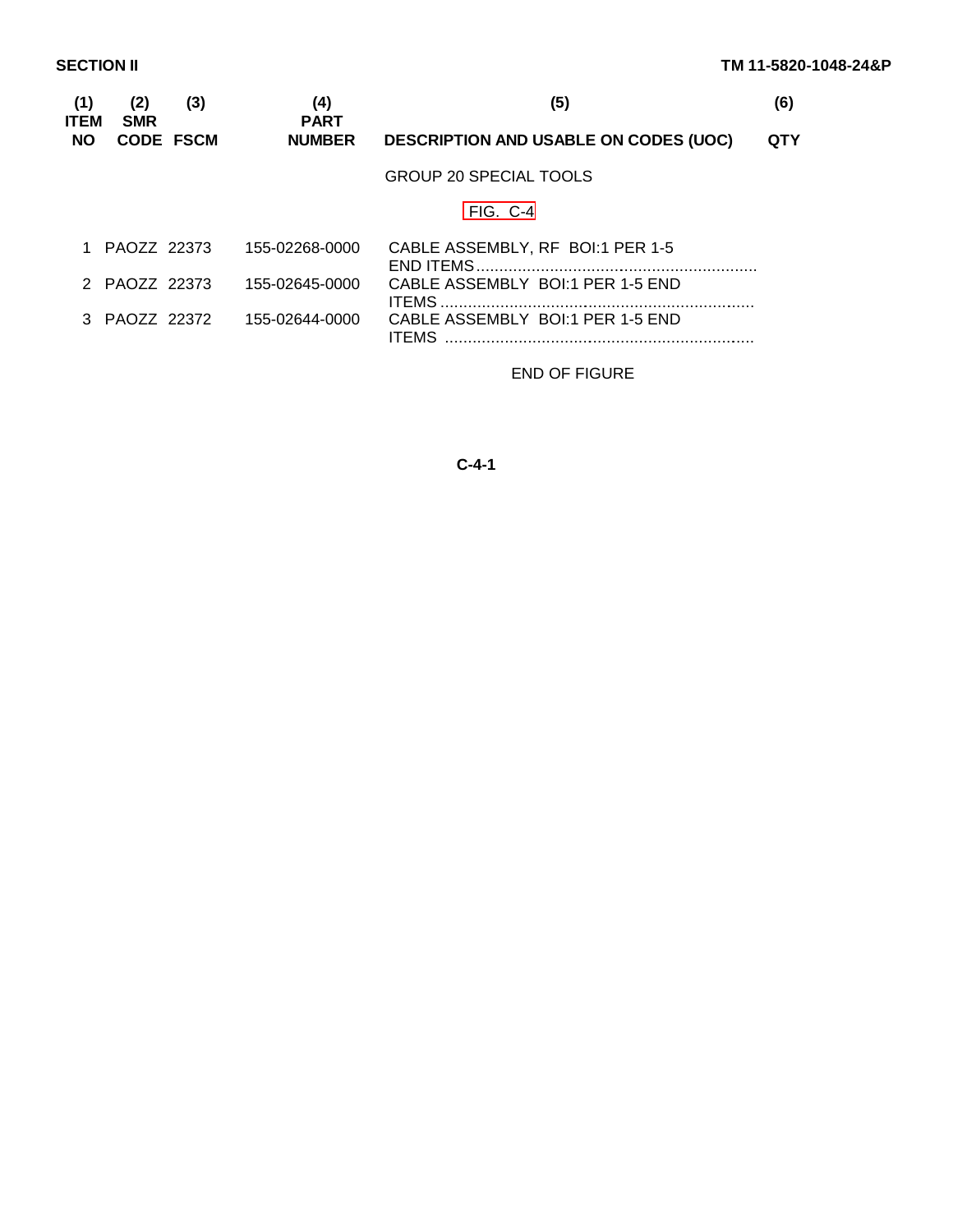**SECTION II**

| (1) ITEM NO | (2) SMR CODE | (3) FSCM | (4) PART NUMBER | (5) DESCRIPTION AND USABLE ON CODES (UOC) | (6) QTY |
|---|---|---|---|---|---|
| | | | | GROUP 20 SPECIAL TOOLS | |
| | | | | FIG. C-4 | |
| 1 | PAOZZ | 22373 | 155-02268-0000 | CABLE ASSEMBLY, RF BOI:1 PER 1-5 END ITEMS | |
| 2 | PAOZZ | 22373 | 155-02645-0000 | CABLE ASSEMBLY BOI:1 PER 1-5 END ITEMS | |
| 3 | PAOZZ | 22372 | 155-02644-0000 | CABLE ASSEMBLY BOI:1 PER 1-5 END ITEMS | |

END OF FIGURE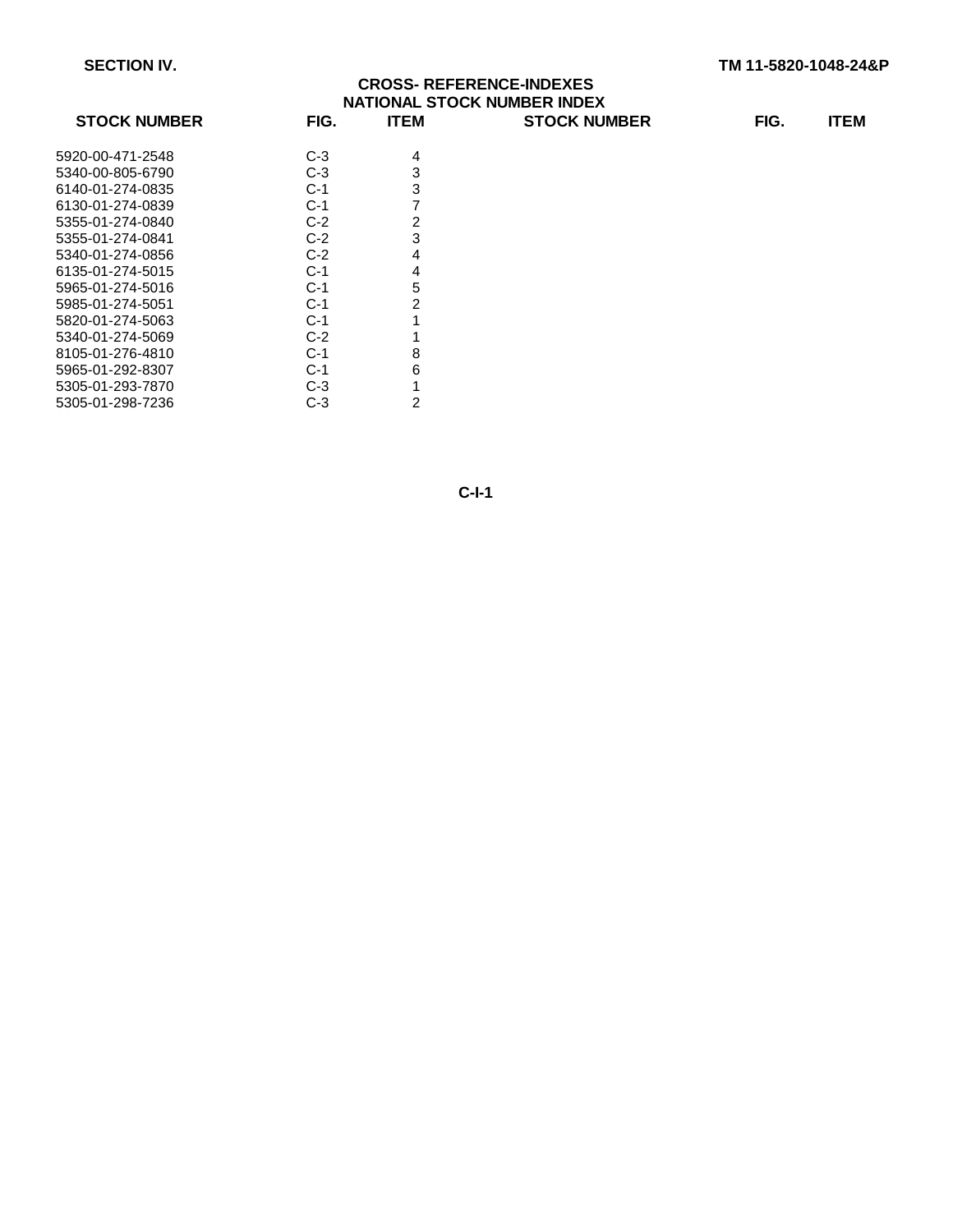SECTION IV.

## CROSS- REFERENCE-INDEXES

### NATIONAL STOCK NUMBER INDEX

| STOCK NUMBER | FIG. | ITEM | STOCK NUMBER | FIG. | ITEM |
|---|---|---|---|---|---|
| 5920-00-471-2548 | C-3 | 4 | | | |
| 5340-00-805-6790 | C-3 | 3 | | | |
| 6140-01-274-0835 | C-1 | 3 | | | |
| 6130-01-274-0839 | C-1 | 7 | | | |
| 5355-01-274-0840 | C-2 | 2 | | | |
| 5355-01-274-0841 | C-2 | 3 | | | |
| 5340-01-274-0856 | C-2 | 4 | | | |
| 6135-01-274-5015 | C-1 | 4 | | | |
| 5965-01-274-5016 | C-1 | 5 | | | |
| 5985-01-274-5051 | C-1 | 2 | | | |
| 5820-01-274-5063 | C-1 | 1 | | | |
| 5340-01-274-5069 | C-2 | 1 | | | |
| 8105-01-276-4810 | C-1 | 8 | | | |
| 5965-01-292-8307 | C-1 | 6 | | | |
| 5305-01-293-7870 | C-3 | 1 | | | |
| 5305-01-298-7236 | C-3 | 2 | | | |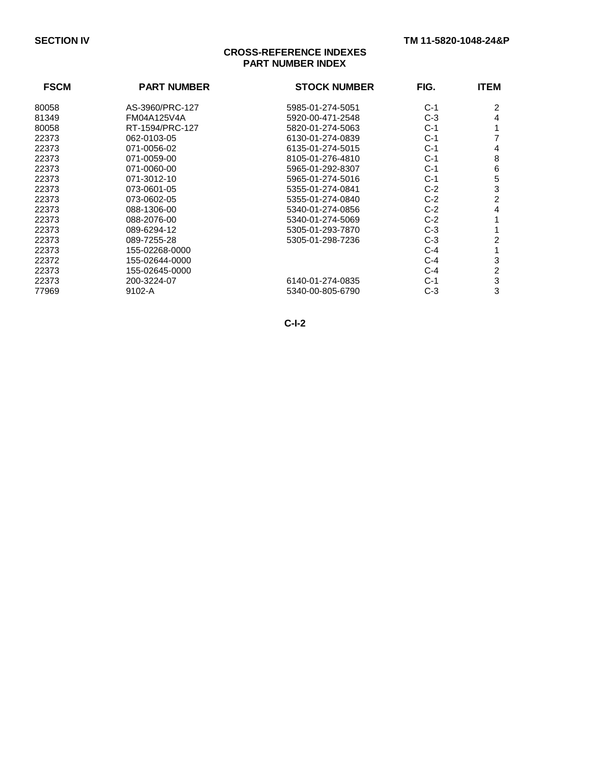# CROSS-REFERENCE INDEXES
## PART NUMBER INDEX

| FSCM | PART NUMBER | STOCK NUMBER | FIG. | ITEM |
|---|---|---|---|---|
| 80058 | AS-3960/PRC-127 | 5985-01-274-5051 | C-1 | 2 |
| 81349 | FM04A125V4A | 5920-00-471-2548 | C-3 | 4 |
| 80058 | RT-1594/PRC-127 | 5820-01-274-5063 | C-1 | 1 |
| 22373 | 062-0103-05 | 6130-01-274-0839 | C-1 | 7 |
| 22373 | 071-0056-02 | 6135-01-274-5015 | C-1 | 4 |
| 22373 | 071-0059-00 | 8105-01-276-4810 | C-1 | 8 |
| 22373 | 071-0060-00 | 5965-01-292-8307 | C-1 | 6 |
| 22373 | 071-3012-10 | 5965-01-274-5016 | C-1 | 5 |
| 22373 | 073-0601-05 | 5355-01-274-0841 | C-2 | 3 |
| 22373 | 073-0602-05 | 5355-01-274-0840 | C-2 | 2 |
| 22373 | 088-1306-00 | 5340-01-274-0856 | C-2 | 4 |
| 22373 | 088-2076-00 | 5340-01-274-5069 | C-2 | 1 |
| 22373 | 089-6294-12 | 5305-01-293-7870 | C-3 | 1 |
| 22373 | 089-7255-28 | 5305-01-298-7236 | C-3 | 2 |
| 22373 | 155-02268-0000 | | C-4 | 1 |
| 22372 | 155-02644-0000 | | C-4 | 3 |
| 22373 | 155-02645-0000 | | C-4 | 2 |
| 22373 | 200-3224-07 | 6140-01-274-0835 | C-1 | 3 |
| 77969 | 9102-A | 5340-00-805-6790 | C-3 | 3 |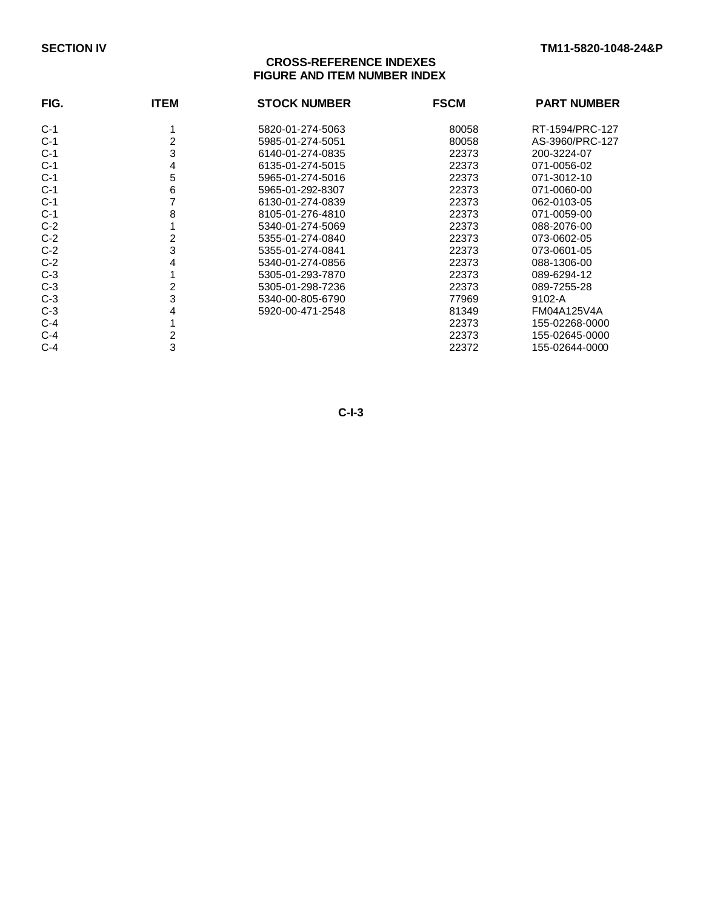SECTION IV

## CROSS-REFERENCE INDEXES
### FIGURE AND ITEM NUMBER INDEX

| FIG. | ITEM | STOCK NUMBER | FSCM | PART NUMBER |
|---|---|---|---|---|
| C-1 | 1 | 5820-01-274-5063 | 80058 | RT-1594/PRC-127 |
| C-1 | 2 | 5985-01-274-5051 | 80058 | AS-3960/PRC-127 |
| C-1 | 3 | 6140-01-274-0835 | 22373 | 200-3224-07 |
| C-1 | 4 | 6135-01-274-5015 | 22373 | 071-0056-02 |
| C-1 | 5 | 5965-01-274-5016 | 22373 | 071-3012-10 |
| C-1 | 6 | 5965-01-292-8307 | 22373 | 071-0060-00 |
| C-1 | 7 | 6130-01-274-0839 | 22373 | 062-0103-05 |
| C-1 | 8 | 8105-01-276-4810 | 22373 | 071-0059-00 |
| C-2 | 1 | 5340-01-274-5069 | 22373 | 088-2076-00 |
| C-2 | 2 | 5355-01-274-0840 | 22373 | 073-0602-05 |
| C-2 | 3 | 5355-01-274-0841 | 22373 | 073-0601-05 |
| C-2 | 4 | 5340-01-274-0856 | 22373 | 088-1306-00 |
| C-3 | 1 | 5305-01-293-7870 | 22373 | 089-6294-12 |
| C-3 | 2 | 5305-01-298-7236 | 22373 | 089-7255-28 |
| C-3 | 3 | 5340-00-805-6790 | 77969 | 9102-A |
| C-3 | 4 | 5920-00-471-2548 | 81349 | FM04A125V4A |
| C-4 | 1 | | 22373 | 155-02268-0000 |
| C-4 | 2 | | 22373 | 155-02645-0000 |
| C-4 | 3 | | 22372 | 155-02644-0000 |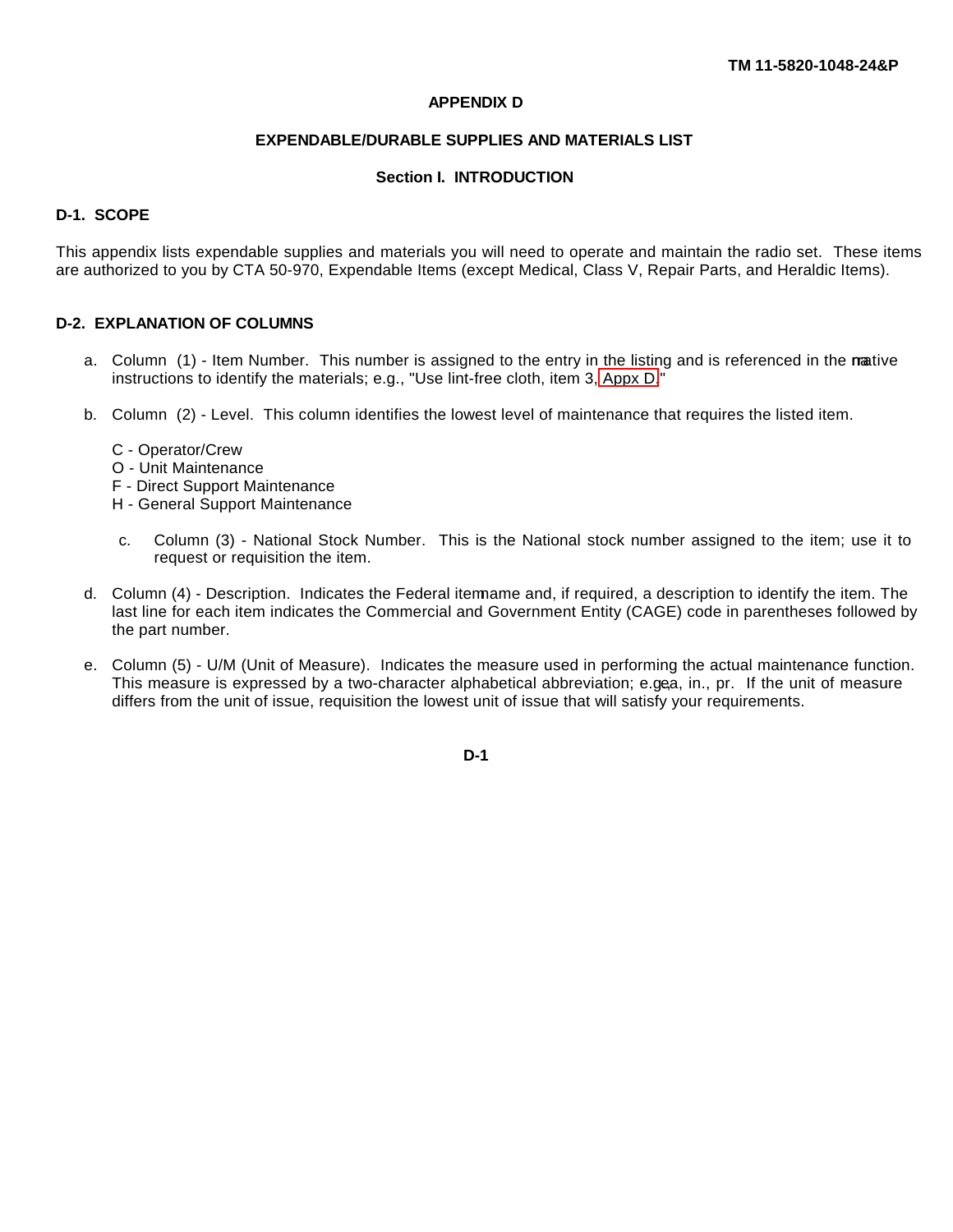# APPENDIX D

## EXPENDABLE/DURABLE SUPPLIES AND MATERIALS LIST

### Section I. INTRODUCTION

**D-1. SCOPE**

This appendix lists expendable supplies and materials you will need to operate and maintain the radio set. These items are authorized to you by CTA 50-970, Expendable Items (except Medical, Class V, Repair Parts, and Heraldic Items).

**D-2. EXPLANATION OF COLUMNS**

a. Column (1) - Item Number. This number is assigned to the entry in the listing and is referenced in the narrative instructions to identify the materials; e.g., "Use lint-free cloth, item 3, Appx D."

b. Column (2) - Level. This column identifies the lowest level of maintenance that requires the listed item.

C - Operator/Crew
O - Unit Maintenance
F - Direct Support Maintenance
H - General Support Maintenance

c. Column (3) - National Stock Number. This is the National stock number assigned to the item; use it to request or requisition the item.

d. Column (4) - Description. Indicates the Federal item name and, if required, a description to identify the item. The last line for each item indicates the Commercial and Government Entity (CAGE) code in parentheses followed by the part number.

e. Column (5) - U/M (Unit of Measure). Indicates the measure used in performing the actual maintenance function. This measure is expressed by a two-character alphabetical abbreviation; e.g., ea, in., pr. If the unit of measure differs from the unit of issue, requisition the lowest unit of issue that will satisfy your requirements.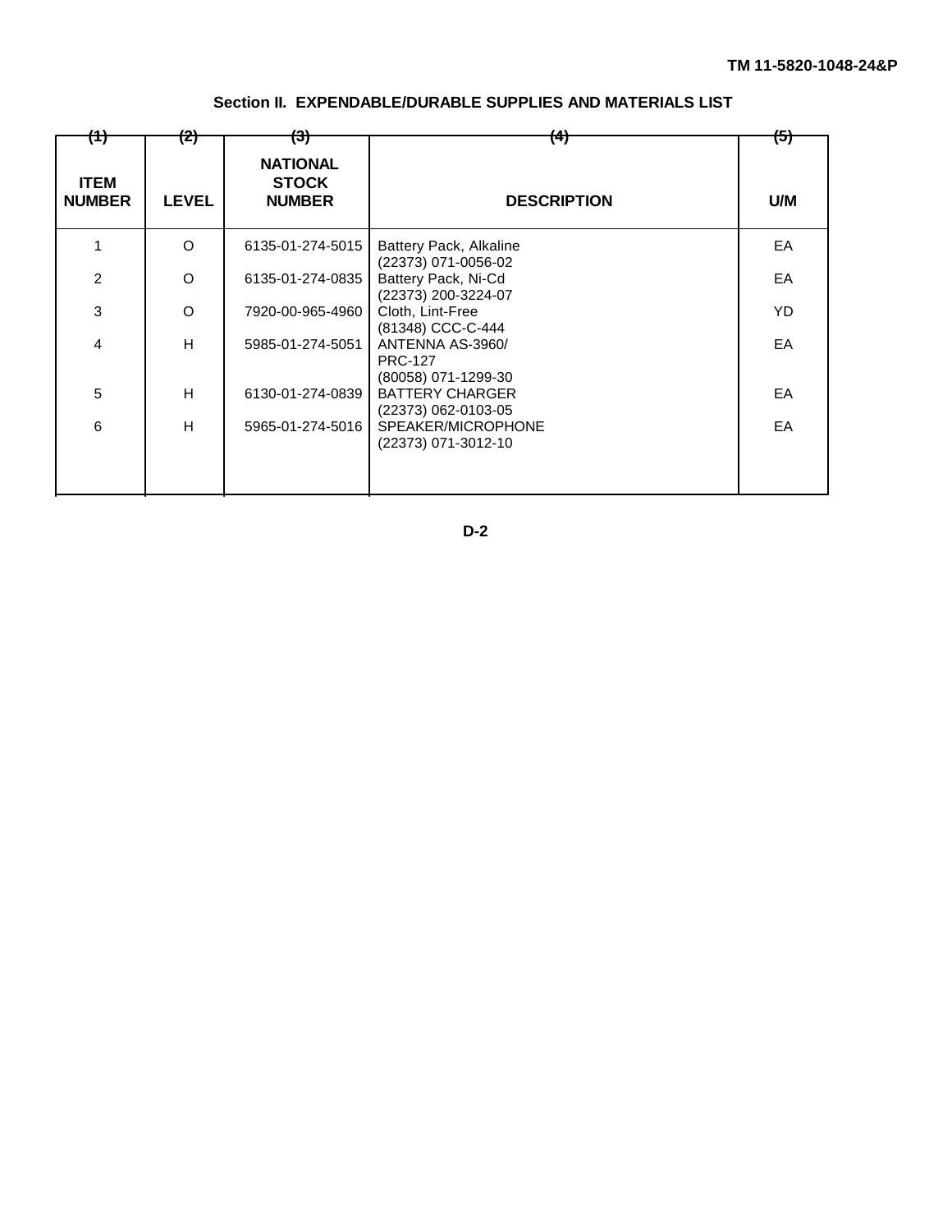## Section II. EXPENDABLE/DURABLE SUPPLIES AND MATERIALS LIST

| (1)<br>ITEM NUMBER | (2)<br>LEVEL | (3)<br>NATIONAL STOCK NUMBER | (4)<br>DESCRIPTION | (5)<br>U/M |
|---|---|---|---|---|
| 1 | O | 6135-01-274-5015 | Battery Pack, Alkaline<br>(22373) 071-0056-02 | EA |
| 2 | O | 6135-01-274-0835 | Battery Pack, Ni-Cd<br>(22373) 200-3224-07 | EA |
| 3 | O | 7920-00-965-4960 | Cloth, Lint-Free<br>(81348) CCC-C-444 | YD |
| 4 | H | 5985-01-274-5051 | ANTENNA AS-3960/<br>PRC-127<br>(80058) 071-1299-30 | EA |
| 5 | H | 6130-01-274-0839 | BATTERY CHARGER<br>(22373) 062-0103-05 | EA |
| 6 | H | 5965-01-274-5016 | SPEAKER/MICROPHONE<br>(22373) 071-3012-10 | EA |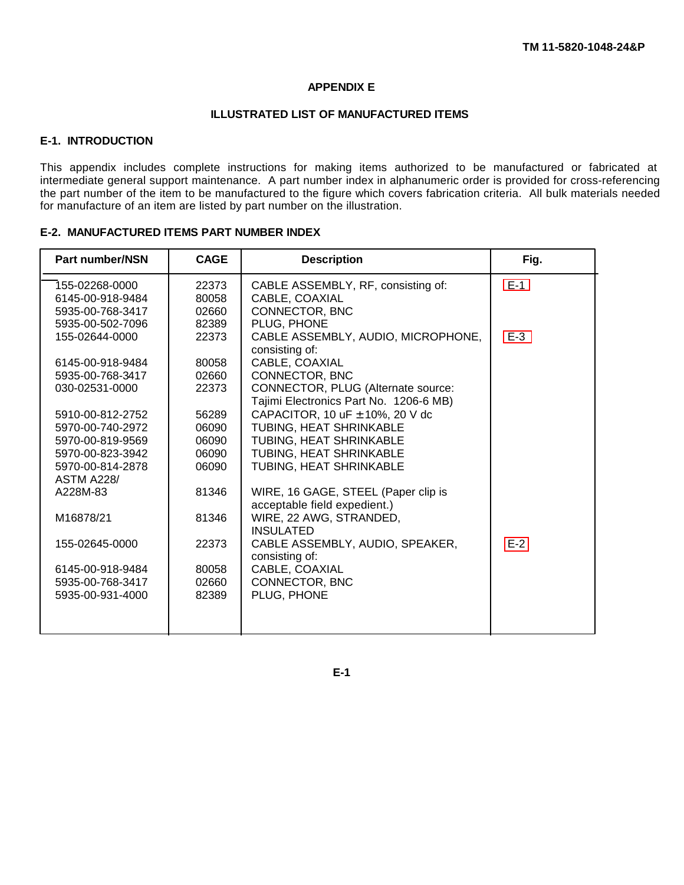# APPENDIX E

## ILLUSTRATED LIST OF MANUFACTURED ITEMS

### E-1. INTRODUCTION

This appendix includes complete instructions for making items authorized to be manufactured or fabricated at intermediate general support maintenance. A part number index in alphanumeric order is provided for cross-referencing the part number of the item to be manufactured to the figure which covers fabrication criteria. All bulk materials needed for manufacture of an item are listed by part number on the illustration.

### E-2. MANUFACTURED ITEMS PART NUMBER INDEX

| Part number/NSN | CAGE | Description | Fig. |
|---|---|---|---|
| 155-02268-0000 | 22373 | CABLE ASSEMBLY, RF, consisting of: | E-1 |
| 6145-00-918-9484 | 80058 | CABLE, COAXIAL | |
| 5935-00-768-3417 | 02660 | CONNECTOR, BNC | |
| 5935-00-502-7096 | 82389 | PLUG, PHONE | |
| 155-02644-0000 | 22373 | CABLE ASSEMBLY, AUDIO, MICROPHONE, consisting of: | E-3 |
| 6145-00-918-9484 | 80058 | CABLE, COAXIAL | |
| 5935-00-768-3417 | 02660 | CONNECTOR, BNC | |
| 030-02531-0000 | 22373 | CONNECTOR, PLUG (Alternate source: Tajimi Electronics Part No. 1206-6 MB) | |
| 5910-00-812-2752 | 56289 | CAPACITOR, 10 uF ±10%, 20 V dc | |
| 5970-00-740-2972 | 06090 | TUBING, HEAT SHRINKABLE | |
| 5970-00-819-9569 | 06090 | TUBING, HEAT SHRINKABLE | |
| 5970-00-823-3942 | 06090 | TUBING, HEAT SHRINKABLE | |
| 5970-00-814-2878 | 06090 | TUBING, HEAT SHRINKABLE | |
| ASTM A228/ A228M-83 | 81346 | WIRE, 16 GAGE, STEEL (Paper clip is acceptable field expedient.) | |
| M16878/21 | 81346 | WIRE, 22 AWG, STRANDED, INSULATED | |
| 155-02645-0000 | 22373 | CABLE ASSEMBLY, AUDIO, SPEAKER, consisting of: | E-2 |
| 6145-00-918-9484 | 80058 | CABLE, COAXIAL | |
| 5935-00-768-3417 | 02660 | CONNECTOR, BNC | |
| 5935-00-931-4000 | 82389 | PLUG, PHONE | |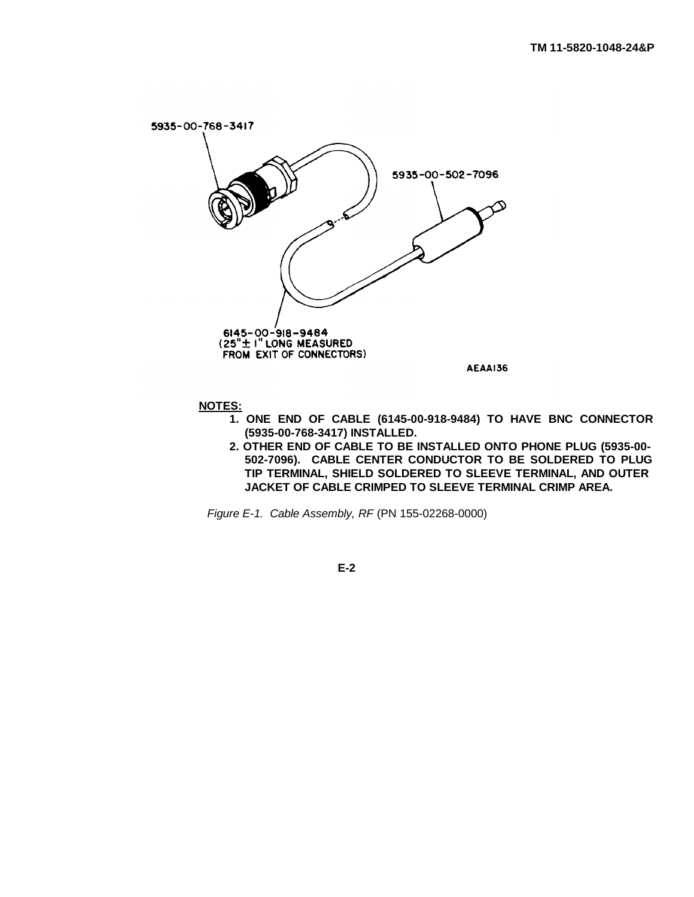5935-00-768-3417

5935-00-502-7096

6145-00-918-9484
(25" ± 1" LONG MEASURED FROM EXIT OF CONNECTORS)

AEAA136

**NOTES:**

1. **ONE END OF CABLE (6145-00-918-9484) TO HAVE BNC CONNECTOR (5935-00-768-3417) INSTALLED.**
2. **OTHER END OF CABLE TO BE INSTALLED ONTO PHONE PLUG (5935-00-502-7096). CABLE CENTER CONDUCTOR TO BE SOLDERED TO PLUG TIP TERMINAL, SHIELD SOLDERED TO SLEEVE TERMINAL, AND OUTER JACKET OF CABLE CRIMPED TO SLEEVE TERMINAL CRIMP AREA.**

*Figure E-1. Cable Assembly, RF* (PN 155-02268-0000)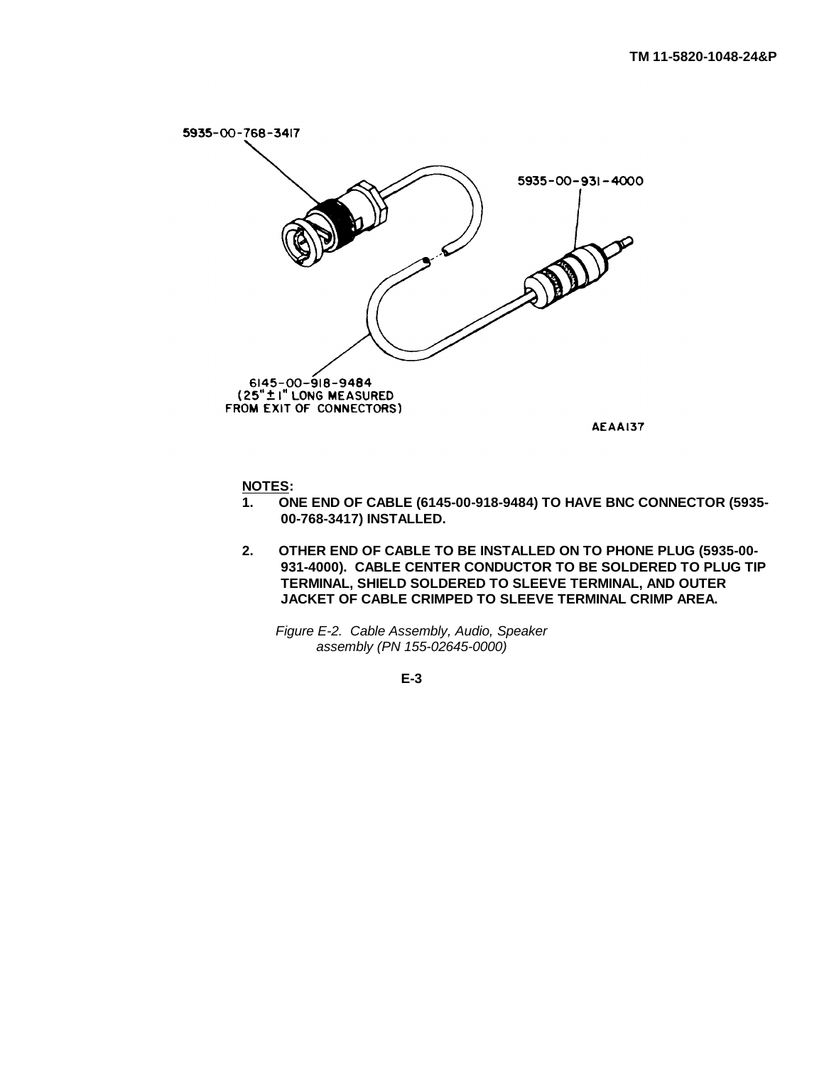5935-00-768-3417

5935-00-931-4000

6145-00-918-9484
(25" ± 1" LONG MEASURED FROM EXIT OF CONNECTORS)

AEAA137

**NOTES:**

1. **ONE END OF CABLE (6145-00-918-9484) TO HAVE BNC CONNECTOR (5935-00-768-3417) INSTALLED.**

2. **OTHER END OF CABLE TO BE INSTALLED ON TO PHONE PLUG (5935-00-931-4000). CABLE CENTER CONDUCTOR TO BE SOLDERED TO PLUG TIP TERMINAL, SHIELD SOLDERED TO SLEEVE TERMINAL, AND OUTER JACKET OF CABLE CRIMPED TO SLEEVE TERMINAL CRIMP AREA.**

*Figure E-2. Cable Assembly, Audio, Speaker assembly (PN 155-02645-0000)*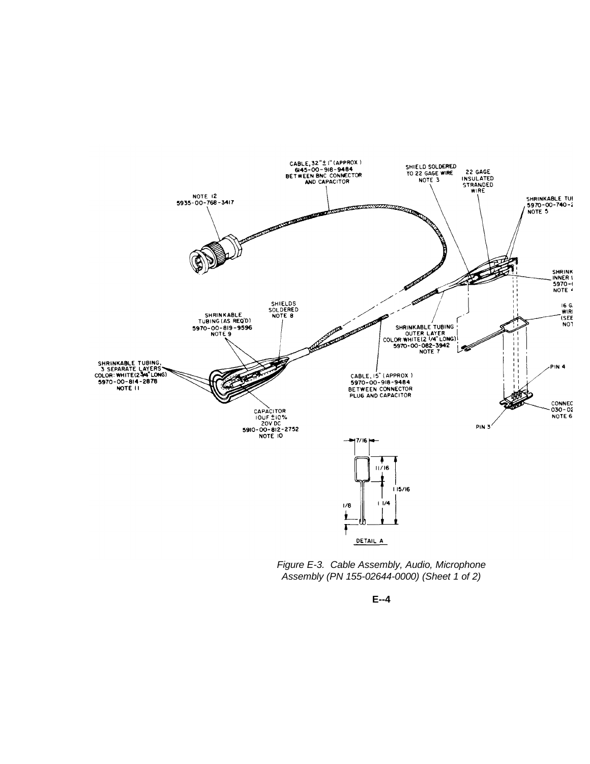CABLE, 32" ± 1" (APPROX)
6145-00-918-9484
BETWEEN BNC CONNECTOR
AND CAPACITOR

SHIELD SOLDERED
TO 22 GAGE WIRE
NOTE 3

22 GAGE
INSULATED
STRANDED
WIRE

NOTE 12
5935-00-768-3417

SHRINKABLE TUB
5970-00-740-2
NOTE 5

SHRINK
INNER L
5970-
NOTE 4

16 G
WIRE
(SEE
NOT

SHIELDS
SOLDERED
NOTE 8

SHRINKABLE
TUBING (AS REQ'D)
5970-00-819-9596
NOTE 9

SHRINKABLE TUBING
OUTER LAYER
COLOR: WHITE (2 1/4" LONG)
5970-00-082-3942
NOTE 7

SHRINKABLE TUBING,
3 SEPARATE LAYERS
COLOR: WHITE (2 3/4" LONG)
5970-00-814-2878
NOTE 11

CABLE, 15" (APPROX)
5970-00-918-9484
BETWEEN CONNECTOR
PLUG AND CAPACITOR

PIN 4

CONNEC
030-02
NOTE 6

PIN 3

CAPACITOR
10UF ±10%
20V DC
5910-00-812-2752
NOTE 10

7/16

11/16

1 15/16

1 1/4

1/8

DETAIL A

*Figure E-3. Cable Assembly, Audio, Microphone Assembly (PN 155-02644-0000) (Sheet 1 of 2)*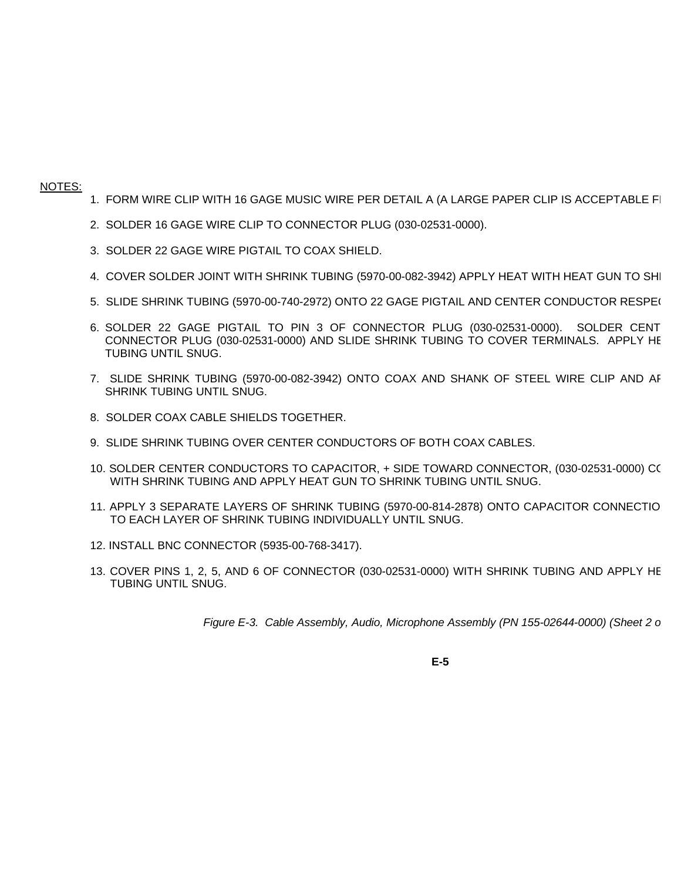NOTES:

1. FORM WIRE CLIP WITH 16 GAGE MUSIC WIRE PER DETAIL A (A LARGE PAPER CLIP IS ACCEPTABLE F
2. SOLDER 16 GAGE WIRE CLIP TO CONNECTOR PLUG (030-02531-0000).
3. SOLDER 22 GAGE WIRE PIGTAIL TO COAX SHIELD.
4. COVER SOLDER JOINT WITH SHRINK TUBING (5970-00-082-3942) APPLY HEAT WITH HEAT GUN TO SH
5. SLIDE SHRINK TUBING (5970-00-740-2972) ONTO 22 GAGE PIGTAIL AND CENTER CONDUCTOR RESPE
6. SOLDER 22 GAGE PIGTAIL TO PIN 3 OF CONNECTOR PLUG (030-02531-0000). SOLDER CENT CONNECTOR PLUG (030-02531-0000) AND SLIDE SHRINK TUBING TO COVER TERMINALS. APPLY HE TUBING UNTIL SNUG.
7. SLIDE SHRINK TUBING (5970-00-082-3942) ONTO COAX AND SHANK OF STEEL WIRE CLIP AND AP SHRINK TUBING UNTIL SNUG.
8. SOLDER COAX CABLE SHIELDS TOGETHER.
9. SLIDE SHRINK TUBING OVER CENTER CONDUCTORS OF BOTH COAX CABLES.
10. SOLDER CENTER CONDUCTORS TO CAPACITOR, + SIDE TOWARD CONNECTOR, (030-02531-0000) CO WITH SHRINK TUBING AND APPLY HEAT GUN TO SHRINK TUBING UNTIL SNUG.
11. APPLY 3 SEPARATE LAYERS OF SHRINK TUBING (5970-00-814-2878) ONTO CAPACITOR CONNECTIO TO EACH LAYER OF SHRINK TUBING INDIVIDUALLY UNTIL SNUG.
12. INSTALL BNC CONNECTOR (5935-00-768-3417).
13. COVER PINS 1, 2, 5, AND 6 OF CONNECTOR (030-02531-0000) WITH SHRINK TUBING AND APPLY HE TUBING UNTIL SNUG.

*Figure E-3. Cable Assembly, Audio, Microphone Assembly (PN 155-02644-0000) (Sheet 2 o*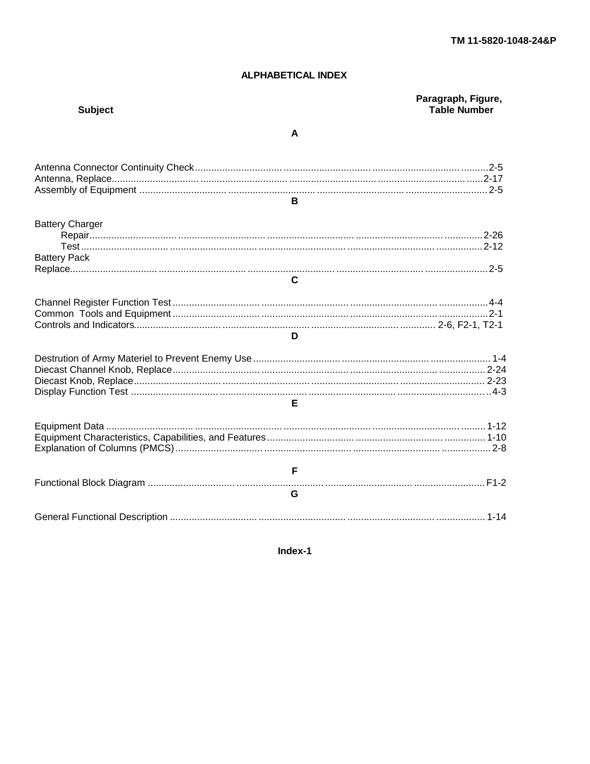## ALPHABETICAL INDEX

| Subject | Paragraph, Figure, Table Number |
|---|---|
| **A** | |
| Antenna Connector Continuity Check | 2-5 |
| Antenna, Replace | 2-17 |
| Assembly of Equipment | 2-5 |
| **B** | |
| Battery Charger | |
| Repair | 2-26 |
| Test | 2-12 |
| Battery Pack | |
| Replace | 2-5 |
| **C** | |
| Channel Register Function Test | 4-4 |
| Common Tools and Equipment | 2-1 |
| Controls and Indicators | 2-6, F2-1, T2-1 |
| **D** | |
| Destrution of Army Materiel to Prevent Enemy Use | 1-4 |
| Diecast Channel Knob, Replace | 2-24 |
| Diecast Knob, Replace | 2-23 |
| Display Function Test | 4-3 |
| **E** | |
| Equipment Data | 1-12 |
| Equipment Characteristics, Capabilities, and Features | 1-10 |
| Explanation of Columns (PMCS) | 2-8 |
| **F** | |
| Functional Block Diagram | F1-2 |
| **G** | |
| General Functional Description | 1-14 |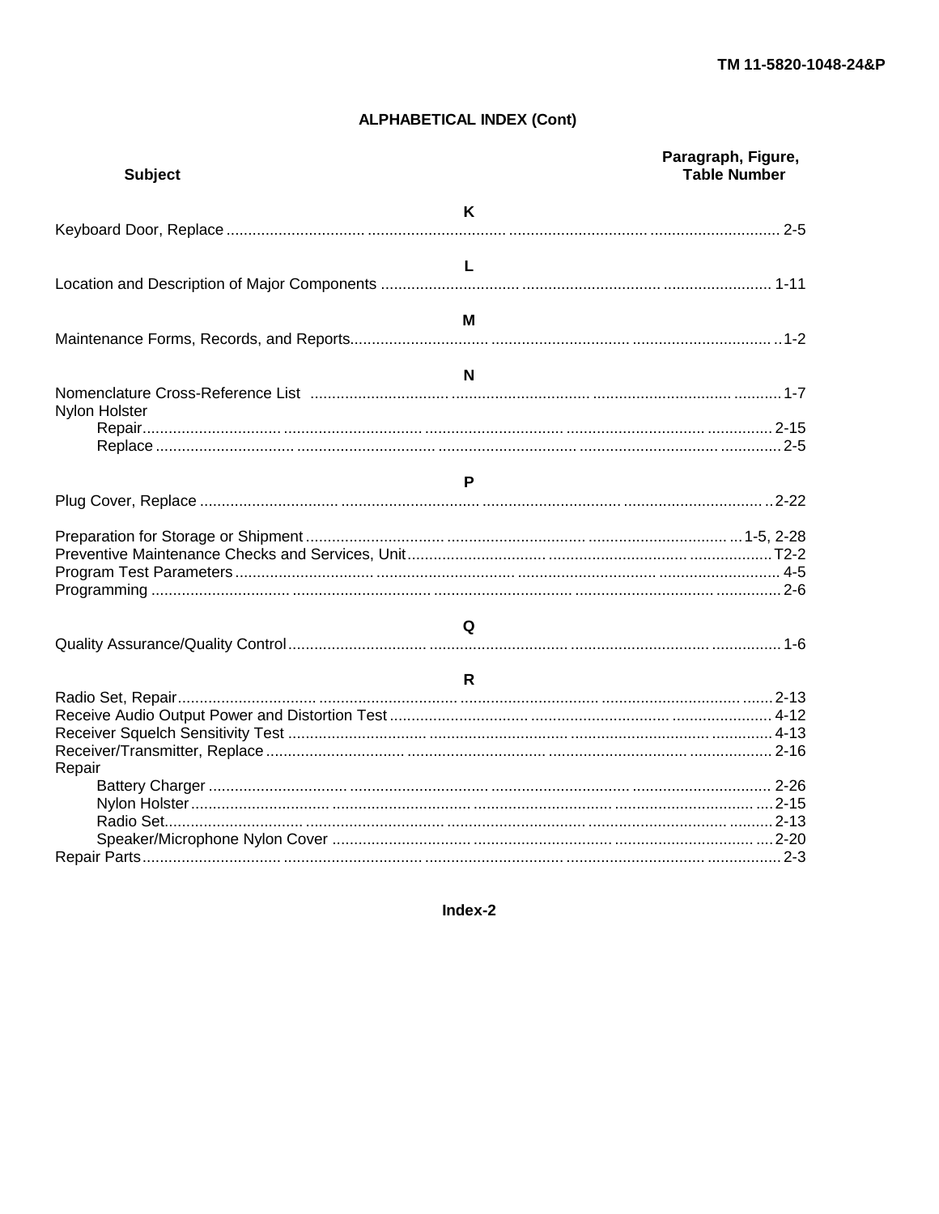## ALPHABETICAL INDEX (Cont)

| Subject | Paragraph, Figure, Table Number |
|---|---|
| **K** | |
| Keyboard Door, Replace | 2-5 |
| **L** | |
| Location and Description of Major Components | 1-11 |
| **M** | |
| Maintenance Forms, Records, and Reports | 1-2 |
| **N** | |
| Nomenclature Cross-Reference List | 1-7 |
| Nylon Holster | |
| Repair | 2-15 |
| Replace | 2-5 |
| **P** | |
| Plug Cover, Replace | 2-22 |
| Preparation for Storage or Shipment | 1-5, 2-28 |
| Preventive Maintenance Checks and Services, Unit | T2-2 |
| Program Test Parameters | 4-5 |
| Programming | 2-6 |
| **Q** | |
| Quality Assurance/Quality Control | 1-6 |
| **R** | |
| Radio Set, Repair | 2-13 |
| Receive Audio Output Power and Distortion Test | 4-12 |
| Receiver Squelch Sensitivity Test | 4-13 |
| Receiver/Transmitter, Replace | 2-16 |
| Repair | |
| Battery Charger | 2-26 |
| Nylon Holster | 2-15 |
| Radio Set | 2-13 |
| Speaker/Microphone Nylon Cover | 2-20 |
| Repair Parts | 2-3 |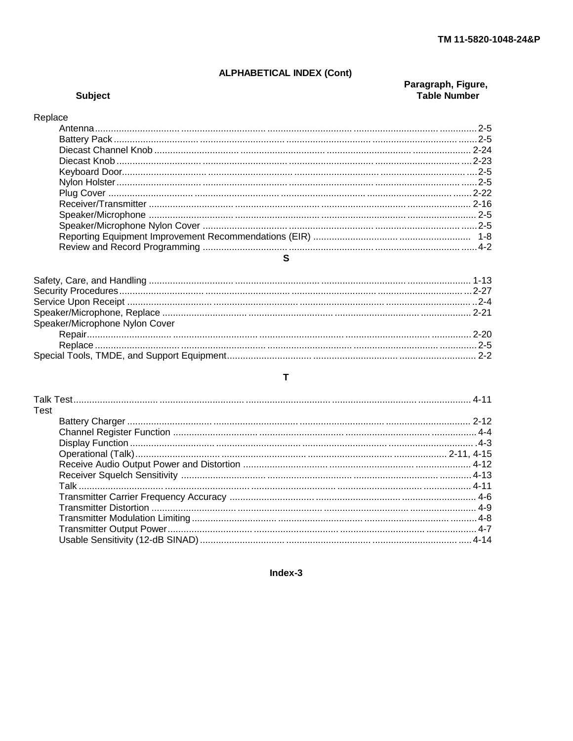## ALPHABETICAL INDEX (Cont)

| Subject | Paragraph, Figure, Table Number |
|---|---|
| Replace | |
| Antenna | 2-5 |
| Battery Pack | 2-5 |
| Diecast Channel Knob | 2-24 |
| Diecast Knob | 2-23 |
| Keyboard Door | 2-5 |
| Nylon Holster | 2-5 |
| Plug Cover | 2-22 |
| Receiver/Transmitter | 2-16 |
| Speaker/Microphone | 2-5 |
| Speaker/Microphone Nylon Cover | 2-5 |
| Reporting Equipment Improvement Recommendations (EIR) | 1-8 |
| Review and Record Programming | 4-2 |

### S

| Subject | Paragraph, Figure, Table Number |
|---|---|
| Safety, Care, and Handling | 1-13 |
| Security Procedures | 2-27 |
| Service Upon Receipt | 2-4 |
| Speaker/Microphone, Replace | 2-21 |
| Speaker/Microphone Nylon Cover | |
| Repair | 2-20 |
| Replace | 2-5 |
| Special Tools, TMDE, and Support Equipment | 2-2 |

### T

| Subject | Paragraph, Figure, Table Number |
|---|---|
| Talk Test | 4-11 |
| Test | |
| Battery Charger | 2-12 |
| Channel Register Function | 4-4 |
| Display Function | 4-3 |
| Operational (Talk) | 2-11, 4-15 |
| Receive Audio Output Power and Distortion | 4-12 |
| Receiver Squelch Sensitivity | 4-13 |
| Talk | 4-11 |
| Transmitter Carrier Frequency Accuracy | 4-6 |
| Transmitter Distortion | 4-9 |
| Transmitter Modulation Limiting | 4-8 |
| Transmitter Output Power | 4-7 |
| Usable Sensitivity (12-dB SINAD) | 4-14 |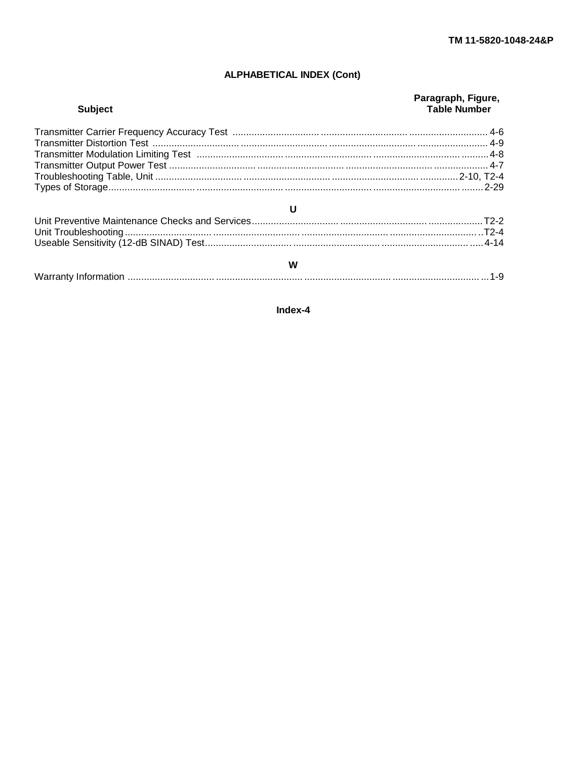## ALPHABETICAL INDEX (Cont)

| Subject | Paragraph, Figure, Table Number |
|---|---|
| Transmitter Carrier Frequency Accuracy Test | 4-6 |
| Transmitter Distortion Test | 4-9 |
| Transmitter Modulation Limiting Test | 4-8 |
| Transmitter Output Power Test | 4-7 |
| Troubleshooting Table, Unit | 2-10, T2-4 |
| Types of Storage | 2-29 |

### U

| Subject | Paragraph, Figure, Table Number |
|---|---|
| Unit Preventive Maintenance Checks and Services | T2-2 |
| Unit Troubleshooting | T2-4 |
| Useable Sensitivity (12-dB SINAD) Test | 4-14 |

### W

| Subject | Paragraph, Figure, Table Number |
|---|---|
| Warranty Information | 1-9 |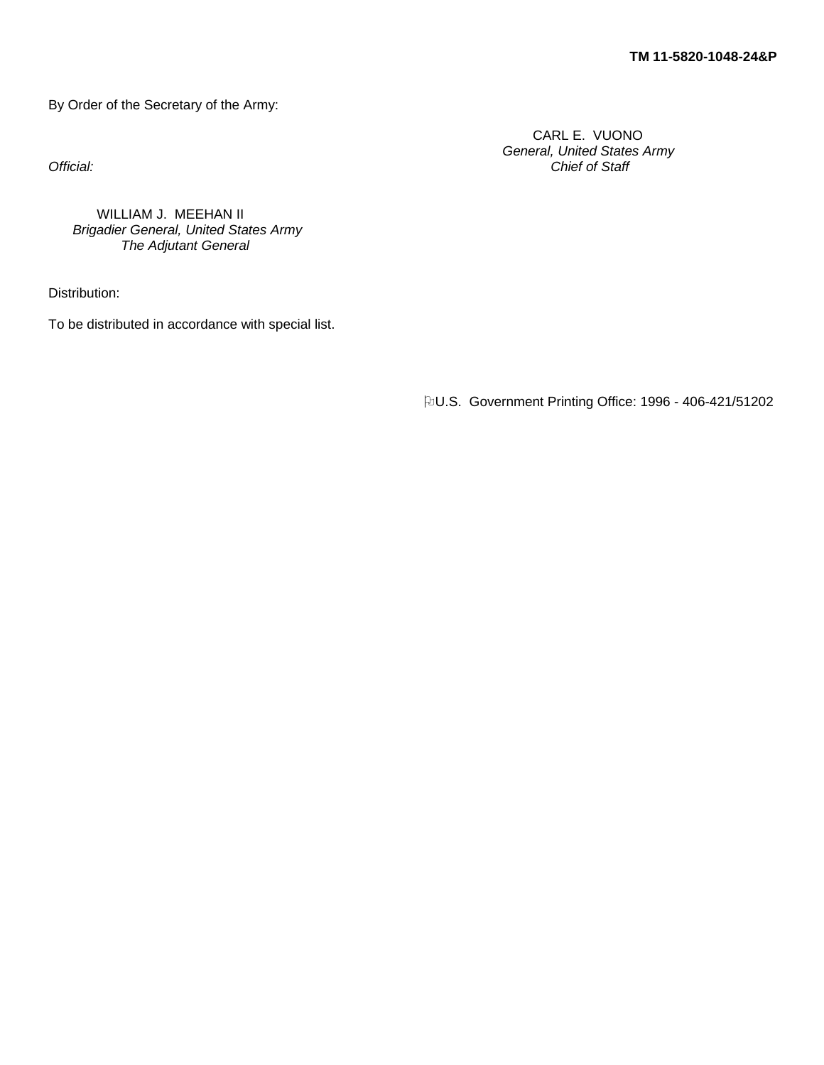By Order of the Secretary of the Army:

CARL E. VUONO
*General, United States Army*
*Chief of Staff*

*Official:*

WILLIAM J. MEEHAN II
*Brigadier General, United States Army*
*The Adjutant General*

Distribution:

To be distributed in accordance with special list.

U.S. Government Printing Office: 1996 - 406-421/51202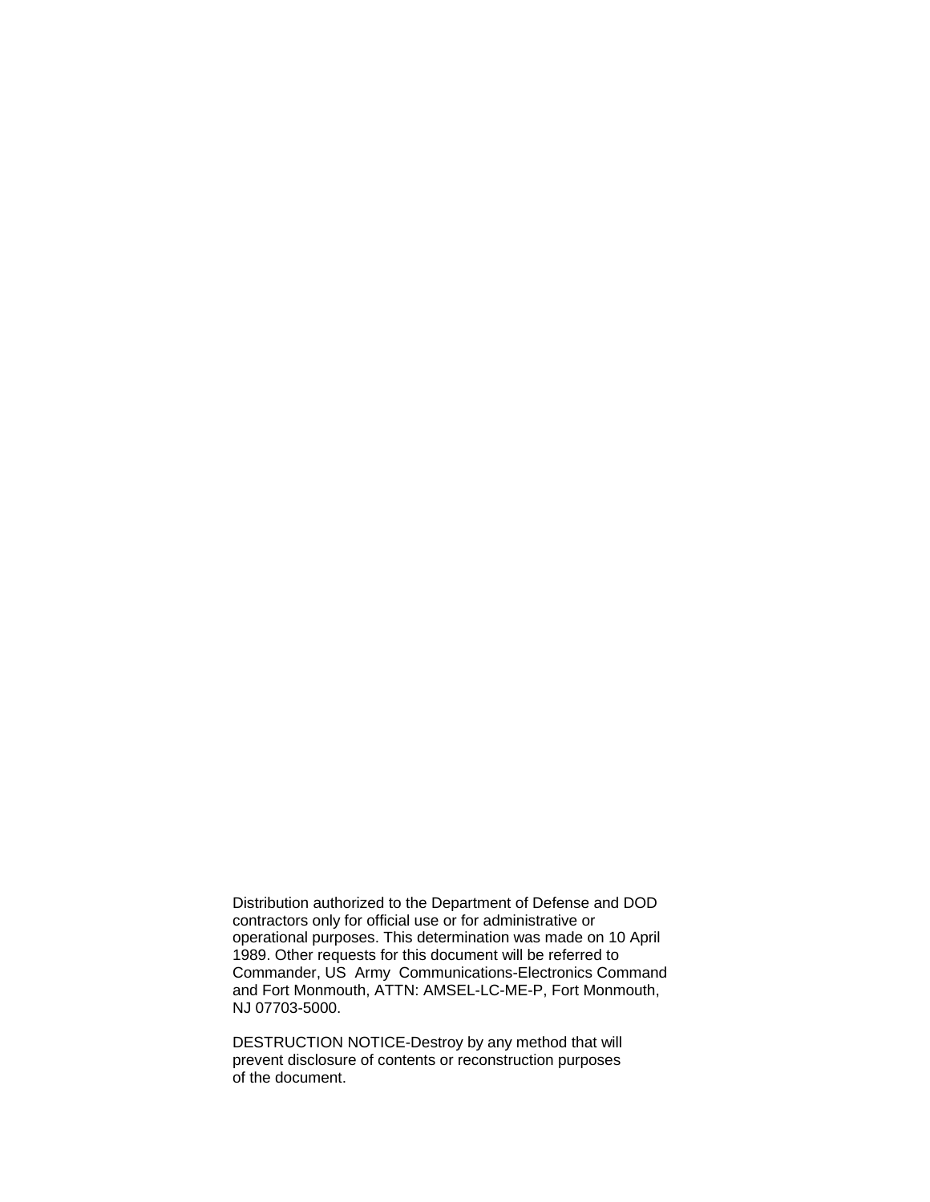Distribution authorized to the Department of Defense and DOD contractors only for official use or for administrative or operational purposes. This determination was made on 10 April 1989. Other requests for this document will be referred to Commander, US Army Communications-Electronics Command and Fort Monmouth, ATTN: AMSEL-LC-ME-P, Fort Monmouth, NJ 07703-5000.

DESTRUCTION NOTICE-Destroy by any method that will prevent disclosure of contents or reconstruction purposes of the document.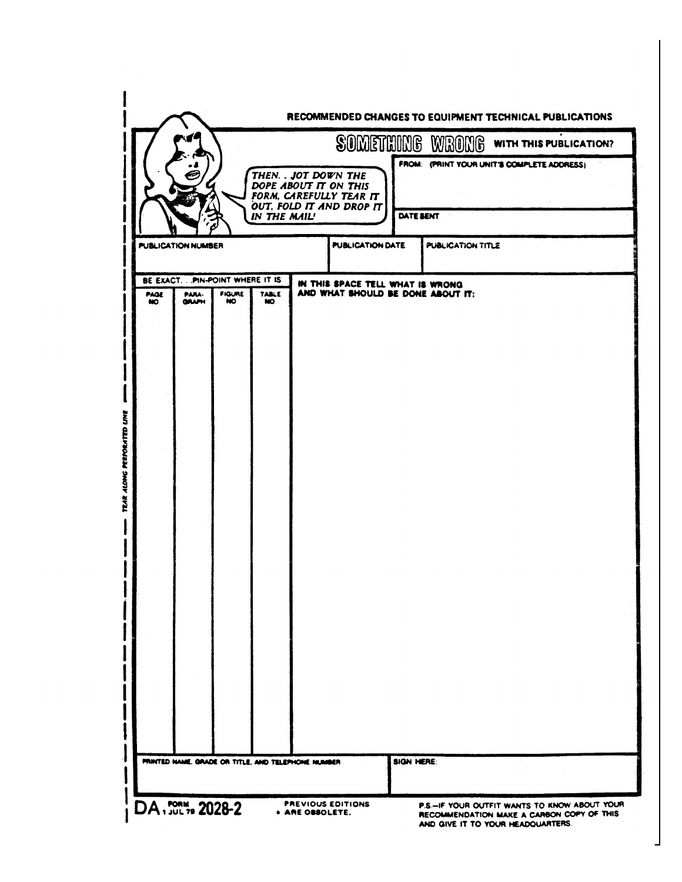RECOMMENDED CHANGES TO EQUIPMENT TECHNICAL PUBLICATIONS

**SOMETHING WRONG WITH THIS PUBLICATION?**

THEN. . JOT DOWN THE DOPE ABOUT IT ON THIS FORM, CAREFULLY TEAR IT OUT, FOLD IT AND DROP IT IN THE MAIL!

FROM: (PRINT YOUR UNIT'S COMPLETE ADDRESS)

DATE SENT

| PUBLICATION NUMBER | PUBLICATION DATE | PUBLICATION TITLE |
|---|---|---|
| | | |

| BE EXACT. . .PIN-POINT WHERE IT IS | | | | IN THIS SPACE TELL WHAT IS WRONG AND WHAT SHOULD BE DONE ABOUT IT: |
|---|---|---|---|---|
| PAGE NO | PARA-GRAPH | FIGURE NO | TABLE NO | |
| | | | | |

| PRINTED NAME, GRADE OR TITLE, AND TELEPHONE NUMBER | SIGN HERE: |
|---|---|
| | |

TEAR ALONG PERFORATED LINE

DA FORM 2028-2, 1 JUL 79

PREVIOUS EDITIONS • ARE OBSOLETE.

P.S.—IF YOUR OUTFIT WANTS TO KNOW ABOUT YOUR RECOMMENDATION MAKE A CARBON COPY OF THIS AND GIVE IT TO YOUR HEADQUARTERS.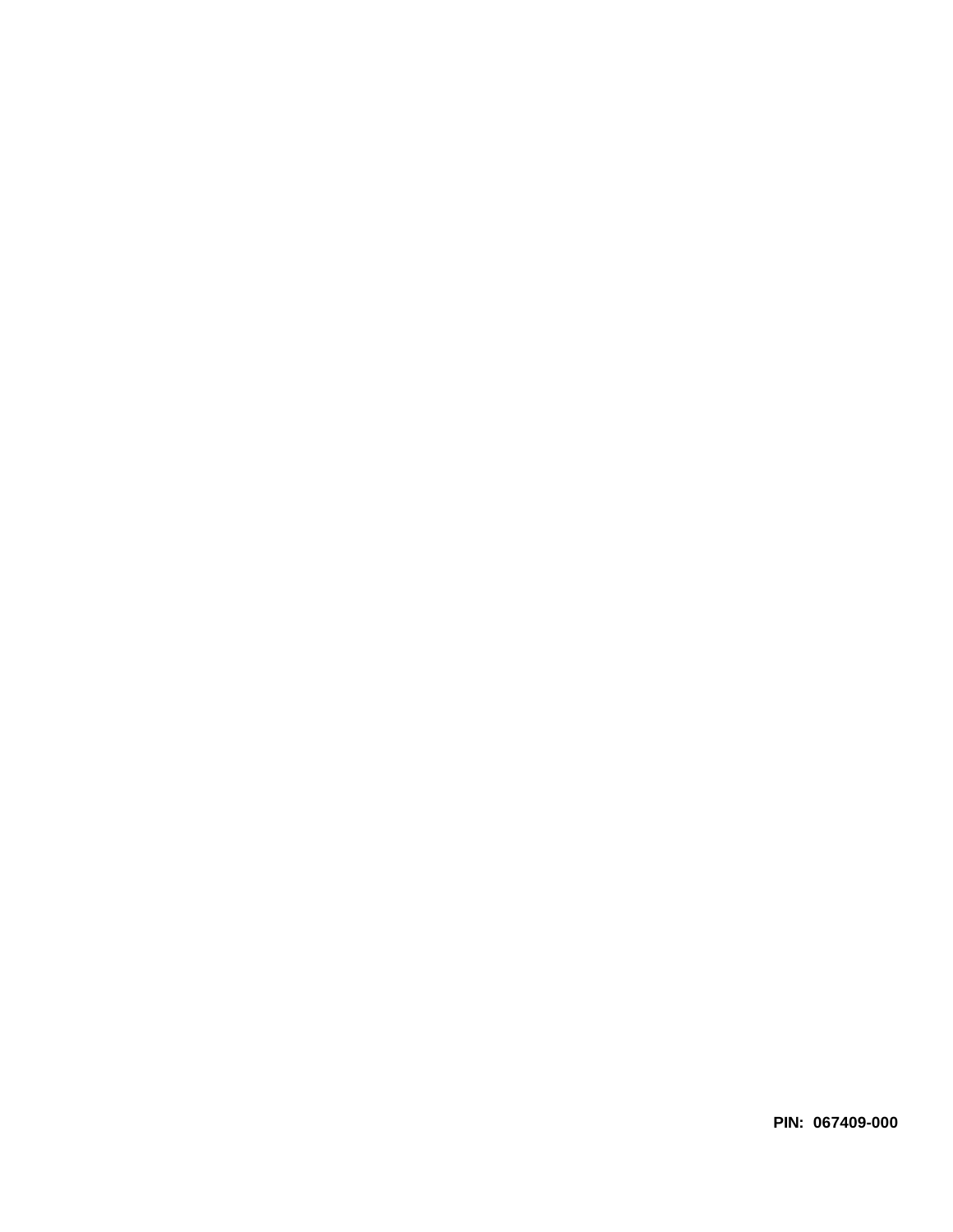**PIN: 067409-000**